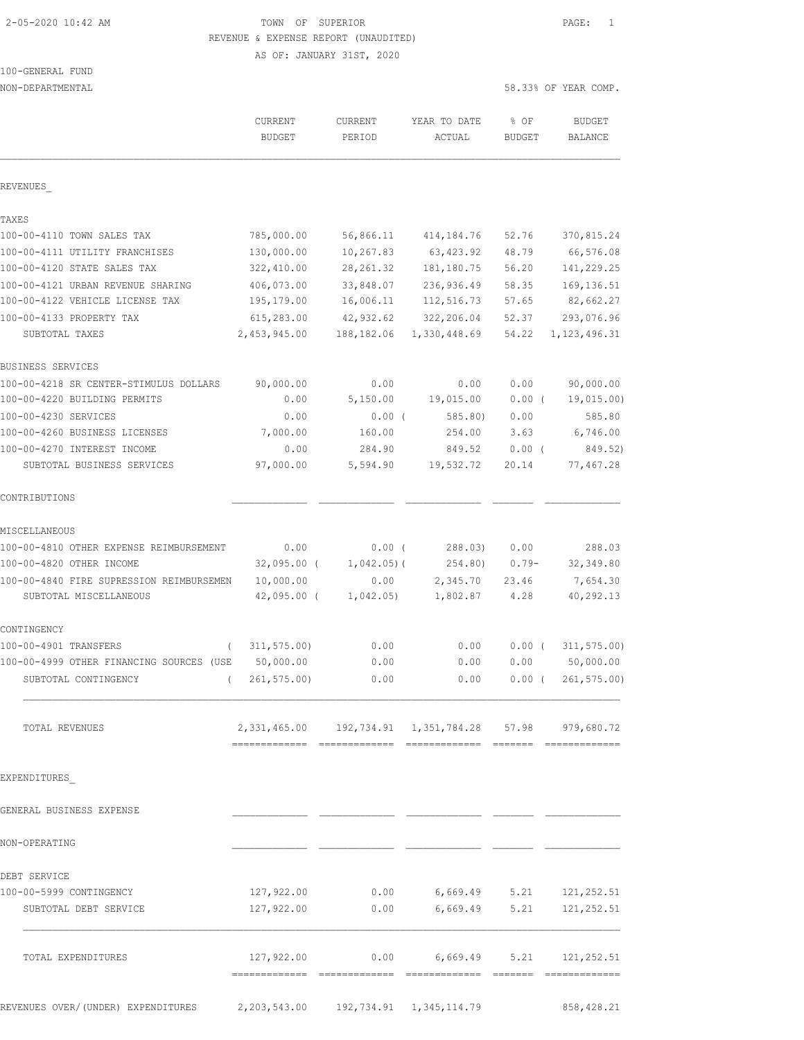2-05-2020 10:42 AM

# TOWN OF SUPERIOR

## REVENUE & EXPENSE REPORT (UNAUDITED)

AS OF: JANUARY 31ST, 2020

100-GENERAL FUND

NON-DEPARTMENTAL — 58.33% OF YEAR COMP.

| | CURRENT BUDGET | CURRENT PERIOD | YEAR TO DATE ACTUAL | % OF BUDGET | BUDGET BALANCE |
|---|---|---|---|---|---|
| **REVENUES_** | | | | | |
| **TAXES** | | | | | |
| 100-00-4110 TOWN SALES TAX | 785,000.00 | 56,866.11 | 414,184.76 | 52.76 | 370,815.24 |
| 100-00-4111 UTILITY FRANCHISES | 130,000.00 | 10,267.83 | 63,423.92 | 48.79 | 66,576.08 |
| 100-00-4120 STATE SALES TAX | 322,410.00 | 28,261.32 | 181,180.75 | 56.20 | 141,229.25 |
| 100-00-4121 URBAN REVENUE SHARING | 406,073.00 | 33,848.07 | 236,936.49 | 58.35 | 169,136.51 |
| 100-00-4122 VEHICLE LICENSE TAX | 195,179.00 | 16,006.11 | 112,516.73 | 57.65 | 82,662.27 |
| 100-00-4133 PROPERTY TAX | 615,283.00 | 42,932.62 | 322,206.04 | 52.37 | 293,076.96 |
| SUBTOTAL TAXES | 2,453,945.00 | 188,182.06 | 1,330,448.69 | 54.22 | 1,123,496.31 |
| **BUSINESS SERVICES** | | | | | |
| 100-00-4218 SR CENTER-STIMULUS DOLLARS | 90,000.00 | 0.00 | 0.00 | 0.00 | 90,000.00 |
| 100-00-4220 BUILDING PERMITS | 0.00 | 5,150.00 | 19,015.00 | 0.00 | ( 19,015.00) |
| 100-00-4230 SERVICES | 0.00 | 0.00 | ( 585.80) | 0.00 | 585.80 |
| 100-00-4260 BUSINESS LICENSES | 7,000.00 | 160.00 | 254.00 | 3.63 | 6,746.00 |
| 100-00-4270 INTEREST INCOME | 0.00 | 284.90 | 849.52 | 0.00 | ( 849.52) |
| SUBTOTAL BUSINESS SERVICES | 97,000.00 | 5,594.90 | 19,532.72 | 20.14 | 77,467.28 |
| **CONTRIBUTIONS** | | | | | |
| **MISCELLANEOUS** | | | | | |
| 100-00-4810 OTHER EXPENSE REIMBURSEMENT | 0.00 | 0.00 | ( 288.03) | 0.00 | 288.03 |
| 100-00-4820 OTHER INCOME | 32,095.00 | ( 1,042.05) | ( 254.80) | 0.79- | 32,349.80 |
| 100-00-4840 FIRE SUPRESSION REIMBURSEMEN | 10,000.00 | 0.00 | 2,345.70 | 23.46 | 7,654.30 |
| SUBTOTAL MISCELLANEOUS | 42,095.00 | ( 1,042.05) | 1,802.87 | 4.28 | 40,292.13 |
| **CONTINGENCY** | | | | | |
| 100-00-4901 TRANSFERS | ( 311,575.00) | 0.00 | 0.00 | 0.00 | ( 311,575.00) |
| 100-00-4999 OTHER FINANCING SOURCES (USE | 50,000.00 | 0.00 | 0.00 | 0.00 | 50,000.00 |
| SUBTOTAL CONTINGENCY | ( 261,575.00) | 0.00 | 0.00 | 0.00 | ( 261,575.00) |
| TOTAL REVENUES | 2,331,465.00 | 192,734.91 | 1,351,784.28 | 57.98 | 979,680.72 |
| **EXPENDITURES_** | | | | | |
| **GENERAL BUSINESS EXPENSE** | | | | | |
| **NON-OPERATING** | | | | | |
| **DEBT SERVICE** | | | | | |
| 100-00-5999 CONTINGENCY | 127,922.00 | 0.00 | 6,669.49 | 5.21 | 121,252.51 |
| SUBTOTAL DEBT SERVICE | 127,922.00 | 0.00 | 6,669.49 | 5.21 | 121,252.51 |
| TOTAL EXPENDITURES | 127,922.00 | 0.00 | 6,669.49 | 5.21 | 121,252.51 |
| REVENUES OVER/(UNDER) EXPENDITURES | 2,203,543.00 | 192,734.91 | 1,345,114.79 | | 858,428.21 |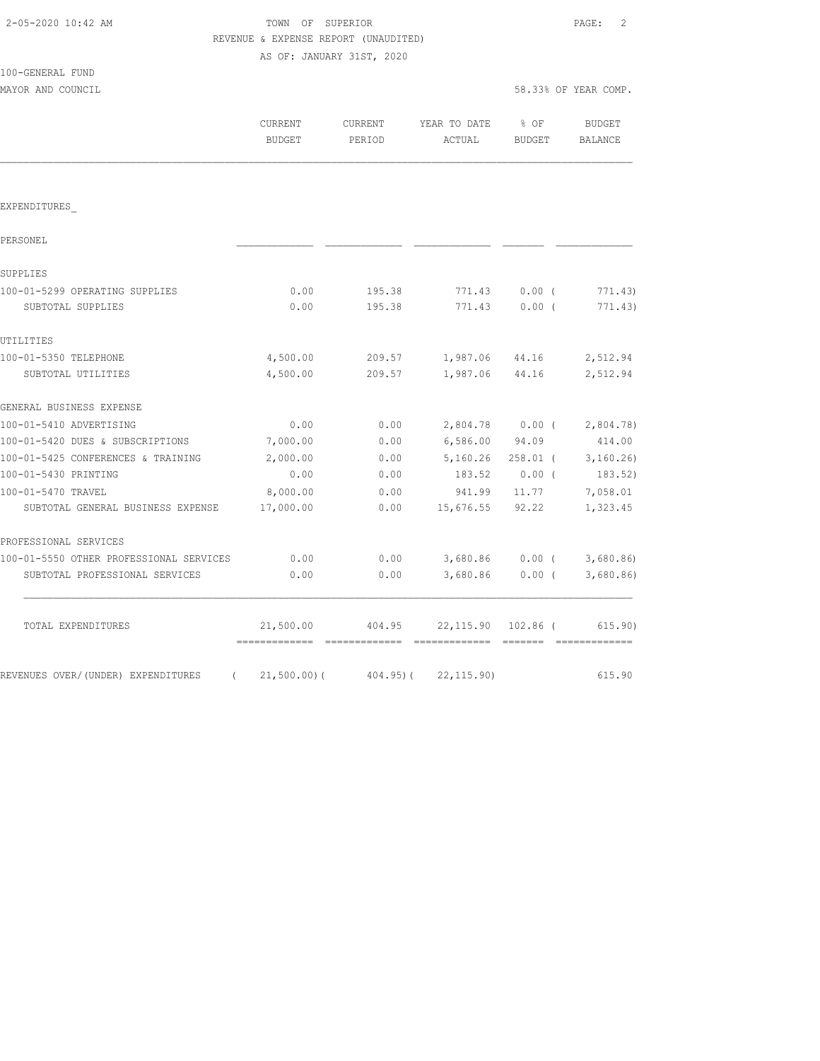TOWN OF SUPERIOR
REVENUE & EXPENSE REPORT (UNAUDITED)
AS OF: JANUARY 31ST, 2020

100-GENERAL FUND
MAYOR AND COUNCIL

58.33% OF YEAR COMP.

| | CURRENT BUDGET | CURRENT PERIOD | YEAR TO DATE ACTUAL | % OF BUDGET | BUDGET BALANCE |
|---|---|---|---|---|---|
| EXPENDITURES_ | | | | | |
| PERSONEL | | | | | |
| SUPPLIES | | | | | |
| 100-01-5299 OPERATING SUPPLIES | 0.00 | 195.38 | 771.43 | 0.00 ( | 771.43) |
| SUBTOTAL SUPPLIES | 0.00 | 195.38 | 771.43 | 0.00 ( | 771.43) |
| UTILITIES | | | | | |
| 100-01-5350 TELEPHONE | 4,500.00 | 209.57 | 1,987.06 | 44.16 | 2,512.94 |
| SUBTOTAL UTILITIES | 4,500.00 | 209.57 | 1,987.06 | 44.16 | 2,512.94 |
| GENERAL BUSINESS EXPENSE | | | | | |
| 100-01-5410 ADVERTISING | 0.00 | 0.00 | 2,804.78 | 0.00 ( | 2,804.78) |
| 100-01-5420 DUES & SUBSCRIPTIONS | 7,000.00 | 0.00 | 6,586.00 | 94.09 | 414.00 |
| 100-01-5425 CONFERENCES & TRAINING | 2,000.00 | 0.00 | 5,160.26 | 258.01 ( | 3,160.26) |
| 100-01-5430 PRINTING | 0.00 | 0.00 | 183.52 | 0.00 ( | 183.52) |
| 100-01-5470 TRAVEL | 8,000.00 | 0.00 | 941.99 | 11.77 | 7,058.01 |
| SUBTOTAL GENERAL BUSINESS EXPENSE | 17,000.00 | 0.00 | 15,676.55 | 92.22 | 1,323.45 |
| PROFESSIONAL SERVICES | | | | | |
| 100-01-5550 OTHER PROFESSIONAL SERVICES | 0.00 | 0.00 | 3,680.86 | 0.00 ( | 3,680.86) |
| SUBTOTAL PROFESSIONAL SERVICES | 0.00 | 0.00 | 3,680.86 | 0.00 ( | 3,680.86) |
| TOTAL EXPENDITURES | 21,500.00 | 404.95 | 22,115.90 | 102.86 ( | 615.90) |
| REVENUES OVER/(UNDER) EXPENDITURES | ( 21,500.00)( | 404.95)( | 22,115.90) | | 615.90 |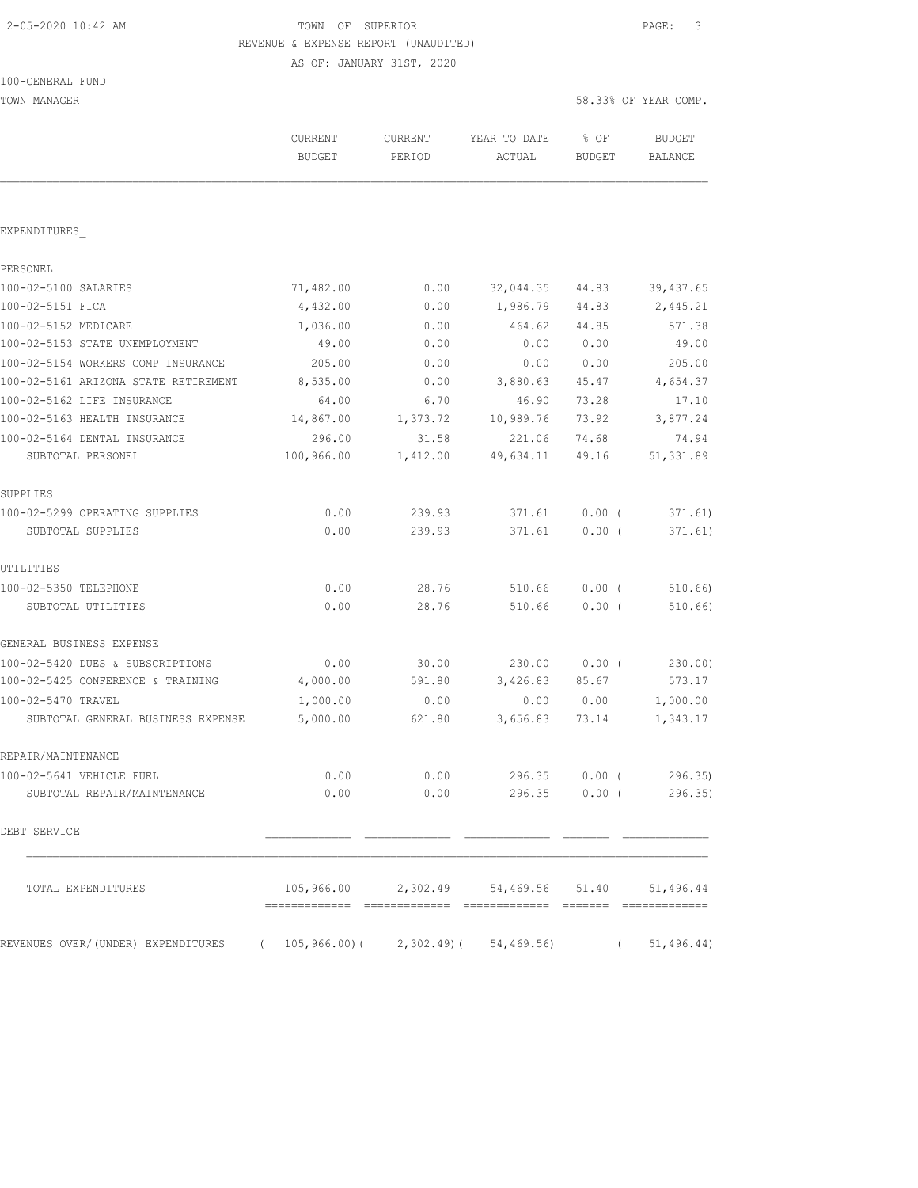2-05-2020 10:42 AM

TOWN OF SUPERIOR

REVENUE & EXPENSE REPORT (UNAUDITED)

AS OF: JANUARY 31ST, 2020

100-GENERAL FUND

TOWN MANAGER

58.33% OF YEAR COMP.

| | CURRENT BUDGET | CURRENT PERIOD | YEAR TO DATE ACTUAL | % OF BUDGET | BUDGET BALANCE |
|---|---|---|---|---|---|
| EXPENDITURES_ | | | | | |
| PERSONEL | | | | | |
| 100-02-5100 SALARIES | 71,482.00 | 0.00 | 32,044.35 | 44.83 | 39,437.65 |
| 100-02-5151 FICA | 4,432.00 | 0.00 | 1,986.79 | 44.83 | 2,445.21 |
| 100-02-5152 MEDICARE | 1,036.00 | 0.00 | 464.62 | 44.85 | 571.38 |
| 100-02-5153 STATE UNEMPLOYMENT | 49.00 | 0.00 | 0.00 | 0.00 | 49.00 |
| 100-02-5154 WORKERS COMP INSURANCE | 205.00 | 0.00 | 0.00 | 0.00 | 205.00 |
| 100-02-5161 ARIZONA STATE RETIREMENT | 8,535.00 | 0.00 | 3,880.63 | 45.47 | 4,654.37 |
| 100-02-5162 LIFE INSURANCE | 64.00 | 6.70 | 46.90 | 73.28 | 17.10 |
| 100-02-5163 HEALTH INSURANCE | 14,867.00 | 1,373.72 | 10,989.76 | 73.92 | 3,877.24 |
| 100-02-5164 DENTAL INSURANCE | 296.00 | 31.58 | 221.06 | 74.68 | 74.94 |
| SUBTOTAL PERSONEL | 100,966.00 | 1,412.00 | 49,634.11 | 49.16 | 51,331.89 |
| SUPPLIES | | | | | |
| 100-02-5299 OPERATING SUPPLIES | 0.00 | 239.93 | 371.61 | 0.00 | ( 371.61) |
| SUBTOTAL SUPPLIES | 0.00 | 239.93 | 371.61 | 0.00 | ( 371.61) |
| UTILITIES | | | | | |
| 100-02-5350 TELEPHONE | 0.00 | 28.76 | 510.66 | 0.00 | ( 510.66) |
| SUBTOTAL UTILITIES | 0.00 | 28.76 | 510.66 | 0.00 | ( 510.66) |
| GENERAL BUSINESS EXPENSE | | | | | |
| 100-02-5420 DUES & SUBSCRIPTIONS | 0.00 | 30.00 | 230.00 | 0.00 | ( 230.00) |
| 100-02-5425 CONFERENCE & TRAINING | 4,000.00 | 591.80 | 3,426.83 | 85.67 | 573.17 |
| 100-02-5470 TRAVEL | 1,000.00 | 0.00 | 0.00 | 0.00 | 1,000.00 |
| SUBTOTAL GENERAL BUSINESS EXPENSE | 5,000.00 | 621.80 | 3,656.83 | 73.14 | 1,343.17 |
| REPAIR/MAINTENANCE | | | | | |
| 100-02-5641 VEHICLE FUEL | 0.00 | 0.00 | 296.35 | 0.00 | ( 296.35) |
| SUBTOTAL REPAIR/MAINTENANCE | 0.00 | 0.00 | 296.35 | 0.00 | ( 296.35) |
| DEBT SERVICE | | | | | |
| TOTAL EXPENDITURES | 105,966.00 | 2,302.49 | 54,469.56 | 51.40 | 51,496.44 |
| REVENUES OVER/(UNDER) EXPENDITURES | ( 105,966.00) | ( 2,302.49) | ( 54,469.56) | | ( 51,496.44) |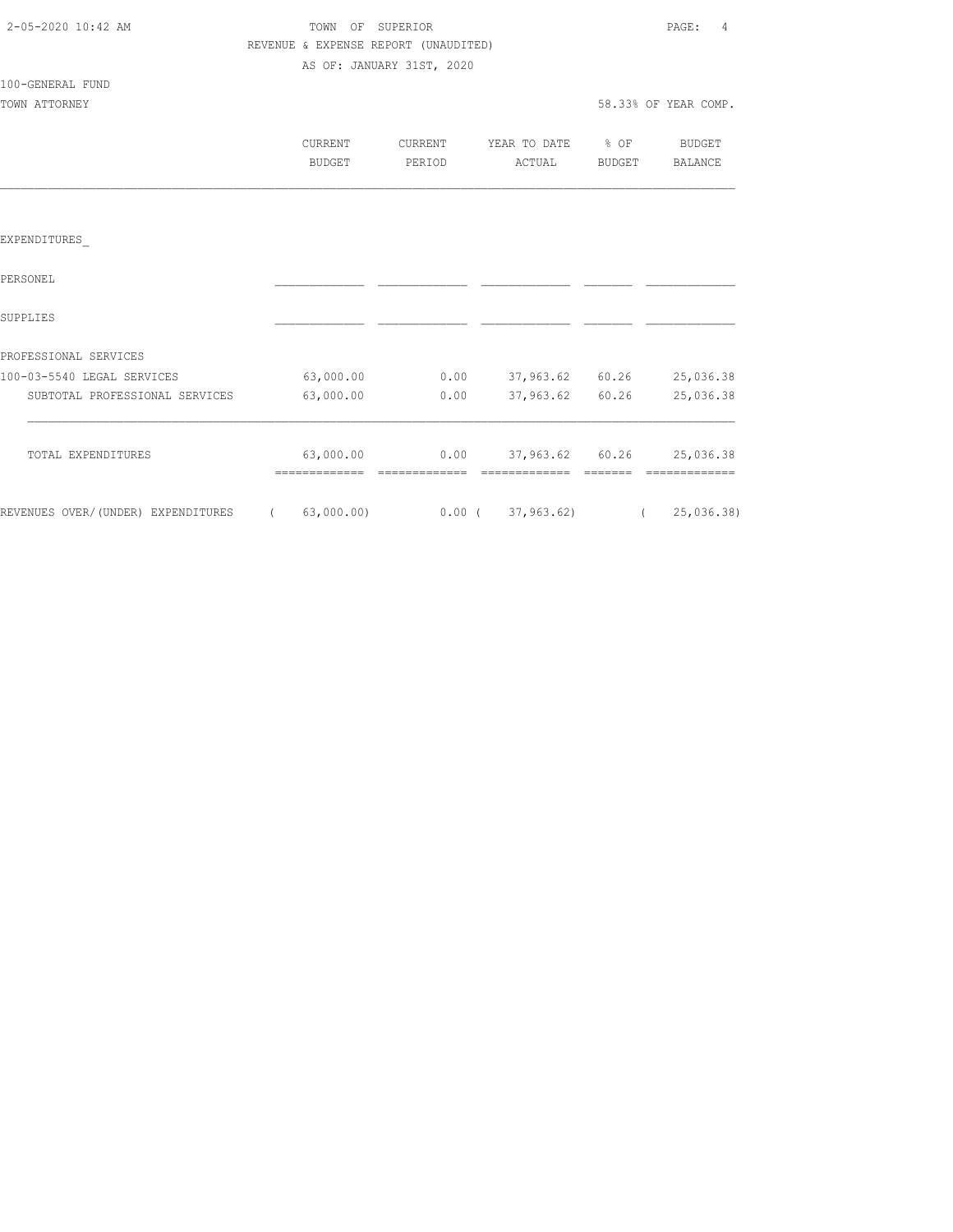TOWN OF SUPERIOR

REVENUE & EXPENSE REPORT (UNAUDITED)

AS OF: JANUARY 31ST, 2020

100-GENERAL FUND

TOWN ATTORNEY — 58.33% OF YEAR COMP.

| | CURRENT BUDGET | CURRENT PERIOD | YEAR TO DATE ACTUAL | % OF BUDGET | BUDGET BALANCE |
|---|---|---|---|---|---|
| EXPENDITURES_ | | | | | |
| PERSONEL | | | | | |
| SUPPLIES | | | | | |
| PROFESSIONAL SERVICES | | | | | |
| 100-03-5540 LEGAL SERVICES | 63,000.00 | 0.00 | 37,963.62 | 60.26 | 25,036.38 |
| SUBTOTAL PROFESSIONAL SERVICES | 63,000.00 | 0.00 | 37,963.62 | 60.26 | 25,036.38 |
| TOTAL EXPENDITURES | 63,000.00 | 0.00 | 37,963.62 | 60.26 | 25,036.38 |
| REVENUES OVER/(UNDER) EXPENDITURES | ( 63,000.00) | 0.00 | ( 37,963.62) | | ( 25,036.38) |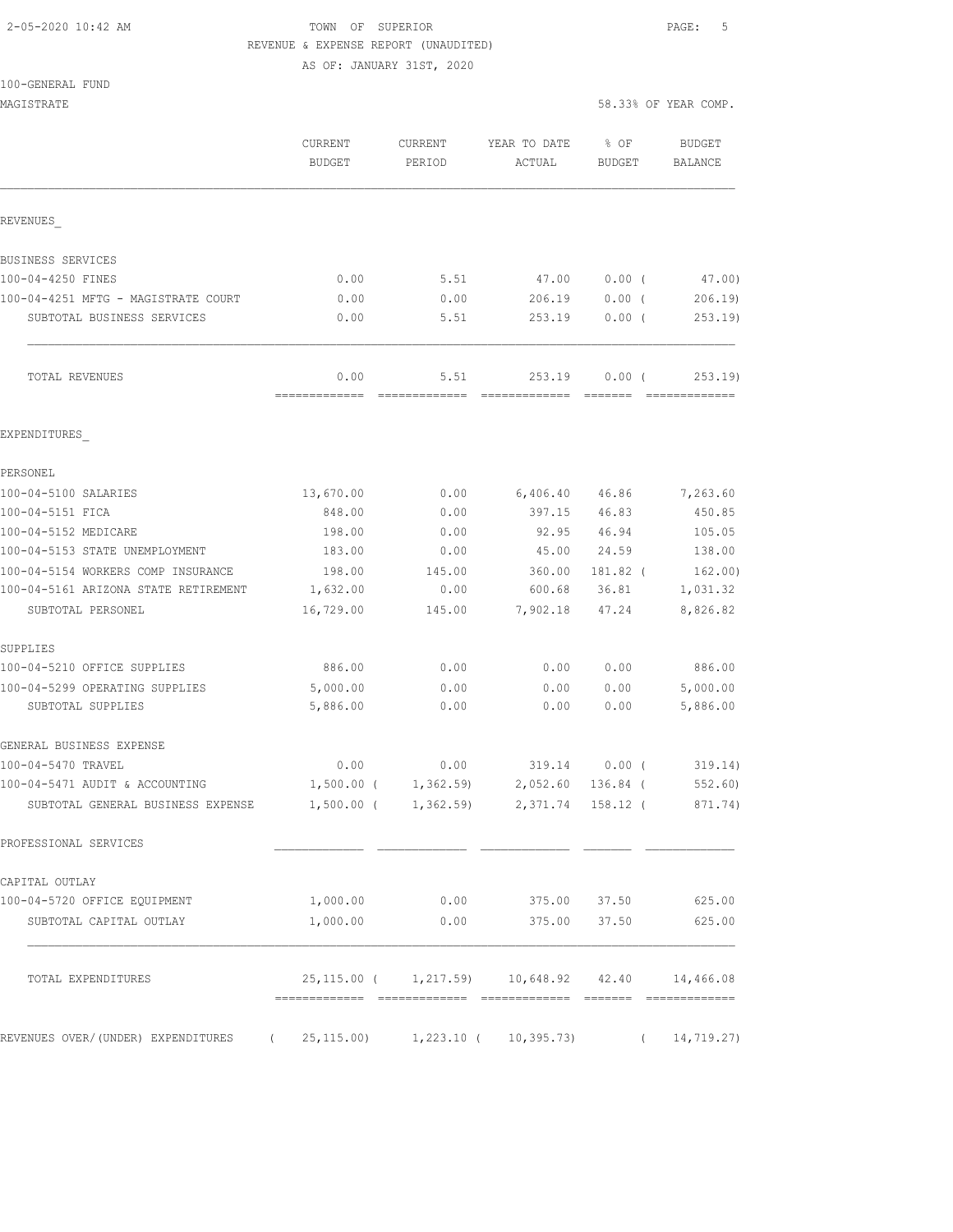2-05-2020 10:42 AM

TOWN OF SUPERIOR

REVENUE & EXPENSE REPORT (UNAUDITED)

AS OF: JANUARY 31ST, 2020

100-GENERAL FUND

MAGISTRATE — 58.33% OF YEAR COMP.

| | CURRENT BUDGET | CURRENT PERIOD | YEAR TO DATE ACTUAL | % OF BUDGET | BUDGET BALANCE |
|---|---|---|---|---|---|
| REVENUES_ | | | | | |
| BUSINESS SERVICES | | | | | |
| 100-04-4250 FINES | 0.00 | 5.51 | 47.00 | 0.00 ( | 47.00) |
| 100-04-4251 MFTG - MAGISTRATE COURT | 0.00 | 0.00 | 206.19 | 0.00 ( | 206.19) |
| SUBTOTAL BUSINESS SERVICES | 0.00 | 5.51 | 253.19 | 0.00 ( | 253.19) |
| TOTAL REVENUES | 0.00 | 5.51 | 253.19 | 0.00 ( | 253.19) |
| EXPENDITURES_ | | | | | |
| PERSONEL | | | | | |
| 100-04-5100 SALARIES | 13,670.00 | 0.00 | 6,406.40 | 46.86 | 7,263.60 |
| 100-04-5151 FICA | 848.00 | 0.00 | 397.15 | 46.83 | 450.85 |
| 100-04-5152 MEDICARE | 198.00 | 0.00 | 92.95 | 46.94 | 105.05 |
| 100-04-5153 STATE UNEMPLOYMENT | 183.00 | 0.00 | 45.00 | 24.59 | 138.00 |
| 100-04-5154 WORKERS COMP INSURANCE | 198.00 | 145.00 | 360.00 | 181.82 ( | 162.00) |
| 100-04-5161 ARIZONA STATE RETIREMENT | 1,632.00 | 0.00 | 600.68 | 36.81 | 1,031.32 |
| SUBTOTAL PERSONEL | 16,729.00 | 145.00 | 7,902.18 | 47.24 | 8,826.82 |
| SUPPLIES | | | | | |
| 100-04-5210 OFFICE SUPPLIES | 886.00 | 0.00 | 0.00 | 0.00 | 886.00 |
| 100-04-5299 OPERATING SUPPLIES | 5,000.00 | 0.00 | 0.00 | 0.00 | 5,000.00 |
| SUBTOTAL SUPPLIES | 5,886.00 | 0.00 | 0.00 | 0.00 | 5,886.00 |
| GENERAL BUSINESS EXPENSE | | | | | |
| 100-04-5470 TRAVEL | 0.00 | 0.00 | 319.14 | 0.00 ( | 319.14) |
| 100-04-5471 AUDIT & ACCOUNTING | 1,500.00 ( | 1,362.59) | 2,052.60 | 136.84 ( | 552.60) |
| SUBTOTAL GENERAL BUSINESS EXPENSE | 1,500.00 ( | 1,362.59) | 2,371.74 | 158.12 ( | 871.74) |
| PROFESSIONAL SERVICES | | | | | |
| CAPITAL OUTLAY | | | | | |
| 100-04-5720 OFFICE EQUIPMENT | 1,000.00 | 0.00 | 375.00 | 37.50 | 625.00 |
| SUBTOTAL CAPITAL OUTLAY | 1,000.00 | 0.00 | 375.00 | 37.50 | 625.00 |
| TOTAL EXPENDITURES | 25,115.00 ( | 1,217.59) | 10,648.92 | 42.40 | 14,466.08 |
| REVENUES OVER/(UNDER) EXPENDITURES | ( 25,115.00) | 1,223.10 ( | 10,395.73) | ( | 14,719.27) |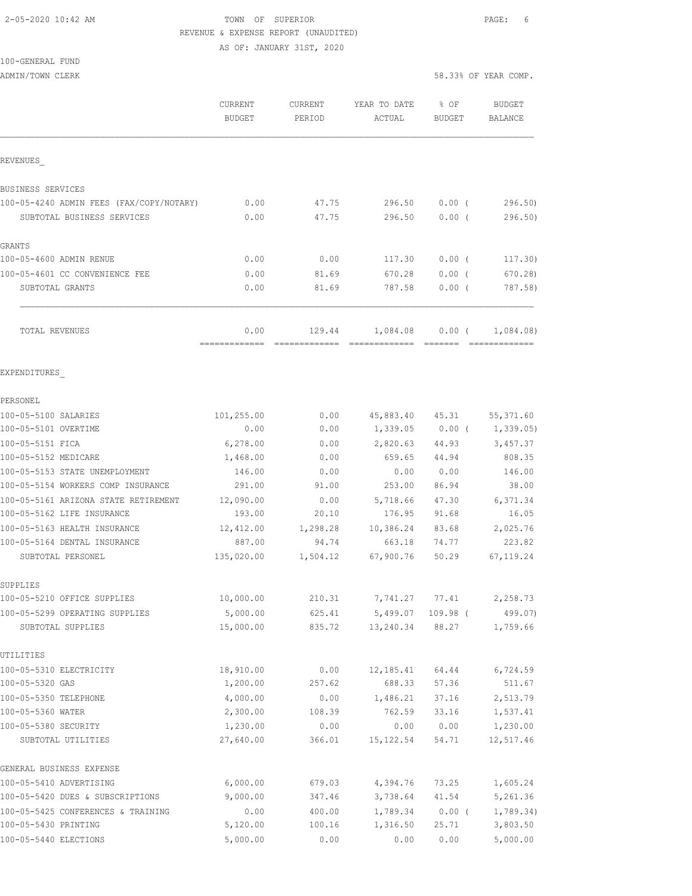2-05-2020 10:42 AM TOWN OF SUPERIOR

REVENUE & EXPENSE REPORT (UNAUDITED)

AS OF: JANUARY 31ST, 2020

100-GENERAL FUND

ADMIN/TOWN CLERK 58.33% OF YEAR COMP.

| | CURRENT BUDGET | CURRENT PERIOD | YEAR TO DATE ACTUAL | % OF BUDGET | BUDGET BALANCE |
|---|---|---|---|---|---|
| REVENUES_ | | | | | |
| BUSINESS SERVICES | | | | | |
| 100-05-4240 ADMIN FEES (FAX/COPY/NOTARY) | 0.00 | 47.75 | 296.50 | 0.00 ( | 296.50) |
| SUBTOTAL BUSINESS SERVICES | 0.00 | 47.75 | 296.50 | 0.00 ( | 296.50) |
| GRANTS | | | | | |
| 100-05-4600 ADMIN RENUE | 0.00 | 0.00 | 117.30 | 0.00 ( | 117.30) |
| 100-05-4601 CC CONVENIENCE FEE | 0.00 | 81.69 | 670.28 | 0.00 ( | 670.28) |
| SUBTOTAL GRANTS | 0.00 | 81.69 | 787.58 | 0.00 ( | 787.58) |
| TOTAL REVENUES | 0.00 | 129.44 | 1,084.08 | 0.00 ( | 1,084.08) |
| EXPENDITURES_ | | | | | |
| PERSONEL | | | | | |
| 100-05-5100 SALARIES | 101,255.00 | 0.00 | 45,883.40 | 45.31 | 55,371.60 |
| 100-05-5101 OVERTIME | 0.00 | 0.00 | 1,339.05 | 0.00 ( | 1,339.05) |
| 100-05-5151 FICA | 6,278.00 | 0.00 | 2,820.63 | 44.93 | 3,457.37 |
| 100-05-5152 MEDICARE | 1,468.00 | 0.00 | 659.65 | 44.94 | 808.35 |
| 100-05-5153 STATE UNEMPLOYMENT | 146.00 | 0.00 | 0.00 | 0.00 | 146.00 |
| 100-05-5154 WORKERS COMP INSURANCE | 291.00 | 91.00 | 253.00 | 86.94 | 38.00 |
| 100-05-5161 ARIZONA STATE RETIREMENT | 12,090.00 | 0.00 | 5,718.66 | 47.30 | 6,371.34 |
| 100-05-5162 LIFE INSURANCE | 193.00 | 20.10 | 176.95 | 91.68 | 16.05 |
| 100-05-5163 HEALTH INSURANCE | 12,412.00 | 1,298.28 | 10,386.24 | 83.68 | 2,025.76 |
| 100-05-5164 DENTAL INSURANCE | 887.00 | 94.74 | 663.18 | 74.77 | 223.82 |
| SUBTOTAL PERSONEL | 135,020.00 | 1,504.12 | 67,900.76 | 50.29 | 67,119.24 |
| SUPPLIES | | | | | |
| 100-05-5210 OFFICE SUPPLIES | 10,000.00 | 210.31 | 7,741.27 | 77.41 | 2,258.73 |
| 100-05-5299 OPERATING SUPPLIES | 5,000.00 | 625.41 | 5,499.07 | 109.98 ( | 499.07) |
| SUBTOTAL SUPPLIES | 15,000.00 | 835.72 | 13,240.34 | 88.27 | 1,759.66 |
| UTILITIES | | | | | |
| 100-05-5310 ELECTRICITY | 18,910.00 | 0.00 | 12,185.41 | 64.44 | 6,724.59 |
| 100-05-5320 GAS | 1,200.00 | 257.62 | 688.33 | 57.36 | 511.67 |
| 100-05-5350 TELEPHONE | 4,000.00 | 0.00 | 1,486.21 | 37.16 | 2,513.79 |
| 100-05-5360 WATER | 2,300.00 | 108.39 | 762.59 | 33.16 | 1,537.41 |
| 100-05-5380 SECURITY | 1,230.00 | 0.00 | 0.00 | 0.00 | 1,230.00 |
| SUBTOTAL UTILITIES | 27,640.00 | 366.01 | 15,122.54 | 54.71 | 12,517.46 |
| GENERAL BUSINESS EXPENSE | | | | | |
| 100-05-5410 ADVERTISING | 6,000.00 | 679.03 | 4,394.76 | 73.25 | 1,605.24 |
| 100-05-5420 DUES & SUBSCRIPTIONS | 9,000.00 | 347.46 | 3,738.64 | 41.54 | 5,261.36 |
| 100-05-5425 CONFERENCES & TRAINING | 0.00 | 400.00 | 1,789.34 | 0.00 ( | 1,789.34) |
| 100-05-5430 PRINTING | 5,120.00 | 100.16 | 1,316.50 | 25.71 | 3,803.50 |
| 100-05-5440 ELECTIONS | 5,000.00 | 0.00 | 0.00 | 0.00 | 5,000.00 |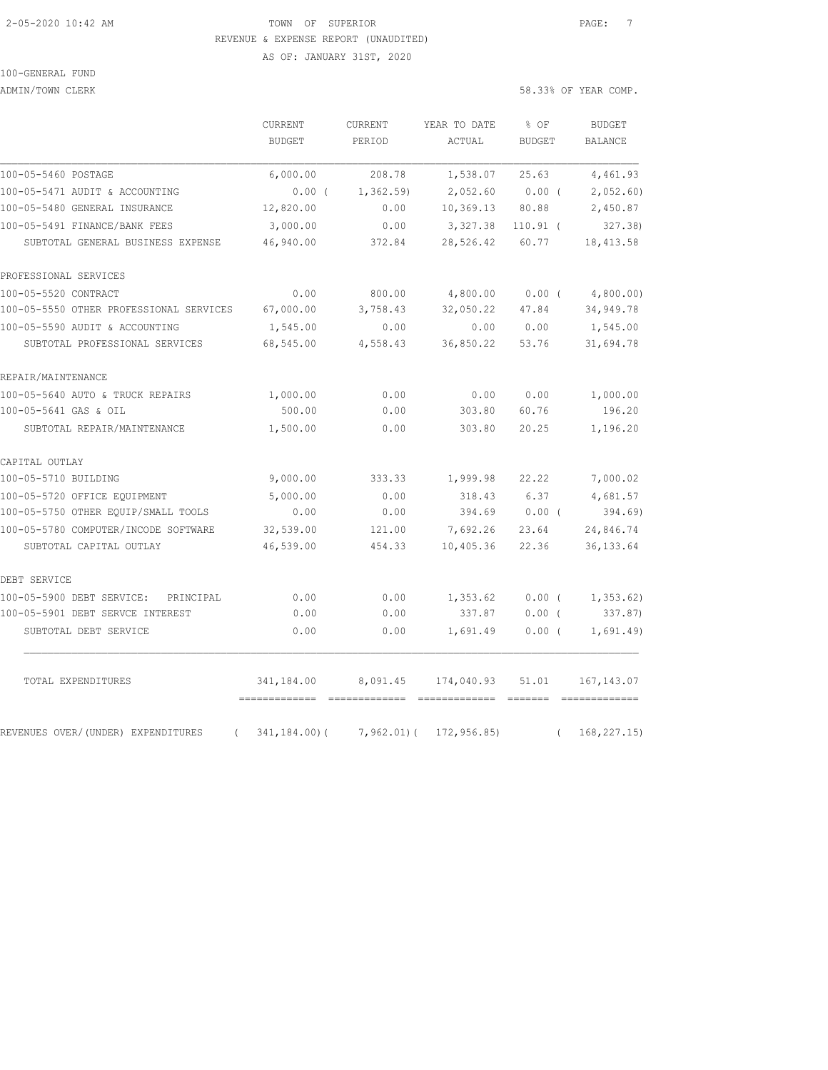2-05-2020 10:42 AM TOWN OF SUPERIOR

REVENUE & EXPENSE REPORT (UNAUDITED)

AS OF: JANUARY 31ST, 2020

100-GENERAL FUND

ADMIN/TOWN CLERK 58.33% OF YEAR COMP.

| | CURRENT BUDGET | CURRENT PERIOD | YEAR TO DATE ACTUAL | % OF BUDGET | BUDGET BALANCE |
|---|---|---|---|---|---|
| 100-05-5460 POSTAGE | 6,000.00 | 208.78 | 1,538.07 | 25.63 | 4,461.93 |
| 100-05-5471 AUDIT & ACCOUNTING | 0.00 | ( 1,362.59) | 2,052.60 | 0.00 | ( 2,052.60) |
| 100-05-5480 GENERAL INSURANCE | 12,820.00 | 0.00 | 10,369.13 | 80.88 | 2,450.87 |
| 100-05-5491 FINANCE/BANK FEES | 3,000.00 | 0.00 | 3,327.38 | 110.91 | ( 327.38) |
| SUBTOTAL GENERAL BUSINESS EXPENSE | 46,940.00 | 372.84 | 28,526.42 | 60.77 | 18,413.58 |
| PROFESSIONAL SERVICES | | | | | |
| 100-05-5520 CONTRACT | 0.00 | 800.00 | 4,800.00 | 0.00 | ( 4,800.00) |
| 100-05-5550 OTHER PROFESSIONAL SERVICES | 67,000.00 | 3,758.43 | 32,050.22 | 47.84 | 34,949.78 |
| 100-05-5590 AUDIT & ACCOUNTING | 1,545.00 | 0.00 | 0.00 | 0.00 | 1,545.00 |
| SUBTOTAL PROFESSIONAL SERVICES | 68,545.00 | 4,558.43 | 36,850.22 | 53.76 | 31,694.78 |
| REPAIR/MAINTENANCE | | | | | |
| 100-05-5640 AUTO & TRUCK REPAIRS | 1,000.00 | 0.00 | 0.00 | 0.00 | 1,000.00 |
| 100-05-5641 GAS & OIL | 500.00 | 0.00 | 303.80 | 60.76 | 196.20 |
| SUBTOTAL REPAIR/MAINTENANCE | 1,500.00 | 0.00 | 303.80 | 20.25 | 1,196.20 |
| CAPITAL OUTLAY | | | | | |
| 100-05-5710 BUILDING | 9,000.00 | 333.33 | 1,999.98 | 22.22 | 7,000.02 |
| 100-05-5720 OFFICE EQUIPMENT | 5,000.00 | 0.00 | 318.43 | 6.37 | 4,681.57 |
| 100-05-5750 OTHER EQUIP/SMALL TOOLS | 0.00 | 0.00 | 394.69 | 0.00 | ( 394.69) |
| 100-05-5780 COMPUTER/INCODE SOFTWARE | 32,539.00 | 121.00 | 7,692.26 | 23.64 | 24,846.74 |
| SUBTOTAL CAPITAL OUTLAY | 46,539.00 | 454.33 | 10,405.36 | 22.36 | 36,133.64 |
| DEBT SERVICE | | | | | |
| 100-05-5900 DEBT SERVICE: PRINCIPAL | 0.00 | 0.00 | 1,353.62 | 0.00 | ( 1,353.62) |
| 100-05-5901 DEBT SERVCE INTEREST | 0.00 | 0.00 | 337.87 | 0.00 | ( 337.87) |
| SUBTOTAL DEBT SERVICE | 0.00 | 0.00 | 1,691.49 | 0.00 | ( 1,691.49) |
| TOTAL EXPENDITURES | 341,184.00 | 8,091.45 | 174,040.93 | 51.01 | 167,143.07 |
| REVENUES OVER/(UNDER) EXPENDITURES | ( 341,184.00) | ( 7,962.01) | ( 172,956.85) | | ( 168,227.15) |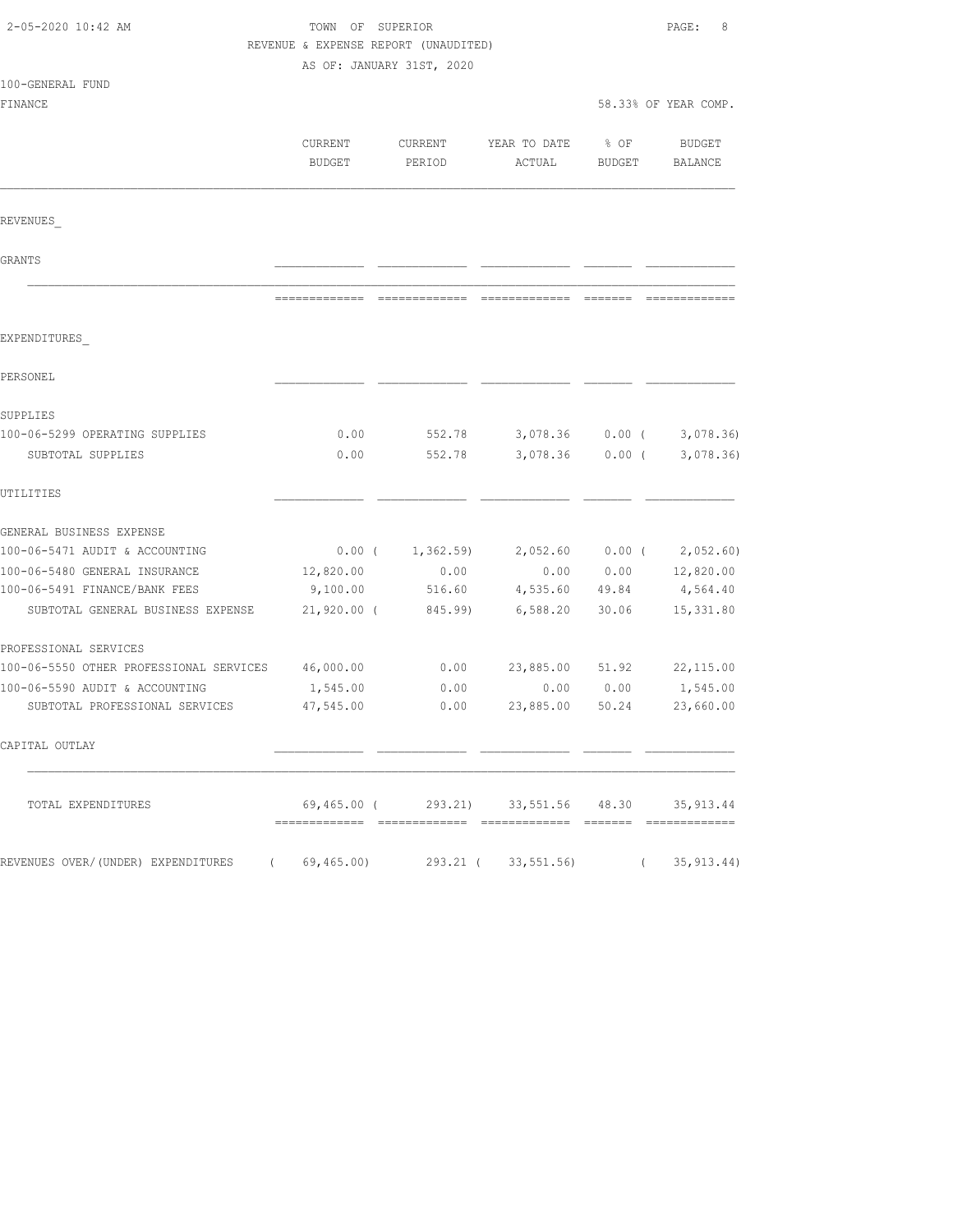2-05-2020 10:42 AM

TOWN OF SUPERIOR

REVENUE & EXPENSE REPORT (UNAUDITED)

AS OF: JANUARY 31ST, 2020

100-GENERAL FUND

FINANCE

58.33% OF YEAR COMP.

| | CURRENT BUDGET | CURRENT PERIOD | YEAR TO DATE ACTUAL | % OF BUDGET | BUDGET BALANCE |
|---|---|---|---|---|---|
| REVENUES_ | | | | | |
| GRANTS | | | | | |
| EXPENDITURES_ | | | | | |
| PERSONEL | | | | | |
| SUPPLIES | | | | | |
| 100-06-5299 OPERATING SUPPLIES | 0.00 | 552.78 | 3,078.36 | 0.00 | ( 3,078.36) |
| SUBTOTAL SUPPLIES | 0.00 | 552.78 | 3,078.36 | 0.00 | ( 3,078.36) |
| UTILITIES | | | | | |
| GENERAL BUSINESS EXPENSE | | | | | |
| 100-06-5471 AUDIT & ACCOUNTING | 0.00 | ( 1,362.59) | 2,052.60 | 0.00 | ( 2,052.60) |
| 100-06-5480 GENERAL INSURANCE | 12,820.00 | 0.00 | 0.00 | 0.00 | 12,820.00 |
| 100-06-5491 FINANCE/BANK FEES | 9,100.00 | 516.60 | 4,535.60 | 49.84 | 4,564.40 |
| SUBTOTAL GENERAL BUSINESS EXPENSE | 21,920.00 | ( 845.99) | 6,588.20 | 30.06 | 15,331.80 |
| PROFESSIONAL SERVICES | | | | | |
| 100-06-5550 OTHER PROFESSIONAL SERVICES | 46,000.00 | 0.00 | 23,885.00 | 51.92 | 22,115.00 |
| 100-06-5590 AUDIT & ACCOUNTING | 1,545.00 | 0.00 | 0.00 | 0.00 | 1,545.00 |
| SUBTOTAL PROFESSIONAL SERVICES | 47,545.00 | 0.00 | 23,885.00 | 50.24 | 23,660.00 |
| CAPITAL OUTLAY | | | | | |
| TOTAL EXPENDITURES | 69,465.00 | ( 293.21) | 33,551.56 | 48.30 | 35,913.44 |
| REVENUES OVER/(UNDER) EXPENDITURES | ( 69,465.00) | 293.21 | ( 33,551.56) | | ( 35,913.44) |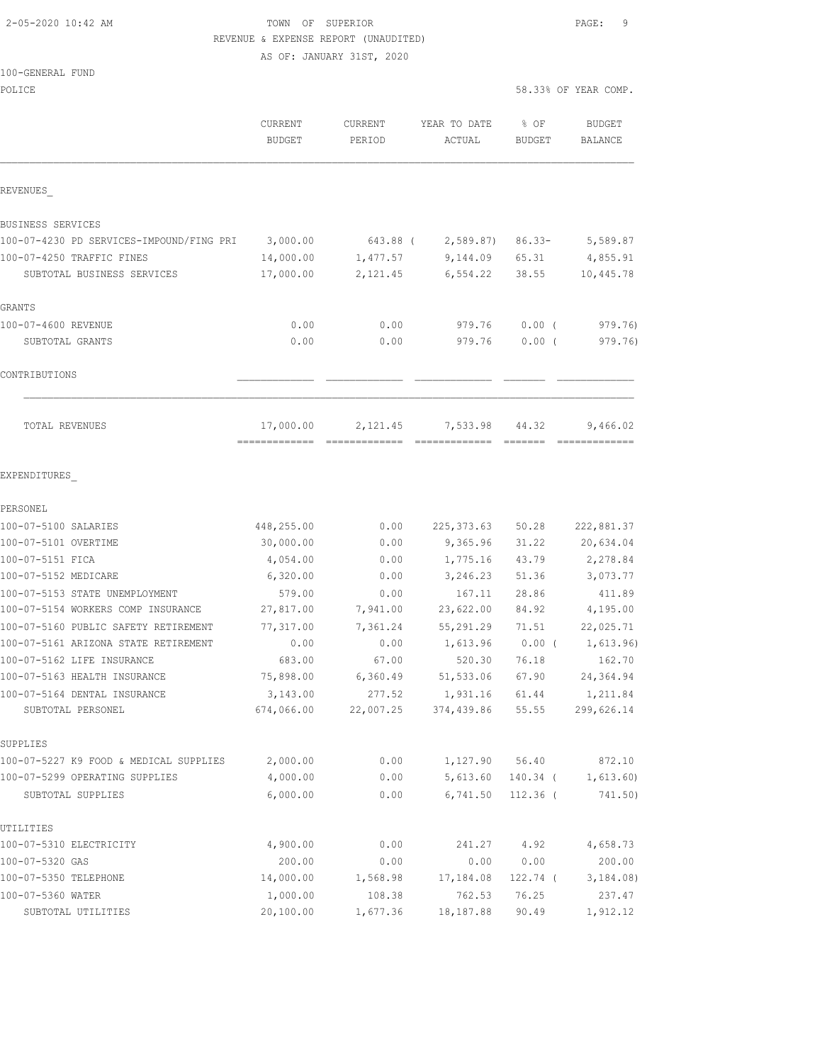TOWN OF SUPERIOR
REVENUE & EXPENSE REPORT (UNAUDITED)
AS OF: JANUARY 31ST, 2020

2-05-2020 10:42 AM

100-GENERAL FUND
POLICE

58.33% OF YEAR COMP.

| | CURRENT BUDGET | CURRENT PERIOD | YEAR TO DATE ACTUAL | % OF BUDGET | BUDGET BALANCE |
|---|---|---|---|---|---|
| REVENUES_ | | | | | |
| BUSINESS SERVICES | | | | | |
| 100-07-4230 PD SERVICES-IMPOUND/FING PRI | 3,000.00 | 643.88 | ( 2,589.87) | 86.33- | 5,589.87 |
| 100-07-4250 TRAFFIC FINES | 14,000.00 | 1,477.57 | 9,144.09 | 65.31 | 4,855.91 |
| SUBTOTAL BUSINESS SERVICES | 17,000.00 | 2,121.45 | 6,554.22 | 38.55 | 10,445.78 |
| GRANTS | | | | | |
| 100-07-4600 REVENUE | 0.00 | 0.00 | 979.76 | 0.00 | ( 979.76) |
| SUBTOTAL GRANTS | 0.00 | 0.00 | 979.76 | 0.00 | ( 979.76) |
| CONTRIBUTIONS | | | | | |
| TOTAL REVENUES | 17,000.00 | 2,121.45 | 7,533.98 | 44.32 | 9,466.02 |
| EXPENDITURES_ | | | | | |
| PERSONEL | | | | | |
| 100-07-5100 SALARIES | 448,255.00 | 0.00 | 225,373.63 | 50.28 | 222,881.37 |
| 100-07-5101 OVERTIME | 30,000.00 | 0.00 | 9,365.96 | 31.22 | 20,634.04 |
| 100-07-5151 FICA | 4,054.00 | 0.00 | 1,775.16 | 43.79 | 2,278.84 |
| 100-07-5152 MEDICARE | 6,320.00 | 0.00 | 3,246.23 | 51.36 | 3,073.77 |
| 100-07-5153 STATE UNEMPLOYMENT | 579.00 | 0.00 | 167.11 | 28.86 | 411.89 |
| 100-07-5154 WORKERS COMP INSURANCE | 27,817.00 | 7,941.00 | 23,622.00 | 84.92 | 4,195.00 |
| 100-07-5160 PUBLIC SAFETY RETIREMENT | 77,317.00 | 7,361.24 | 55,291.29 | 71.51 | 22,025.71 |
| 100-07-5161 ARIZONA STATE RETIREMENT | 0.00 | 0.00 | 1,613.96 | 0.00 | ( 1,613.96) |
| 100-07-5162 LIFE INSURANCE | 683.00 | 67.00 | 520.30 | 76.18 | 162.70 |
| 100-07-5163 HEALTH INSURANCE | 75,898.00 | 6,360.49 | 51,533.06 | 67.90 | 24,364.94 |
| 100-07-5164 DENTAL INSURANCE | 3,143.00 | 277.52 | 1,931.16 | 61.44 | 1,211.84 |
| SUBTOTAL PERSONEL | 674,066.00 | 22,007.25 | 374,439.86 | 55.55 | 299,626.14 |
| SUPPLIES | | | | | |
| 100-07-5227 K9 FOOD & MEDICAL SUPPLIES | 2,000.00 | 0.00 | 1,127.90 | 56.40 | 872.10 |
| 100-07-5299 OPERATING SUPPLIES | 4,000.00 | 0.00 | 5,613.60 | 140.34 | ( 1,613.60) |
| SUBTOTAL SUPPLIES | 6,000.00 | 0.00 | 6,741.50 | 112.36 | ( 741.50) |
| UTILITIES | | | | | |
| 100-07-5310 ELECTRICITY | 4,900.00 | 0.00 | 241.27 | 4.92 | 4,658.73 |
| 100-07-5320 GAS | 200.00 | 0.00 | 0.00 | 0.00 | 200.00 |
| 100-07-5350 TELEPHONE | 14,000.00 | 1,568.98 | 17,184.08 | 122.74 | ( 3,184.08) |
| 100-07-5360 WATER | 1,000.00 | 108.38 | 762.53 | 76.25 | 237.47 |
| SUBTOTAL UTILITIES | 20,100.00 | 1,677.36 | 18,187.88 | 90.49 | 1,912.12 |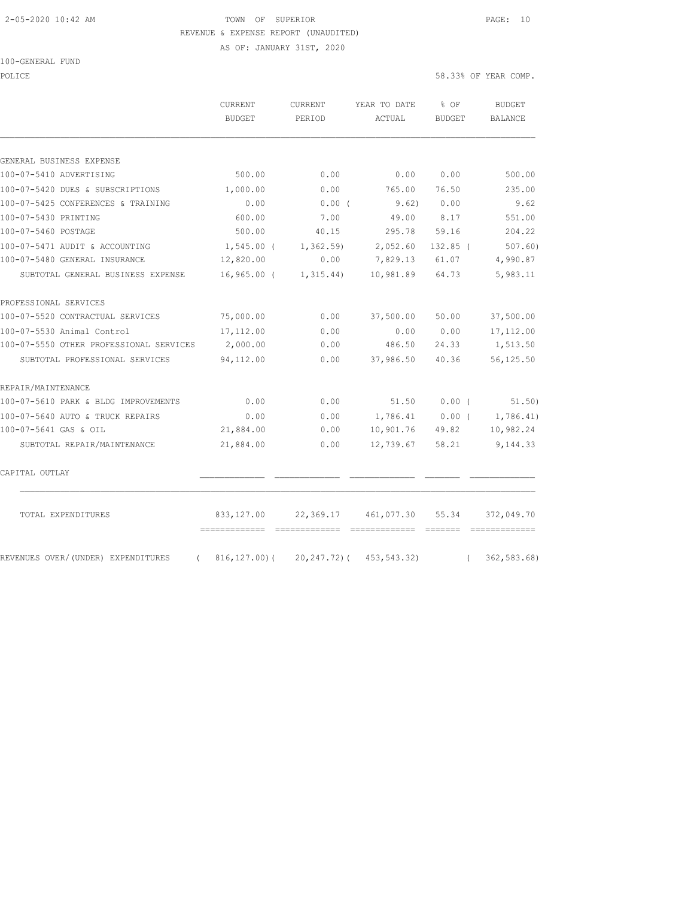2-05-2020 10:42 AM

TOWN OF SUPERIOR

REVENUE & EXPENSE REPORT (UNAUDITED)

AS OF: JANUARY 31ST, 2020

100-GENERAL FUND

POLICE

58.33% OF YEAR COMP.

| | CURRENT BUDGET | CURRENT PERIOD | YEAR TO DATE ACTUAL | % OF BUDGET | BUDGET BALANCE |
|---|---|---|---|---|---|
| GENERAL BUSINESS EXPENSE | | | | | |
| 100-07-5410 ADVERTISING | 500.00 | 0.00 | 0.00 | 0.00 | 500.00 |
| 100-07-5420 DUES & SUBSCRIPTIONS | 1,000.00 | 0.00 | 765.00 | 76.50 | 235.00 |
| 100-07-5425 CONFERENCES & TRAINING | 0.00 | 0.00 | ( 9.62) | 0.00 | 9.62 |
| 100-07-5430 PRINTING | 600.00 | 7.00 | 49.00 | 8.17 | 551.00 |
| 100-07-5460 POSTAGE | 500.00 | 40.15 | 295.78 | 59.16 | 204.22 |
| 100-07-5471 AUDIT & ACCOUNTING | 1,545.00 | ( 1,362.59) | 2,052.60 | 132.85 | ( 507.60) |
| 100-07-5480 GENERAL INSURANCE | 12,820.00 | 0.00 | 7,829.13 | 61.07 | 4,990.87 |
| SUBTOTAL GENERAL BUSINESS EXPENSE | 16,965.00 | ( 1,315.44) | 10,981.89 | 64.73 | 5,983.11 |
| PROFESSIONAL SERVICES | | | | | |
| 100-07-5520 CONTRACTUAL SERVICES | 75,000.00 | 0.00 | 37,500.00 | 50.00 | 37,500.00 |
| 100-07-5530 Animal Control | 17,112.00 | 0.00 | 0.00 | 0.00 | 17,112.00 |
| 100-07-5550 OTHER PROFESSIONAL SERVICES | 2,000.00 | 0.00 | 486.50 | 24.33 | 1,513.50 |
| SUBTOTAL PROFESSIONAL SERVICES | 94,112.00 | 0.00 | 37,986.50 | 40.36 | 56,125.50 |
| REPAIR/MAINTENANCE | | | | | |
| 100-07-5610 PARK & BLDG IMPROVEMENTS | 0.00 | 0.00 | 51.50 | 0.00 | ( 51.50) |
| 100-07-5640 AUTO & TRUCK REPAIRS | 0.00 | 0.00 | 1,786.41 | 0.00 | ( 1,786.41) |
| 100-07-5641 GAS & OIL | 21,884.00 | 0.00 | 10,901.76 | 49.82 | 10,982.24 |
| SUBTOTAL REPAIR/MAINTENANCE | 21,884.00 | 0.00 | 12,739.67 | 58.21 | 9,144.33 |
| CAPITAL OUTLAY | | | | | |
| TOTAL EXPENDITURES | 833,127.00 | 22,369.17 | 461,077.30 | 55.34 | 372,049.70 |
| REVENUES OVER/(UNDER) EXPENDITURES | ( 816,127.00) | ( 20,247.72) | ( 453,543.32) | | ( 362,583.68) |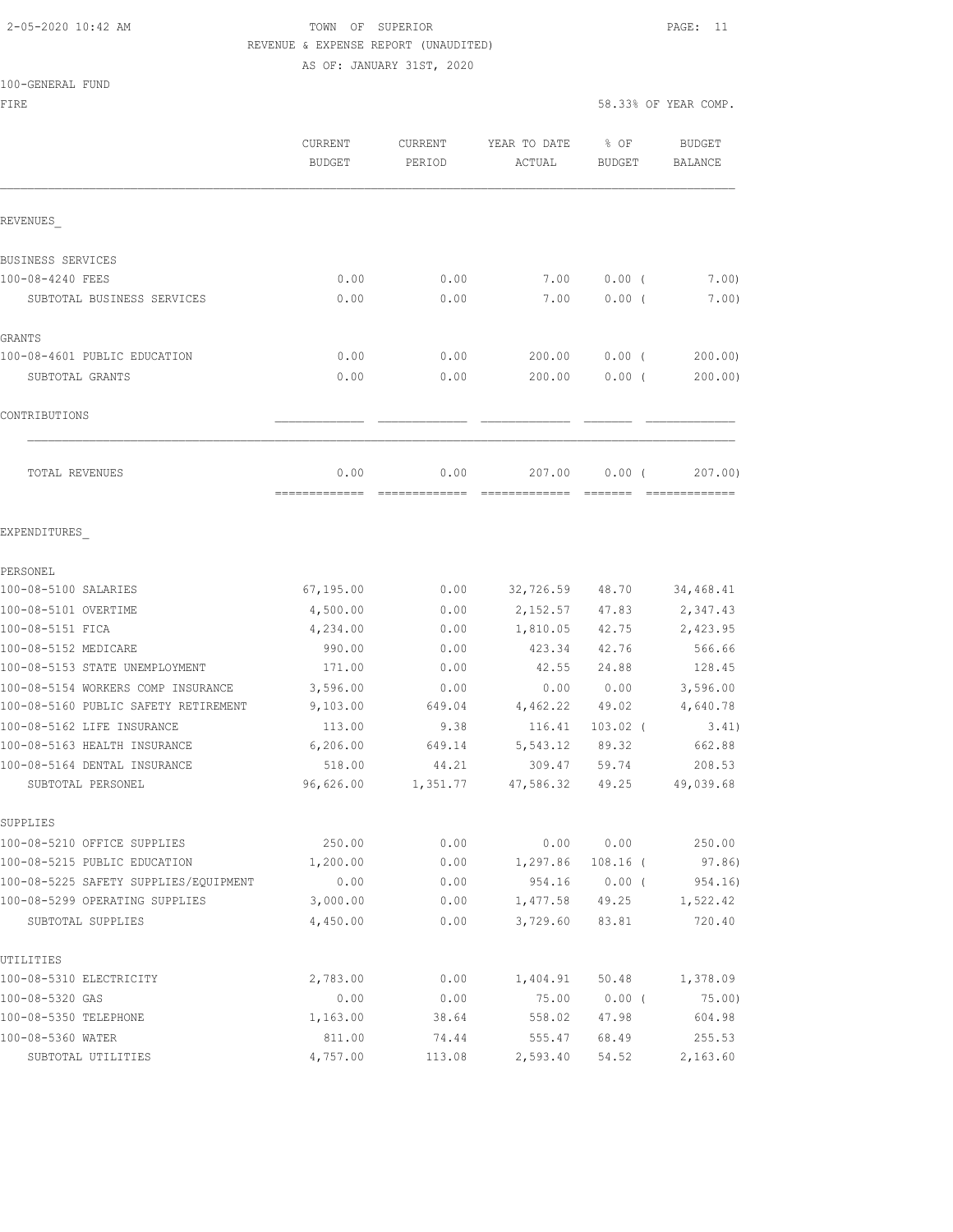TOWN OF SUPERIOR
REVENUE & EXPENSE REPORT (UNAUDITED)
AS OF: JANUARY 31ST, 2020

100-GENERAL FUND
FIRE

58.33% OF YEAR COMP.

| | CURRENT BUDGET | CURRENT PERIOD | YEAR TO DATE ACTUAL | % OF BUDGET | BUDGET BALANCE |
|---|---|---|---|---|---|
| REVENUES_ | | | | | |
| BUSINESS SERVICES | | | | | |
| 100-08-4240 FEES | 0.00 | 0.00 | 7.00 | 0.00 ( | 7.00) |
| SUBTOTAL BUSINESS SERVICES | 0.00 | 0.00 | 7.00 | 0.00 ( | 7.00) |
| GRANTS | | | | | |
| 100-08-4601 PUBLIC EDUCATION | 0.00 | 0.00 | 200.00 | 0.00 ( | 200.00) |
| SUBTOTAL GRANTS | 0.00 | 0.00 | 200.00 | 0.00 ( | 200.00) |
| CONTRIBUTIONS | | | | | |
| TOTAL REVENUES | 0.00 | 0.00 | 207.00 | 0.00 ( | 207.00) |
| EXPENDITURES_ | | | | | |
| PERSONEL | | | | | |
| 100-08-5100 SALARIES | 67,195.00 | 0.00 | 32,726.59 | 48.70 | 34,468.41 |
| 100-08-5101 OVERTIME | 4,500.00 | 0.00 | 2,152.57 | 47.83 | 2,347.43 |
| 100-08-5151 FICA | 4,234.00 | 0.00 | 1,810.05 | 42.75 | 2,423.95 |
| 100-08-5152 MEDICARE | 990.00 | 0.00 | 423.34 | 42.76 | 566.66 |
| 100-08-5153 STATE UNEMPLOYMENT | 171.00 | 0.00 | 42.55 | 24.88 | 128.45 |
| 100-08-5154 WORKERS COMP INSURANCE | 3,596.00 | 0.00 | 0.00 | 0.00 | 3,596.00 |
| 100-08-5160 PUBLIC SAFETY RETIREMENT | 9,103.00 | 649.04 | 4,462.22 | 49.02 | 4,640.78 |
| 100-08-5162 LIFE INSURANCE | 113.00 | 9.38 | 116.41 | 103.02 ( | 3.41) |
| 100-08-5163 HEALTH INSURANCE | 6,206.00 | 649.14 | 5,543.12 | 89.32 | 662.88 |
| 100-08-5164 DENTAL INSURANCE | 518.00 | 44.21 | 309.47 | 59.74 | 208.53 |
| SUBTOTAL PERSONEL | 96,626.00 | 1,351.77 | 47,586.32 | 49.25 | 49,039.68 |
| SUPPLIES | | | | | |
| 100-08-5210 OFFICE SUPPLIES | 250.00 | 0.00 | 0.00 | 0.00 | 250.00 |
| 100-08-5215 PUBLIC EDUCATION | 1,200.00 | 0.00 | 1,297.86 | 108.16 ( | 97.86) |
| 100-08-5225 SAFETY SUPPLIES/EQUIPMENT | 0.00 | 0.00 | 954.16 | 0.00 ( | 954.16) |
| 100-08-5299 OPERATING SUPPLIES | 3,000.00 | 0.00 | 1,477.58 | 49.25 | 1,522.42 |
| SUBTOTAL SUPPLIES | 4,450.00 | 0.00 | 3,729.60 | 83.81 | 720.40 |
| UTILITIES | | | | | |
| 100-08-5310 ELECTRICITY | 2,783.00 | 0.00 | 1,404.91 | 50.48 | 1,378.09 |
| 100-08-5320 GAS | 0.00 | 0.00 | 75.00 | 0.00 ( | 75.00) |
| 100-08-5350 TELEPHONE | 1,163.00 | 38.64 | 558.02 | 47.98 | 604.98 |
| 100-08-5360 WATER | 811.00 | 74.44 | 555.47 | 68.49 | 255.53 |
| SUBTOTAL UTILITIES | 4,757.00 | 113.08 | 2,593.40 | 54.52 | 2,163.60 |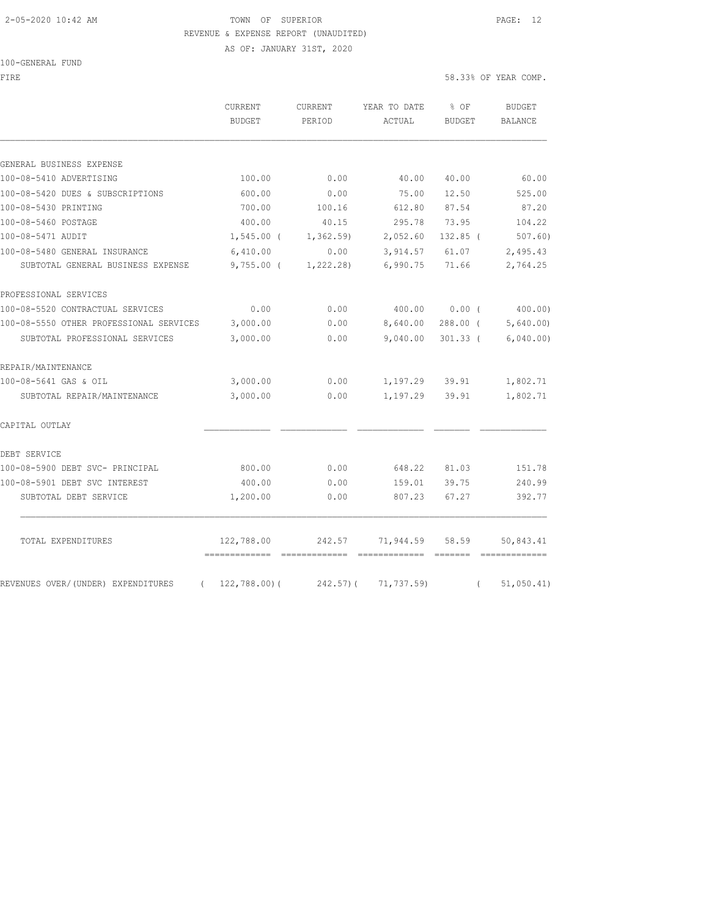2-05-2020 10:42 AM TOWN OF SUPERIOR

REVENUE & EXPENSE REPORT (UNAUDITED)

AS OF: JANUARY 31ST, 2020

100-GENERAL FUND

FIRE 58.33% OF YEAR COMP.

| | CURRENT BUDGET | CURRENT PERIOD | YEAR TO DATE ACTUAL | % OF BUDGET | BUDGET BALANCE |
|---|---|---|---|---|---|
| GENERAL BUSINESS EXPENSE | | | | | |
| 100-08-5410 ADVERTISING | 100.00 | 0.00 | 40.00 | 40.00 | 60.00 |
| 100-08-5420 DUES & SUBSCRIPTIONS | 600.00 | 0.00 | 75.00 | 12.50 | 525.00 |
| 100-08-5430 PRINTING | 700.00 | 100.16 | 612.80 | 87.54 | 87.20 |
| 100-08-5460 POSTAGE | 400.00 | 40.15 | 295.78 | 73.95 | 104.22 |
| 100-08-5471 AUDIT | 1,545.00 | ( 1,362.59) | 2,052.60 | 132.85 | ( 507.60) |
| 100-08-5480 GENERAL INSURANCE | 6,410.00 | 0.00 | 3,914.57 | 61.07 | 2,495.43 |
| SUBTOTAL GENERAL BUSINESS EXPENSE | 9,755.00 | ( 1,222.28) | 6,990.75 | 71.66 | 2,764.25 |
| PROFESSIONAL SERVICES | | | | | |
| 100-08-5520 CONTRACTUAL SERVICES | 0.00 | 0.00 | 400.00 | 0.00 | ( 400.00) |
| 100-08-5550 OTHER PROFESSIONAL SERVICES | 3,000.00 | 0.00 | 8,640.00 | 288.00 | ( 5,640.00) |
| SUBTOTAL PROFESSIONAL SERVICES | 3,000.00 | 0.00 | 9,040.00 | 301.33 | ( 6,040.00) |
| REPAIR/MAINTENANCE | | | | | |
| 100-08-5641 GAS & OIL | 3,000.00 | 0.00 | 1,197.29 | 39.91 | 1,802.71 |
| SUBTOTAL REPAIR/MAINTENANCE | 3,000.00 | 0.00 | 1,197.29 | 39.91 | 1,802.71 |
| CAPITAL OUTLAY | | | | | |
| DEBT SERVICE | | | | | |
| 100-08-5900 DEBT SVC- PRINCIPAL | 800.00 | 0.00 | 648.22 | 81.03 | 151.78 |
| 100-08-5901 DEBT SVC INTEREST | 400.00 | 0.00 | 159.01 | 39.75 | 240.99 |
| SUBTOTAL DEBT SERVICE | 1,200.00 | 0.00 | 807.23 | 67.27 | 392.77 |
| TOTAL EXPENDITURES | 122,788.00 | 242.57 | 71,944.59 | 58.59 | 50,843.41 |
| REVENUES OVER/(UNDER) EXPENDITURES | ( 122,788.00) | ( 242.57) | ( 71,737.59) | | ( 51,050.41) |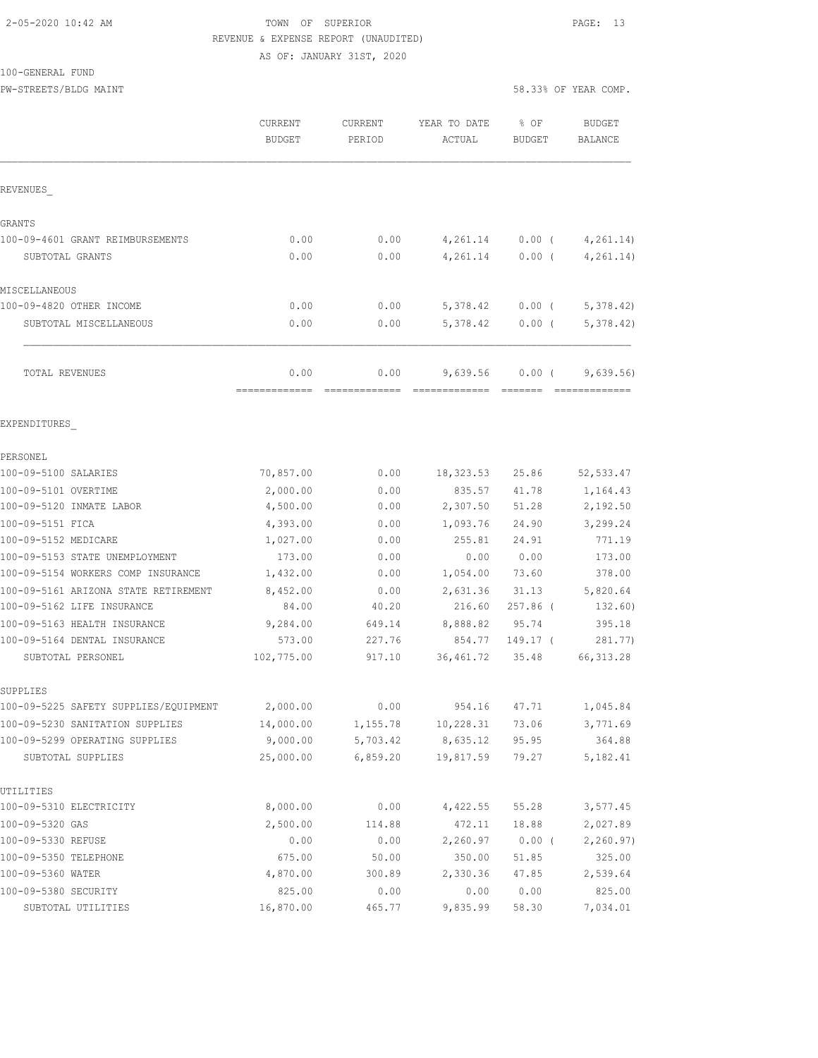TOWN OF SUPERIOR
REVENUE & EXPENSE REPORT (UNAUDITED)
AS OF: JANUARY 31ST, 2020

100-GENERAL FUND
PW-STREETS/BLDG MAINT

58.33% OF YEAR COMP.

| | CURRENT BUDGET | CURRENT PERIOD | YEAR TO DATE ACTUAL | % OF BUDGET | BUDGET BALANCE |
|---|---|---|---|---|---|
| REVENUES_ | | | | | |
| GRANTS | | | | | |
| 100-09-4601 GRANT REIMBURSEMENTS | 0.00 | 0.00 | 4,261.14 | 0.00 ( | 4,261.14) |
| SUBTOTAL GRANTS | 0.00 | 0.00 | 4,261.14 | 0.00 ( | 4,261.14) |
| MISCELLANEOUS | | | | | |
| 100-09-4820 OTHER INCOME | 0.00 | 0.00 | 5,378.42 | 0.00 ( | 5,378.42) |
| SUBTOTAL MISCELLANEOUS | 0.00 | 0.00 | 5,378.42 | 0.00 ( | 5,378.42) |
| TOTAL REVENUES | 0.00 | 0.00 | 9,639.56 | 0.00 ( | 9,639.56) |
| EXPENDITURES_ | | | | | |
| PERSONEL | | | | | |
| 100-09-5100 SALARIES | 70,857.00 | 0.00 | 18,323.53 | 25.86 | 52,533.47 |
| 100-09-5101 OVERTIME | 2,000.00 | 0.00 | 835.57 | 41.78 | 1,164.43 |
| 100-09-5120 INMATE LABOR | 4,500.00 | 0.00 | 2,307.50 | 51.28 | 2,192.50 |
| 100-09-5151 FICA | 4,393.00 | 0.00 | 1,093.76 | 24.90 | 3,299.24 |
| 100-09-5152 MEDICARE | 1,027.00 | 0.00 | 255.81 | 24.91 | 771.19 |
| 100-09-5153 STATE UNEMPLOYMENT | 173.00 | 0.00 | 0.00 | 0.00 | 173.00 |
| 100-09-5154 WORKERS COMP INSURANCE | 1,432.00 | 0.00 | 1,054.00 | 73.60 | 378.00 |
| 100-09-5161 ARIZONA STATE RETIREMENT | 8,452.00 | 0.00 | 2,631.36 | 31.13 | 5,820.64 |
| 100-09-5162 LIFE INSURANCE | 84.00 | 40.20 | 216.60 | 257.86 ( | 132.60) |
| 100-09-5163 HEALTH INSURANCE | 9,284.00 | 649.14 | 8,888.82 | 95.74 | 395.18 |
| 100-09-5164 DENTAL INSURANCE | 573.00 | 227.76 | 854.77 | 149.17 ( | 281.77) |
| SUBTOTAL PERSONEL | 102,775.00 | 917.10 | 36,461.72 | 35.48 | 66,313.28 |
| SUPPLIES | | | | | |
| 100-09-5225 SAFETY SUPPLIES/EQUIPMENT | 2,000.00 | 0.00 | 954.16 | 47.71 | 1,045.84 |
| 100-09-5230 SANITATION SUPPLIES | 14,000.00 | 1,155.78 | 10,228.31 | 73.06 | 3,771.69 |
| 100-09-5299 OPERATING SUPPLIES | 9,000.00 | 5,703.42 | 8,635.12 | 95.95 | 364.88 |
| SUBTOTAL SUPPLIES | 25,000.00 | 6,859.20 | 19,817.59 | 79.27 | 5,182.41 |
| UTILITIES | | | | | |
| 100-09-5310 ELECTRICITY | 8,000.00 | 0.00 | 4,422.55 | 55.28 | 3,577.45 |
| 100-09-5320 GAS | 2,500.00 | 114.88 | 472.11 | 18.88 | 2,027.89 |
| 100-09-5330 REFUSE | 0.00 | 0.00 | 2,260.97 | 0.00 ( | 2,260.97) |
| 100-09-5350 TELEPHONE | 675.00 | 50.00 | 350.00 | 51.85 | 325.00 |
| 100-09-5360 WATER | 4,870.00 | 300.89 | 2,330.36 | 47.85 | 2,539.64 |
| 100-09-5380 SECURITY | 825.00 | 0.00 | 0.00 | 0.00 | 825.00 |
| SUBTOTAL UTILITIES | 16,870.00 | 465.77 | 9,835.99 | 58.30 | 7,034.01 |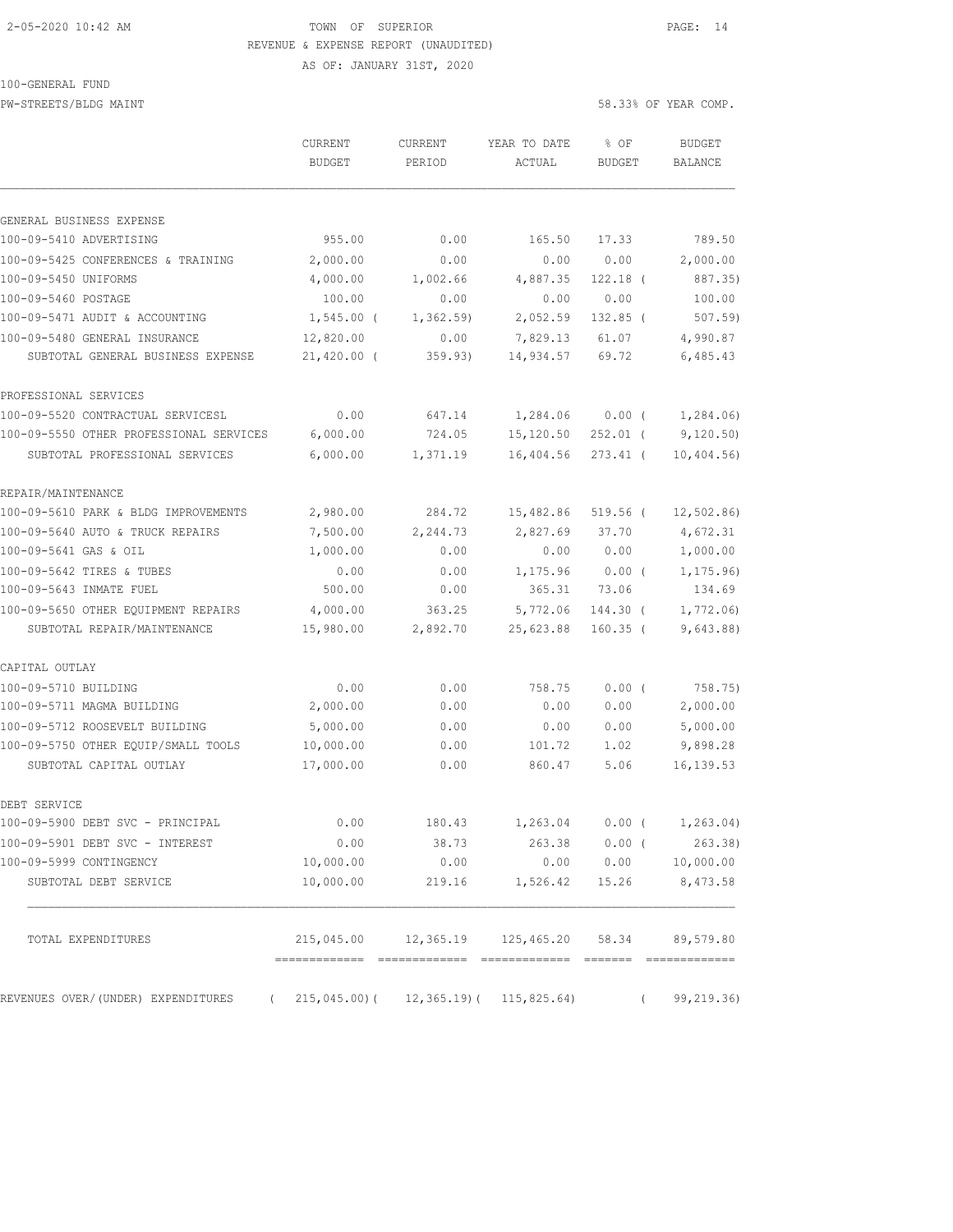2-05-2020 10:42 AM TOWN OF SUPERIOR PAGE: 14

REVENUE & EXPENSE REPORT (UNAUDITED)

AS OF: JANUARY 31ST, 2020

100-GENERAL FUND

PW-STREETS/BLDG MAINT 58.33% OF YEAR COMP.

| | CURRENT BUDGET | CURRENT PERIOD | YEAR TO DATE ACTUAL | % OF BUDGET | BUDGET BALANCE |
|---|---|---|---|---|---|
| GENERAL BUSINESS EXPENSE | | | | | |
| 100-09-5410 ADVERTISING | 955.00 | 0.00 | 165.50 | 17.33 | 789.50 |
| 100-09-5425 CONFERENCES & TRAINING | 2,000.00 | 0.00 | 0.00 | 0.00 | 2,000.00 |
| 100-09-5450 UNIFORMS | 4,000.00 | 1,002.66 | 4,887.35 | 122.18 ( | 887.35) |
| 100-09-5460 POSTAGE | 100.00 | 0.00 | 0.00 | 0.00 | 100.00 |
| 100-09-5471 AUDIT & ACCOUNTING | 1,545.00 ( | 1,362.59) | 2,052.59 | 132.85 ( | 507.59) |
| 100-09-5480 GENERAL INSURANCE | 12,820.00 | 0.00 | 7,829.13 | 61.07 | 4,990.87 |
| SUBTOTAL GENERAL BUSINESS EXPENSE | 21,420.00 ( | 359.93) | 14,934.57 | 69.72 | 6,485.43 |
| PROFESSIONAL SERVICES | | | | | |
| 100-09-5520 CONTRACTUAL SERVICESL | 0.00 | 647.14 | 1,284.06 | 0.00 ( | 1,284.06) |
| 100-09-5550 OTHER PROFESSIONAL SERVICES | 6,000.00 | 724.05 | 15,120.50 | 252.01 ( | 9,120.50) |
| SUBTOTAL PROFESSIONAL SERVICES | 6,000.00 | 1,371.19 | 16,404.56 | 273.41 ( | 10,404.56) |
| REPAIR/MAINTENANCE | | | | | |
| 100-09-5610 PARK & BLDG IMPROVEMENTS | 2,980.00 | 284.72 | 15,482.86 | 519.56 ( | 12,502.86) |
| 100-09-5640 AUTO & TRUCK REPAIRS | 7,500.00 | 2,244.73 | 2,827.69 | 37.70 | 4,672.31 |
| 100-09-5641 GAS & OIL | 1,000.00 | 0.00 | 0.00 | 0.00 | 1,000.00 |
| 100-09-5642 TIRES & TUBES | 0.00 | 0.00 | 1,175.96 | 0.00 ( | 1,175.96) |
| 100-09-5643 INMATE FUEL | 500.00 | 0.00 | 365.31 | 73.06 | 134.69 |
| 100-09-5650 OTHER EQUIPMENT REPAIRS | 4,000.00 | 363.25 | 5,772.06 | 144.30 ( | 1,772.06) |
| SUBTOTAL REPAIR/MAINTENANCE | 15,980.00 | 2,892.70 | 25,623.88 | 160.35 ( | 9,643.88) |
| CAPITAL OUTLAY | | | | | |
| 100-09-5710 BUILDING | 0.00 | 0.00 | 758.75 | 0.00 ( | 758.75) |
| 100-09-5711 MAGMA BUILDING | 2,000.00 | 0.00 | 0.00 | 0.00 | 2,000.00 |
| 100-09-5712 ROOSEVELT BUILDING | 5,000.00 | 0.00 | 0.00 | 0.00 | 5,000.00 |
| 100-09-5750 OTHER EQUIP/SMALL TOOLS | 10,000.00 | 0.00 | 101.72 | 1.02 | 9,898.28 |
| SUBTOTAL CAPITAL OUTLAY | 17,000.00 | 0.00 | 860.47 | 5.06 | 16,139.53 |
| DEBT SERVICE | | | | | |
| 100-09-5900 DEBT SVC - PRINCIPAL | 0.00 | 180.43 | 1,263.04 | 0.00 ( | 1,263.04) |
| 100-09-5901 DEBT SVC - INTEREST | 0.00 | 38.73 | 263.38 | 0.00 ( | 263.38) |
| 100-09-5999 CONTINGENCY | 10,000.00 | 0.00 | 0.00 | 0.00 | 10,000.00 |
| SUBTOTAL DEBT SERVICE | 10,000.00 | 219.16 | 1,526.42 | 15.26 | 8,473.58 |
| TOTAL EXPENDITURES | 215,045.00 | 12,365.19 | 125,465.20 | 58.34 | 89,579.80 |
| REVENUES OVER/(UNDER) EXPENDITURES | ( 215,045.00)( | 12,365.19)( | 115,825.64) | ( | 99,219.36) |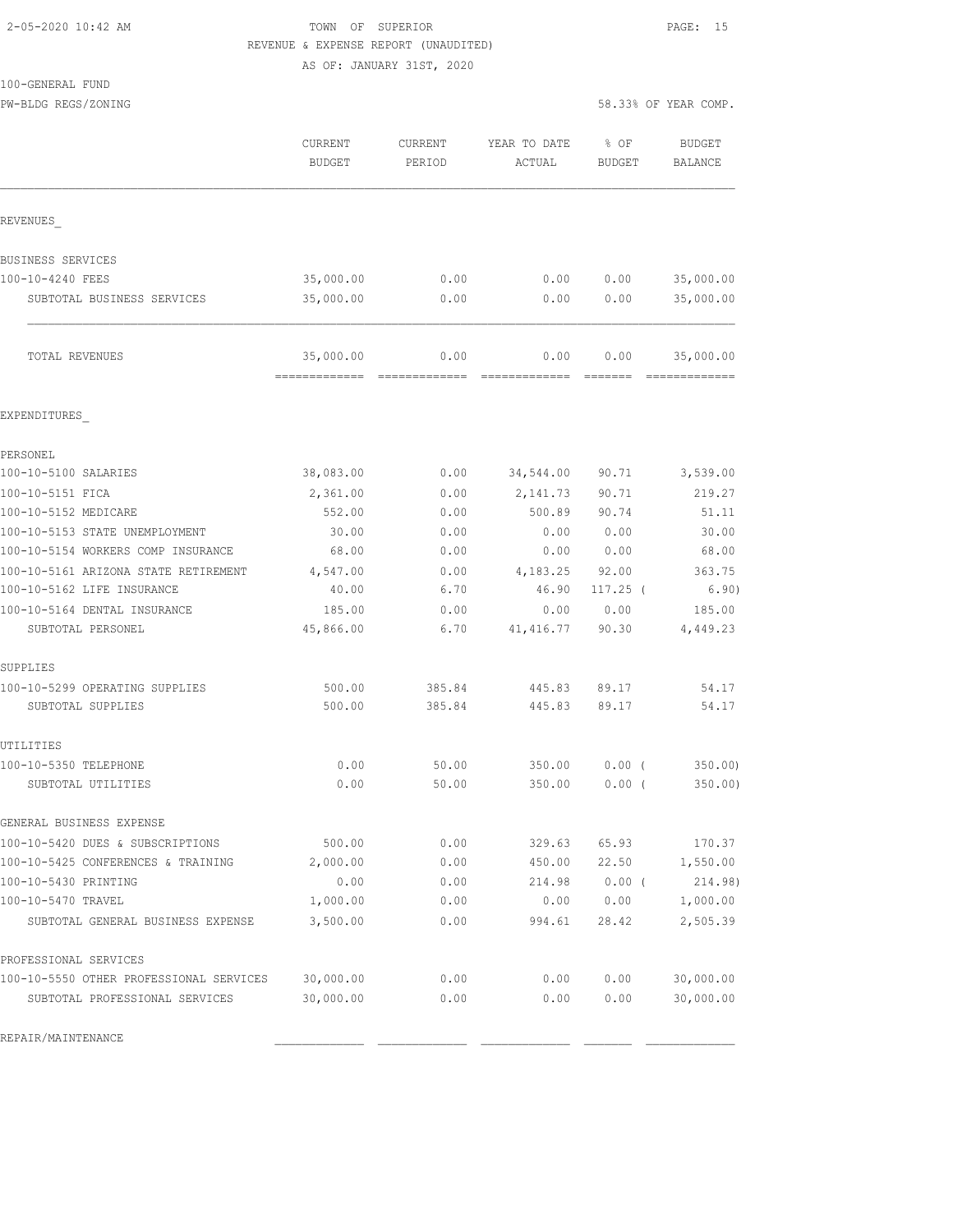2-05-2020 10:42 AM TOWN OF SUPERIOR

REVENUE & EXPENSE REPORT (UNAUDITED)

AS OF: JANUARY 31ST, 2020

100-GENERAL FUND

PW-BLDG REGS/ZONING 58.33% OF YEAR COMP.

| | CURRENT BUDGET | CURRENT PERIOD | YEAR TO DATE ACTUAL | % OF BUDGET | BUDGET BALANCE |
|---|---|---|---|---|---|
| REVENUES_ | | | | | |
| BUSINESS SERVICES | | | | | |
| 100-10-4240 FEES | 35,000.00 | 0.00 | 0.00 | 0.00 | 35,000.00 |
| SUBTOTAL BUSINESS SERVICES | 35,000.00 | 0.00 | 0.00 | 0.00 | 35,000.00 |
| TOTAL REVENUES | 35,000.00 | 0.00 | 0.00 | 0.00 | 35,000.00 |
| EXPENDITURES_ | | | | | |
| PERSONEL | | | | | |
| 100-10-5100 SALARIES | 38,083.00 | 0.00 | 34,544.00 | 90.71 | 3,539.00 |
| 100-10-5151 FICA | 2,361.00 | 0.00 | 2,141.73 | 90.71 | 219.27 |
| 100-10-5152 MEDICARE | 552.00 | 0.00 | 500.89 | 90.74 | 51.11 |
| 100-10-5153 STATE UNEMPLOYMENT | 30.00 | 0.00 | 0.00 | 0.00 | 30.00 |
| 100-10-5154 WORKERS COMP INSURANCE | 68.00 | 0.00 | 0.00 | 0.00 | 68.00 |
| 100-10-5161 ARIZONA STATE RETIREMENT | 4,547.00 | 0.00 | 4,183.25 | 92.00 | 363.75 |
| 100-10-5162 LIFE INSURANCE | 40.00 | 6.70 | 46.90 | 117.25 ( | 6.90) |
| 100-10-5164 DENTAL INSURANCE | 185.00 | 0.00 | 0.00 | 0.00 | 185.00 |
| SUBTOTAL PERSONEL | 45,866.00 | 6.70 | 41,416.77 | 90.30 | 4,449.23 |
| SUPPLIES | | | | | |
| 100-10-5299 OPERATING SUPPLIES | 500.00 | 385.84 | 445.83 | 89.17 | 54.17 |
| SUBTOTAL SUPPLIES | 500.00 | 385.84 | 445.83 | 89.17 | 54.17 |
| UTILITIES | | | | | |
| 100-10-5350 TELEPHONE | 0.00 | 50.00 | 350.00 | 0.00 ( | 350.00) |
| SUBTOTAL UTILITIES | 0.00 | 50.00 | 350.00 | 0.00 ( | 350.00) |
| GENERAL BUSINESS EXPENSE | | | | | |
| 100-10-5420 DUES & SUBSCRIPTIONS | 500.00 | 0.00 | 329.63 | 65.93 | 170.37 |
| 100-10-5425 CONFERENCES & TRAINING | 2,000.00 | 0.00 | 450.00 | 22.50 | 1,550.00 |
| 100-10-5430 PRINTING | 0.00 | 0.00 | 214.98 | 0.00 ( | 214.98) |
| 100-10-5470 TRAVEL | 1,000.00 | 0.00 | 0.00 | 0.00 | 1,000.00 |
| SUBTOTAL GENERAL BUSINESS EXPENSE | 3,500.00 | 0.00 | 994.61 | 28.42 | 2,505.39 |
| PROFESSIONAL SERVICES | | | | | |
| 100-10-5550 OTHER PROFESSIONAL SERVICES | 30,000.00 | 0.00 | 0.00 | 0.00 | 30,000.00 |
| SUBTOTAL PROFESSIONAL SERVICES | 30,000.00 | 0.00 | 0.00 | 0.00 | 30,000.00 |
| REPAIR/MAINTENANCE | | | | | |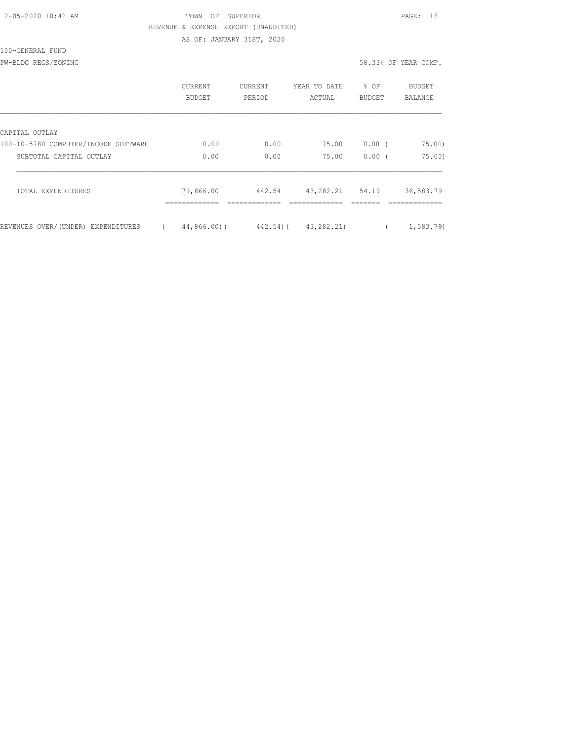TOWN OF SUPERIOR
REVENUE & EXPENSE REPORT (UNAUDITED)
AS OF: JANUARY 31ST, 2020

100-GENERAL FUND

PW-BLDG REGS/ZONING — 58.33% OF YEAR COMP.

| | CURRENT BUDGET | CURRENT PERIOD | YEAR TO DATE ACTUAL | % OF BUDGET | BUDGET BALANCE |
|---|---|---|---|---|---|
| CAPITAL OUTLAY | | | | | |
| 100-10-5780 COMPUTER/INCODE SOFTWARE | 0.00 | 0.00 | 75.00 | 0.00 | ( 75.00) |
| SUBTOTAL CAPITAL OUTLAY | 0.00 | 0.00 | 75.00 | 0.00 | ( 75.00) |
| TOTAL EXPENDITURES | 79,866.00 | 442.54 | 43,282.21 | 54.19 | 36,583.79 |
| REVENUES OVER/(UNDER) EXPENDITURES | ( 44,866.00) | ( 442.54) | ( 43,282.21) | | ( 1,583.79) |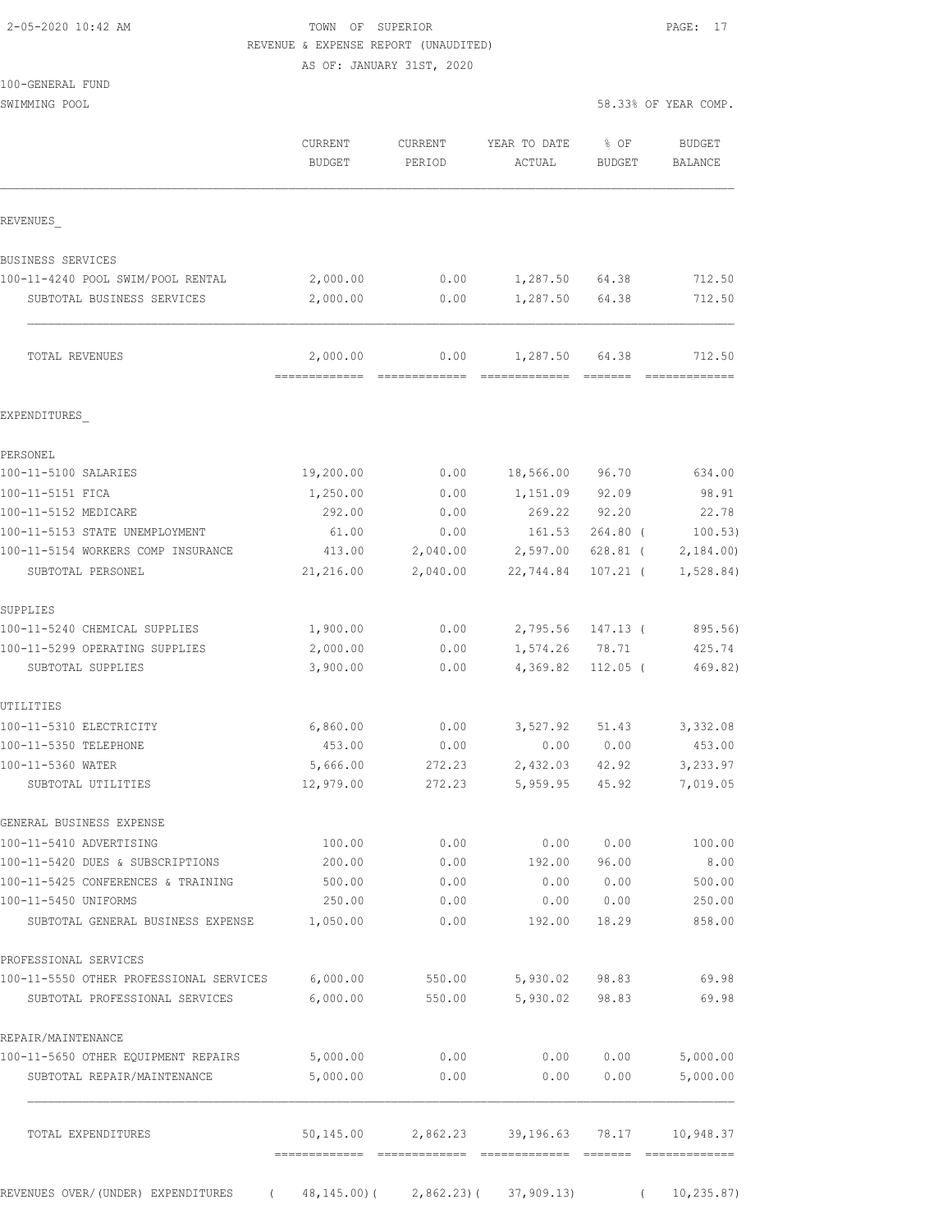TOWN OF SUPERIOR
REVENUE & EXPENSE REPORT (UNAUDITED)
AS OF: JANUARY 31ST, 2020

100-GENERAL FUND
SWIMMING POOL

58.33% OF YEAR COMP.

| | CURRENT BUDGET | CURRENT PERIOD | YEAR TO DATE ACTUAL | % OF BUDGET | BUDGET BALANCE |
|---|---|---|---|---|---|
| REVENUES_ | | | | | |
| BUSINESS SERVICES | | | | | |
| 100-11-4240 POOL SWIM/POOL RENTAL | 2,000.00 | 0.00 | 1,287.50 | 64.38 | 712.50 |
| SUBTOTAL BUSINESS SERVICES | 2,000.00 | 0.00 | 1,287.50 | 64.38 | 712.50 |
| TOTAL REVENUES | 2,000.00 | 0.00 | 1,287.50 | 64.38 | 712.50 |
| EXPENDITURES_ | | | | | |
| PERSONEL | | | | | |
| 100-11-5100 SALARIES | 19,200.00 | 0.00 | 18,566.00 | 96.70 | 634.00 |
| 100-11-5151 FICA | 1,250.00 | 0.00 | 1,151.09 | 92.09 | 98.91 |
| 100-11-5152 MEDICARE | 292.00 | 0.00 | 269.22 | 92.20 | 22.78 |
| 100-11-5153 STATE UNEMPLOYMENT | 61.00 | 0.00 | 161.53 | 264.80 | ( 100.53) |
| 100-11-5154 WORKERS COMP INSURANCE | 413.00 | 2,040.00 | 2,597.00 | 628.81 | ( 2,184.00) |
| SUBTOTAL PERSONEL | 21,216.00 | 2,040.00 | 22,744.84 | 107.21 | ( 1,528.84) |
| SUPPLIES | | | | | |
| 100-11-5240 CHEMICAL SUPPLIES | 1,900.00 | 0.00 | 2,795.56 | 147.13 | ( 895.56) |
| 100-11-5299 OPERATING SUPPLIES | 2,000.00 | 0.00 | 1,574.26 | 78.71 | 425.74 |
| SUBTOTAL SUPPLIES | 3,900.00 | 0.00 | 4,369.82 | 112.05 | ( 469.82) |
| UTILITIES | | | | | |
| 100-11-5310 ELECTRICITY | 6,860.00 | 0.00 | 3,527.92 | 51.43 | 3,332.08 |
| 100-11-5350 TELEPHONE | 453.00 | 0.00 | 0.00 | 0.00 | 453.00 |
| 100-11-5360 WATER | 5,666.00 | 272.23 | 2,432.03 | 42.92 | 3,233.97 |
| SUBTOTAL UTILITIES | 12,979.00 | 272.23 | 5,959.95 | 45.92 | 7,019.05 |
| GENERAL BUSINESS EXPENSE | | | | | |
| 100-11-5410 ADVERTISING | 100.00 | 0.00 | 0.00 | 0.00 | 100.00 |
| 100-11-5420 DUES & SUBSCRIPTIONS | 200.00 | 0.00 | 192.00 | 96.00 | 8.00 |
| 100-11-5425 CONFERENCES & TRAINING | 500.00 | 0.00 | 0.00 | 0.00 | 500.00 |
| 100-11-5450 UNIFORMS | 250.00 | 0.00 | 0.00 | 0.00 | 250.00 |
| SUBTOTAL GENERAL BUSINESS EXPENSE | 1,050.00 | 0.00 | 192.00 | 18.29 | 858.00 |
| PROFESSIONAL SERVICES | | | | | |
| 100-11-5550 OTHER PROFESSIONAL SERVICES | 6,000.00 | 550.00 | 5,930.02 | 98.83 | 69.98 |
| SUBTOTAL PROFESSIONAL SERVICES | 6,000.00 | 550.00 | 5,930.02 | 98.83 | 69.98 |
| REPAIR/MAINTENANCE | | | | | |
| 100-11-5650 OTHER EQUIPMENT REPAIRS | 5,000.00 | 0.00 | 0.00 | 0.00 | 5,000.00 |
| SUBTOTAL REPAIR/MAINTENANCE | 5,000.00 | 0.00 | 0.00 | 0.00 | 5,000.00 |
| TOTAL EXPENDITURES | 50,145.00 | 2,862.23 | 39,196.63 | 78.17 | 10,948.37 |
| REVENUES OVER/(UNDER) EXPENDITURES | ( 48,145.00) | ( 2,862.23) | ( 37,909.13) | | ( 10,235.87) |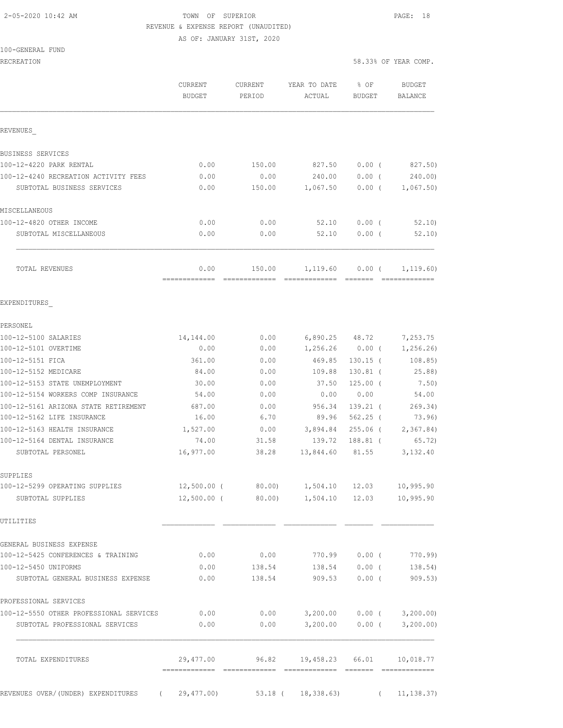TOWN OF SUPERIOR
REVENUE & EXPENSE REPORT (UNAUDITED)
AS OF: JANUARY 31ST, 2020

100-GENERAL FUND
RECREATION

58.33% OF YEAR COMP.

| | CURRENT BUDGET | CURRENT PERIOD | YEAR TO DATE ACTUAL | % OF BUDGET | BUDGET BALANCE |
|---|---|---|---|---|---|
| **REVENUES** | | | | | |
| BUSINESS SERVICES | | | | | |
| 100-12-4220 PARK RENTAL | 0.00 | 150.00 | 827.50 | 0.00 | ( 827.50) |
| 100-12-4240 RECREATION ACTIVITY FEES | 0.00 | 0.00 | 240.00 | 0.00 | ( 240.00) |
| SUBTOTAL BUSINESS SERVICES | 0.00 | 150.00 | 1,067.50 | 0.00 | ( 1,067.50) |
| MISCELLANEOUS | | | | | |
| 100-12-4820 OTHER INCOME | 0.00 | 0.00 | 52.10 | 0.00 | ( 52.10) |
| SUBTOTAL MISCELLANEOUS | 0.00 | 0.00 | 52.10 | 0.00 | ( 52.10) |
| TOTAL REVENUES | 0.00 | 150.00 | 1,119.60 | 0.00 | ( 1,119.60) |
| **EXPENDITURES** | | | | | |
| PERSONEL | | | | | |
| 100-12-5100 SALARIES | 14,144.00 | 0.00 | 6,890.25 | 48.72 | 7,253.75 |
| 100-12-5101 OVERTIME | 0.00 | 0.00 | 1,256.26 | 0.00 | ( 1,256.26) |
| 100-12-5151 FICA | 361.00 | 0.00 | 469.85 | 130.15 | ( 108.85) |
| 100-12-5152 MEDICARE | 84.00 | 0.00 | 109.88 | 130.81 | ( 25.88) |
| 100-12-5153 STATE UNEMPLOYMENT | 30.00 | 0.00 | 37.50 | 125.00 | ( 7.50) |
| 100-12-5154 WORKERS COMP INSURANCE | 54.00 | 0.00 | 0.00 | 0.00 | 54.00 |
| 100-12-5161 ARIZONA STATE RETIREMENT | 687.00 | 0.00 | 956.34 | 139.21 | ( 269.34) |
| 100-12-5162 LIFE INSURANCE | 16.00 | 6.70 | 89.96 | 562.25 | ( 73.96) |
| 100-12-5163 HEALTH INSURANCE | 1,527.00 | 0.00 | 3,894.84 | 255.06 | ( 2,367.84) |
| 100-12-5164 DENTAL INSURANCE | 74.00 | 31.58 | 139.72 | 188.81 | ( 65.72) |
| SUBTOTAL PERSONEL | 16,977.00 | 38.28 | 13,844.60 | 81.55 | 3,132.40 |
| SUPPLIES | | | | | |
| 100-12-5299 OPERATING SUPPLIES | 12,500.00 | ( 80.00) | 1,504.10 | 12.03 | 10,995.90 |
| SUBTOTAL SUPPLIES | 12,500.00 | ( 80.00) | 1,504.10 | 12.03 | 10,995.90 |
| UTILITIES | | | | | |
| GENERAL BUSINESS EXPENSE | | | | | |
| 100-12-5425 CONFERENCES & TRAINING | 0.00 | 0.00 | 770.99 | 0.00 | ( 770.99) |
| 100-12-5450 UNIFORMS | 0.00 | 138.54 | 138.54 | 0.00 | ( 138.54) |
| SUBTOTAL GENERAL BUSINESS EXPENSE | 0.00 | 138.54 | 909.53 | 0.00 | ( 909.53) |
| PROFESSIONAL SERVICES | | | | | |
| 100-12-5550 OTHER PROFESSIONAL SERVICES | 0.00 | 0.00 | 3,200.00 | 0.00 | ( 3,200.00) |
| SUBTOTAL PROFESSIONAL SERVICES | 0.00 | 0.00 | 3,200.00 | 0.00 | ( 3,200.00) |
| TOTAL EXPENDITURES | 29,477.00 | 96.82 | 19,458.23 | 66.01 | 10,018.77 |
| REVENUES OVER/(UNDER) EXPENDITURES | ( 29,477.00) | 53.18 | ( 18,338.63) | | ( 11,138.37) |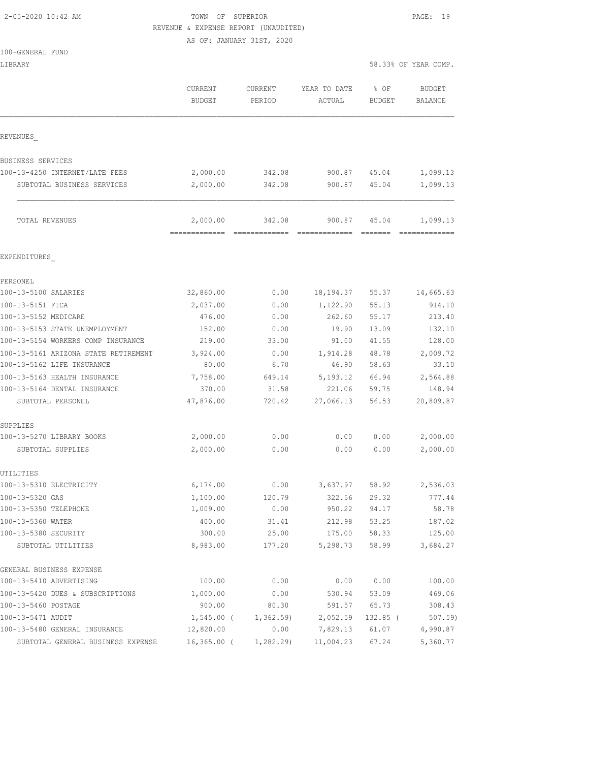2-05-2020 10:42 AM TOWN OF SUPERIOR

REVENUE & EXPENSE REPORT (UNAUDITED)

AS OF: JANUARY 31ST, 2020

100-GENERAL FUND

LIBRARY 58.33% OF YEAR COMP.

| | CURRENT BUDGET | CURRENT PERIOD | YEAR TO DATE ACTUAL | % OF BUDGET | BUDGET BALANCE |
|---|---|---|---|---|---|
| REVENUES_ | | | | | |
| BUSINESS SERVICES | | | | | |
| 100-13-4250 INTERNET/LATE FEES | 2,000.00 | 342.08 | 900.87 | 45.04 | 1,099.13 |
| SUBTOTAL BUSINESS SERVICES | 2,000.00 | 342.08 | 900.87 | 45.04 | 1,099.13 |
| TOTAL REVENUES | 2,000.00 | 342.08 | 900.87 | 45.04 | 1,099.13 |
| EXPENDITURES_ | | | | | |
| PERSONEL | | | | | |
| 100-13-5100 SALARIES | 32,860.00 | 0.00 | 18,194.37 | 55.37 | 14,665.63 |
| 100-13-5151 FICA | 2,037.00 | 0.00 | 1,122.90 | 55.13 | 914.10 |
| 100-13-5152 MEDICARE | 476.00 | 0.00 | 262.60 | 55.17 | 213.40 |
| 100-13-5153 STATE UNEMPLOYMENT | 152.00 | 0.00 | 19.90 | 13.09 | 132.10 |
| 100-13-5154 WORKERS COMP INSURANCE | 219.00 | 33.00 | 91.00 | 41.55 | 128.00 |
| 100-13-5161 ARIZONA STATE RETIREMENT | 3,924.00 | 0.00 | 1,914.28 | 48.78 | 2,009.72 |
| 100-13-5162 LIFE INSURANCE | 80.00 | 6.70 | 46.90 | 58.63 | 33.10 |
| 100-13-5163 HEALTH INSURANCE | 7,758.00 | 649.14 | 5,193.12 | 66.94 | 2,564.88 |
| 100-13-5164 DENTAL INSURANCE | 370.00 | 31.58 | 221.06 | 59.75 | 148.94 |
| SUBTOTAL PERSONEL | 47,876.00 | 720.42 | 27,066.13 | 56.53 | 20,809.87 |
| SUPPLIES | | | | | |
| 100-13-5270 LIBRARY BOOKS | 2,000.00 | 0.00 | 0.00 | 0.00 | 2,000.00 |
| SUBTOTAL SUPPLIES | 2,000.00 | 0.00 | 0.00 | 0.00 | 2,000.00 |
| UTILITIES | | | | | |
| 100-13-5310 ELECTRICITY | 6,174.00 | 0.00 | 3,637.97 | 58.92 | 2,536.03 |
| 100-13-5320 GAS | 1,100.00 | 120.79 | 322.56 | 29.32 | 777.44 |
| 100-13-5350 TELEPHONE | 1,009.00 | 0.00 | 950.22 | 94.17 | 58.78 |
| 100-13-5360 WATER | 400.00 | 31.41 | 212.98 | 53.25 | 187.02 |
| 100-13-5380 SECURITY | 300.00 | 25.00 | 175.00 | 58.33 | 125.00 |
| SUBTOTAL UTILITIES | 8,983.00 | 177.20 | 5,298.73 | 58.99 | 3,684.27 |
| GENERAL BUSINESS EXPENSE | | | | | |
| 100-13-5410 ADVERTISING | 100.00 | 0.00 | 0.00 | 0.00 | 100.00 |
| 100-13-5420 DUES & SUBSCRIPTIONS | 1,000.00 | 0.00 | 530.94 | 53.09 | 469.06 |
| 100-13-5460 POSTAGE | 900.00 | 80.30 | 591.57 | 65.73 | 308.43 |
| 100-13-5471 AUDIT | 1,545.00 | ( 1,362.59) | 2,052.59 | 132.85 | ( 507.59) |
| 100-13-5480 GENERAL INSURANCE | 12,820.00 | 0.00 | 7,829.13 | 61.07 | 4,990.87 |
| SUBTOTAL GENERAL BUSINESS EXPENSE | 16,365.00 | ( 1,282.29) | 11,004.23 | 67.24 | 5,360.77 |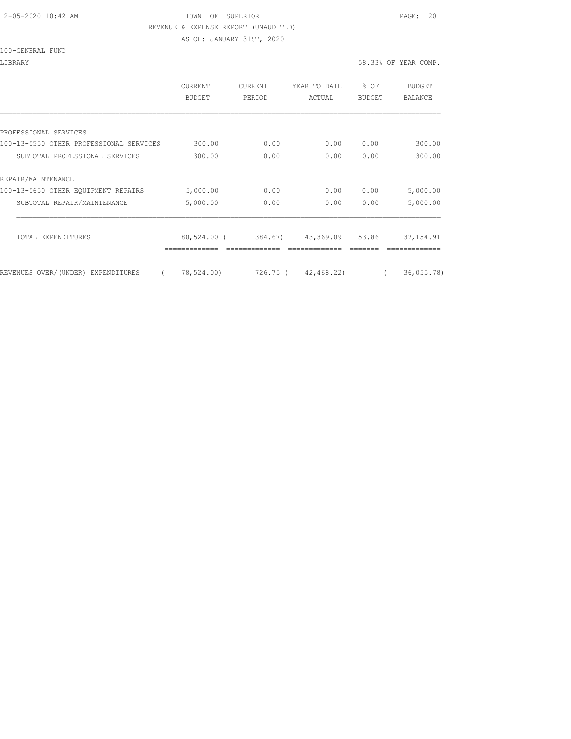TOWN OF SUPERIOR

REVENUE & EXPENSE REPORT (UNAUDITED)

AS OF: JANUARY 31ST, 2020

100-GENERAL FUND

LIBRARY — 58.33% OF YEAR COMP.

| | CURRENT BUDGET | CURRENT PERIOD | YEAR TO DATE ACTUAL | % OF BUDGET | BUDGET BALANCE |
|---|---|---|---|---|---|
| PROFESSIONAL SERVICES | | | | | |
| 100-13-5550 OTHER PROFESSIONAL SERVICES | 300.00 | 0.00 | 0.00 | 0.00 | 300.00 |
| SUBTOTAL PROFESSIONAL SERVICES | 300.00 | 0.00 | 0.00 | 0.00 | 300.00 |
| REPAIR/MAINTENANCE | | | | | |
| 100-13-5650 OTHER EQUIPMENT REPAIRS | 5,000.00 | 0.00 | 0.00 | 0.00 | 5,000.00 |
| SUBTOTAL REPAIR/MAINTENANCE | 5,000.00 | 0.00 | 0.00 | 0.00 | 5,000.00 |
| TOTAL EXPENDITURES | 80,524.00 | ( 384.67) | 43,369.09 | 53.86 | 37,154.91 |
| REVENUES OVER/(UNDER) EXPENDITURES | ( 78,524.00) | 726.75 | ( 42,468.22) | | ( 36,055.78) |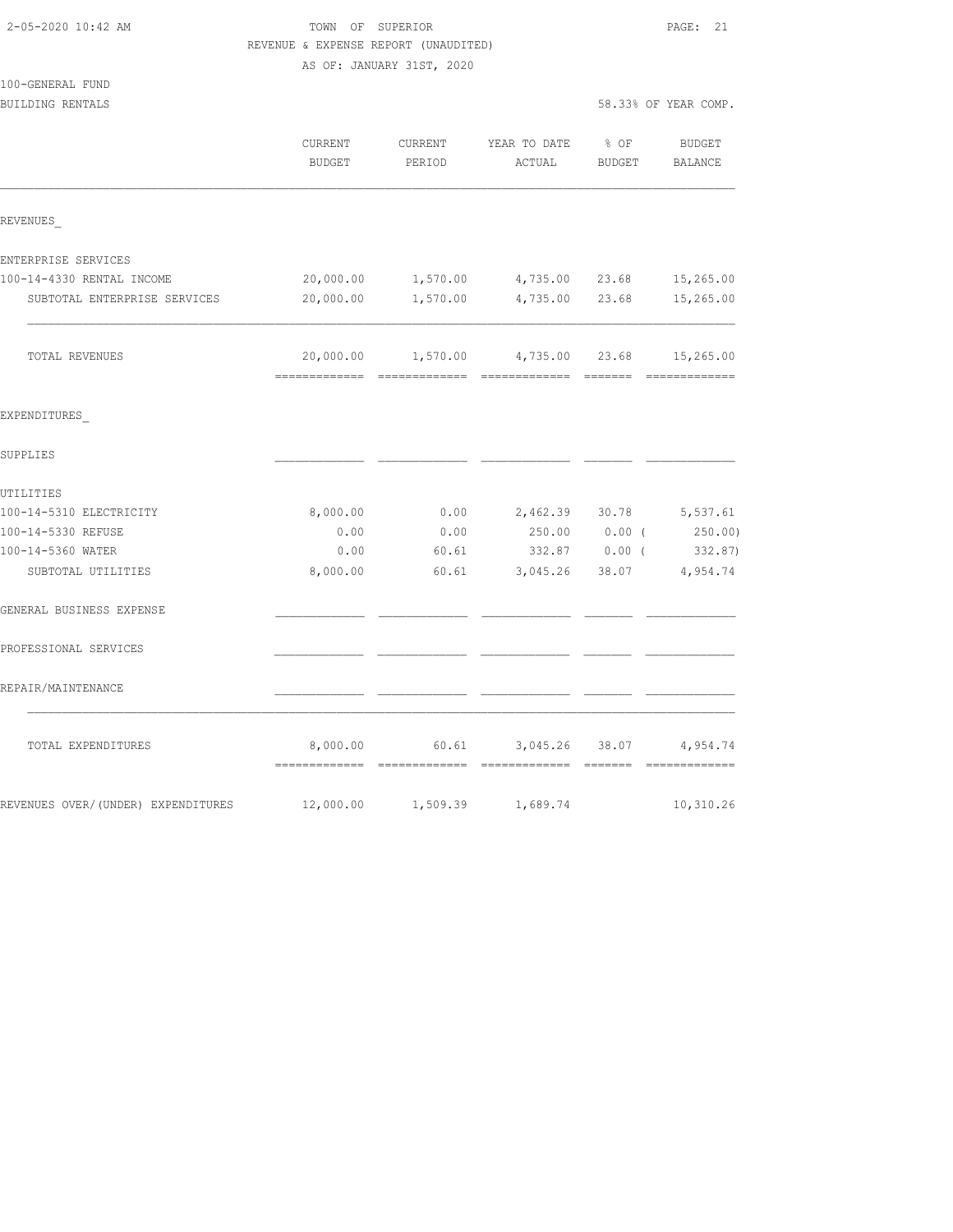2-05-2020 10:42 AM

TOWN OF SUPERIOR

REVENUE & EXPENSE REPORT (UNAUDITED)

AS OF: JANUARY 31ST, 2020

100-GENERAL FUND

BUILDING RENTALS

58.33% OF YEAR COMP.

| | CURRENT BUDGET | CURRENT PERIOD | YEAR TO DATE ACTUAL | % OF BUDGET | BUDGET BALANCE |
|---|---|---|---|---|---|
| REVENUES_ | | | | | |
| ENTERPRISE SERVICES | | | | | |
| 100-14-4330 RENTAL INCOME | 20,000.00 | 1,570.00 | 4,735.00 | 23.68 | 15,265.00 |
| SUBTOTAL ENTERPRISE SERVICES | 20,000.00 | 1,570.00 | 4,735.00 | 23.68 | 15,265.00 |
| TOTAL REVENUES | 20,000.00 | 1,570.00 | 4,735.00 | 23.68 | 15,265.00 |
| EXPENDITURES_ | | | | | |
| SUPPLIES | | | | | |
| UTILITIES | | | | | |
| 100-14-5310 ELECTRICITY | 8,000.00 | 0.00 | 2,462.39 | 30.78 | 5,537.61 |
| 100-14-5330 REFUSE | 0.00 | 0.00 | 250.00 | 0.00 | ( 250.00) |
| 100-14-5360 WATER | 0.00 | 60.61 | 332.87 | 0.00 | ( 332.87) |
| SUBTOTAL UTILITIES | 8,000.00 | 60.61 | 3,045.26 | 38.07 | 4,954.74 |
| GENERAL BUSINESS EXPENSE | | | | | |
| PROFESSIONAL SERVICES | | | | | |
| REPAIR/MAINTENANCE | | | | | |
| TOTAL EXPENDITURES | 8,000.00 | 60.61 | 3,045.26 | 38.07 | 4,954.74 |
| REVENUES OVER/(UNDER) EXPENDITURES | 12,000.00 | 1,509.39 | 1,689.74 | | 10,310.26 |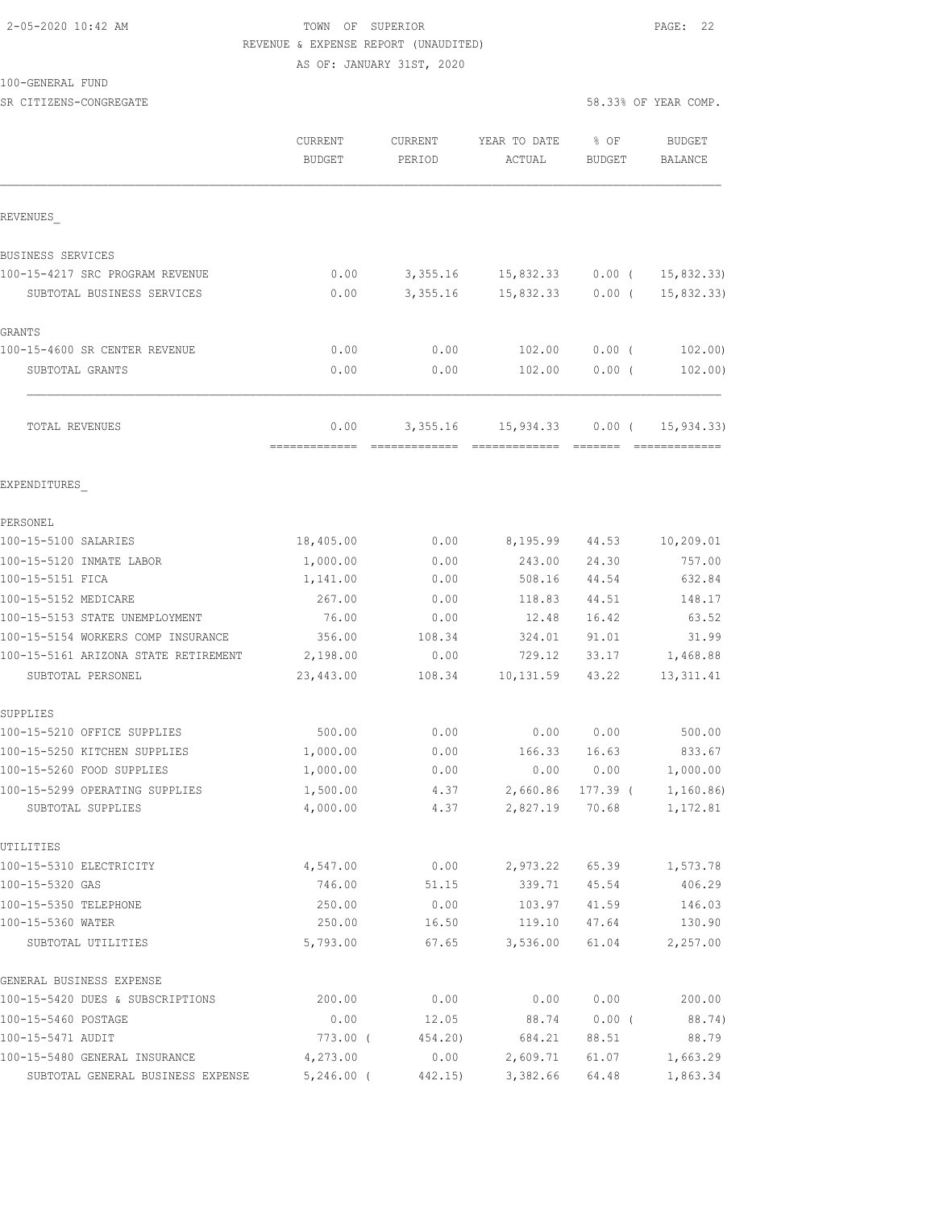2-05-2020 10:42 AM

TOWN OF SUPERIOR
REVENUE & EXPENSE REPORT (UNAUDITED)
AS OF: JANUARY 31ST, 2020

100-GENERAL FUND
SR CITIZENS-CONGREGATE

58.33% OF YEAR COMP.

| | CURRENT BUDGET | CURRENT PERIOD | YEAR TO DATE ACTUAL | % OF BUDGET | BUDGET BALANCE |
|---|---|---|---|---|---|
| REVENUES_ | | | | | |
| BUSINESS SERVICES | | | | | |
| 100-15-4217 SRC PROGRAM REVENUE | 0.00 | 3,355.16 | 15,832.33 | 0.00 ( | 15,832.33) |
| SUBTOTAL BUSINESS SERVICES | 0.00 | 3,355.16 | 15,832.33 | 0.00 ( | 15,832.33) |
| GRANTS | | | | | |
| 100-15-4600 SR CENTER REVENUE | 0.00 | 0.00 | 102.00 | 0.00 ( | 102.00) |
| SUBTOTAL GRANTS | 0.00 | 0.00 | 102.00 | 0.00 ( | 102.00) |
| TOTAL REVENUES | 0.00 | 3,355.16 | 15,934.33 | 0.00 ( | 15,934.33) |
| EXPENDITURES_ | | | | | |
| PERSONEL | | | | | |
| 100-15-5100 SALARIES | 18,405.00 | 0.00 | 8,195.99 | 44.53 | 10,209.01 |
| 100-15-5120 INMATE LABOR | 1,000.00 | 0.00 | 243.00 | 24.30 | 757.00 |
| 100-15-5151 FICA | 1,141.00 | 0.00 | 508.16 | 44.54 | 632.84 |
| 100-15-5152 MEDICARE | 267.00 | 0.00 | 118.83 | 44.51 | 148.17 |
| 100-15-5153 STATE UNEMPLOYMENT | 76.00 | 0.00 | 12.48 | 16.42 | 63.52 |
| 100-15-5154 WORKERS COMP INSURANCE | 356.00 | 108.34 | 324.01 | 91.01 | 31.99 |
| 100-15-5161 ARIZONA STATE RETIREMENT | 2,198.00 | 0.00 | 729.12 | 33.17 | 1,468.88 |
| SUBTOTAL PERSONEL | 23,443.00 | 108.34 | 10,131.59 | 43.22 | 13,311.41 |
| SUPPLIES | | | | | |
| 100-15-5210 OFFICE SUPPLIES | 500.00 | 0.00 | 0.00 | 0.00 | 500.00 |
| 100-15-5250 KITCHEN SUPPLIES | 1,000.00 | 0.00 | 166.33 | 16.63 | 833.67 |
| 100-15-5260 FOOD SUPPLIES | 1,000.00 | 0.00 | 0.00 | 0.00 | 1,000.00 |
| 100-15-5299 OPERATING SUPPLIES | 1,500.00 | 4.37 | 2,660.86 | 177.39 ( | 1,160.86) |
| SUBTOTAL SUPPLIES | 4,000.00 | 4.37 | 2,827.19 | 70.68 | 1,172.81 |
| UTILITIES | | | | | |
| 100-15-5310 ELECTRICITY | 4,547.00 | 0.00 | 2,973.22 | 65.39 | 1,573.78 |
| 100-15-5320 GAS | 746.00 | 51.15 | 339.71 | 45.54 | 406.29 |
| 100-15-5350 TELEPHONE | 250.00 | 0.00 | 103.97 | 41.59 | 146.03 |
| 100-15-5360 WATER | 250.00 | 16.50 | 119.10 | 47.64 | 130.90 |
| SUBTOTAL UTILITIES | 5,793.00 | 67.65 | 3,536.00 | 61.04 | 2,257.00 |
| GENERAL BUSINESS EXPENSE | | | | | |
| 100-15-5420 DUES & SUBSCRIPTIONS | 200.00 | 0.00 | 0.00 | 0.00 | 200.00 |
| 100-15-5460 POSTAGE | 0.00 | 12.05 | 88.74 | 0.00 ( | 88.74) |
| 100-15-5471 AUDIT | 773.00 ( | 454.20) | 684.21 | 88.51 | 88.79 |
| 100-15-5480 GENERAL INSURANCE | 4,273.00 | 0.00 | 2,609.71 | 61.07 | 1,663.29 |
| SUBTOTAL GENERAL BUSINESS EXPENSE | 5,246.00 ( | 442.15) | 3,382.66 | 64.48 | 1,863.34 |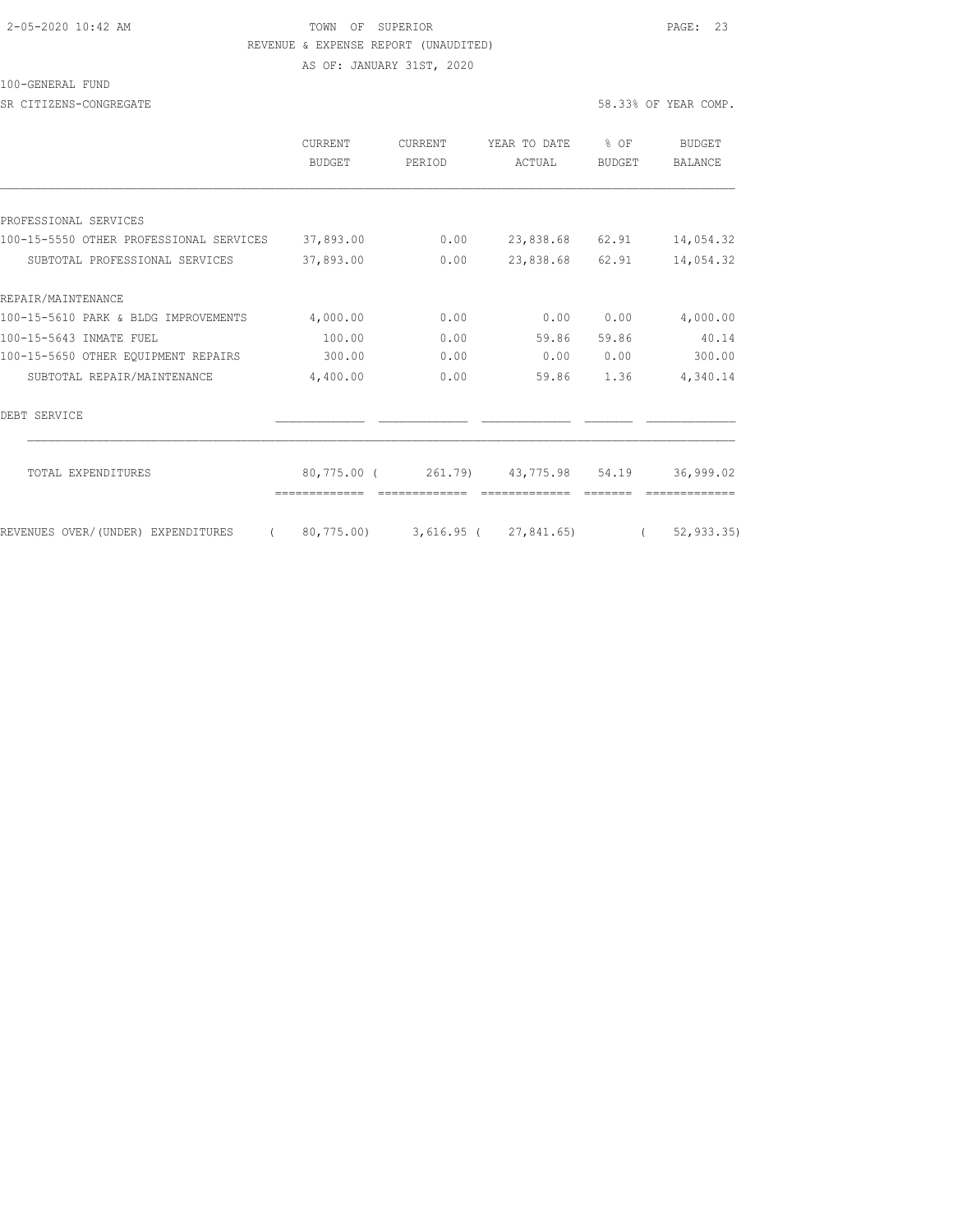2-05-2020 10:42 AM TOWN OF SUPERIOR

REVENUE & EXPENSE REPORT (UNAUDITED)

AS OF: JANUARY 31ST, 2020

100-GENERAL FUND

SR CITIZENS-CONGREGATE 58.33% OF YEAR COMP.

| | CURRENT BUDGET | CURRENT PERIOD | YEAR TO DATE ACTUAL | % OF BUDGET | BUDGET BALANCE |
|---|---|---|---|---|---|
| PROFESSIONAL SERVICES | | | | | |
| 100-15-5550 OTHER PROFESSIONAL SERVICES | 37,893.00 | 0.00 | 23,838.68 | 62.91 | 14,054.32 |
| SUBTOTAL PROFESSIONAL SERVICES | 37,893.00 | 0.00 | 23,838.68 | 62.91 | 14,054.32 |
| REPAIR/MAINTENANCE | | | | | |
| 100-15-5610 PARK & BLDG IMPROVEMENTS | 4,000.00 | 0.00 | 0.00 | 0.00 | 4,000.00 |
| 100-15-5643 INMATE FUEL | 100.00 | 0.00 | 59.86 | 59.86 | 40.14 |
| 100-15-5650 OTHER EQUIPMENT REPAIRS | 300.00 | 0.00 | 0.00 | 0.00 | 300.00 |
| SUBTOTAL REPAIR/MAINTENANCE | 4,400.00 | 0.00 | 59.86 | 1.36 | 4,340.14 |
| DEBT SERVICE | | | | | |
| TOTAL EXPENDITURES | 80,775.00 | ( 261.79) | 43,775.98 | 54.19 | 36,999.02 |
| REVENUES OVER/(UNDER) EXPENDITURES | ( 80,775.00) | 3,616.95 | ( 27,841.65) | | ( 52,933.35) |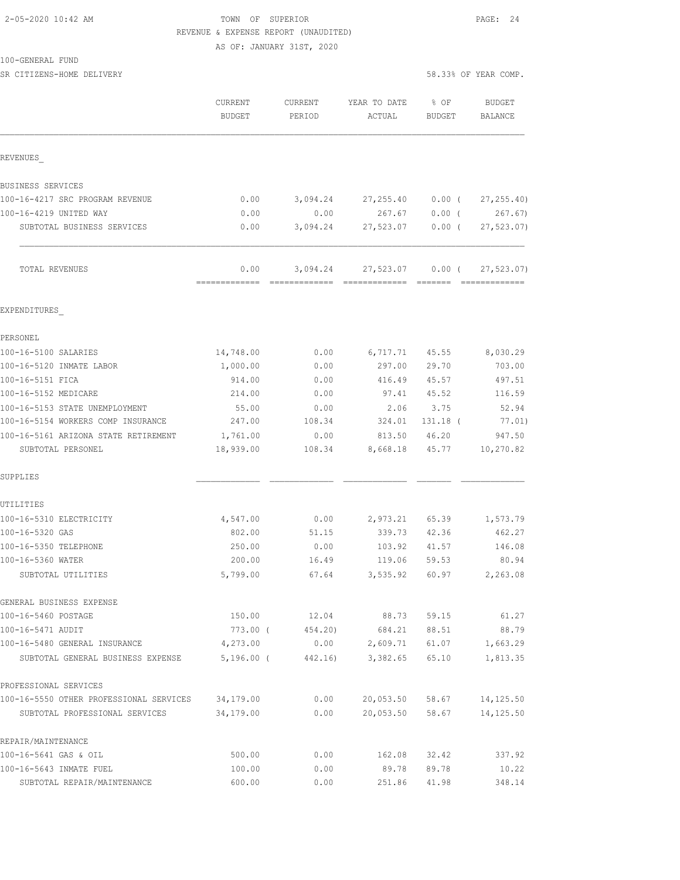TOWN OF SUPERIOR
REVENUE & EXPENSE REPORT (UNAUDITED)
AS OF: JANUARY 31ST, 2020

100-GENERAL FUND

SR CITIZENS-HOME DELIVERY — 58.33% OF YEAR COMP.

| | CURRENT BUDGET | CURRENT PERIOD | YEAR TO DATE ACTUAL | % OF BUDGET | BUDGET BALANCE |
|---|---|---|---|---|---|
| REVENUES_ | | | | | |
| BUSINESS SERVICES | | | | | |
| 100-16-4217 SRC PROGRAM REVENUE | 0.00 | 3,094.24 | 27,255.40 | 0.00 ( | 27,255.40) |
| 100-16-4219 UNITED WAY | 0.00 | 0.00 | 267.67 | 0.00 ( | 267.67) |
| SUBTOTAL BUSINESS SERVICES | 0.00 | 3,094.24 | 27,523.07 | 0.00 ( | 27,523.07) |
| TOTAL REVENUES | 0.00 | 3,094.24 | 27,523.07 | 0.00 ( | 27,523.07) |
| EXPENDITURES_ | | | | | |
| PERSONEL | | | | | |
| 100-16-5100 SALARIES | 14,748.00 | 0.00 | 6,717.71 | 45.55 | 8,030.29 |
| 100-16-5120 INMATE LABOR | 1,000.00 | 0.00 | 297.00 | 29.70 | 703.00 |
| 100-16-5151 FICA | 914.00 | 0.00 | 416.49 | 45.57 | 497.51 |
| 100-16-5152 MEDICARE | 214.00 | 0.00 | 97.41 | 45.52 | 116.59 |
| 100-16-5153 STATE UNEMPLOYMENT | 55.00 | 0.00 | 2.06 | 3.75 | 52.94 |
| 100-16-5154 WORKERS COMP INSURANCE | 247.00 | 108.34 | 324.01 | 131.18 ( | 77.01) |
| 100-16-5161 ARIZONA STATE RETIREMENT | 1,761.00 | 0.00 | 813.50 | 46.20 | 947.50 |
| SUBTOTAL PERSONEL | 18,939.00 | 108.34 | 8,668.18 | 45.77 | 10,270.82 |
| SUPPLIES | | | | | |
| UTILITIES | | | | | |
| 100-16-5310 ELECTRICITY | 4,547.00 | 0.00 | 2,973.21 | 65.39 | 1,573.79 |
| 100-16-5320 GAS | 802.00 | 51.15 | 339.73 | 42.36 | 462.27 |
| 100-16-5350 TELEPHONE | 250.00 | 0.00 | 103.92 | 41.57 | 146.08 |
| 100-16-5360 WATER | 200.00 | 16.49 | 119.06 | 59.53 | 80.94 |
| SUBTOTAL UTILITIES | 5,799.00 | 67.64 | 3,535.92 | 60.97 | 2,263.08 |
| GENERAL BUSINESS EXPENSE | | | | | |
| 100-16-5460 POSTAGE | 150.00 | 12.04 | 88.73 | 59.15 | 61.27 |
| 100-16-5471 AUDIT | 773.00 ( | 454.20) | 684.21 | 88.51 | 88.79 |
| 100-16-5480 GENERAL INSURANCE | 4,273.00 | 0.00 | 2,609.71 | 61.07 | 1,663.29 |
| SUBTOTAL GENERAL BUSINESS EXPENSE | 5,196.00 ( | 442.16) | 3,382.65 | 65.10 | 1,813.35 |
| PROFESSIONAL SERVICES | | | | | |
| 100-16-5550 OTHER PROFESSIONAL SERVICES | 34,179.00 | 0.00 | 20,053.50 | 58.67 | 14,125.50 |
| SUBTOTAL PROFESSIONAL SERVICES | 34,179.00 | 0.00 | 20,053.50 | 58.67 | 14,125.50 |
| REPAIR/MAINTENANCE | | | | | |
| 100-16-5641 GAS & OIL | 500.00 | 0.00 | 162.08 | 32.42 | 337.92 |
| 100-16-5643 INMATE FUEL | 100.00 | 0.00 | 89.78 | 89.78 | 10.22 |
| SUBTOTAL REPAIR/MAINTENANCE | 600.00 | 0.00 | 251.86 | 41.98 | 348.14 |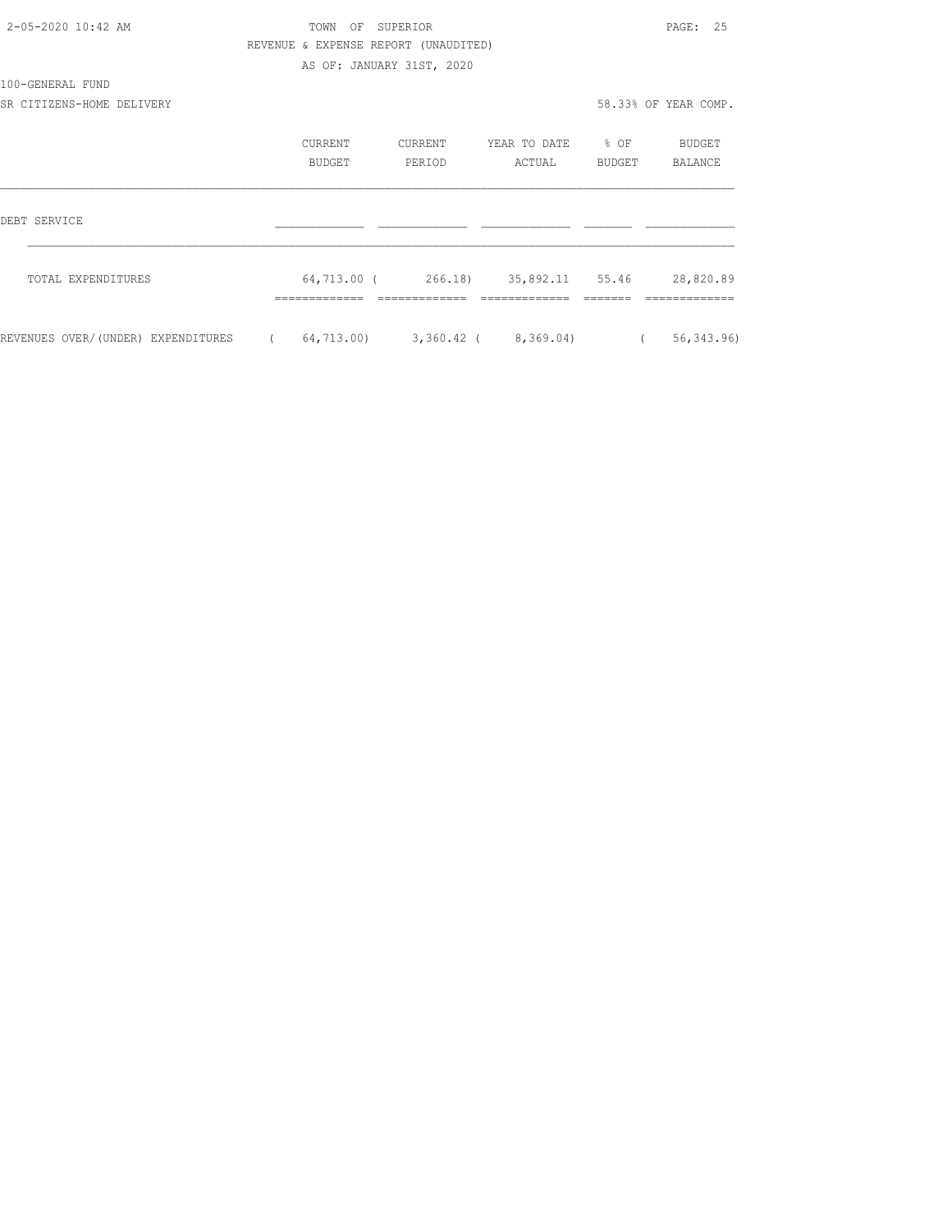TOWN OF SUPERIOR

REVENUE & EXPENSE REPORT (UNAUDITED)

AS OF: JANUARY 31ST, 2020

100-GENERAL FUND

SR CITIZENS-HOME DELIVERY

58.33% OF YEAR COMP.

| | CURRENT BUDGET | CURRENT PERIOD | YEAR TO DATE ACTUAL | % OF BUDGET | BUDGET BALANCE |
|---|---|---|---|---|---|
| DEBT SERVICE | | | | | |
| TOTAL EXPENDITURES | 64,713.00 | ( 266.18) | 35,892.11 | 55.46 | 28,820.89 |
| REVENUES OVER/(UNDER) EXPENDITURES | ( 64,713.00) | 3,360.42 | ( 8,369.04) | | ( 56,343.96) |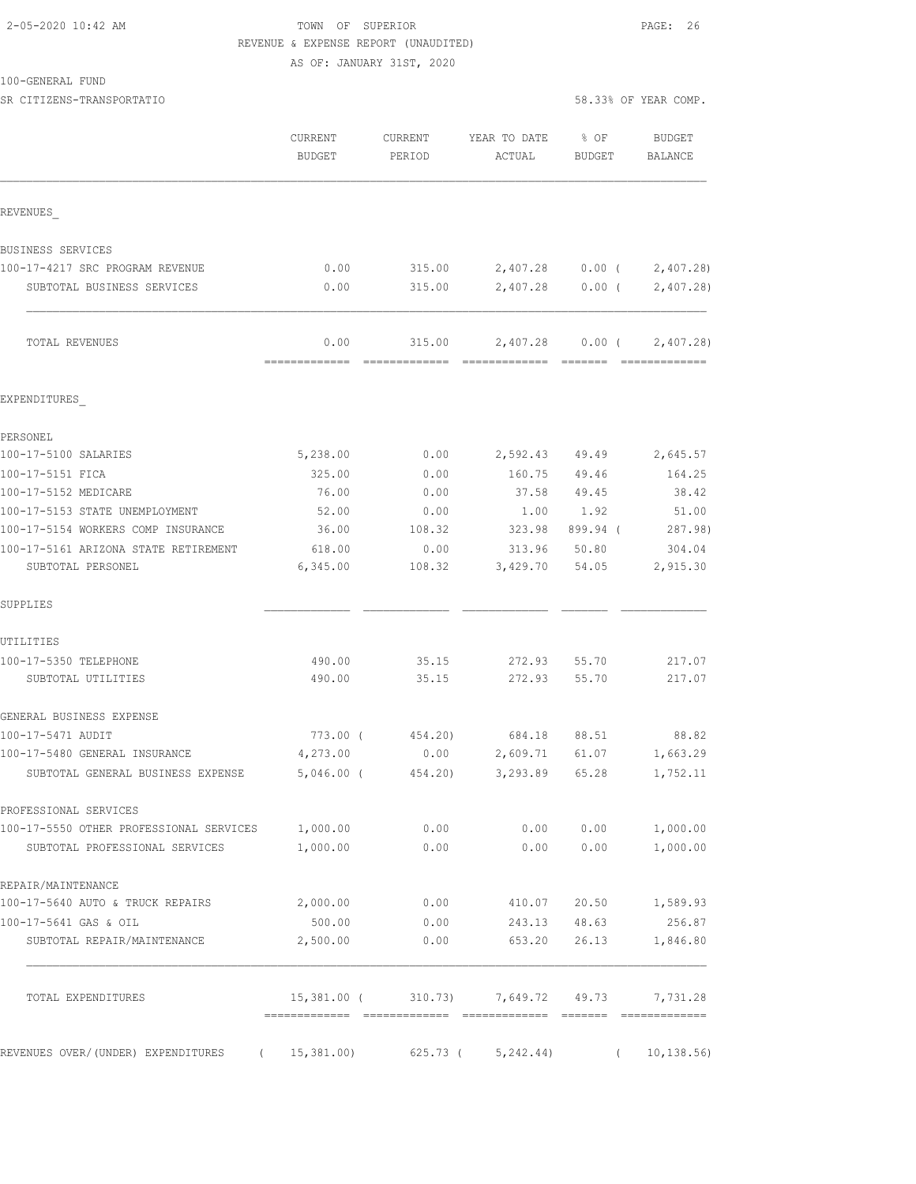2-05-2020 10:42 AM TOWN OF SUPERIOR

REVENUE & EXPENSE REPORT (UNAUDITED)

AS OF: JANUARY 31ST, 2020

100-GENERAL FUND

SR CITIZENS-TRANSPORTATIO 58.33% OF YEAR COMP.

| | CURRENT BUDGET | CURRENT PERIOD | YEAR TO DATE ACTUAL | % OF BUDGET | BUDGET BALANCE |
|---|---|---|---|---|---|
| REVENUES_ | | | | | |
| BUSINESS SERVICES | | | | | |
| 100-17-4217 SRC PROGRAM REVENUE | 0.00 | 315.00 | 2,407.28 | 0.00 ( | 2,407.28) |
| SUBTOTAL BUSINESS SERVICES | 0.00 | 315.00 | 2,407.28 | 0.00 ( | 2,407.28) |
| TOTAL REVENUES | 0.00 | 315.00 | 2,407.28 | 0.00 ( | 2,407.28) |
| EXPENDITURES_ | | | | | |
| PERSONEL | | | | | |
| 100-17-5100 SALARIES | 5,238.00 | 0.00 | 2,592.43 | 49.49 | 2,645.57 |
| 100-17-5151 FICA | 325.00 | 0.00 | 160.75 | 49.46 | 164.25 |
| 100-17-5152 MEDICARE | 76.00 | 0.00 | 37.58 | 49.45 | 38.42 |
| 100-17-5153 STATE UNEMPLOYMENT | 52.00 | 0.00 | 1.00 | 1.92 | 51.00 |
| 100-17-5154 WORKERS COMP INSURANCE | 36.00 | 108.32 | 323.98 | 899.94 ( | 287.98) |
| 100-17-5161 ARIZONA STATE RETIREMENT | 618.00 | 0.00 | 313.96 | 50.80 | 304.04 |
| SUBTOTAL PERSONEL | 6,345.00 | 108.32 | 3,429.70 | 54.05 | 2,915.30 |
| SUPPLIES | | | | | |
| UTILITIES | | | | | |
| 100-17-5350 TELEPHONE | 490.00 | 35.15 | 272.93 | 55.70 | 217.07 |
| SUBTOTAL UTILITIES | 490.00 | 35.15 | 272.93 | 55.70 | 217.07 |
| GENERAL BUSINESS EXPENSE | | | | | |
| 100-17-5471 AUDIT | 773.00 ( | 454.20) | 684.18 | 88.51 | 88.82 |
| 100-17-5480 GENERAL INSURANCE | 4,273.00 | 0.00 | 2,609.71 | 61.07 | 1,663.29 |
| SUBTOTAL GENERAL BUSINESS EXPENSE | 5,046.00 ( | 454.20) | 3,293.89 | 65.28 | 1,752.11 |
| PROFESSIONAL SERVICES | | | | | |
| 100-17-5550 OTHER PROFESSIONAL SERVICES | 1,000.00 | 0.00 | 0.00 | 0.00 | 1,000.00 |
| SUBTOTAL PROFESSIONAL SERVICES | 1,000.00 | 0.00 | 0.00 | 0.00 | 1,000.00 |
| REPAIR/MAINTENANCE | | | | | |
| 100-17-5640 AUTO & TRUCK REPAIRS | 2,000.00 | 0.00 | 410.07 | 20.50 | 1,589.93 |
| 100-17-5641 GAS & OIL | 500.00 | 0.00 | 243.13 | 48.63 | 256.87 |
| SUBTOTAL REPAIR/MAINTENANCE | 2,500.00 | 0.00 | 653.20 | 26.13 | 1,846.80 |
| TOTAL EXPENDITURES | 15,381.00 ( | 310.73) | 7,649.72 | 49.73 | 7,731.28 |
| REVENUES OVER/(UNDER) EXPENDITURES | ( 15,381.00) | 625.73 ( | 5,242.44) | ( | 10,138.56) |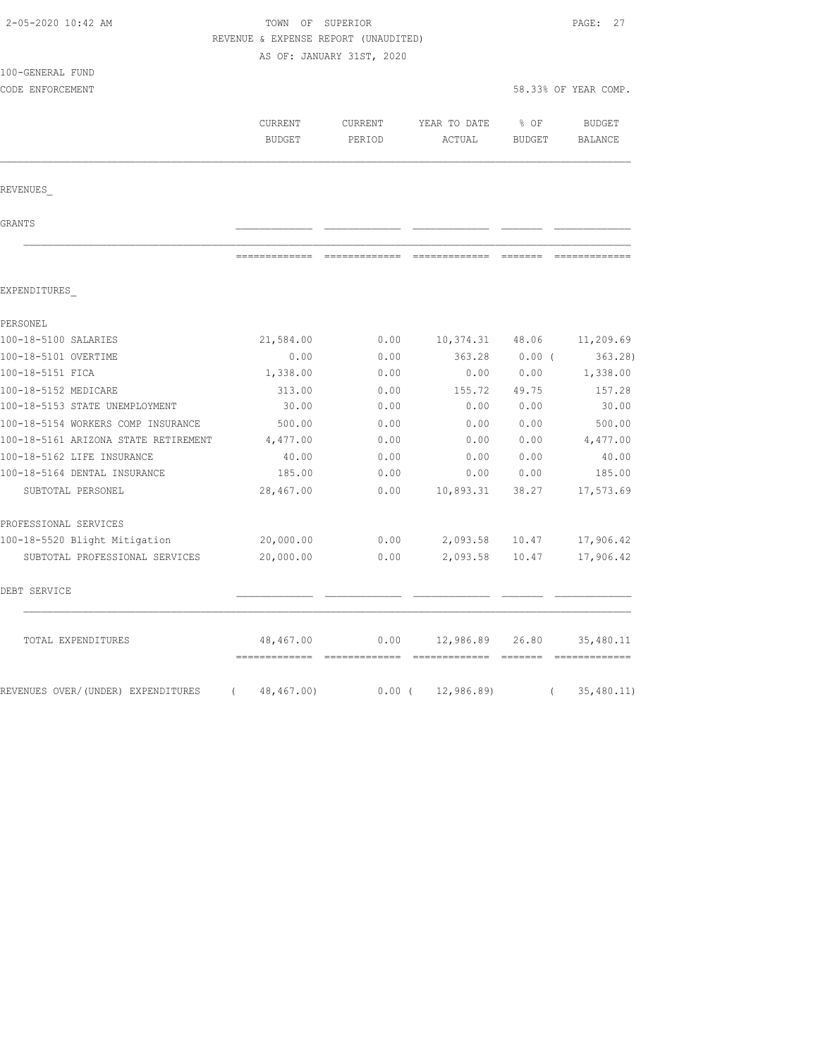TOWN OF SUPERIOR
REVENUE & EXPENSE REPORT (UNAUDITED)
AS OF: JANUARY 31ST, 2020

100-GENERAL FUND
CODE ENFORCEMENT

58.33% OF YEAR COMP.

| | CURRENT BUDGET | CURRENT PERIOD | YEAR TO DATE ACTUAL | % OF BUDGET | BUDGET BALANCE |
|---|---|---|---|---|---|
| REVENUES_ | | | | | |
| GRANTS | | | | | |
| EXPENDITURES_ | | | | | |
| PERSONEL | | | | | |
| 100-18-5100 SALARIES | 21,584.00 | 0.00 | 10,374.31 | 48.06 | 11,209.69 |
| 100-18-5101 OVERTIME | 0.00 | 0.00 | 363.28 | 0.00 | ( 363.28) |
| 100-18-5151 FICA | 1,338.00 | 0.00 | 0.00 | 0.00 | 1,338.00 |
| 100-18-5152 MEDICARE | 313.00 | 0.00 | 155.72 | 49.75 | 157.28 |
| 100-18-5153 STATE UNEMPLOYMENT | 30.00 | 0.00 | 0.00 | 0.00 | 30.00 |
| 100-18-5154 WORKERS COMP INSURANCE | 500.00 | 0.00 | 0.00 | 0.00 | 500.00 |
| 100-18-5161 ARIZONA STATE RETIREMENT | 4,477.00 | 0.00 | 0.00 | 0.00 | 4,477.00 |
| 100-18-5162 LIFE INSURANCE | 40.00 | 0.00 | 0.00 | 0.00 | 40.00 |
| 100-18-5164 DENTAL INSURANCE | 185.00 | 0.00 | 0.00 | 0.00 | 185.00 |
| SUBTOTAL PERSONEL | 28,467.00 | 0.00 | 10,893.31 | 38.27 | 17,573.69 |
| PROFESSIONAL SERVICES | | | | | |
| 100-18-5520 Blight Mitigation | 20,000.00 | 0.00 | 2,093.58 | 10.47 | 17,906.42 |
| SUBTOTAL PROFESSIONAL SERVICES | 20,000.00 | 0.00 | 2,093.58 | 10.47 | 17,906.42 |
| DEBT SERVICE | | | | | |
| TOTAL EXPENDITURES | 48,467.00 | 0.00 | 12,986.89 | 26.80 | 35,480.11 |
| REVENUES OVER/(UNDER) EXPENDITURES | ( 48,467.00) | 0.00 | ( 12,986.89) | | ( 35,480.11) |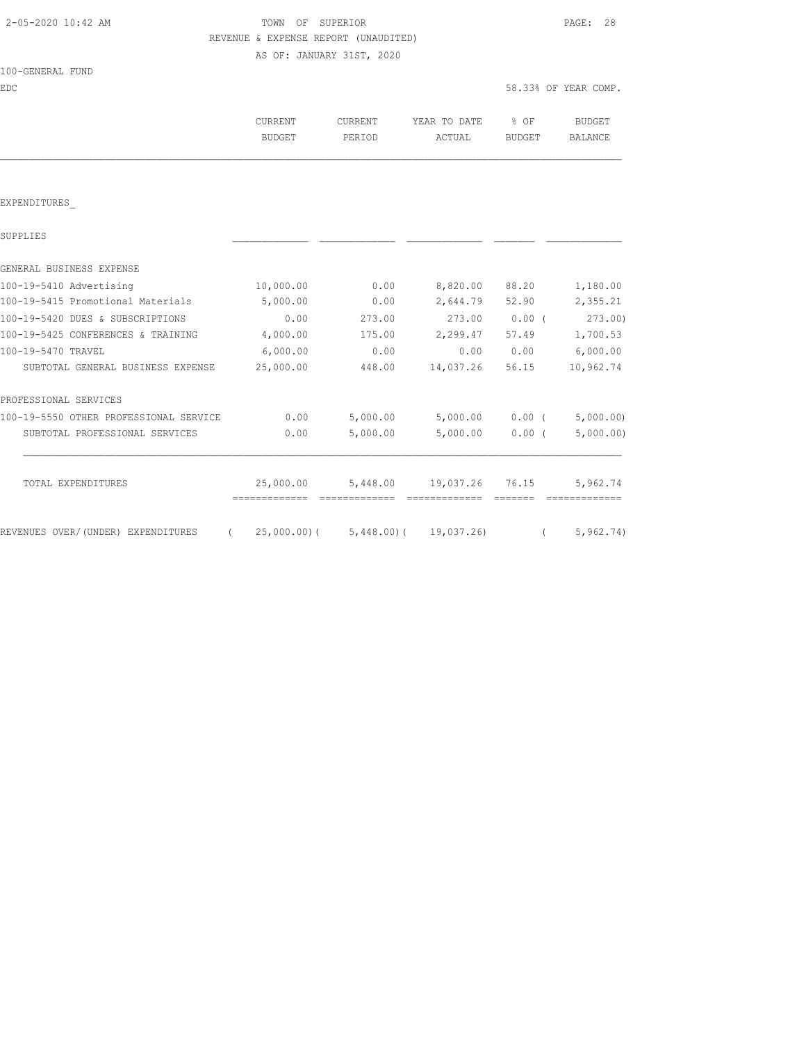2-05-2020 10:42 AM

TOWN OF SUPERIOR

REVENUE & EXPENSE REPORT (UNAUDITED)

AS OF: JANUARY 31ST, 2020

100-GENERAL FUND

EDC — 58.33% OF YEAR COMP.

| | CURRENT BUDGET | CURRENT PERIOD | YEAR TO DATE ACTUAL | % OF BUDGET | BUDGET BALANCE |
|---|---|---|---|---|---|
| EXPENDITURES_ | | | | | |
| SUPPLIES | | | | | |
| GENERAL BUSINESS EXPENSE | | | | | |
| 100-19-5410 Advertising | 10,000.00 | 0.00 | 8,820.00 | 88.20 | 1,180.00 |
| 100-19-5415 Promotional Materials | 5,000.00 | 0.00 | 2,644.79 | 52.90 | 2,355.21 |
| 100-19-5420 DUES & SUBSCRIPTIONS | 0.00 | 273.00 | 273.00 | 0.00 | ( 273.00) |
| 100-19-5425 CONFERENCES & TRAINING | 4,000.00 | 175.00 | 2,299.47 | 57.49 | 1,700.53 |
| 100-19-5470 TRAVEL | 6,000.00 | 0.00 | 0.00 | 0.00 | 6,000.00 |
| SUBTOTAL GENERAL BUSINESS EXPENSE | 25,000.00 | 448.00 | 14,037.26 | 56.15 | 10,962.74 |
| PROFESSIONAL SERVICES | | | | | |
| 100-19-5550 OTHER PROFESSIONAL SERVICE | 0.00 | 5,000.00 | 5,000.00 | 0.00 | ( 5,000.00) |
| SUBTOTAL PROFESSIONAL SERVICES | 0.00 | 5,000.00 | 5,000.00 | 0.00 | ( 5,000.00) |
| TOTAL EXPENDITURES | 25,000.00 | 5,448.00 | 19,037.26 | 76.15 | 5,962.74 |
| REVENUES OVER/(UNDER) EXPENDITURES | ( 25,000.00) | ( 5,448.00) | ( 19,037.26) | | ( 5,962.74) |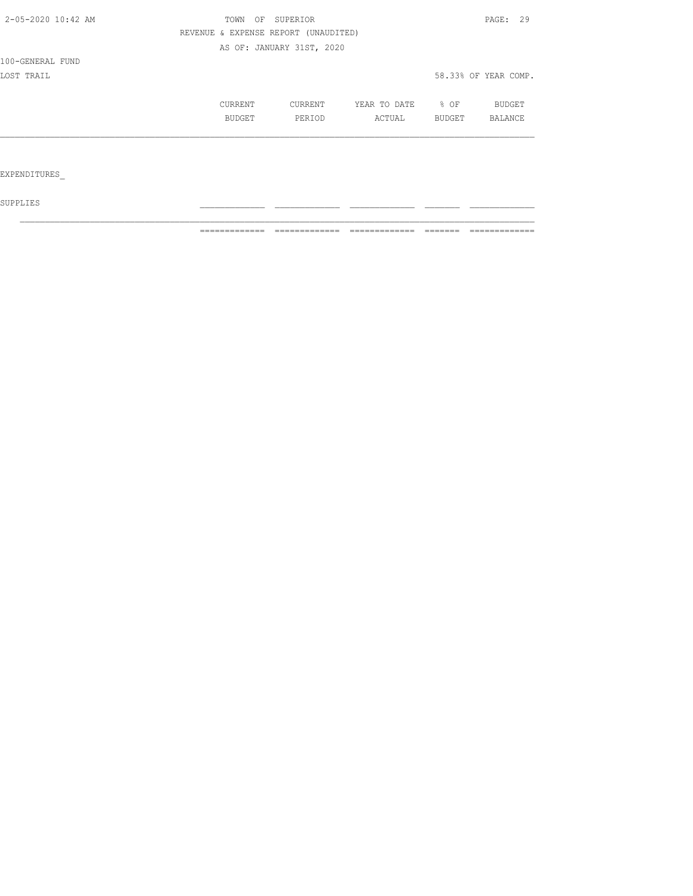TOWN OF SUPERIOR
REVENUE & EXPENSE REPORT (UNAUDITED)
AS OF: JANUARY 31ST, 2020

100-GENERAL FUND
LOST TRAIL

58.33% OF YEAR COMP.

| | CURRENT BUDGET | CURRENT PERIOD | YEAR TO DATE ACTUAL | % OF BUDGET | BUDGET BALANCE |
|---|---|---|---|---|---|
| EXPENDITURES_ | | | | | |
| SUPPLIES | | | | | |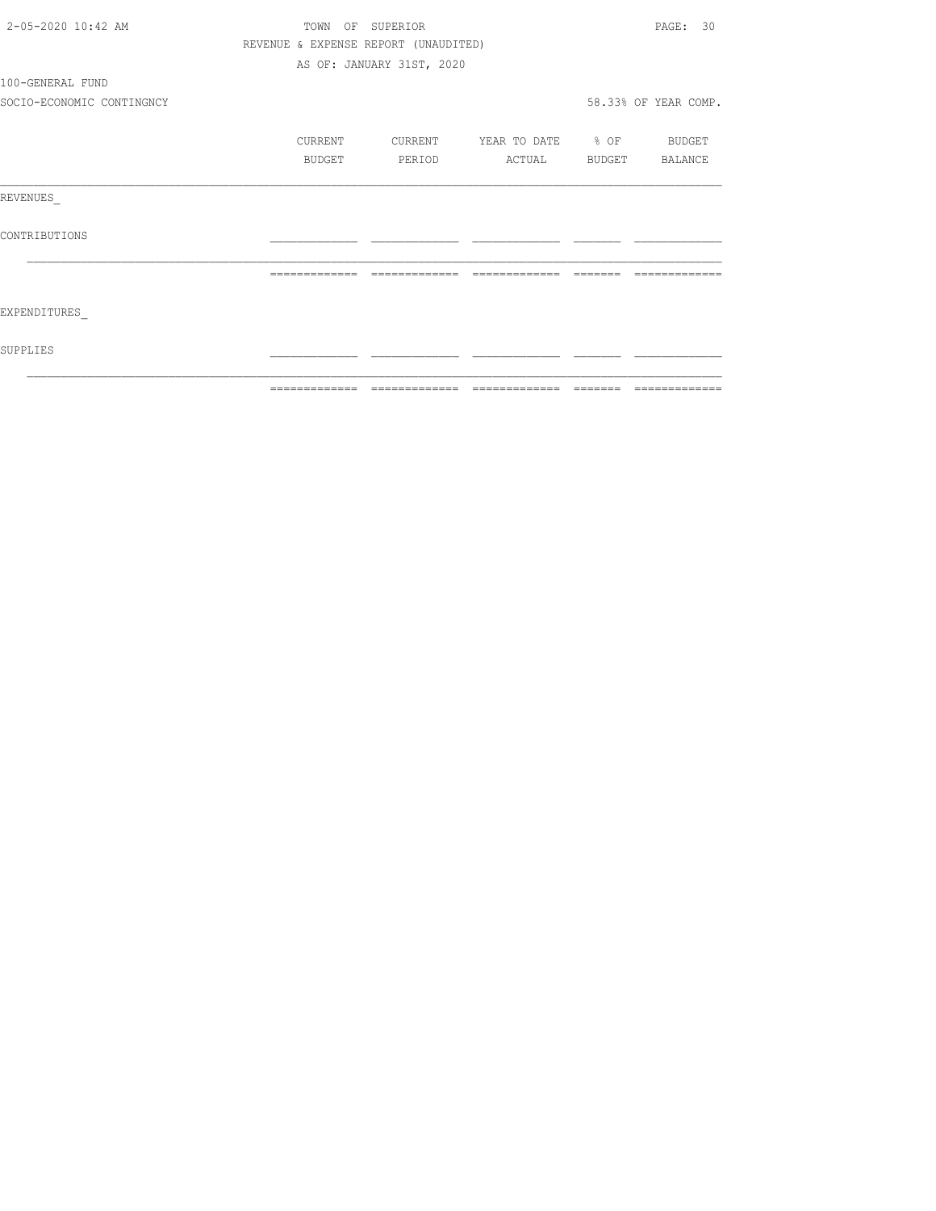TOWN OF SUPERIOR

REVENUE & EXPENSE REPORT (UNAUDITED)

AS OF: JANUARY 31ST, 2020

100-GENERAL FUND

SOCIO-ECONOMIC CONTINGNCY

58.33% OF YEAR COMP.

| | CURRENT BUDGET | CURRENT PERIOD | YEAR TO DATE ACTUAL | % OF BUDGET | BUDGET BALANCE |
|---|---|---|---|---|---|
| REVENUES_ | | | | | |
| CONTRIBUTIONS | | | | | |
| EXPENDITURES_ | | | | | |
| SUPPLIES | | | | | |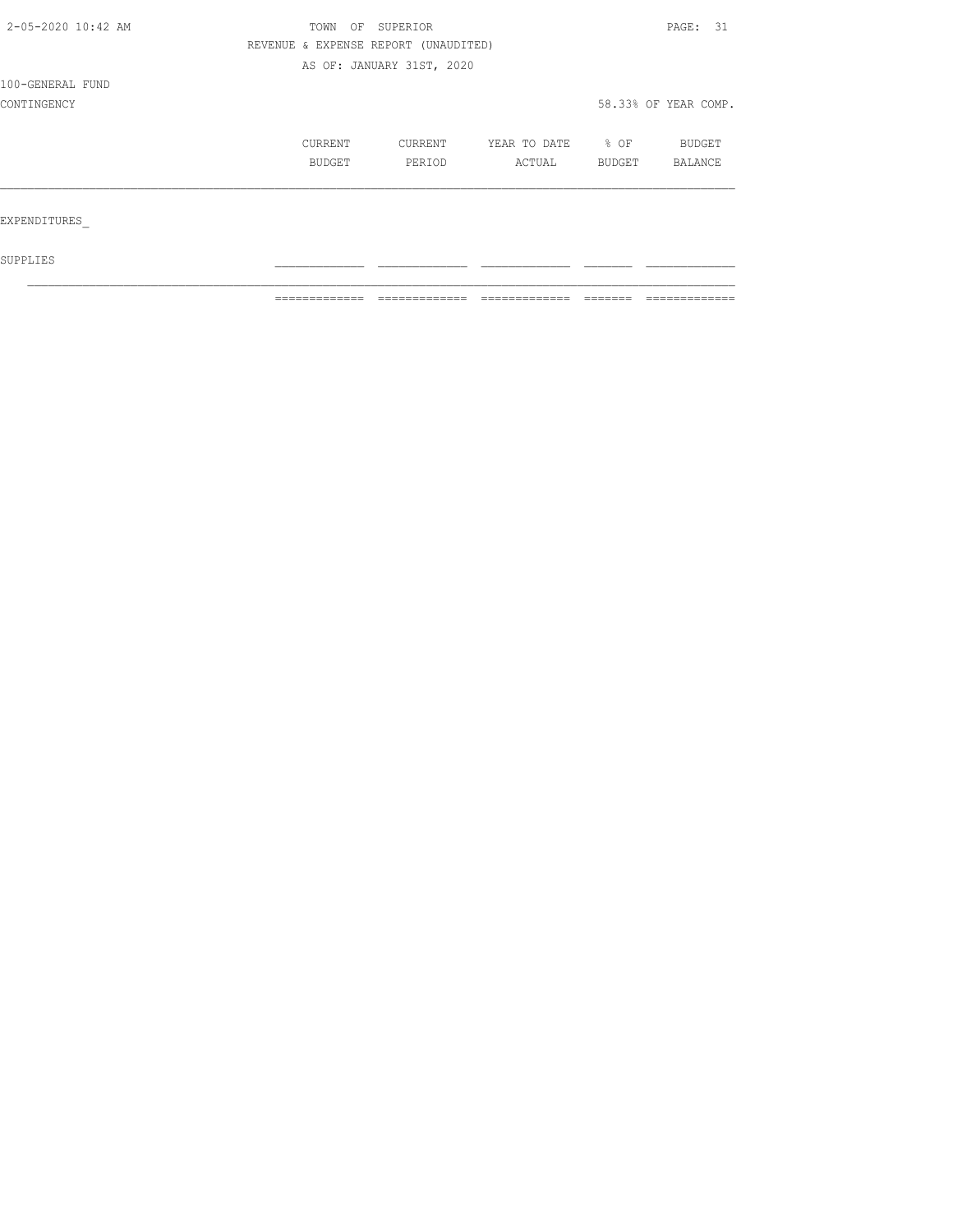TOWN OF SUPERIOR

REVENUE & EXPENSE REPORT (UNAUDITED)

AS OF: JANUARY 31ST, 2020

100-GENERAL FUND

CONTINGENCY

58.33% OF YEAR COMP.

| | CURRENT BUDGET | CURRENT PERIOD | YEAR TO DATE ACTUAL | % OF BUDGET | BUDGET BALANCE |
|---|---|---|---|---|---|
| EXPENDITURES_ | | | | | |
| SUPPLIES | | | | | |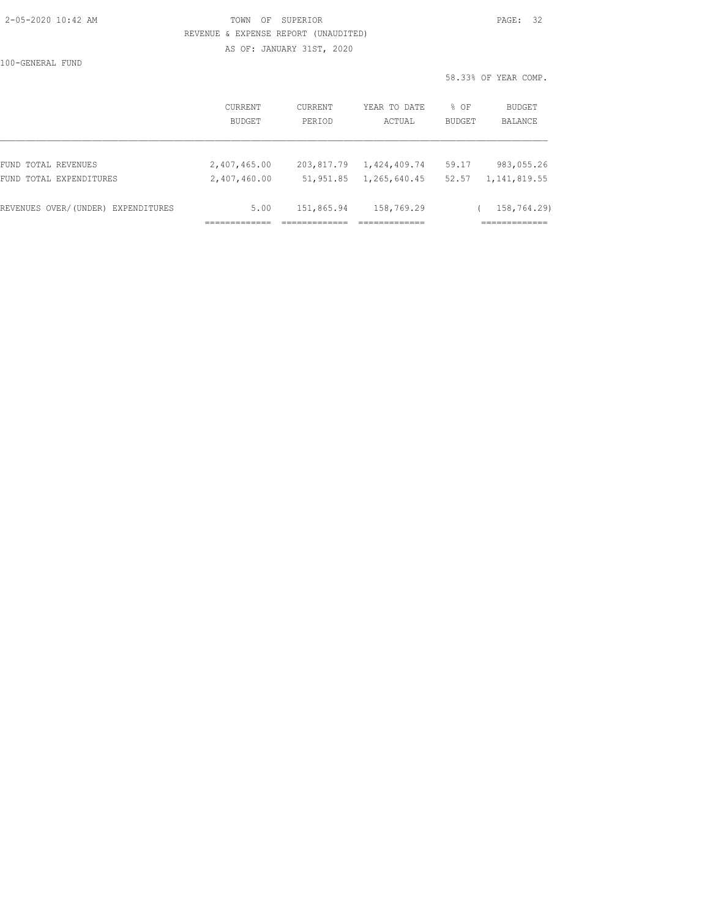TOWN OF SUPERIOR

REVENUE & EXPENSE REPORT (UNAUDITED)

AS OF: JANUARY 31ST, 2020

100-GENERAL FUND

58.33% OF YEAR COMP.

| | CURRENT BUDGET | CURRENT PERIOD | YEAR TO DATE ACTUAL | % OF BUDGET | BUDGET BALANCE |
|---|---|---|---|---|---|
| FUND TOTAL REVENUES | 2,407,465.00 | 203,817.79 | 1,424,409.74 | 59.17 | 983,055.26 |
| FUND TOTAL EXPENDITURES | 2,407,460.00 | 51,951.85 | 1,265,640.45 | 52.57 | 1,141,819.55 |
| REVENUES OVER/(UNDER) EXPENDITURES | 5.00 | 151,865.94 | 158,769.29 | | ( 158,764.29) |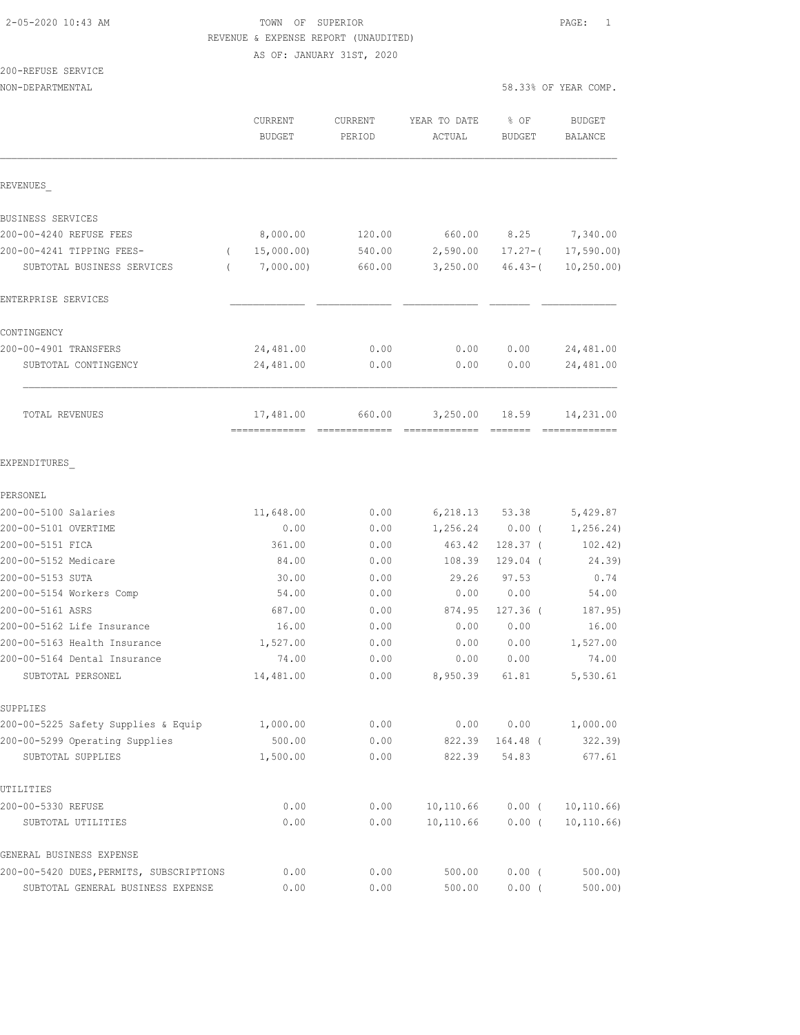2-05-2020 10:43 AM

TOWN OF SUPERIOR

REVENUE & EXPENSE REPORT (UNAUDITED)

AS OF: JANUARY 31ST, 2020

200-REFUSE SERVICE

NON-DEPARTMENTAL

58.33% OF YEAR COMP.

| | CURRENT BUDGET | CURRENT PERIOD | YEAR TO DATE ACTUAL | % OF BUDGET | BUDGET BALANCE |
|---|---|---|---|---|---|
| REVENUES_ | | | | | |
| BUSINESS SERVICES | | | | | |
| 200-00-4240 REFUSE FEES | 8,000.00 | 120.00 | 660.00 | 8.25 | 7,340.00 |
| 200-00-4241 TIPPING FEES- | ( 15,000.00) | 540.00 | 2,590.00 | 17.27-( | 17,590.00) |
| SUBTOTAL BUSINESS SERVICES | ( 7,000.00) | 660.00 | 3,250.00 | 46.43-( | 10,250.00) |
| ENTERPRISE SERVICES | | | | | |
| CONTINGENCY | | | | | |
| 200-00-4901 TRANSFERS | 24,481.00 | 0.00 | 0.00 | 0.00 | 24,481.00 |
| SUBTOTAL CONTINGENCY | 24,481.00 | 0.00 | 0.00 | 0.00 | 24,481.00 |
| TOTAL REVENUES | 17,481.00 | 660.00 | 3,250.00 | 18.59 | 14,231.00 |
| EXPENDITURES_ | | | | | |
| PERSONEL | | | | | |
| 200-00-5100 Salaries | 11,648.00 | 0.00 | 6,218.13 | 53.38 | 5,429.87 |
| 200-00-5101 OVERTIME | 0.00 | 0.00 | 1,256.24 | 0.00 ( | 1,256.24) |
| 200-00-5151 FICA | 361.00 | 0.00 | 463.42 | 128.37 ( | 102.42) |
| 200-00-5152 Medicare | 84.00 | 0.00 | 108.39 | 129.04 ( | 24.39) |
| 200-00-5153 SUTA | 30.00 | 0.00 | 29.26 | 97.53 | 0.74 |
| 200-00-5154 Workers Comp | 54.00 | 0.00 | 0.00 | 0.00 | 54.00 |
| 200-00-5161 ASRS | 687.00 | 0.00 | 874.95 | 127.36 ( | 187.95) |
| 200-00-5162 Life Insurance | 16.00 | 0.00 | 0.00 | 0.00 | 16.00 |
| 200-00-5163 Health Insurance | 1,527.00 | 0.00 | 0.00 | 0.00 | 1,527.00 |
| 200-00-5164 Dental Insurance | 74.00 | 0.00 | 0.00 | 0.00 | 74.00 |
| SUBTOTAL PERSONEL | 14,481.00 | 0.00 | 8,950.39 | 61.81 | 5,530.61 |
| SUPPLIES | | | | | |
| 200-00-5225 Safety Supplies & Equip | 1,000.00 | 0.00 | 0.00 | 0.00 | 1,000.00 |
| 200-00-5299 Operating Supplies | 500.00 | 0.00 | 822.39 | 164.48 ( | 322.39) |
| SUBTOTAL SUPPLIES | 1,500.00 | 0.00 | 822.39 | 54.83 | 677.61 |
| UTILITIES | | | | | |
| 200-00-5330 REFUSE | 0.00 | 0.00 | 10,110.66 | 0.00 ( | 10,110.66) |
| SUBTOTAL UTILITIES | 0.00 | 0.00 | 10,110.66 | 0.00 ( | 10,110.66) |
| GENERAL BUSINESS EXPENSE | | | | | |
| 200-00-5420 DUES,PERMITS, SUBSCRIPTIONS | 0.00 | 0.00 | 500.00 | 0.00 ( | 500.00) |
| SUBTOTAL GENERAL BUSINESS EXPENSE | 0.00 | 0.00 | 500.00 | 0.00 ( | 500.00) |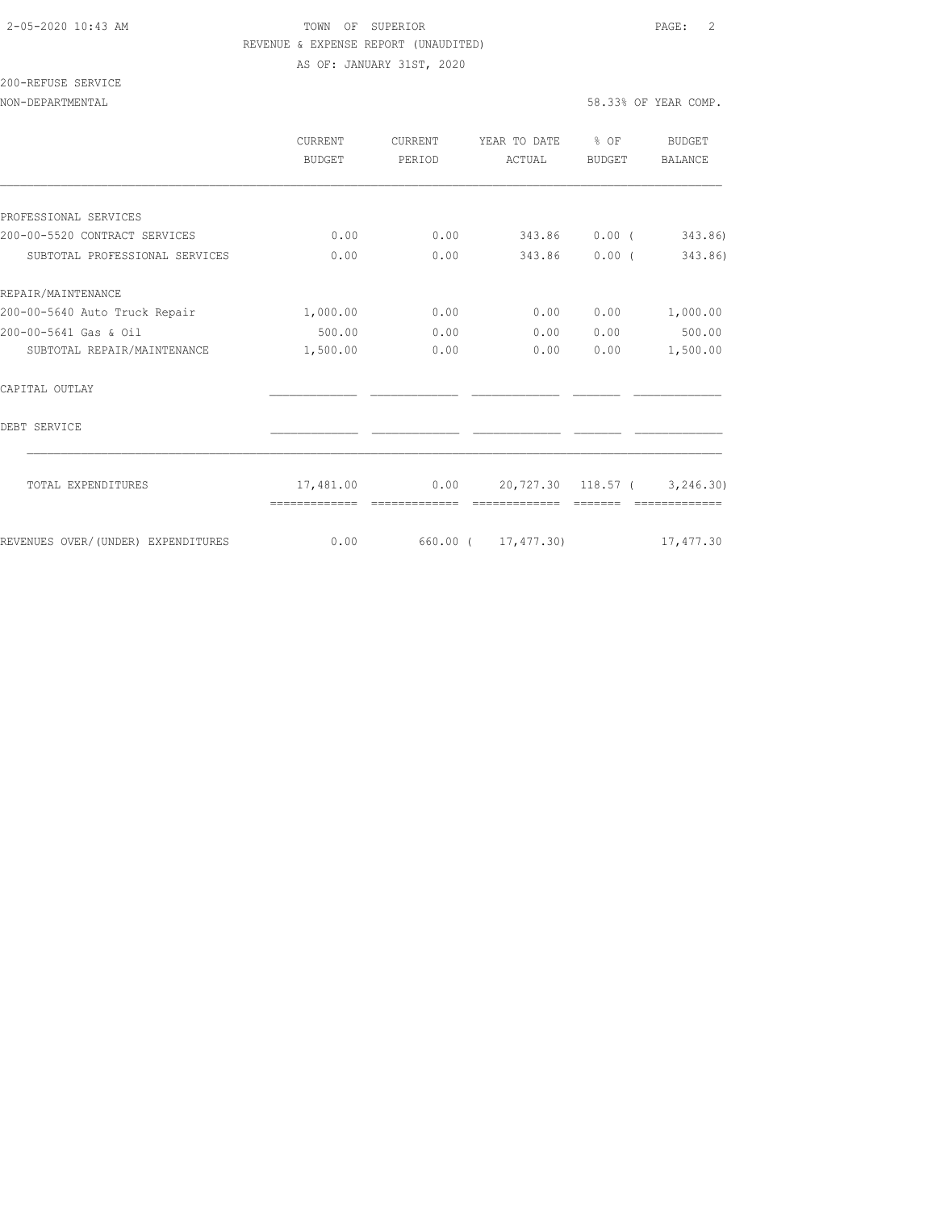2-05-2020 10:43 AM TOWN OF SUPERIOR

REVENUE & EXPENSE REPORT (UNAUDITED)

AS OF: JANUARY 31ST, 2020

200-REFUSE SERVICE

NON-DEPARTMENTAL 58.33% OF YEAR COMP.

| | CURRENT BUDGET | CURRENT PERIOD | YEAR TO DATE ACTUAL | % OF BUDGET | BUDGET BALANCE |
|---|---|---|---|---|---|
| PROFESSIONAL SERVICES | | | | | |
| 200-00-5520 CONTRACT SERVICES | 0.00 | 0.00 | 343.86 | 0.00 ( | 343.86) |
| SUBTOTAL PROFESSIONAL SERVICES | 0.00 | 0.00 | 343.86 | 0.00 ( | 343.86) |
| REPAIR/MAINTENANCE | | | | | |
| 200-00-5640 Auto Truck Repair | 1,000.00 | 0.00 | 0.00 | 0.00 | 1,000.00 |
| 200-00-5641 Gas & Oil | 500.00 | 0.00 | 0.00 | 0.00 | 500.00 |
| SUBTOTAL REPAIR/MAINTENANCE | 1,500.00 | 0.00 | 0.00 | 0.00 | 1,500.00 |
| CAPITAL OUTLAY | | | | | |
| DEBT SERVICE | | | | | |
| TOTAL EXPENDITURES | 17,481.00 | 0.00 | 20,727.30 | 118.57 ( | 3,246.30) |
| REVENUES OVER/(UNDER) EXPENDITURES | 0.00 | 660.00 ( | 17,477.30) | | 17,477.30 |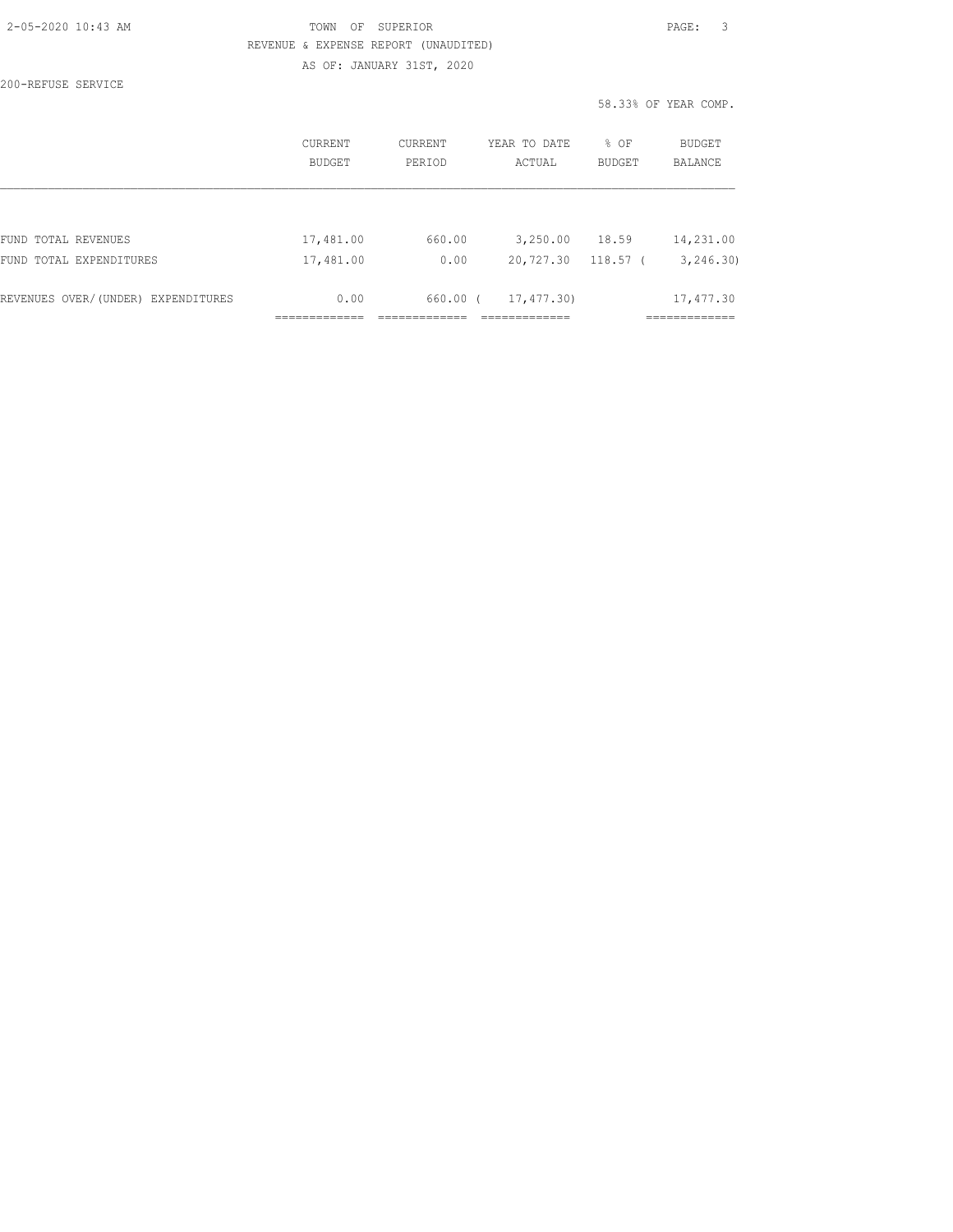200-REFUSE SERVICE

58.33% OF YEAR COMP.

| | CURRENT BUDGET | CURRENT PERIOD | YEAR TO DATE ACTUAL | % OF BUDGET | BUDGET BALANCE |
|---|---|---|---|---|---|
| FUND TOTAL REVENUES | 17,481.00 | 660.00 | 3,250.00 | 18.59 | 14,231.00 |
| FUND TOTAL EXPENDITURES | 17,481.00 | 0.00 | 20,727.30 | 118.57 | ( 3,246.30) |
| REVENUES OVER/(UNDER) EXPENDITURES | 0.00 | 660.00 | ( 17,477.30) | | 17,477.30 |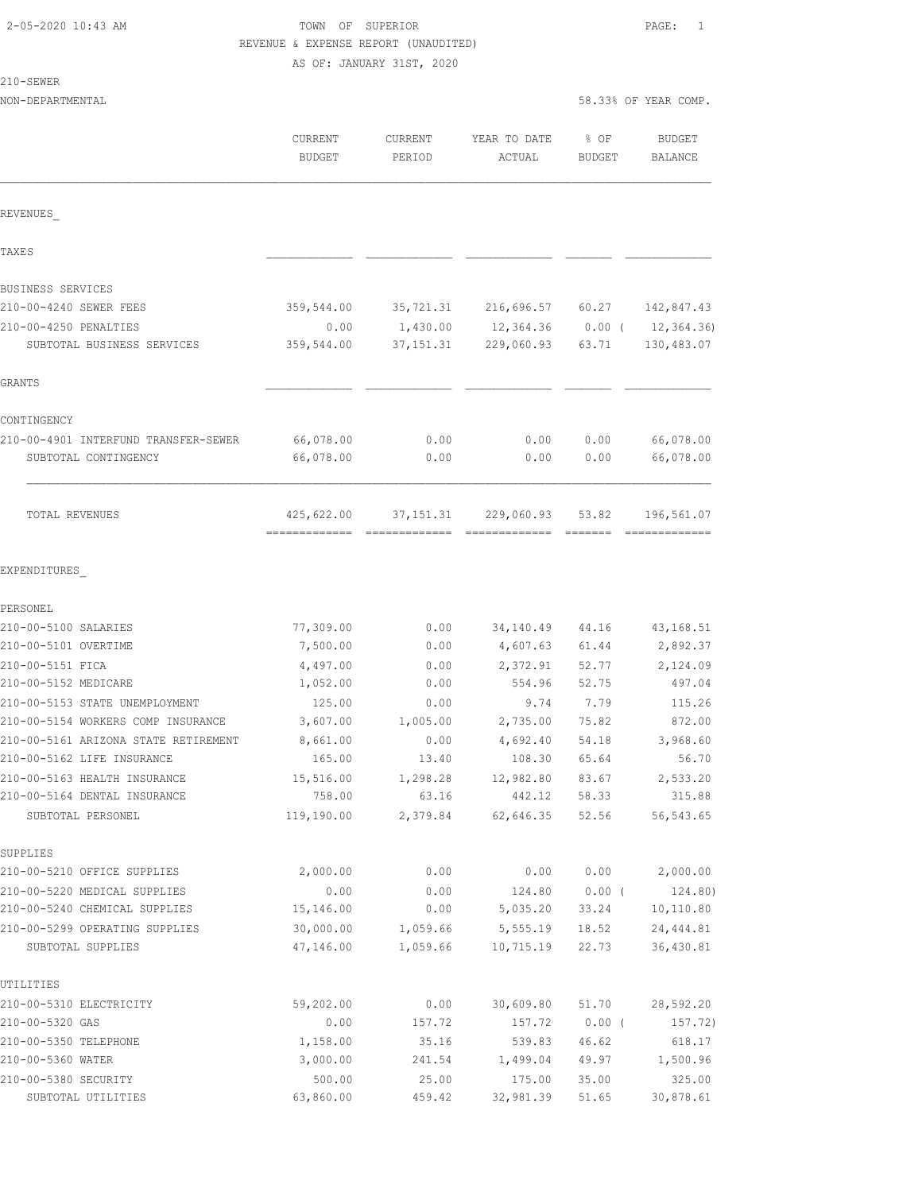2-05-2020 10:43 AM TOWN OF SUPERIOR

REVENUE & EXPENSE REPORT (UNAUDITED)

AS OF: JANUARY 31ST, 2020

210-SEWER

NON-DEPARTMENTAL 58.33% OF YEAR COMP.

| | CURRENT BUDGET | CURRENT PERIOD | YEAR TO DATE ACTUAL | % OF BUDGET | BUDGET BALANCE |
|---|---|---|---|---|---|
| REVENUES_ | | | | | |
| TAXES | | | | | |
| BUSINESS SERVICES | | | | | |
| 210-00-4240 SEWER FEES | 359,544.00 | 35,721.31 | 216,696.57 | 60.27 | 142,847.43 |
| 210-00-4250 PENALTIES | 0.00 | 1,430.00 | 12,364.36 | 0.00 ( | 12,364.36) |
| SUBTOTAL BUSINESS SERVICES | 359,544.00 | 37,151.31 | 229,060.93 | 63.71 | 130,483.07 |
| GRANTS | | | | | |
| CONTINGENCY | | | | | |
| 210-00-4901 INTERFUND TRANSFER-SEWER | 66,078.00 | 0.00 | 0.00 | 0.00 | 66,078.00 |
| SUBTOTAL CONTINGENCY | 66,078.00 | 0.00 | 0.00 | 0.00 | 66,078.00 |
| TOTAL REVENUES | 425,622.00 | 37,151.31 | 229,060.93 | 53.82 | 196,561.07 |
| EXPENDITURES_ | | | | | |
| PERSONEL | | | | | |
| 210-00-5100 SALARIES | 77,309.00 | 0.00 | 34,140.49 | 44.16 | 43,168.51 |
| 210-00-5101 OVERTIME | 7,500.00 | 0.00 | 4,607.63 | 61.44 | 2,892.37 |
| 210-00-5151 FICA | 4,497.00 | 0.00 | 2,372.91 | 52.77 | 2,124.09 |
| 210-00-5152 MEDICARE | 1,052.00 | 0.00 | 554.96 | 52.75 | 497.04 |
| 210-00-5153 STATE UNEMPLOYMENT | 125.00 | 0.00 | 9.74 | 7.79 | 115.26 |
| 210-00-5154 WORKERS COMP INSURANCE | 3,607.00 | 1,005.00 | 2,735.00 | 75.82 | 872.00 |
| 210-00-5161 ARIZONA STATE RETIREMENT | 8,661.00 | 0.00 | 4,692.40 | 54.18 | 3,968.60 |
| 210-00-5162 LIFE INSURANCE | 165.00 | 13.40 | 108.30 | 65.64 | 56.70 |
| 210-00-5163 HEALTH INSURANCE | 15,516.00 | 1,298.28 | 12,982.80 | 83.67 | 2,533.20 |
| 210-00-5164 DENTAL INSURANCE | 758.00 | 63.16 | 442.12 | 58.33 | 315.88 |
| SUBTOTAL PERSONEL | 119,190.00 | 2,379.84 | 62,646.35 | 52.56 | 56,543.65 |
| SUPPLIES | | | | | |
| 210-00-5210 OFFICE SUPPLIES | 2,000.00 | 0.00 | 0.00 | 0.00 | 2,000.00 |
| 210-00-5220 MEDICAL SUPPLIES | 0.00 | 0.00 | 124.80 | 0.00 ( | 124.80) |
| 210-00-5240 CHEMICAL SUPPLIES | 15,146.00 | 0.00 | 5,035.20 | 33.24 | 10,110.80 |
| 210-00-5299 OPERATING SUPPLIES | 30,000.00 | 1,059.66 | 5,555.19 | 18.52 | 24,444.81 |
| SUBTOTAL SUPPLIES | 47,146.00 | 1,059.66 | 10,715.19 | 22.73 | 36,430.81 |
| UTILITIES | | | | | |
| 210-00-5310 ELECTRICITY | 59,202.00 | 0.00 | 30,609.80 | 51.70 | 28,592.20 |
| 210-00-5320 GAS | 0.00 | 157.72 | 157.72 | 0.00 ( | 157.72) |
| 210-00-5350 TELEPHONE | 1,158.00 | 35.16 | 539.83 | 46.62 | 618.17 |
| 210-00-5360 WATER | 3,000.00 | 241.54 | 1,499.04 | 49.97 | 1,500.96 |
| 210-00-5380 SECURITY | 500.00 | 25.00 | 175.00 | 35.00 | 325.00 |
| SUBTOTAL UTILITIES | 63,860.00 | 459.42 | 32,981.39 | 51.65 | 30,878.61 |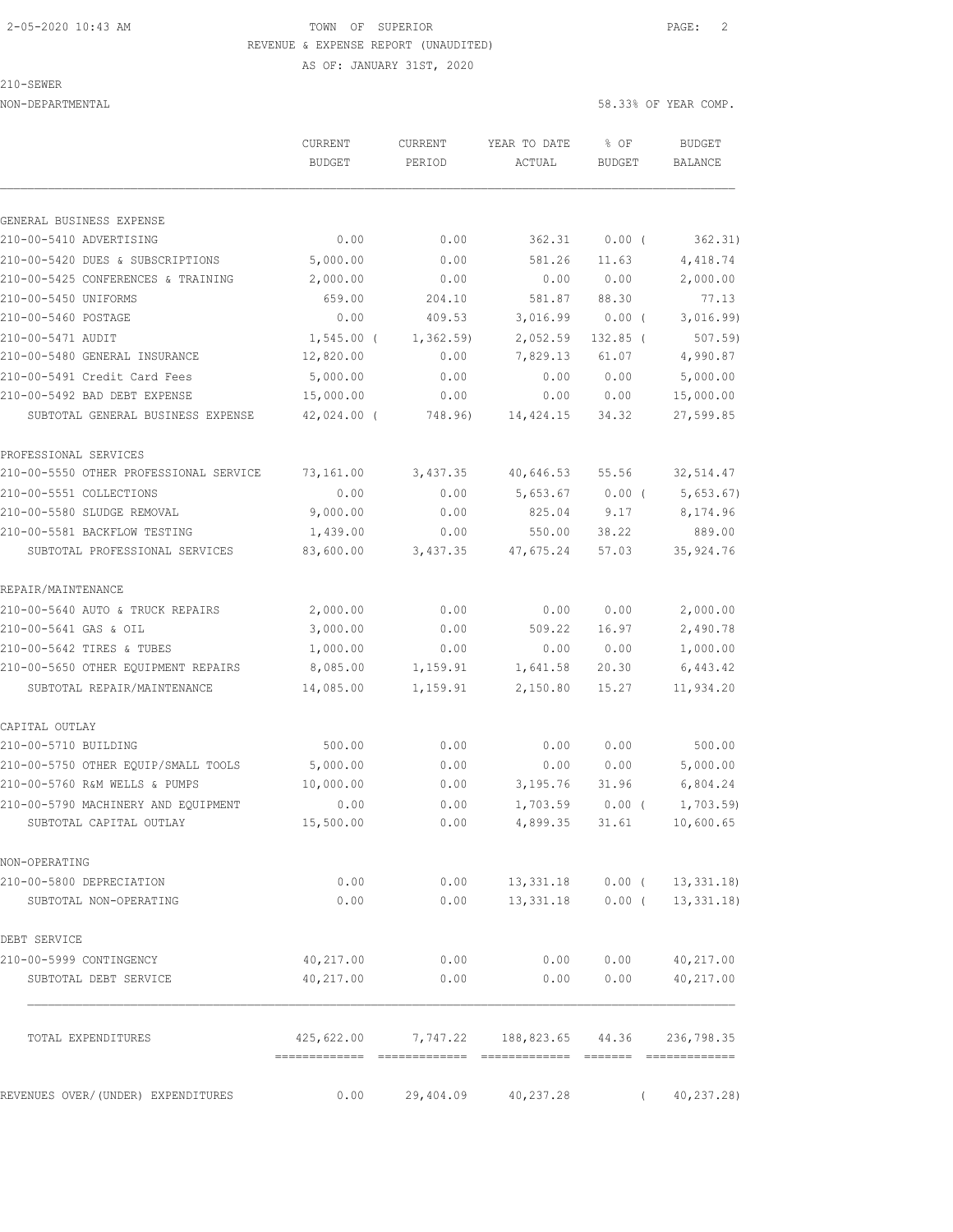TOWN OF SUPERIOR
REVENUE & EXPENSE REPORT (UNAUDITED)
AS OF: JANUARY 31ST, 2020

210-SEWER
NON-DEPARTMENTAL 58.33% OF YEAR COMP.

| | CURRENT BUDGET | CURRENT PERIOD | YEAR TO DATE ACTUAL | % OF BUDGET | BUDGET BALANCE |
|---|---|---|---|---|---|
| GENERAL BUSINESS EXPENSE | | | | | |
| 210-00-5410 ADVERTISING | 0.00 | 0.00 | 362.31 | 0.00 ( | 362.31) |
| 210-00-5420 DUES & SUBSCRIPTIONS | 5,000.00 | 0.00 | 581.26 | 11.63 | 4,418.74 |
| 210-00-5425 CONFERENCES & TRAINING | 2,000.00 | 0.00 | 0.00 | 0.00 | 2,000.00 |
| 210-00-5450 UNIFORMS | 659.00 | 204.10 | 581.87 | 88.30 | 77.13 |
| 210-00-5460 POSTAGE | 0.00 | 409.53 | 3,016.99 | 0.00 ( | 3,016.99) |
| 210-00-5471 AUDIT | 1,545.00 ( | 1,362.59) | 2,052.59 | 132.85 ( | 507.59) |
| 210-00-5480 GENERAL INSURANCE | 12,820.00 | 0.00 | 7,829.13 | 61.07 | 4,990.87 |
| 210-00-5491 Credit Card Fees | 5,000.00 | 0.00 | 0.00 | 0.00 | 5,000.00 |
| 210-00-5492 BAD DEBT EXPENSE | 15,000.00 | 0.00 | 0.00 | 0.00 | 15,000.00 |
| SUBTOTAL GENERAL BUSINESS EXPENSE | 42,024.00 ( | 748.96) | 14,424.15 | 34.32 | 27,599.85 |
| PROFESSIONAL SERVICES | | | | | |
| 210-00-5550 OTHER PROFESSIONAL SERVICE | 73,161.00 | 3,437.35 | 40,646.53 | 55.56 | 32,514.47 |
| 210-00-5551 COLLECTIONS | 0.00 | 0.00 | 5,653.67 | 0.00 ( | 5,653.67) |
| 210-00-5580 SLUDGE REMOVAL | 9,000.00 | 0.00 | 825.04 | 9.17 | 8,174.96 |
| 210-00-5581 BACKFLOW TESTING | 1,439.00 | 0.00 | 550.00 | 38.22 | 889.00 |
| SUBTOTAL PROFESSIONAL SERVICES | 83,600.00 | 3,437.35 | 47,675.24 | 57.03 | 35,924.76 |
| REPAIR/MAINTENANCE | | | | | |
| 210-00-5640 AUTO & TRUCK REPAIRS | 2,000.00 | 0.00 | 0.00 | 0.00 | 2,000.00 |
| 210-00-5641 GAS & OIL | 3,000.00 | 0.00 | 509.22 | 16.97 | 2,490.78 |
| 210-00-5642 TIRES & TUBES | 1,000.00 | 0.00 | 0.00 | 0.00 | 1,000.00 |
| 210-00-5650 OTHER EQUIPMENT REPAIRS | 8,085.00 | 1,159.91 | 1,641.58 | 20.30 | 6,443.42 |
| SUBTOTAL REPAIR/MAINTENANCE | 14,085.00 | 1,159.91 | 2,150.80 | 15.27 | 11,934.20 |
| CAPITAL OUTLAY | | | | | |
| 210-00-5710 BUILDING | 500.00 | 0.00 | 0.00 | 0.00 | 500.00 |
| 210-00-5750 OTHER EQUIP/SMALL TOOLS | 5,000.00 | 0.00 | 0.00 | 0.00 | 5,000.00 |
| 210-00-5760 R&M WELLS & PUMPS | 10,000.00 | 0.00 | 3,195.76 | 31.96 | 6,804.24 |
| 210-00-5790 MACHINERY AND EQUIPMENT | 0.00 | 0.00 | 1,703.59 | 0.00 ( | 1,703.59) |
| SUBTOTAL CAPITAL OUTLAY | 15,500.00 | 0.00 | 4,899.35 | 31.61 | 10,600.65 |
| NON-OPERATING | | | | | |
| 210-00-5800 DEPRECIATION | 0.00 | 0.00 | 13,331.18 | 0.00 ( | 13,331.18) |
| SUBTOTAL NON-OPERATING | 0.00 | 0.00 | 13,331.18 | 0.00 ( | 13,331.18) |
| DEBT SERVICE | | | | | |
| 210-00-5999 CONTINGENCY | 40,217.00 | 0.00 | 0.00 | 0.00 | 40,217.00 |
| SUBTOTAL DEBT SERVICE | 40,217.00 | 0.00 | 0.00 | 0.00 | 40,217.00 |
| TOTAL EXPENDITURES | 425,622.00 | 7,747.22 | 188,823.65 | 44.36 | 236,798.35 |
| REVENUES OVER/(UNDER) EXPENDITURES | 0.00 | 29,404.09 | 40,237.28 | ( | 40,237.28) |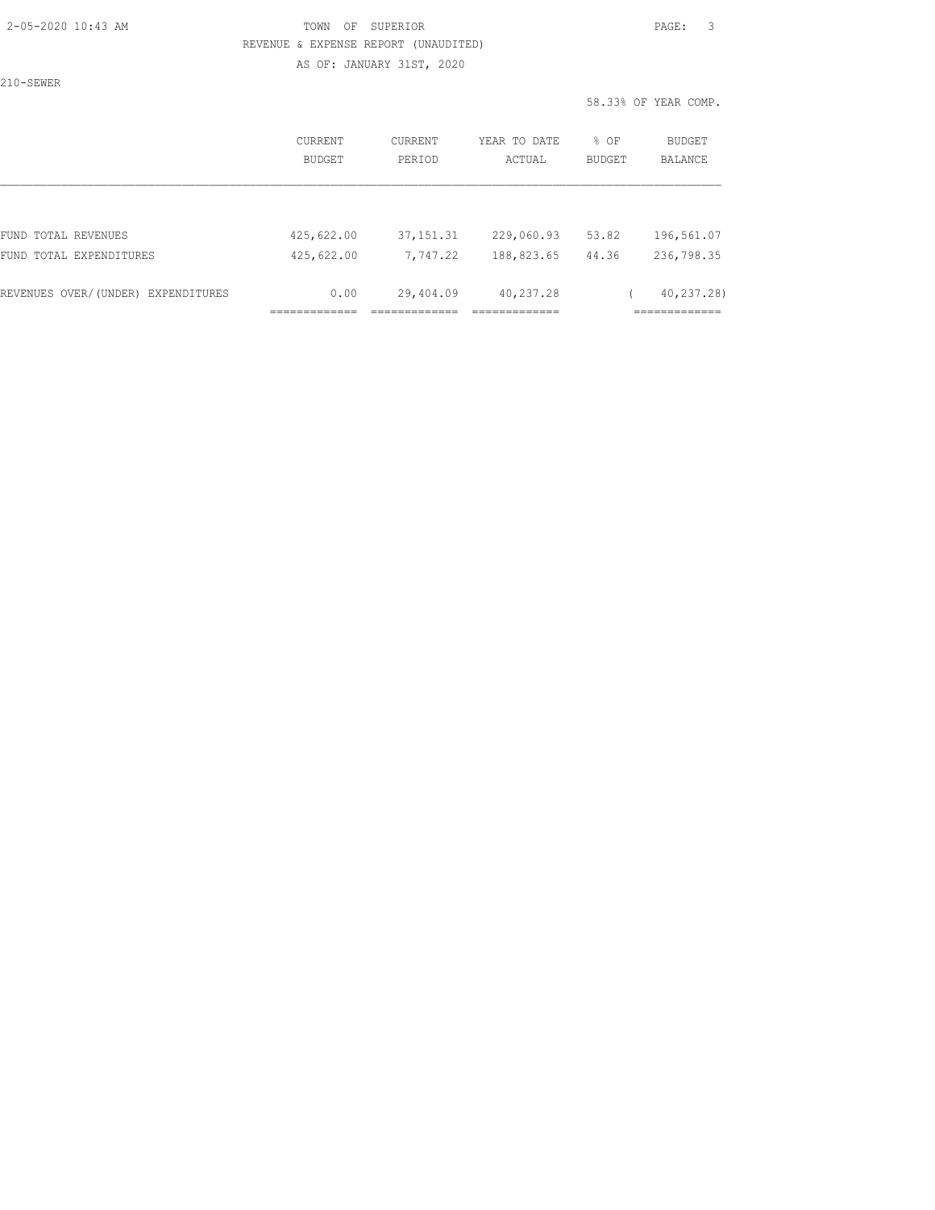TOWN OF SUPERIOR

REVENUE & EXPENSE REPORT (UNAUDITED)

AS OF: JANUARY 31ST, 2020

210-SEWER

58.33% OF YEAR COMP.

| | CURRENT BUDGET | CURRENT PERIOD | YEAR TO DATE ACTUAL | % OF BUDGET | BUDGET BALANCE |
|---|---|---|---|---|---|
| FUND TOTAL REVENUES | 425,622.00 | 37,151.31 | 229,060.93 | 53.82 | 196,561.07 |
| FUND TOTAL EXPENDITURES | 425,622.00 | 7,747.22 | 188,823.65 | 44.36 | 236,798.35 |
| REVENUES OVER/(UNDER) EXPENDITURES | 0.00 | 29,404.09 | 40,237.28 | | ( 40,237.28) |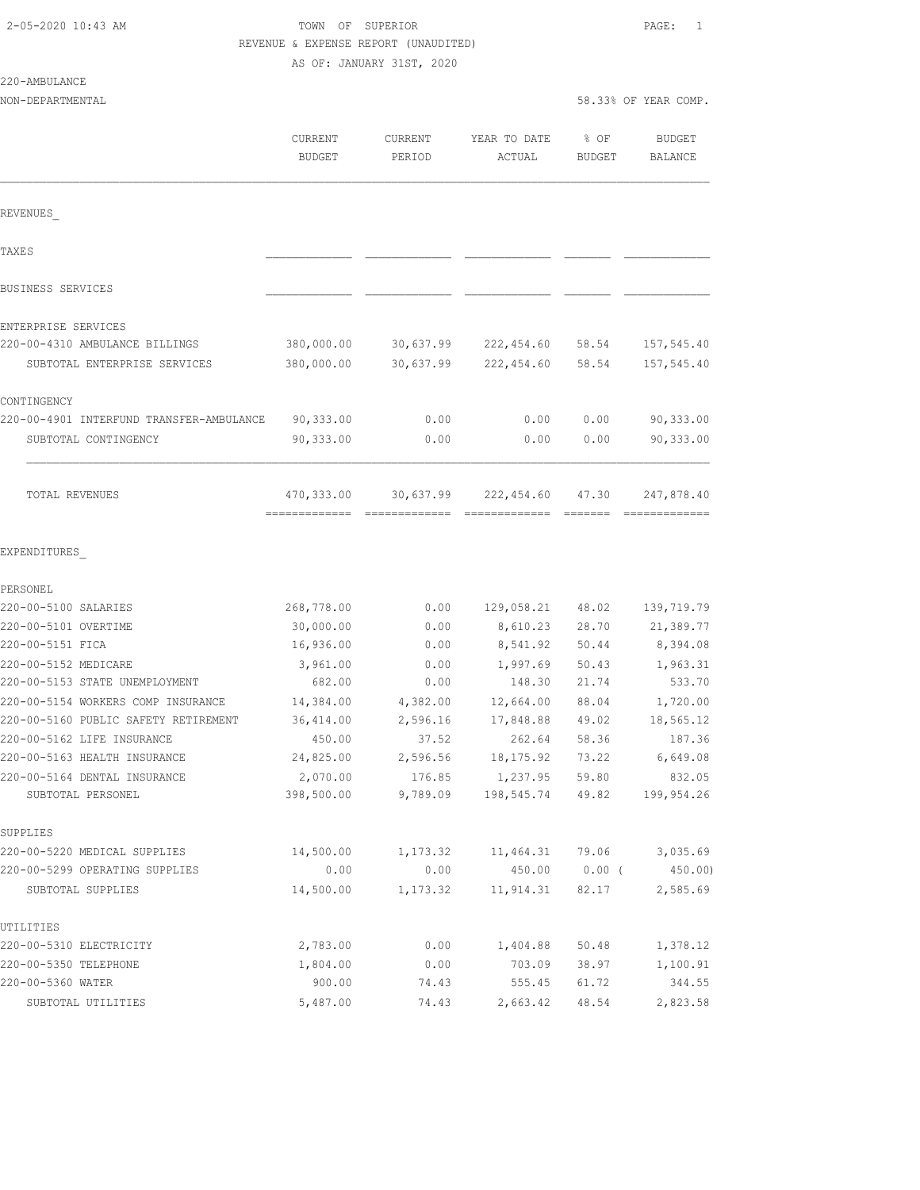2-05-2020 10:43 AM

TOWN OF SUPERIOR
REVENUE & EXPENSE REPORT (UNAUDITED)
AS OF: JANUARY 31ST, 2020

220-AMBULANCE
NON-DEPARTMENTAL

58.33% OF YEAR COMP.

| | CURRENT BUDGET | CURRENT PERIOD | YEAR TO DATE ACTUAL | % OF BUDGET | BUDGET BALANCE |
|---|---|---|---|---|---|
| REVENUES_ | | | | | |
| TAXES | | | | | |
| BUSINESS SERVICES | | | | | |
| ENTERPRISE SERVICES | | | | | |
| 220-00-4310 AMBULANCE BILLINGS | 380,000.00 | 30,637.99 | 222,454.60 | 58.54 | 157,545.40 |
| SUBTOTAL ENTERPRISE SERVICES | 380,000.00 | 30,637.99 | 222,454.60 | 58.54 | 157,545.40 |
| CONTINGENCY | | | | | |
| 220-00-4901 INTERFUND TRANSFER-AMBULANCE | 90,333.00 | 0.00 | 0.00 | 0.00 | 90,333.00 |
| SUBTOTAL CONTINGENCY | 90,333.00 | 0.00 | 0.00 | 0.00 | 90,333.00 |
| TOTAL REVENUES | 470,333.00 | 30,637.99 | 222,454.60 | 47.30 | 247,878.40 |
| EXPENDITURES_ | | | | | |
| PERSONEL | | | | | |
| 220-00-5100 SALARIES | 268,778.00 | 0.00 | 129,058.21 | 48.02 | 139,719.79 |
| 220-00-5101 OVERTIME | 30,000.00 | 0.00 | 8,610.23 | 28.70 | 21,389.77 |
| 220-00-5151 FICA | 16,936.00 | 0.00 | 8,541.92 | 50.44 | 8,394.08 |
| 220-00-5152 MEDICARE | 3,961.00 | 0.00 | 1,997.69 | 50.43 | 1,963.31 |
| 220-00-5153 STATE UNEMPLOYMENT | 682.00 | 0.00 | 148.30 | 21.74 | 533.70 |
| 220-00-5154 WORKERS COMP INSURANCE | 14,384.00 | 4,382.00 | 12,664.00 | 88.04 | 1,720.00 |
| 220-00-5160 PUBLIC SAFETY RETIREMENT | 36,414.00 | 2,596.16 | 17,848.88 | 49.02 | 18,565.12 |
| 220-00-5162 LIFE INSURANCE | 450.00 | 37.52 | 262.64 | 58.36 | 187.36 |
| 220-00-5163 HEALTH INSURANCE | 24,825.00 | 2,596.56 | 18,175.92 | 73.22 | 6,649.08 |
| 220-00-5164 DENTAL INSURANCE | 2,070.00 | 176.85 | 1,237.95 | 59.80 | 832.05 |
| SUBTOTAL PERSONEL | 398,500.00 | 9,789.09 | 198,545.74 | 49.82 | 199,954.26 |
| SUPPLIES | | | | | |
| 220-00-5220 MEDICAL SUPPLIES | 14,500.00 | 1,173.32 | 11,464.31 | 79.06 | 3,035.69 |
| 220-00-5299 OPERATING SUPPLIES | 0.00 | 0.00 | 450.00 | 0.00 | ( 450.00) |
| SUBTOTAL SUPPLIES | 14,500.00 | 1,173.32 | 11,914.31 | 82.17 | 2,585.69 |
| UTILITIES | | | | | |
| 220-00-5310 ELECTRICITY | 2,783.00 | 0.00 | 1,404.88 | 50.48 | 1,378.12 |
| 220-00-5350 TELEPHONE | 1,804.00 | 0.00 | 703.09 | 38.97 | 1,100.91 |
| 220-00-5360 WATER | 900.00 | 74.43 | 555.45 | 61.72 | 344.55 |
| SUBTOTAL UTILITIES | 5,487.00 | 74.43 | 2,663.42 | 48.54 | 2,823.58 |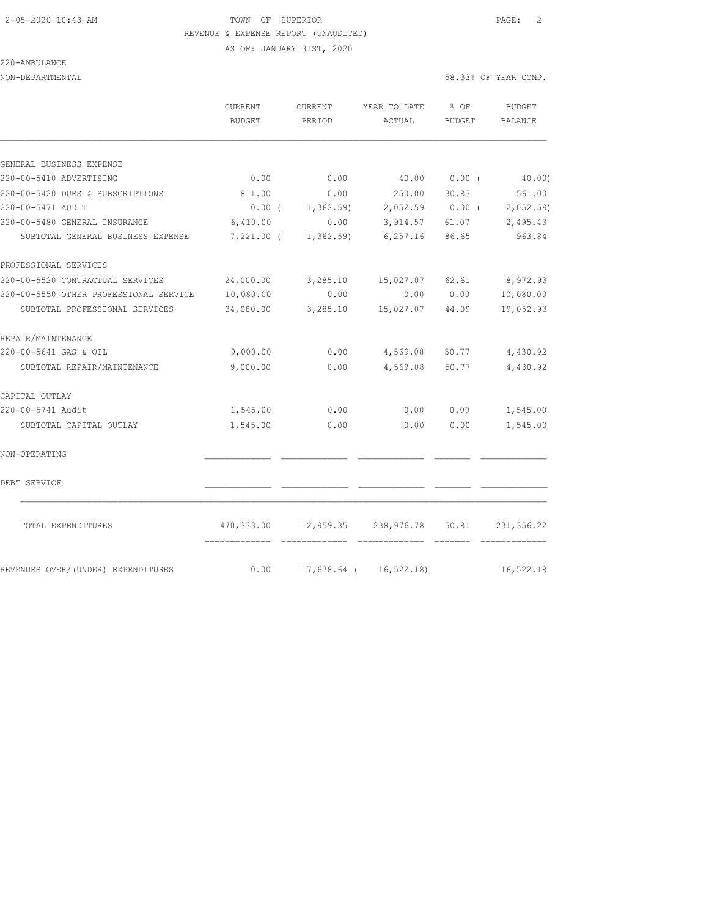TOWN OF SUPERIOR
REVENUE & EXPENSE REPORT (UNAUDITED)
AS OF: JANUARY 31ST, 2020

220-AMBULANCE
NON-DEPARTMENTAL

58.33% OF YEAR COMP.

| | CURRENT BUDGET | CURRENT PERIOD | YEAR TO DATE ACTUAL | % OF BUDGET | BUDGET BALANCE |
|---|---|---|---|---|---|
| GENERAL BUSINESS EXPENSE | | | | | |
| 220-00-5410 ADVERTISING | 0.00 | 0.00 | 40.00 | 0.00 | ( 40.00) |
| 220-00-5420 DUES & SUBSCRIPTIONS | 811.00 | 0.00 | 250.00 | 30.83 | 561.00 |
| 220-00-5471 AUDIT | 0.00 | ( 1,362.59) | 2,052.59 | 0.00 | ( 2,052.59) |
| 220-00-5480 GENERAL INSURANCE | 6,410.00 | 0.00 | 3,914.57 | 61.07 | 2,495.43 |
| SUBTOTAL GENERAL BUSINESS EXPENSE | 7,221.00 | ( 1,362.59) | 6,257.16 | 86.65 | 963.84 |
| PROFESSIONAL SERVICES | | | | | |
| 220-00-5520 CONTRACTUAL SERVICES | 24,000.00 | 3,285.10 | 15,027.07 | 62.61 | 8,972.93 |
| 220-00-5550 OTHER PROFESSIONAL SERVICE | 10,080.00 | 0.00 | 0.00 | 0.00 | 10,080.00 |
| SUBTOTAL PROFESSIONAL SERVICES | 34,080.00 | 3,285.10 | 15,027.07 | 44.09 | 19,052.93 |
| REPAIR/MAINTENANCE | | | | | |
| 220-00-5641 GAS & OIL | 9,000.00 | 0.00 | 4,569.08 | 50.77 | 4,430.92 |
| SUBTOTAL REPAIR/MAINTENANCE | 9,000.00 | 0.00 | 4,569.08 | 50.77 | 4,430.92 |
| CAPITAL OUTLAY | | | | | |
| 220-00-5741 Audit | 1,545.00 | 0.00 | 0.00 | 0.00 | 1,545.00 |
| SUBTOTAL CAPITAL OUTLAY | 1,545.00 | 0.00 | 0.00 | 0.00 | 1,545.00 |
| NON-OPERATING | | | | | |
| DEBT SERVICE | | | | | |
| TOTAL EXPENDITURES | 470,333.00 | 12,959.35 | 238,976.78 | 50.81 | 231,356.22 |
| REVENUES OVER/(UNDER) EXPENDITURES | 0.00 | 17,678.64 | ( 16,522.18) | | 16,522.18 |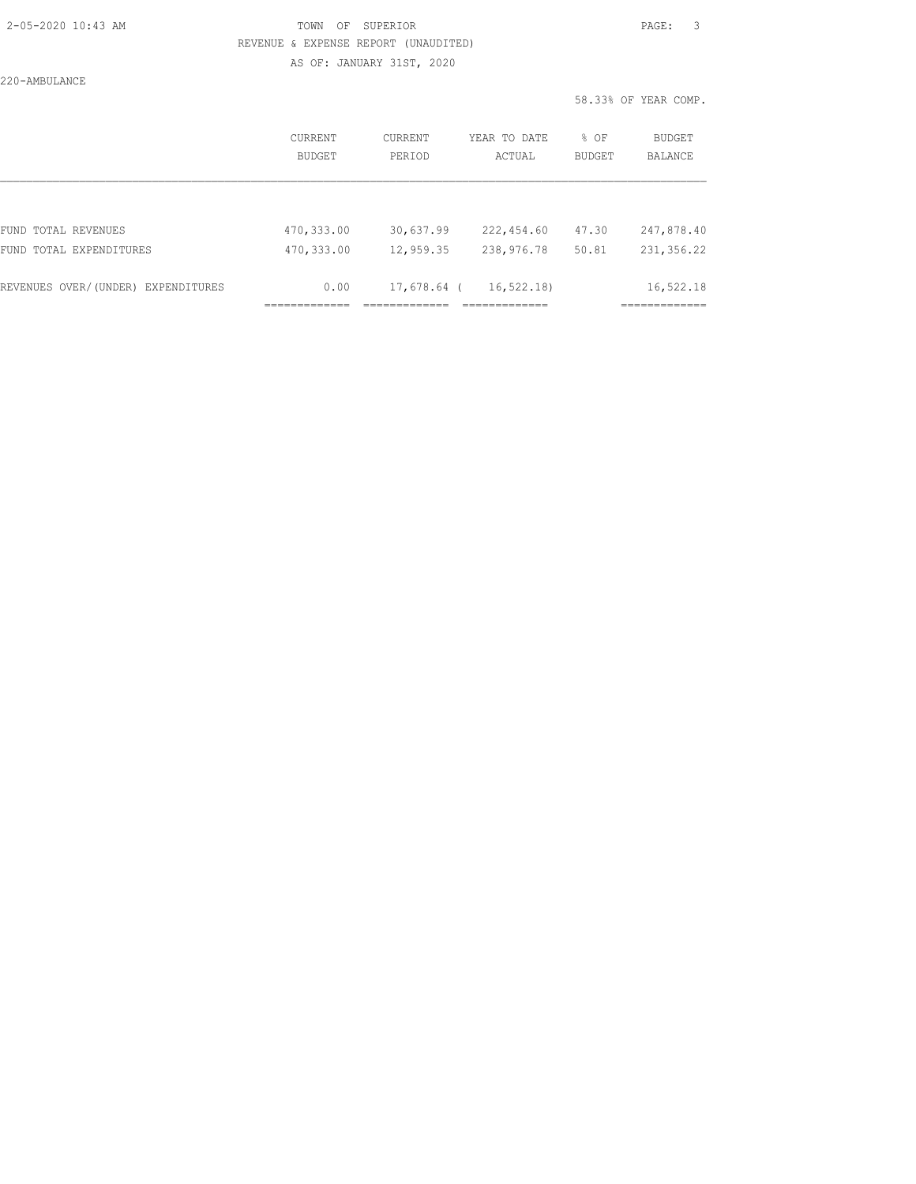TOWN OF SUPERIOR

REVENUE & EXPENSE REPORT (UNAUDITED)

AS OF: JANUARY 31ST, 2020

220-AMBULANCE

58.33% OF YEAR COMP.

| | CURRENT BUDGET | CURRENT PERIOD | YEAR TO DATE ACTUAL | % OF BUDGET | BUDGET BALANCE |
|---|---|---|---|---|---|
| FUND TOTAL REVENUES | 470,333.00 | 30,637.99 | 222,454.60 | 47.30 | 247,878.40 |
| FUND TOTAL EXPENDITURES | 470,333.00 | 12,959.35 | 238,976.78 | 50.81 | 231,356.22 |
| REVENUES OVER/(UNDER) EXPENDITURES | 0.00 | 17,678.64 | ( 16,522.18) | | 16,522.18 |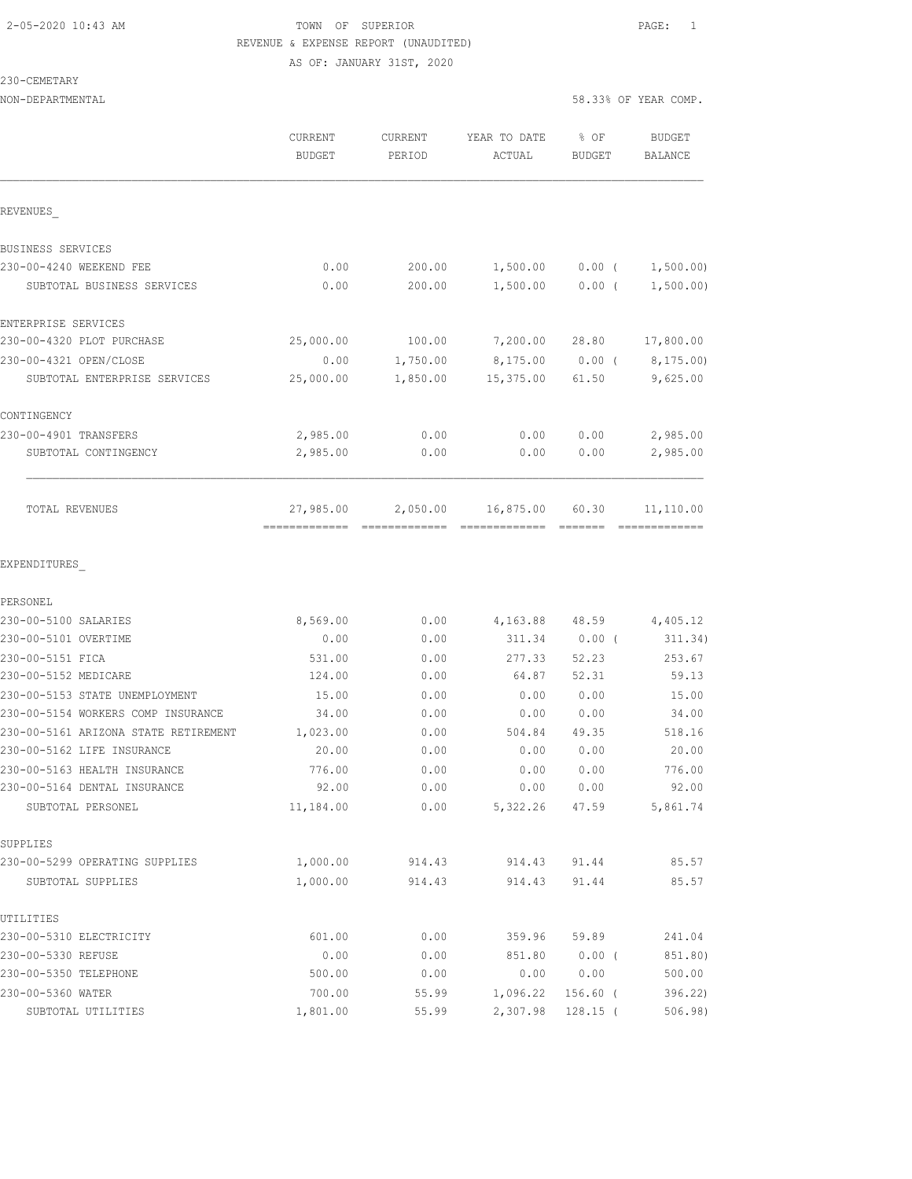TOWN OF SUPERIOR

REVENUE & EXPENSE REPORT (UNAUDITED)

AS OF: JANUARY 31ST, 2020

230-CEMETARY

NON-DEPARTMENTAL

58.33% OF YEAR COMP.

| | CURRENT BUDGET | CURRENT PERIOD | YEAR TO DATE ACTUAL | % OF BUDGET | BUDGET BALANCE |
|---|---|---|---|---|---|
| REVENUES_ | | | | | |
| BUSINESS SERVICES | | | | | |
| 230-00-4240 WEEKEND FEE | 0.00 | 200.00 | 1,500.00 | 0.00 ( | 1,500.00) |
| SUBTOTAL BUSINESS SERVICES | 0.00 | 200.00 | 1,500.00 | 0.00 ( | 1,500.00) |
| ENTERPRISE SERVICES | | | | | |
| 230-00-4320 PLOT PURCHASE | 25,000.00 | 100.00 | 7,200.00 | 28.80 | 17,800.00 |
| 230-00-4321 OPEN/CLOSE | 0.00 | 1,750.00 | 8,175.00 | 0.00 ( | 8,175.00) |
| SUBTOTAL ENTERPRISE SERVICES | 25,000.00 | 1,850.00 | 15,375.00 | 61.50 | 9,625.00 |
| CONTINGENCY | | | | | |
| 230-00-4901 TRANSFERS | 2,985.00 | 0.00 | 0.00 | 0.00 | 2,985.00 |
| SUBTOTAL CONTINGENCY | 2,985.00 | 0.00 | 0.00 | 0.00 | 2,985.00 |
| TOTAL REVENUES | 27,985.00 | 2,050.00 | 16,875.00 | 60.30 | 11,110.00 |
| EXPENDITURES_ | | | | | |
| PERSONEL | | | | | |
| 230-00-5100 SALARIES | 8,569.00 | 0.00 | 4,163.88 | 48.59 | 4,405.12 |
| 230-00-5101 OVERTIME | 0.00 | 0.00 | 311.34 | 0.00 ( | 311.34) |
| 230-00-5151 FICA | 531.00 | 0.00 | 277.33 | 52.23 | 253.67 |
| 230-00-5152 MEDICARE | 124.00 | 0.00 | 64.87 | 52.31 | 59.13 |
| 230-00-5153 STATE UNEMPLOYMENT | 15.00 | 0.00 | 0.00 | 0.00 | 15.00 |
| 230-00-5154 WORKERS COMP INSURANCE | 34.00 | 0.00 | 0.00 | 0.00 | 34.00 |
| 230-00-5161 ARIZONA STATE RETIREMENT | 1,023.00 | 0.00 | 504.84 | 49.35 | 518.16 |
| 230-00-5162 LIFE INSURANCE | 20.00 | 0.00 | 0.00 | 0.00 | 20.00 |
| 230-00-5163 HEALTH INSURANCE | 776.00 | 0.00 | 0.00 | 0.00 | 776.00 |
| 230-00-5164 DENTAL INSURANCE | 92.00 | 0.00 | 0.00 | 0.00 | 92.00 |
| SUBTOTAL PERSONEL | 11,184.00 | 0.00 | 5,322.26 | 47.59 | 5,861.74 |
| SUPPLIES | | | | | |
| 230-00-5299 OPERATING SUPPLIES | 1,000.00 | 914.43 | 914.43 | 91.44 | 85.57 |
| SUBTOTAL SUPPLIES | 1,000.00 | 914.43 | 914.43 | 91.44 | 85.57 |
| UTILITIES | | | | | |
| 230-00-5310 ELECTRICITY | 601.00 | 0.00 | 359.96 | 59.89 | 241.04 |
| 230-00-5330 REFUSE | 0.00 | 0.00 | 851.80 | 0.00 ( | 851.80) |
| 230-00-5350 TELEPHONE | 500.00 | 0.00 | 0.00 | 0.00 | 500.00 |
| 230-00-5360 WATER | 700.00 | 55.99 | 1,096.22 | 156.60 ( | 396.22) |
| SUBTOTAL UTILITIES | 1,801.00 | 55.99 | 2,307.98 | 128.15 ( | 506.98) |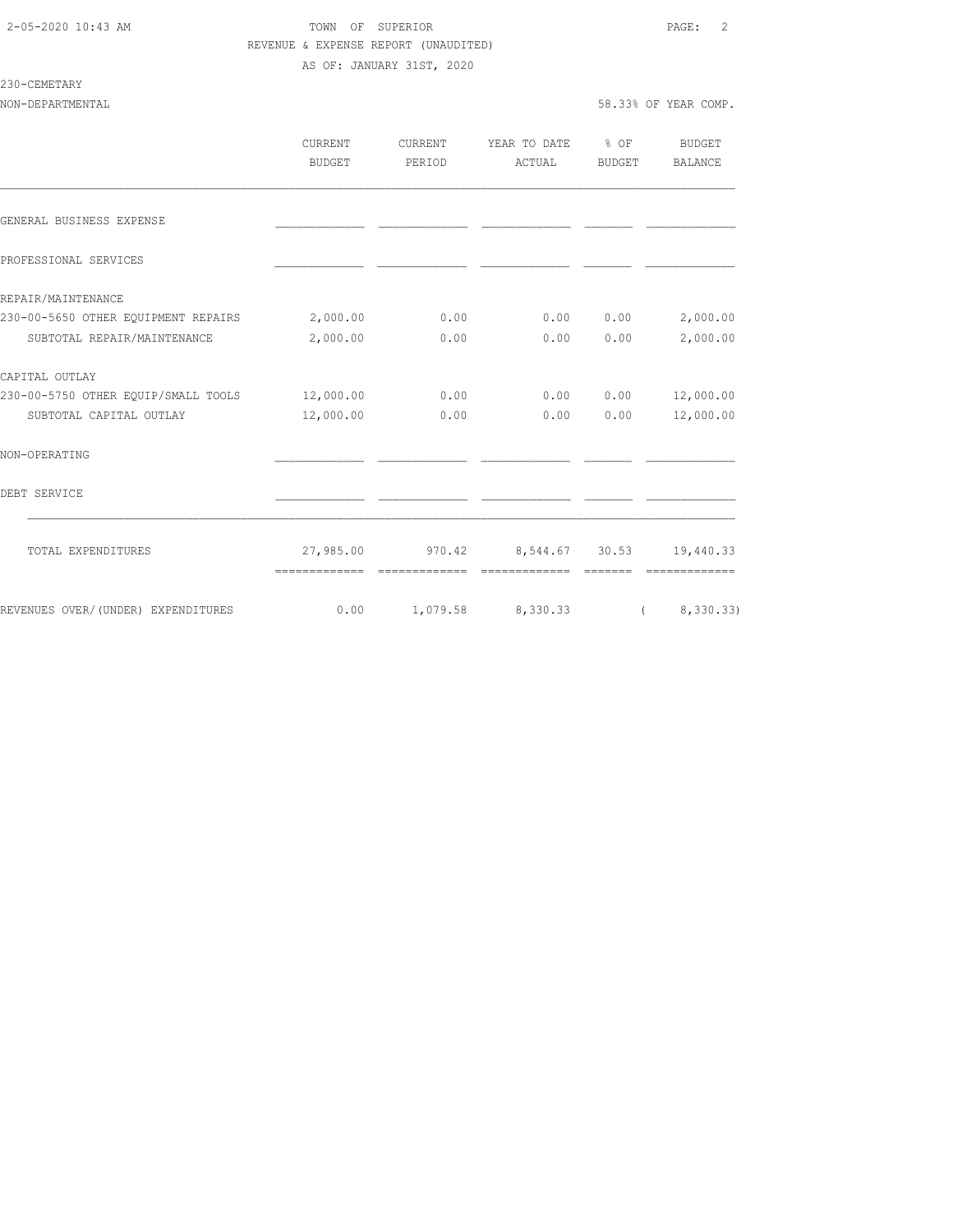2-05-2020 10:43 AM

TOWN OF SUPERIOR

REVENUE & EXPENSE REPORT (UNAUDITED)

AS OF: JANUARY 31ST, 2020

230-CEMETARY

NON-DEPARTMENTAL — 58.33% OF YEAR COMP.

| | CURRENT BUDGET | CURRENT PERIOD | YEAR TO DATE ACTUAL | % OF BUDGET | BUDGET BALANCE |
|---|---|---|---|---|---|
| GENERAL BUSINESS EXPENSE | | | | | |
| PROFESSIONAL SERVICES | | | | | |
| REPAIR/MAINTENANCE | | | | | |
| 230-00-5650 OTHER EQUIPMENT REPAIRS | 2,000.00 | 0.00 | 0.00 | 0.00 | 2,000.00 |
| SUBTOTAL REPAIR/MAINTENANCE | 2,000.00 | 0.00 | 0.00 | 0.00 | 2,000.00 |
| CAPITAL OUTLAY | | | | | |
| 230-00-5750 OTHER EQUIP/SMALL TOOLS | 12,000.00 | 0.00 | 0.00 | 0.00 | 12,000.00 |
| SUBTOTAL CAPITAL OUTLAY | 12,000.00 | 0.00 | 0.00 | 0.00 | 12,000.00 |
| NON-OPERATING | | | | | |
| DEBT SERVICE | | | | | |
| TOTAL EXPENDITURES | 27,985.00 | 970.42 | 8,544.67 | 30.53 | 19,440.33 |
| REVENUES OVER/(UNDER) EXPENDITURES | 0.00 | 1,079.58 | 8,330.33 | | ( 8,330.33) |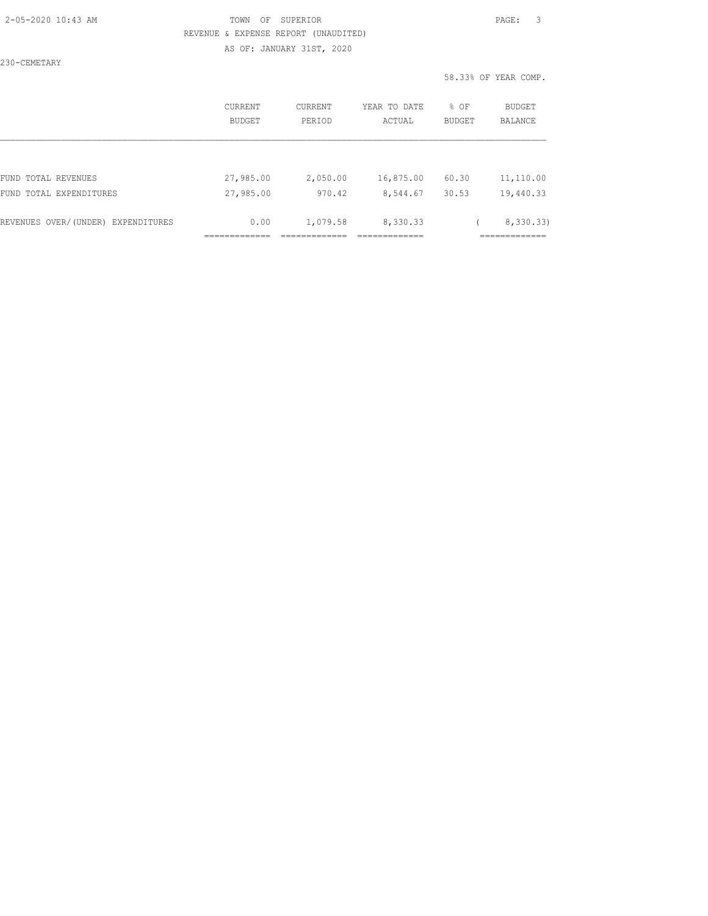TOWN OF SUPERIOR

REVENUE & EXPENSE REPORT (UNAUDITED)

AS OF: JANUARY 31ST, 2020

230-CEMETARY

58.33% OF YEAR COMP.

| | CURRENT BUDGET | CURRENT PERIOD | YEAR TO DATE ACTUAL | % OF BUDGET | BUDGET BALANCE |
|---|---|---|---|---|---|
| FUND TOTAL REVENUES | 27,985.00 | 2,050.00 | 16,875.00 | 60.30 | 11,110.00 |
| FUND TOTAL EXPENDITURES | 27,985.00 | 970.42 | 8,544.67 | 30.53 | 19,440.33 |
| REVENUES OVER/(UNDER) EXPENDITURES | 0.00 | 1,079.58 | 8,330.33 | | ( 8,330.33) |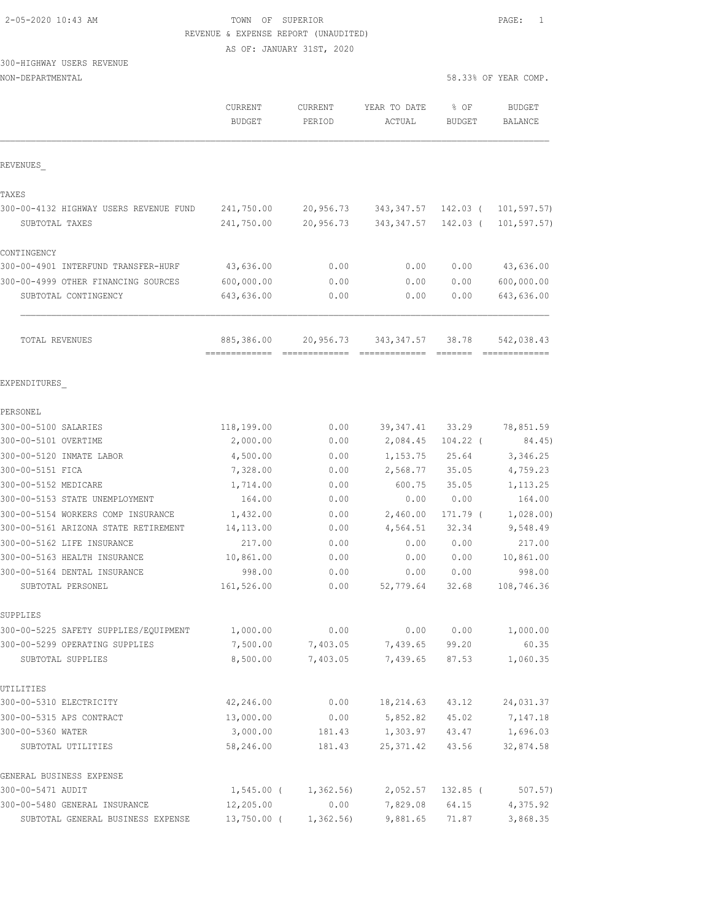TOWN OF SUPERIOR
REVENUE & EXPENSE REPORT (UNAUDITED)
AS OF: JANUARY 31ST, 2020

2-05-2020 10:43 AM

300-HIGHWAY USERS REVENUE
NON-DEPARTMENTAL

58.33% OF YEAR COMP.

| | CURRENT BUDGET | CURRENT PERIOD | YEAR TO DATE ACTUAL | % OF BUDGET | BUDGET BALANCE |
|---|---|---|---|---|---|
| **REVENUES** | | | | | |
| **TAXES** | | | | | |
| 300-00-4132 HIGHWAY USERS REVENUE FUND | 241,750.00 | 20,956.73 | 343,347.57 | 142.03 ( | 101,597.57) |
| SUBTOTAL TAXES | 241,750.00 | 20,956.73 | 343,347.57 | 142.03 ( | 101,597.57) |
| **CONTINGENCY** | | | | | |
| 300-00-4901 INTERFUND TRANSFER-HURF | 43,636.00 | 0.00 | 0.00 | 0.00 | 43,636.00 |
| 300-00-4999 OTHER FINANCING SOURCES | 600,000.00 | 0.00 | 0.00 | 0.00 | 600,000.00 |
| SUBTOTAL CONTINGENCY | 643,636.00 | 0.00 | 0.00 | 0.00 | 643,636.00 |
| TOTAL REVENUES | 885,386.00 | 20,956.73 | 343,347.57 | 38.78 | 542,038.43 |
| **EXPENDITURES** | | | | | |
| **PERSONEL** | | | | | |
| 300-00-5100 SALARIES | 118,199.00 | 0.00 | 39,347.41 | 33.29 | 78,851.59 |
| 300-00-5101 OVERTIME | 2,000.00 | 0.00 | 2,084.45 | 104.22 ( | 84.45) |
| 300-00-5120 INMATE LABOR | 4,500.00 | 0.00 | 1,153.75 | 25.64 | 3,346.25 |
| 300-00-5151 FICA | 7,328.00 | 0.00 | 2,568.77 | 35.05 | 4,759.23 |
| 300-00-5152 MEDICARE | 1,714.00 | 0.00 | 600.75 | 35.05 | 1,113.25 |
| 300-00-5153 STATE UNEMPLOYMENT | 164.00 | 0.00 | 0.00 | 0.00 | 164.00 |
| 300-00-5154 WORKERS COMP INSURANCE | 1,432.00 | 0.00 | 2,460.00 | 171.79 ( | 1,028.00) |
| 300-00-5161 ARIZONA STATE RETIREMENT | 14,113.00 | 0.00 | 4,564.51 | 32.34 | 9,548.49 |
| 300-00-5162 LIFE INSURANCE | 217.00 | 0.00 | 0.00 | 0.00 | 217.00 |
| 300-00-5163 HEALTH INSURANCE | 10,861.00 | 0.00 | 0.00 | 0.00 | 10,861.00 |
| 300-00-5164 DENTAL INSURANCE | 998.00 | 0.00 | 0.00 | 0.00 | 998.00 |
| SUBTOTAL PERSONEL | 161,526.00 | 0.00 | 52,779.64 | 32.68 | 108,746.36 |
| **SUPPLIES** | | | | | |
| 300-00-5225 SAFETY SUPPLIES/EQUIPMENT | 1,000.00 | 0.00 | 0.00 | 0.00 | 1,000.00 |
| 300-00-5299 OPERATING SUPPLIES | 7,500.00 | 7,403.05 | 7,439.65 | 99.20 | 60.35 |
| SUBTOTAL SUPPLIES | 8,500.00 | 7,403.05 | 7,439.65 | 87.53 | 1,060.35 |
| **UTILITIES** | | | | | |
| 300-00-5310 ELECTRICITY | 42,246.00 | 0.00 | 18,214.63 | 43.12 | 24,031.37 |
| 300-00-5315 APS CONTRACT | 13,000.00 | 0.00 | 5,852.82 | 45.02 | 7,147.18 |
| 300-00-5360 WATER | 3,000.00 | 181.43 | 1,303.97 | 43.47 | 1,696.03 |
| SUBTOTAL UTILITIES | 58,246.00 | 181.43 | 25,371.42 | 43.56 | 32,874.58 |
| **GENERAL BUSINESS EXPENSE** | | | | | |
| 300-00-5471 AUDIT | 1,545.00 ( | 1,362.56) | 2,052.57 | 132.85 ( | 507.57) |
| 300-00-5480 GENERAL INSURANCE | 12,205.00 | 0.00 | 7,829.08 | 64.15 | 4,375.92 |
| SUBTOTAL GENERAL BUSINESS EXPENSE | 13,750.00 ( | 1,362.56) | 9,881.65 | 71.87 | 3,868.35 |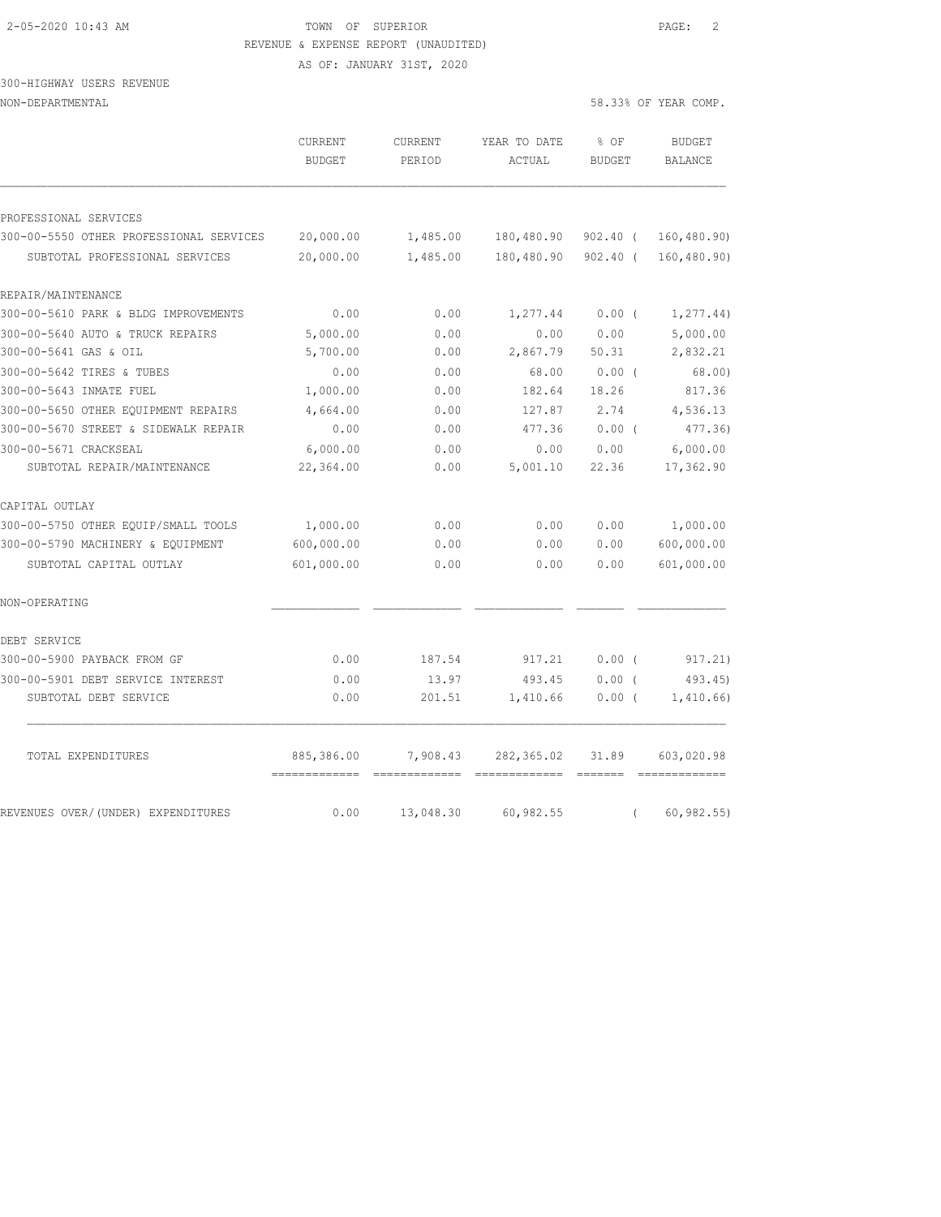2-05-2020 10:43 AM TOWN OF SUPERIOR

REVENUE & EXPENSE REPORT (UNAUDITED)

AS OF: JANUARY 31ST, 2020

300-HIGHWAY USERS REVENUE

NON-DEPARTMENTAL 58.33% OF YEAR COMP.

| | CURRENT BUDGET | CURRENT PERIOD | YEAR TO DATE ACTUAL | % OF BUDGET | BUDGET BALANCE |
|---|---|---|---|---|---|
| PROFESSIONAL SERVICES | | | | | |
| 300-00-5550 OTHER PROFESSIONAL SERVICES | 20,000.00 | 1,485.00 | 180,480.90 | 902.40 ( | 160,480.90) |
| SUBTOTAL PROFESSIONAL SERVICES | 20,000.00 | 1,485.00 | 180,480.90 | 902.40 ( | 160,480.90) |
| REPAIR/MAINTENANCE | | | | | |
| 300-00-5610 PARK & BLDG IMPROVEMENTS | 0.00 | 0.00 | 1,277.44 | 0.00 ( | 1,277.44) |
| 300-00-5640 AUTO & TRUCK REPAIRS | 5,000.00 | 0.00 | 0.00 | 0.00 | 5,000.00 |
| 300-00-5641 GAS & OIL | 5,700.00 | 0.00 | 2,867.79 | 50.31 | 2,832.21 |
| 300-00-5642 TIRES & TUBES | 0.00 | 0.00 | 68.00 | 0.00 ( | 68.00) |
| 300-00-5643 INMATE FUEL | 1,000.00 | 0.00 | 182.64 | 18.26 | 817.36 |
| 300-00-5650 OTHER EQUIPMENT REPAIRS | 4,664.00 | 0.00 | 127.87 | 2.74 | 4,536.13 |
| 300-00-5670 STREET & SIDEWALK REPAIR | 0.00 | 0.00 | 477.36 | 0.00 ( | 477.36) |
| 300-00-5671 CRACKSEAL | 6,000.00 | 0.00 | 0.00 | 0.00 | 6,000.00 |
| SUBTOTAL REPAIR/MAINTENANCE | 22,364.00 | 0.00 | 5,001.10 | 22.36 | 17,362.90 |
| CAPITAL OUTLAY | | | | | |
| 300-00-5750 OTHER EQUIP/SMALL TOOLS | 1,000.00 | 0.00 | 0.00 | 0.00 | 1,000.00 |
| 300-00-5790 MACHINERY & EQUIPMENT | 600,000.00 | 0.00 | 0.00 | 0.00 | 600,000.00 |
| SUBTOTAL CAPITAL OUTLAY | 601,000.00 | 0.00 | 0.00 | 0.00 | 601,000.00 |
| NON-OPERATING | | | | | |
| DEBT SERVICE | | | | | |
| 300-00-5900 PAYBACK FROM GF | 0.00 | 187.54 | 917.21 | 0.00 ( | 917.21) |
| 300-00-5901 DEBT SERVICE INTEREST | 0.00 | 13.97 | 493.45 | 0.00 ( | 493.45) |
| SUBTOTAL DEBT SERVICE | 0.00 | 201.51 | 1,410.66 | 0.00 ( | 1,410.66) |
| TOTAL EXPENDITURES | 885,386.00 | 7,908.43 | 282,365.02 | 31.89 | 603,020.98 |
| REVENUES OVER/(UNDER) EXPENDITURES | 0.00 | 13,048.30 | 60,982.55 | ( | 60,982.55) |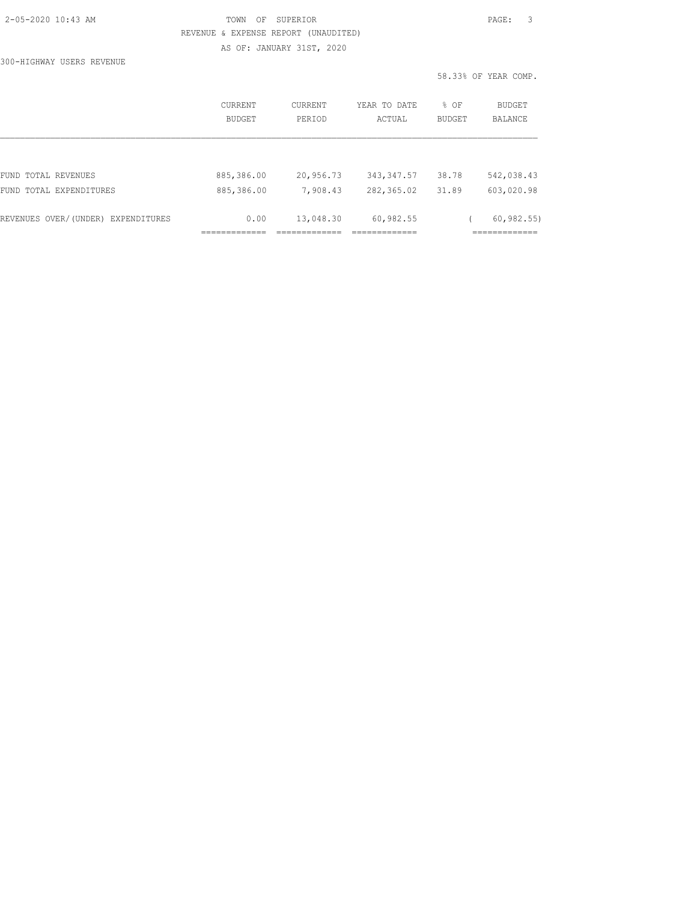TOWN OF SUPERIOR

REVENUE & EXPENSE REPORT (UNAUDITED)

AS OF: JANUARY 31ST, 2020

300-HIGHWAY USERS REVENUE

58.33% OF YEAR COMP.

| | CURRENT BUDGET | CURRENT PERIOD | YEAR TO DATE ACTUAL | % OF BUDGET | BUDGET BALANCE |
|---|---|---|---|---|---|
| FUND TOTAL REVENUES | 885,386.00 | 20,956.73 | 343,347.57 | 38.78 | 542,038.43 |
| FUND TOTAL EXPENDITURES | 885,386.00 | 7,908.43 | 282,365.02 | 31.89 | 603,020.98 |
| REVENUES OVER/(UNDER) EXPENDITURES | 0.00 | 13,048.30 | 60,982.55 | | ( 60,982.55) |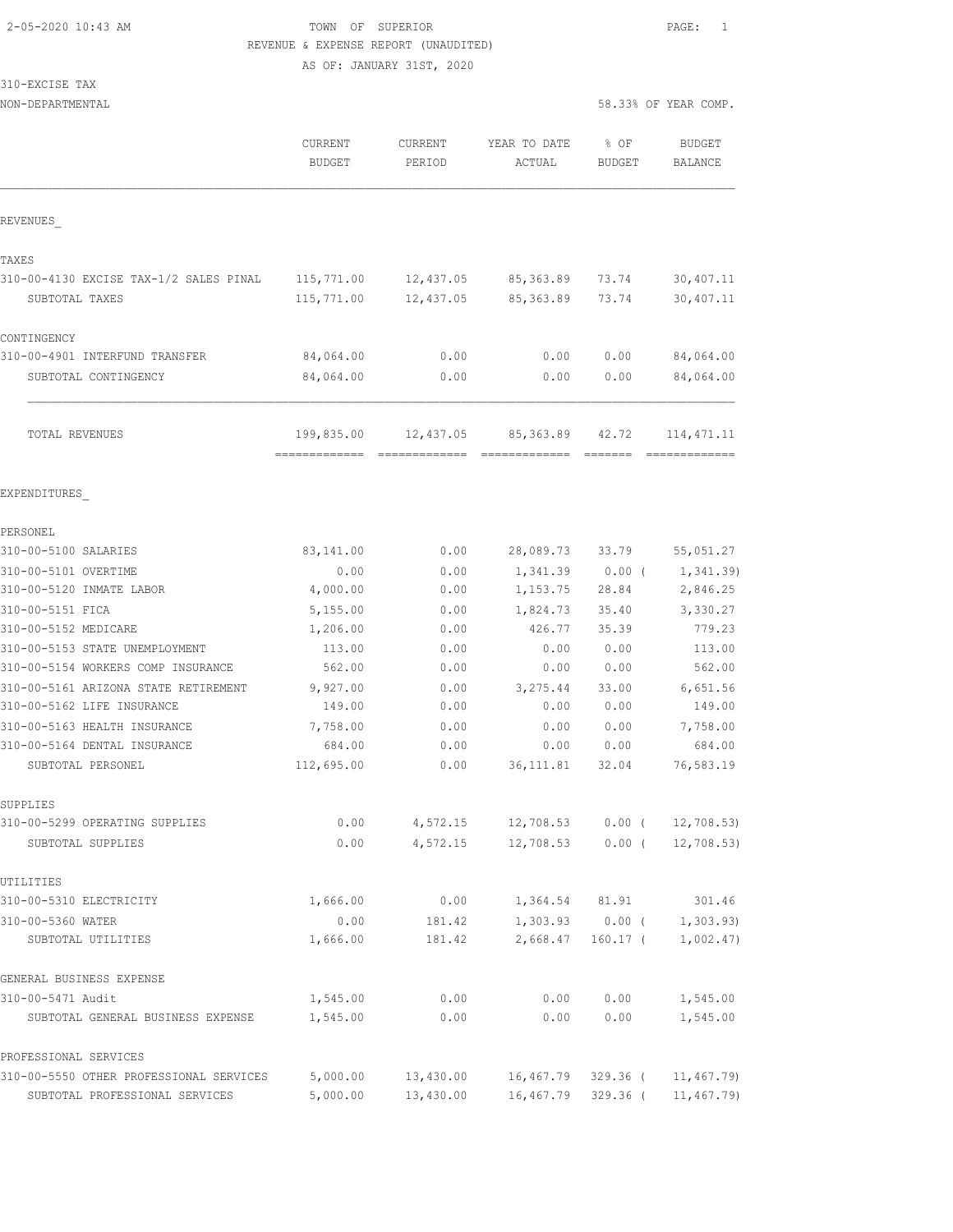2-05-2020 10:43 AM

TOWN OF SUPERIOR

REVENUE & EXPENSE REPORT (UNAUDITED)

AS OF: JANUARY 31ST, 2020

310-EXCISE TAX

NON-DEPARTMENTAL — 58.33% OF YEAR COMP.

| | CURRENT BUDGET | CURRENT PERIOD | YEAR TO DATE ACTUAL | % OF BUDGET | BUDGET BALANCE |
|---|---|---|---|---|---|
| **REVENUES_** | | | | | |
| **TAXES** | | | | | |
| 310-00-4130 EXCISE TAX-1/2 SALES PINAL | 115,771.00 | 12,437.05 | 85,363.89 | 73.74 | 30,407.11 |
| SUBTOTAL TAXES | 115,771.00 | 12,437.05 | 85,363.89 | 73.74 | 30,407.11 |
| **CONTINGENCY** | | | | | |
| 310-00-4901 INTERFUND TRANSFER | 84,064.00 | 0.00 | 0.00 | 0.00 | 84,064.00 |
| SUBTOTAL CONTINGENCY | 84,064.00 | 0.00 | 0.00 | 0.00 | 84,064.00 |
| TOTAL REVENUES | 199,835.00 | 12,437.05 | 85,363.89 | 42.72 | 114,471.11 |
| **EXPENDITURES_** | | | | | |
| **PERSONEL** | | | | | |
| 310-00-5100 SALARIES | 83,141.00 | 0.00 | 28,089.73 | 33.79 | 55,051.27 |
| 310-00-5101 OVERTIME | 0.00 | 0.00 | 1,341.39 | 0.00 ( | 1,341.39) |
| 310-00-5120 INMATE LABOR | 4,000.00 | 0.00 | 1,153.75 | 28.84 | 2,846.25 |
| 310-00-5151 FICA | 5,155.00 | 0.00 | 1,824.73 | 35.40 | 3,330.27 |
| 310-00-5152 MEDICARE | 1,206.00 | 0.00 | 426.77 | 35.39 | 779.23 |
| 310-00-5153 STATE UNEMPLOYMENT | 113.00 | 0.00 | 0.00 | 0.00 | 113.00 |
| 310-00-5154 WORKERS COMP INSURANCE | 562.00 | 0.00 | 0.00 | 0.00 | 562.00 |
| 310-00-5161 ARIZONA STATE RETIREMENT | 9,927.00 | 0.00 | 3,275.44 | 33.00 | 6,651.56 |
| 310-00-5162 LIFE INSURANCE | 149.00 | 0.00 | 0.00 | 0.00 | 149.00 |
| 310-00-5163 HEALTH INSURANCE | 7,758.00 | 0.00 | 0.00 | 0.00 | 7,758.00 |
| 310-00-5164 DENTAL INSURANCE | 684.00 | 0.00 | 0.00 | 0.00 | 684.00 |
| SUBTOTAL PERSONEL | 112,695.00 | 0.00 | 36,111.81 | 32.04 | 76,583.19 |
| **SUPPLIES** | | | | | |
| 310-00-5299 OPERATING SUPPLIES | 0.00 | 4,572.15 | 12,708.53 | 0.00 ( | 12,708.53) |
| SUBTOTAL SUPPLIES | 0.00 | 4,572.15 | 12,708.53 | 0.00 ( | 12,708.53) |
| **UTILITIES** | | | | | |
| 310-00-5310 ELECTRICITY | 1,666.00 | 0.00 | 1,364.54 | 81.91 | 301.46 |
| 310-00-5360 WATER | 0.00 | 181.42 | 1,303.93 | 0.00 ( | 1,303.93) |
| SUBTOTAL UTILITIES | 1,666.00 | 181.42 | 2,668.47 | 160.17 ( | 1,002.47) |
| **GENERAL BUSINESS EXPENSE** | | | | | |
| 310-00-5471 Audit | 1,545.00 | 0.00 | 0.00 | 0.00 | 1,545.00 |
| SUBTOTAL GENERAL BUSINESS EXPENSE | 1,545.00 | 0.00 | 0.00 | 0.00 | 1,545.00 |
| **PROFESSIONAL SERVICES** | | | | | |
| 310-00-5550 OTHER PROFESSIONAL SERVICES | 5,000.00 | 13,430.00 | 16,467.79 | 329.36 ( | 11,467.79) |
| SUBTOTAL PROFESSIONAL SERVICES | 5,000.00 | 13,430.00 | 16,467.79 | 329.36 ( | 11,467.79) |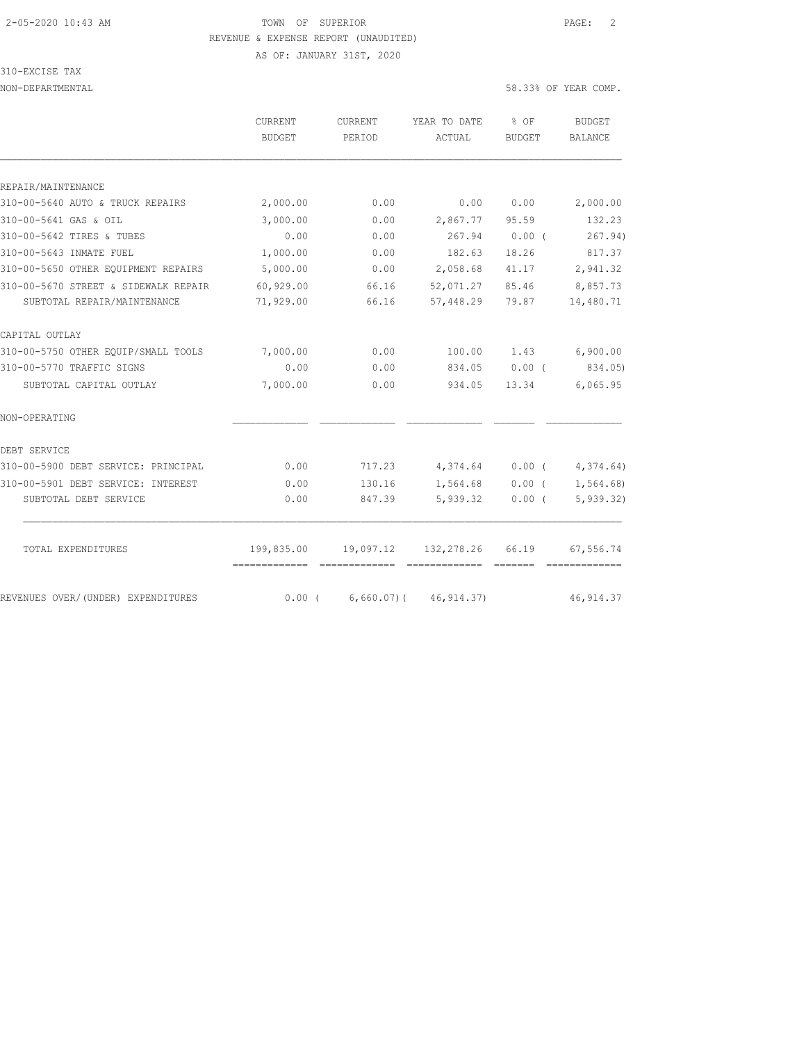TOWN OF SUPERIOR
REVENUE & EXPENSE REPORT (UNAUDITED)
AS OF: JANUARY 31ST, 2020

310-EXCISE TAX
NON-DEPARTMENTAL — 58.33% OF YEAR COMP.

| | CURRENT BUDGET | CURRENT PERIOD | YEAR TO DATE ACTUAL | % OF BUDGET | BUDGET BALANCE |
|---|---|---|---|---|---|
| REPAIR/MAINTENANCE | | | | | |
| 310-00-5640 AUTO & TRUCK REPAIRS | 2,000.00 | 0.00 | 0.00 | 0.00 | 2,000.00 |
| 310-00-5641 GAS & OIL | 3,000.00 | 0.00 | 2,867.77 | 95.59 | 132.23 |
| 310-00-5642 TIRES & TUBES | 0.00 | 0.00 | 267.94 | 0.00 ( | 267.94) |
| 310-00-5643 INMATE FUEL | 1,000.00 | 0.00 | 182.63 | 18.26 | 817.37 |
| 310-00-5650 OTHER EQUIPMENT REPAIRS | 5,000.00 | 0.00 | 2,058.68 | 41.17 | 2,941.32 |
| 310-00-5670 STREET & SIDEWALK REPAIR | 60,929.00 | 66.16 | 52,071.27 | 85.46 | 8,857.73 |
| SUBTOTAL REPAIR/MAINTENANCE | 71,929.00 | 66.16 | 57,448.29 | 79.87 | 14,480.71 |
| CAPITAL OUTLAY | | | | | |
| 310-00-5750 OTHER EQUIP/SMALL TOOLS | 7,000.00 | 0.00 | 100.00 | 1.43 | 6,900.00 |
| 310-00-5770 TRAFFIC SIGNS | 0.00 | 0.00 | 834.05 | 0.00 ( | 834.05) |
| SUBTOTAL CAPITAL OUTLAY | 7,000.00 | 0.00 | 934.05 | 13.34 | 6,065.95 |
| NON-OPERATING | | | | | |
| DEBT SERVICE | | | | | |
| 310-00-5900 DEBT SERVICE: PRINCIPAL | 0.00 | 717.23 | 4,374.64 | 0.00 ( | 4,374.64) |
| 310-00-5901 DEBT SERVICE: INTEREST | 0.00 | 130.16 | 1,564.68 | 0.00 ( | 1,564.68) |
| SUBTOTAL DEBT SERVICE | 0.00 | 847.39 | 5,939.32 | 0.00 ( | 5,939.32) |
| TOTAL EXPENDITURES | 199,835.00 | 19,097.12 | 132,278.26 | 66.19 | 67,556.74 |
| REVENUES OVER/(UNDER) EXPENDITURES | 0.00 ( | 6,660.07)( | 46,914.37) | | 46,914.37 |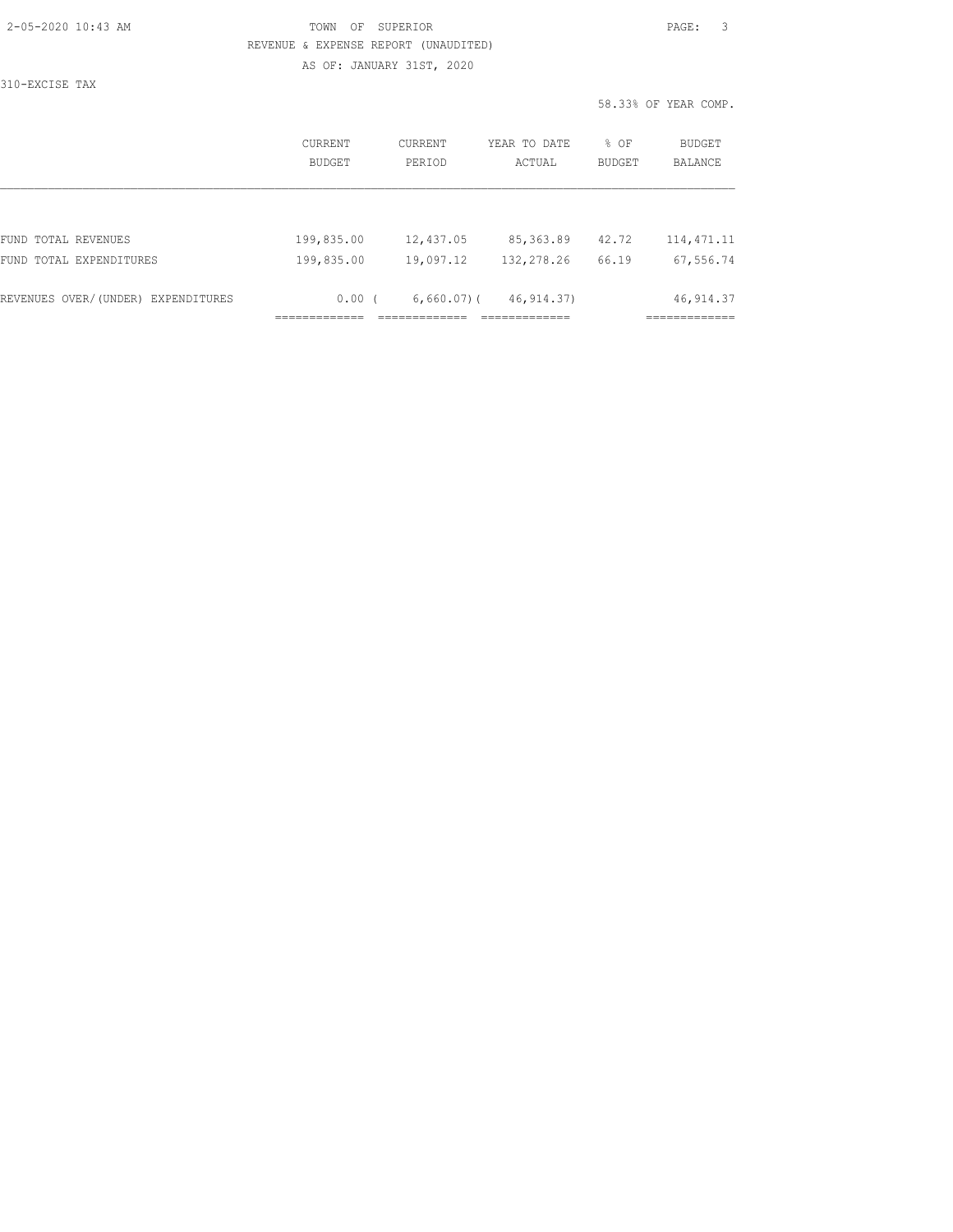2-05-2020 10:43 AM

TOWN OF SUPERIOR

REVENUE & EXPENSE REPORT (UNAUDITED)

AS OF: JANUARY 31ST, 2020

310-EXCISE TAX

58.33% OF YEAR COMP.

| | CURRENT BUDGET | CURRENT PERIOD | YEAR TO DATE ACTUAL | % OF BUDGET | BUDGET BALANCE |
|---|---|---|---|---|---|
| FUND TOTAL REVENUES | 199,835.00 | 12,437.05 | 85,363.89 | 42.72 | 114,471.11 |
| FUND TOTAL EXPENDITURES | 199,835.00 | 19,097.12 | 132,278.26 | 66.19 | 67,556.74 |
| REVENUES OVER/(UNDER) EXPENDITURES | 0.00 | ( 6,660.07) | ( 46,914.37) | | 46,914.37 |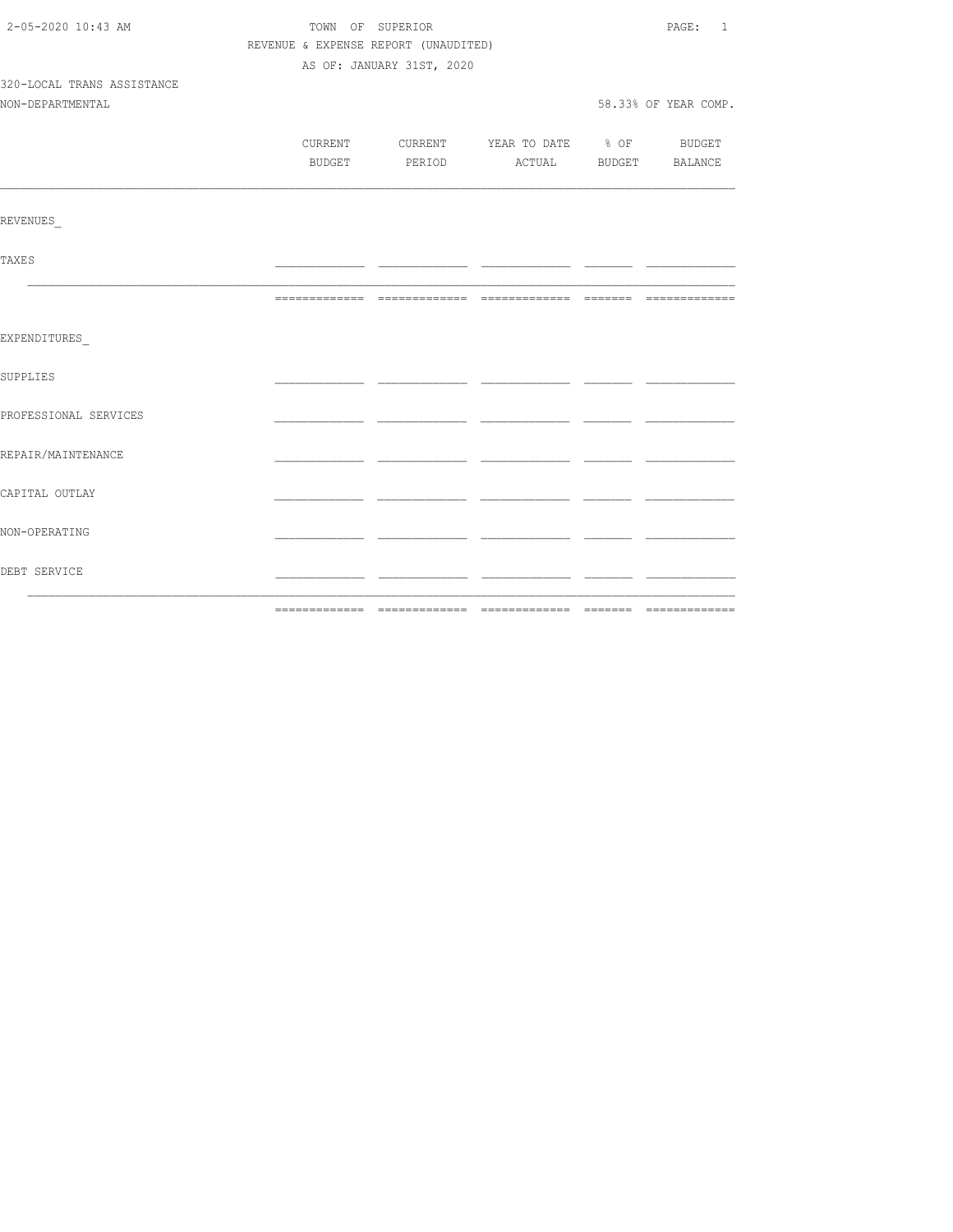TOWN OF SUPERIOR

REVENUE & EXPENSE REPORT (UNAUDITED)

AS OF: JANUARY 31ST, 2020

320-LOCAL TRANS ASSISTANCE

NON-DEPARTMENTAL

58.33% OF YEAR COMP.

| | CURRENT BUDGET | CURRENT PERIOD | YEAR TO DATE ACTUAL | % OF BUDGET | BUDGET BALANCE |
|---|---|---|---|---|---|
| REVENUES_ | | | | | |
| TAXES | | | | | |
| | | | | | |
| EXPENDITURES_ | | | | | |
| SUPPLIES | | | | | |
| PROFESSIONAL SERVICES | | | | | |
| REPAIR/MAINTENANCE | | | | | |
| CAPITAL OUTLAY | | | | | |
| NON-OPERATING | | | | | |
| DEBT SERVICE | | | | | |
| | | | | | |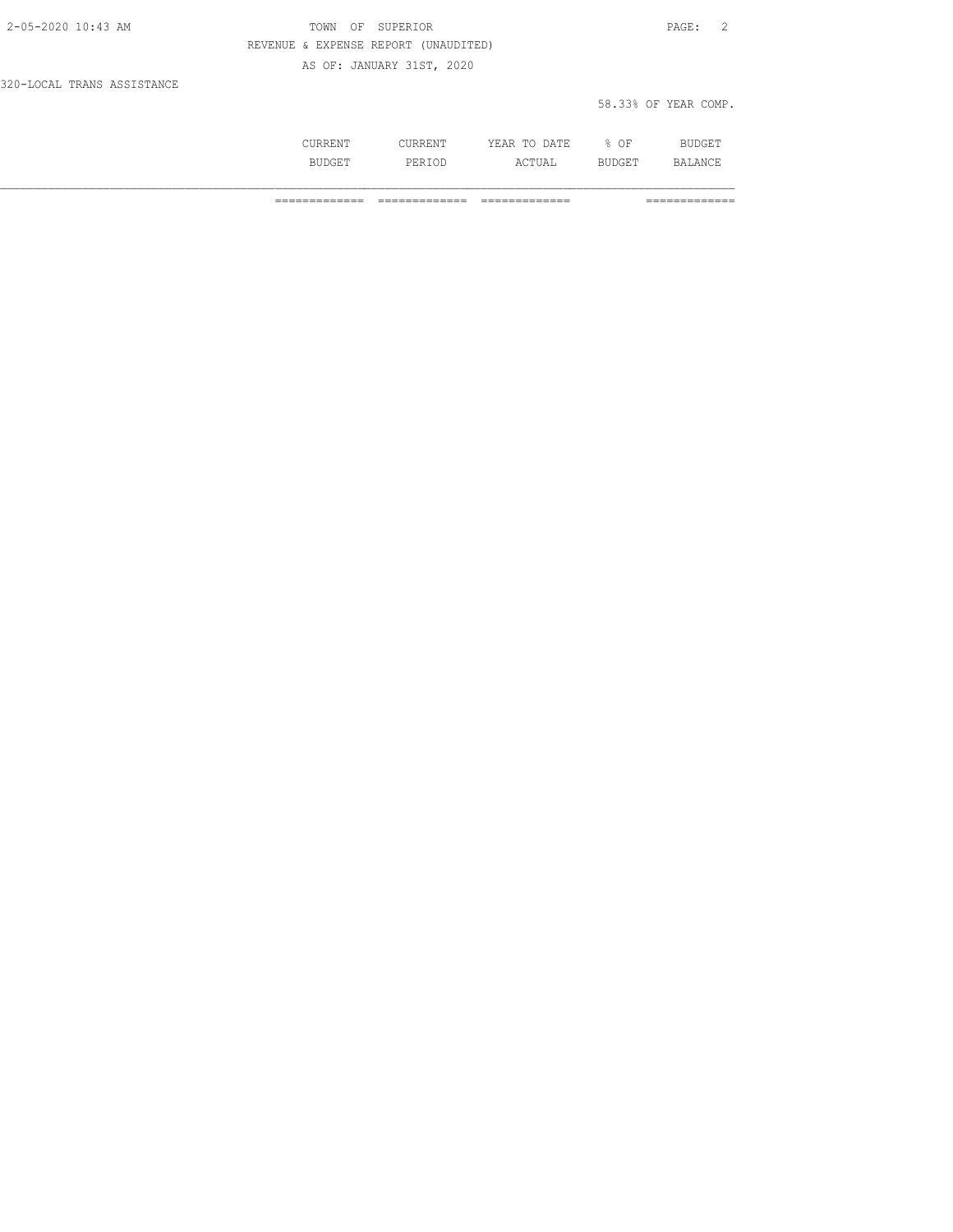REVENUE & EXPENSE REPORT (UNAUDITED)

AS OF: JANUARY 31ST, 2020

320-LOCAL TRANS ASSISTANCE

58.33% OF YEAR COMP.

| | CURRENT BUDGET | CURRENT PERIOD | YEAR TO DATE ACTUAL | % OF BUDGET | BUDGET BALANCE |
|---|---|---|---|---|---|
| | ============= | ============= | ============= | | ============= |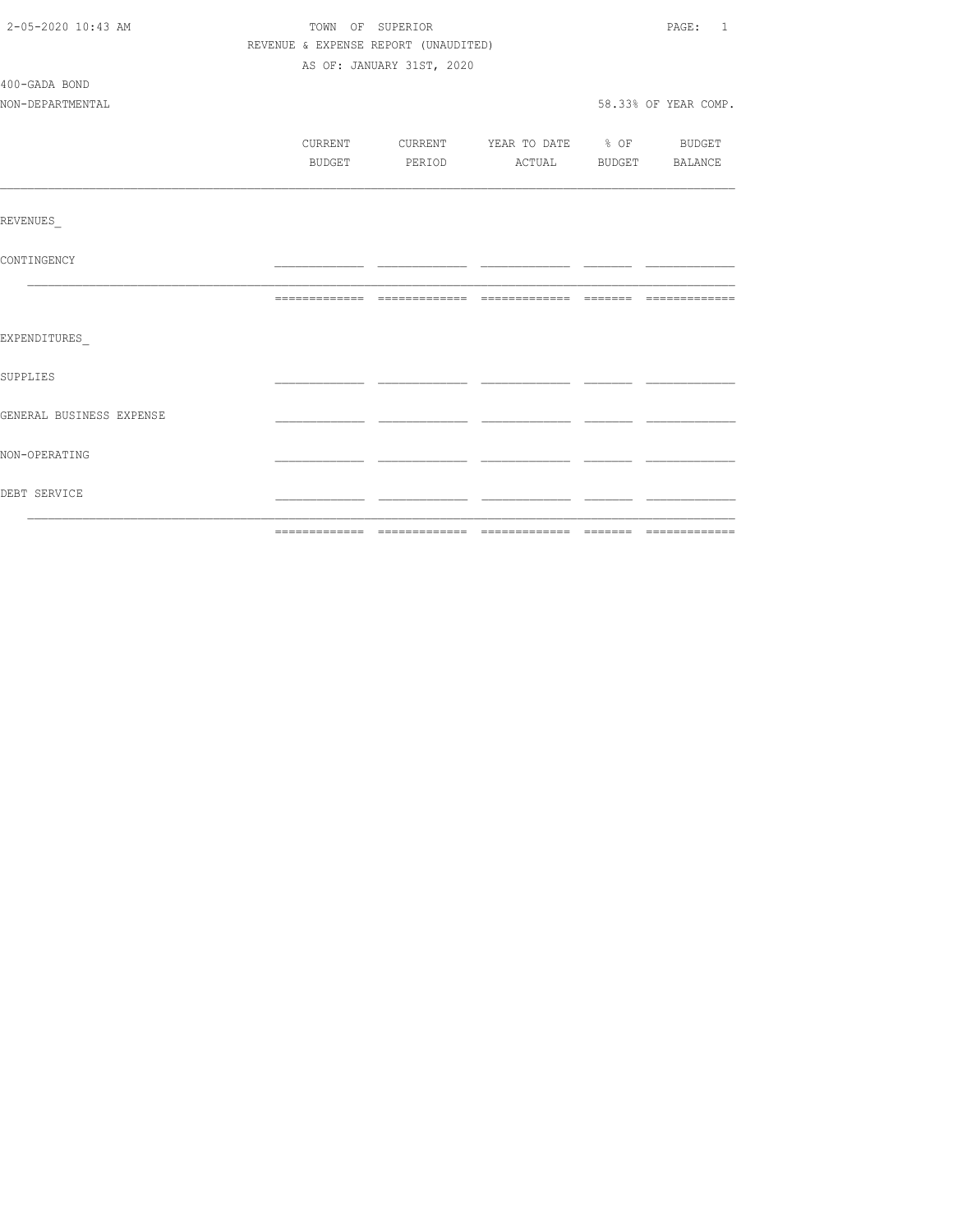TOWN OF SUPERIOR
REVENUE & EXPENSE REPORT (UNAUDITED)
AS OF: JANUARY 31ST, 2020

400-GADA BOND
NON-DEPARTMENTAL

58.33% OF YEAR COMP.

| | CURRENT BUDGET | CURRENT PERIOD | YEAR TO DATE ACTUAL | % OF BUDGET | BUDGET BALANCE |
|---|---|---|---|---|---|
| REVENUES_ | | | | | |
| CONTINGENCY | | | | | |
| EXPENDITURES_ | | | | | |
| SUPPLIES | | | | | |
| GENERAL BUSINESS EXPENSE | | | | | |
| NON-OPERATING | | | | | |
| DEBT SERVICE | | | | | |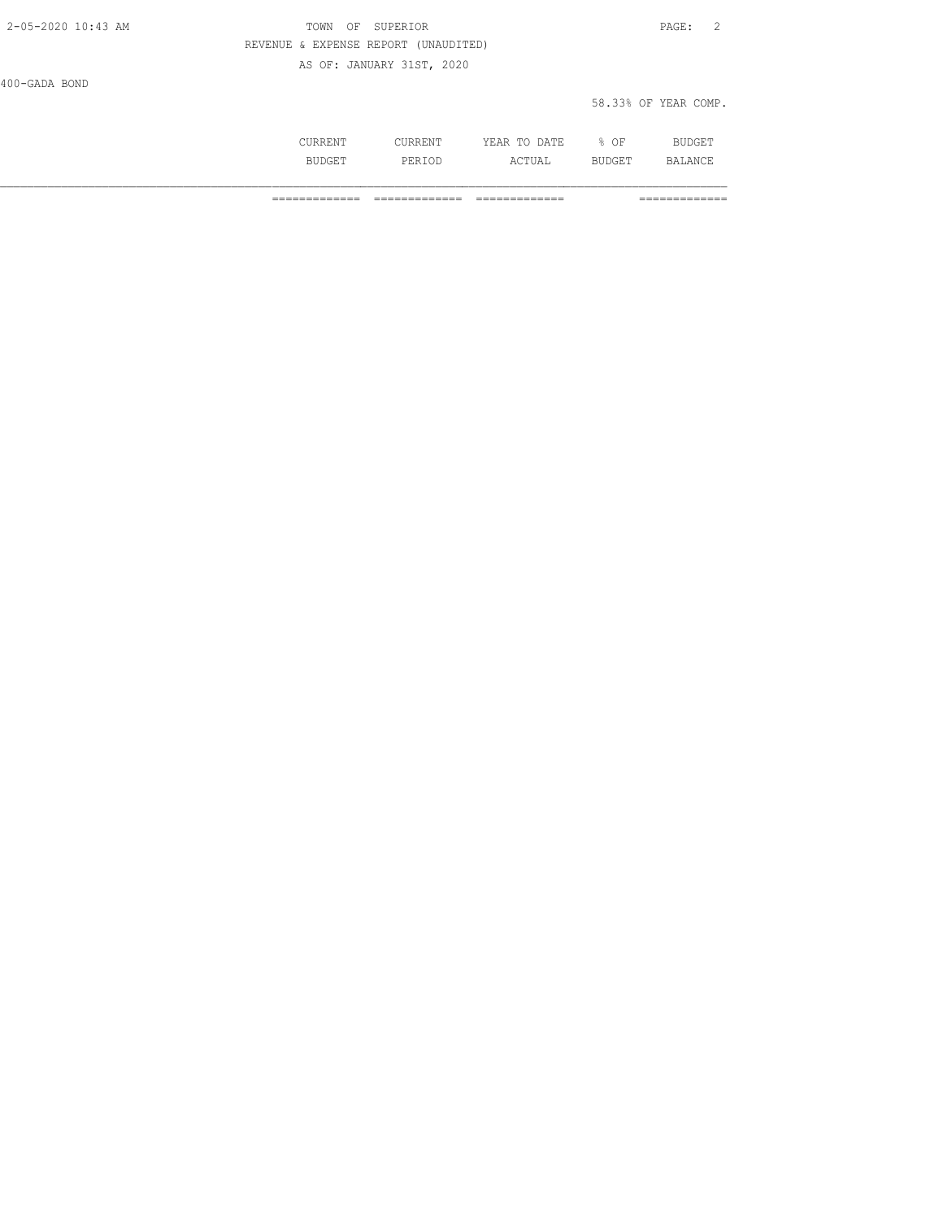TOWN OF SUPERIOR

REVENUE & EXPENSE REPORT (UNAUDITED)

AS OF: JANUARY 31ST, 2020

400-GADA BOND

58.33% OF YEAR COMP.

| | CURRENT BUDGET | CURRENT PERIOD | YEAR TO DATE ACTUAL | % OF BUDGET | BUDGET BALANCE |
|---|---|---|---|---|---|
| | ============= | ============= | ============= | | ============= |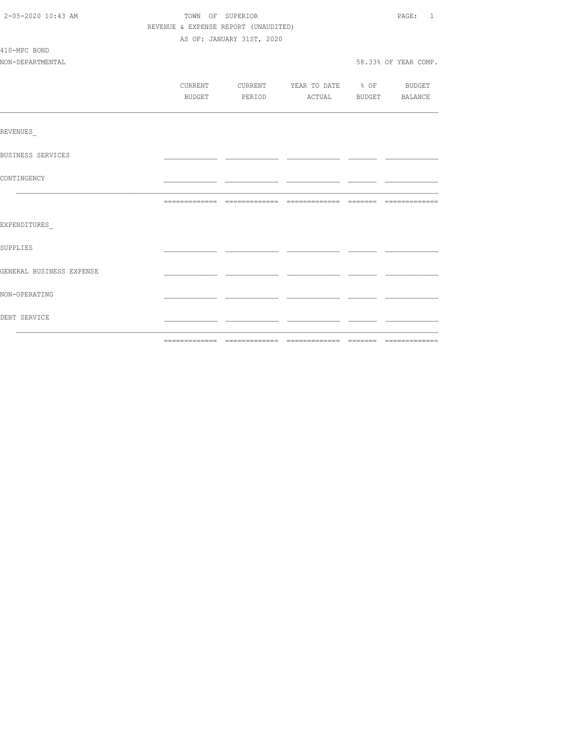2-05-2020 10:43 AM

TOWN OF SUPERIOR

REVENUE & EXPENSE REPORT (UNAUDITED)

AS OF: JANUARY 31ST, 2020

410-MPC BOND

NON-DEPARTMENTAL

58.33% OF YEAR COMP.

| | CURRENT BUDGET | CURRENT PERIOD | YEAR TO DATE ACTUAL | % OF BUDGET | BUDGET BALANCE |
|---|---|---|---|---|---|
| REVENUES_ | | | | | |
| BUSINESS SERVICES | | | | | |
| CONTINGENCY | | | | | |
| | | | | | |
| EXPENDITURES_ | | | | | |
| SUPPLIES | | | | | |
| GENERAL BUSINESS EXPENSE | | | | | |
| NON-OPERATING | | | | | |
| DEBT SERVICE | | | | | |
| | | | | | |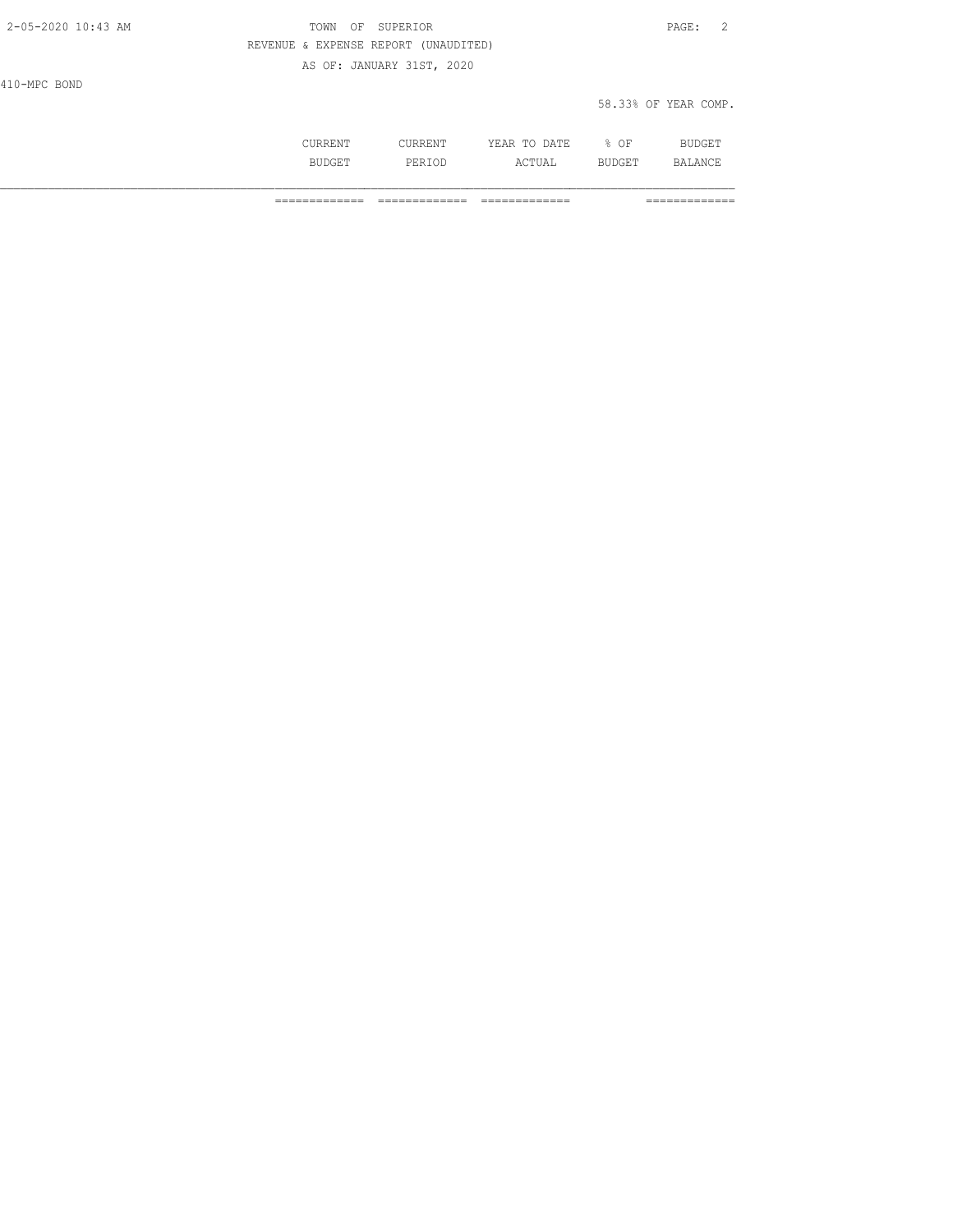REVENUE & EXPENSE REPORT (UNAUDITED)

AS OF: JANUARY 31ST, 2020

410-MPC BOND

58.33% OF YEAR COMP.

| | CURRENT BUDGET | CURRENT PERIOD | YEAR TO DATE ACTUAL | % OF BUDGET | BUDGET BALANCE |
|---|---|---|---|---|---|
| | ============= | ============= | ============= | | ============= |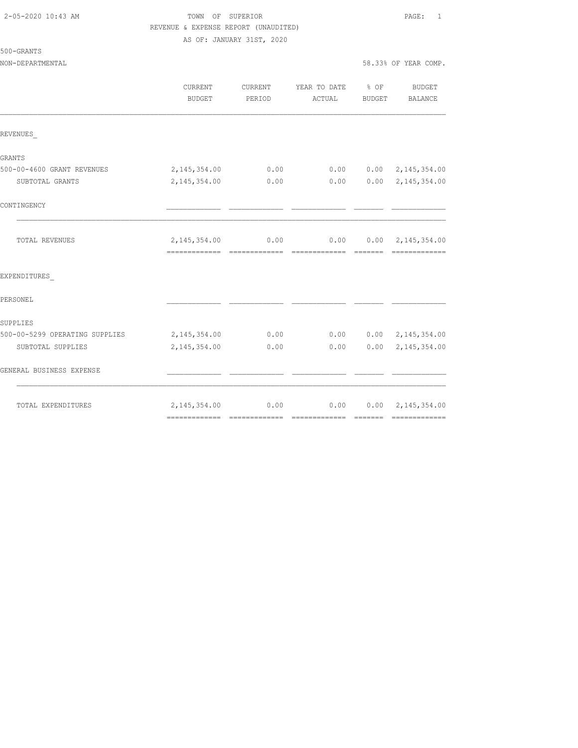TOWN OF SUPERIOR
REVENUE & EXPENSE REPORT (UNAUDITED)
AS OF: JANUARY 31ST, 2020

500-GRANTS
NON-DEPARTMENTAL

58.33% OF YEAR COMP.

| | CURRENT BUDGET | CURRENT PERIOD | YEAR TO DATE ACTUAL | % OF BUDGET | BUDGET BALANCE |
|---|---|---|---|---|---|
| REVENUES_ | | | | | |
| GRANTS | | | | | |
| 500-00-4600 GRANT REVENUES | 2,145,354.00 | 0.00 | 0.00 | 0.00 | 2,145,354.00 |
| SUBTOTAL GRANTS | 2,145,354.00 | 0.00 | 0.00 | 0.00 | 2,145,354.00 |
| CONTINGENCY | | | | | |
| TOTAL REVENUES | 2,145,354.00 | 0.00 | 0.00 | 0.00 | 2,145,354.00 |
| EXPENDITURES_ | | | | | |
| PERSONEL | | | | | |
| SUPPLIES | | | | | |
| 500-00-5299 OPERATING SUPPLIES | 2,145,354.00 | 0.00 | 0.00 | 0.00 | 2,145,354.00 |
| SUBTOTAL SUPPLIES | 2,145,354.00 | 0.00 | 0.00 | 0.00 | 2,145,354.00 |
| GENERAL BUSINESS EXPENSE | | | | | |
| TOTAL EXPENDITURES | 2,145,354.00 | 0.00 | 0.00 | 0.00 | 2,145,354.00 |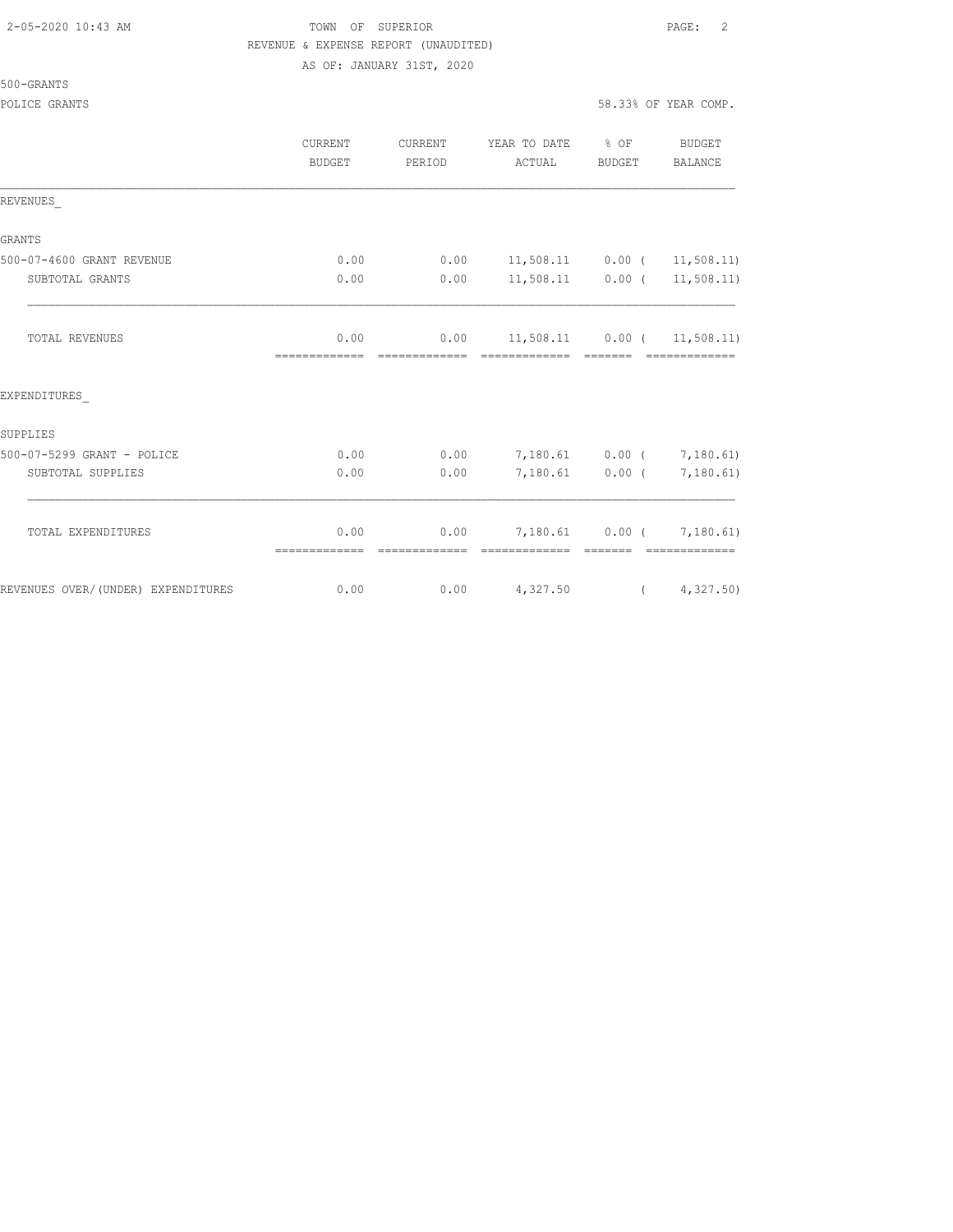TOWN OF SUPERIOR
REVENUE & EXPENSE REPORT (UNAUDITED)
AS OF: JANUARY 31ST, 2020

500-GRANTS

POLICE GRANTS — 58.33% OF YEAR COMP.

| | CURRENT BUDGET | CURRENT PERIOD | YEAR TO DATE ACTUAL | % OF BUDGET | BUDGET BALANCE |
|---|---|---|---|---|---|
| REVENUES_ | | | | | |
| GRANTS | | | | | |
| 500-07-4600 GRANT REVENUE | 0.00 | 0.00 | 11,508.11 | 0.00 | ( 11,508.11) |
| SUBTOTAL GRANTS | 0.00 | 0.00 | 11,508.11 | 0.00 | ( 11,508.11) |
| TOTAL REVENUES | 0.00 | 0.00 | 11,508.11 | 0.00 | ( 11,508.11) |
| EXPENDITURES_ | | | | | |
| SUPPLIES | | | | | |
| 500-07-5299 GRANT - POLICE | 0.00 | 0.00 | 7,180.61 | 0.00 | ( 7,180.61) |
| SUBTOTAL SUPPLIES | 0.00 | 0.00 | 7,180.61 | 0.00 | ( 7,180.61) |
| TOTAL EXPENDITURES | 0.00 | 0.00 | 7,180.61 | 0.00 | ( 7,180.61) |
| REVENUES OVER/(UNDER) EXPENDITURES | 0.00 | 0.00 | 4,327.50 | | ( 4,327.50) |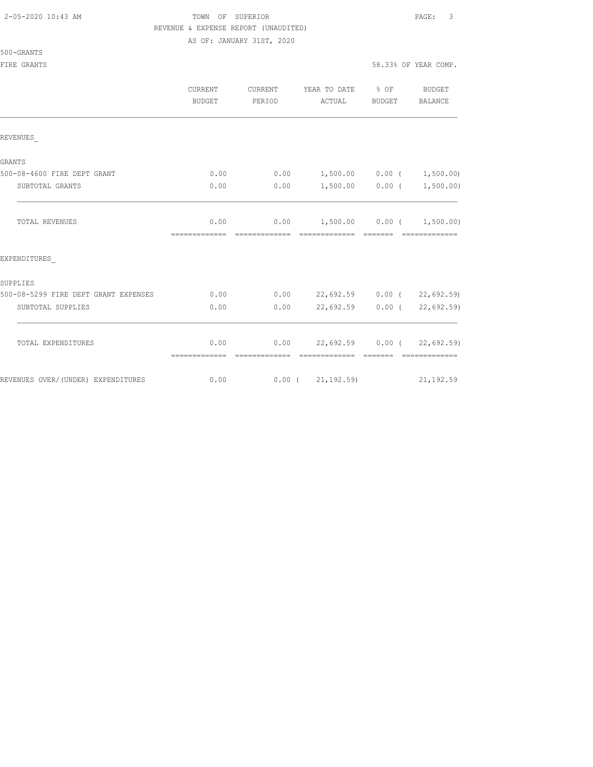2-05-2020 10:43 AM TOWN OF SUPERIOR

REVENUE & EXPENSE REPORT (UNAUDITED)

AS OF: JANUARY 31ST, 2020

500-GRANTS

FIRE GRANTS 58.33% OF YEAR COMP.

| | CURRENT BUDGET | CURRENT PERIOD | YEAR TO DATE ACTUAL | % OF BUDGET | BUDGET BALANCE |
|---|---|---|---|---|---|
| REVENUES_ | | | | | |
| GRANTS | | | | | |
| 500-08-4600 FIRE DEPT GRANT | 0.00 | 0.00 | 1,500.00 | 0.00 | ( 1,500.00) |
| SUBTOTAL GRANTS | 0.00 | 0.00 | 1,500.00 | 0.00 | ( 1,500.00) |
| TOTAL REVENUES | 0.00 | 0.00 | 1,500.00 | 0.00 | ( 1,500.00) |
| EXPENDITURES_ | | | | | |
| SUPPLIES | | | | | |
| 500-08-5299 FIRE DEPT GRANT EXPENSES | 0.00 | 0.00 | 22,692.59 | 0.00 | ( 22,692.59) |
| SUBTOTAL SUPPLIES | 0.00 | 0.00 | 22,692.59 | 0.00 | ( 22,692.59) |
| TOTAL EXPENDITURES | 0.00 | 0.00 | 22,692.59 | 0.00 | ( 22,692.59) |
| REVENUES OVER/(UNDER) EXPENDITURES | 0.00 | 0.00 | ( 21,192.59) | | 21,192.59 |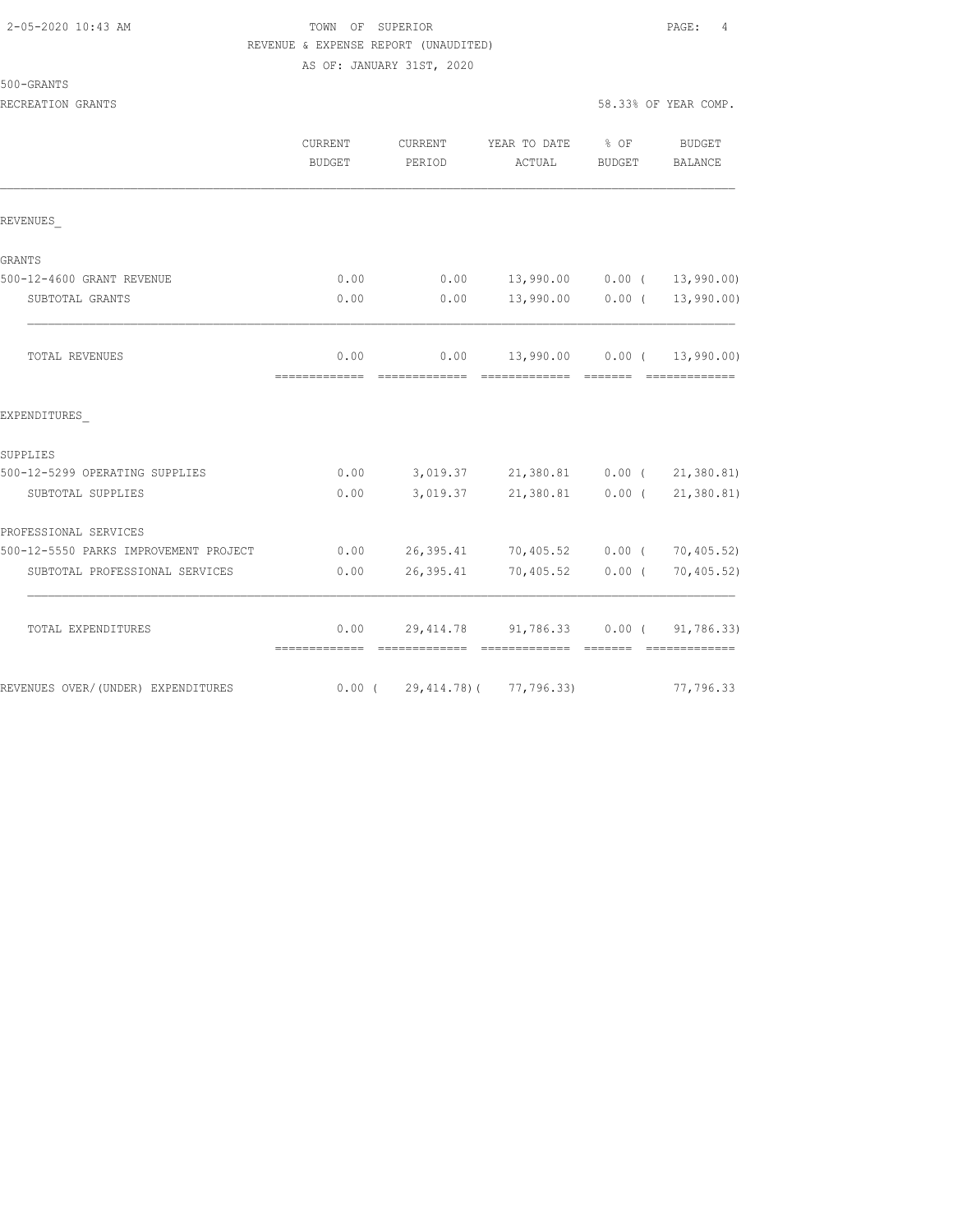2-05-2020 10:43 AM

TOWN OF SUPERIOR

REVENUE & EXPENSE REPORT (UNAUDITED)

AS OF: JANUARY 31ST, 2020

500-GRANTS

RECREATION GRANTS

58.33% OF YEAR COMP.

| | CURRENT BUDGET | CURRENT PERIOD | YEAR TO DATE ACTUAL | % OF BUDGET | BUDGET BALANCE |
|---|---|---|---|---|---|
| REVENUES_ | | | | | |
| GRANTS | | | | | |
| 500-12-4600 GRANT REVENUE | 0.00 | 0.00 | 13,990.00 | 0.00 | ( 13,990.00) |
| SUBTOTAL GRANTS | 0.00 | 0.00 | 13,990.00 | 0.00 | ( 13,990.00) |
| TOTAL REVENUES | 0.00 | 0.00 | 13,990.00 | 0.00 | ( 13,990.00) |
| EXPENDITURES_ | | | | | |
| SUPPLIES | | | | | |
| 500-12-5299 OPERATING SUPPLIES | 0.00 | 3,019.37 | 21,380.81 | 0.00 | ( 21,380.81) |
| SUBTOTAL SUPPLIES | 0.00 | 3,019.37 | 21,380.81 | 0.00 | ( 21,380.81) |
| PROFESSIONAL SERVICES | | | | | |
| 500-12-5550 PARKS IMPROVEMENT PROJECT | 0.00 | 26,395.41 | 70,405.52 | 0.00 | ( 70,405.52) |
| SUBTOTAL PROFESSIONAL SERVICES | 0.00 | 26,395.41 | 70,405.52 | 0.00 | ( 70,405.52) |
| TOTAL EXPENDITURES | 0.00 | 29,414.78 | 91,786.33 | 0.00 | ( 91,786.33) |
| REVENUES OVER/(UNDER) EXPENDITURES | 0.00 | ( 29,414.78) | ( 77,796.33) | | 77,796.33 |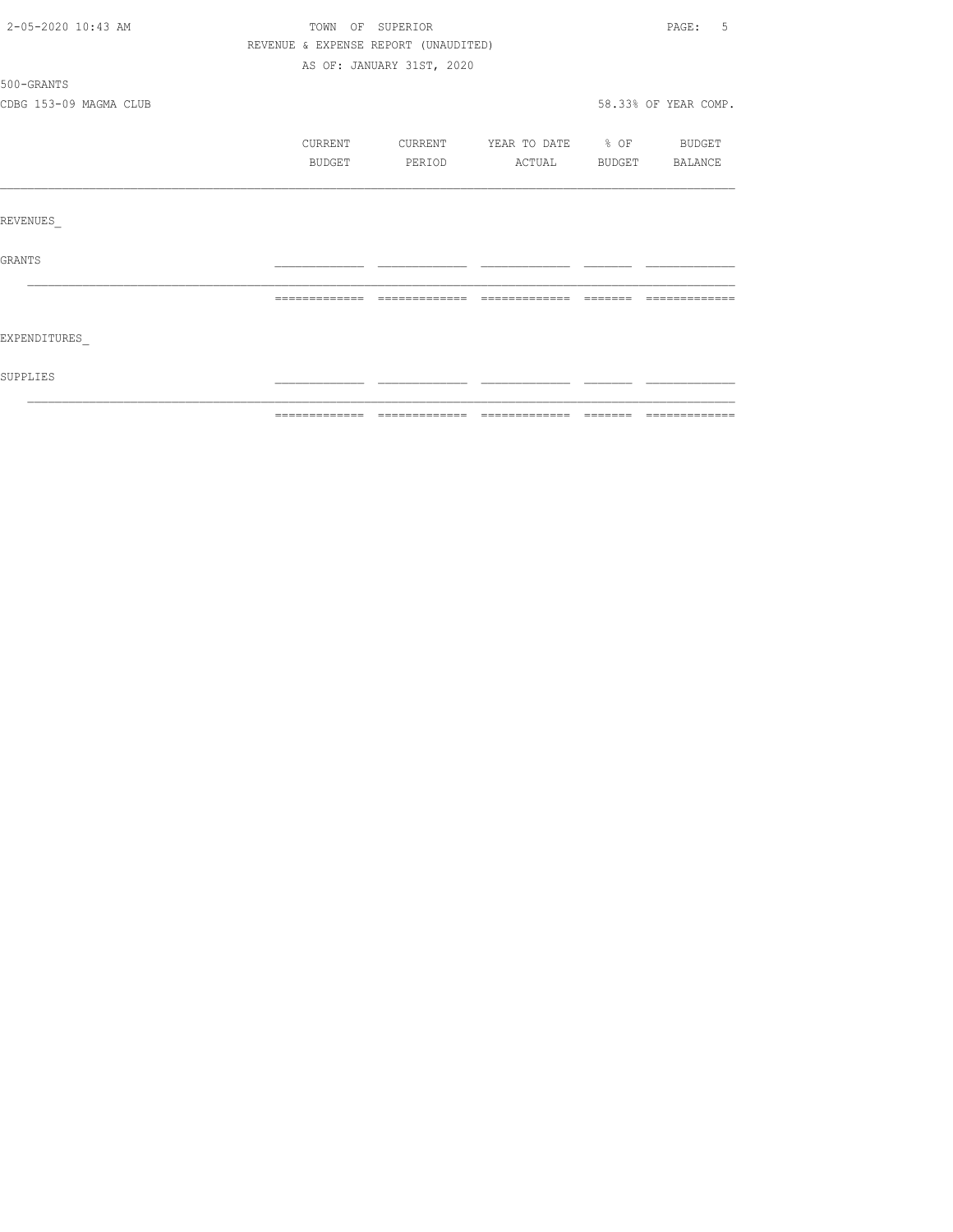TOWN OF SUPERIOR

REVENUE & EXPENSE REPORT (UNAUDITED)

AS OF: JANUARY 31ST, 2020

500-GRANTS

CDBG 153-09 MAGMA CLUB

58.33% OF YEAR COMP.

| | CURRENT BUDGET | CURRENT PERIOD | YEAR TO DATE ACTUAL | % OF BUDGET | BUDGET BALANCE |
|---|---|---|---|---|---|
| REVENUES_ | | | | | |
| GRANTS | | | | | |
| EXPENDITURES_ | | | | | |
| SUPPLIES | | | | | |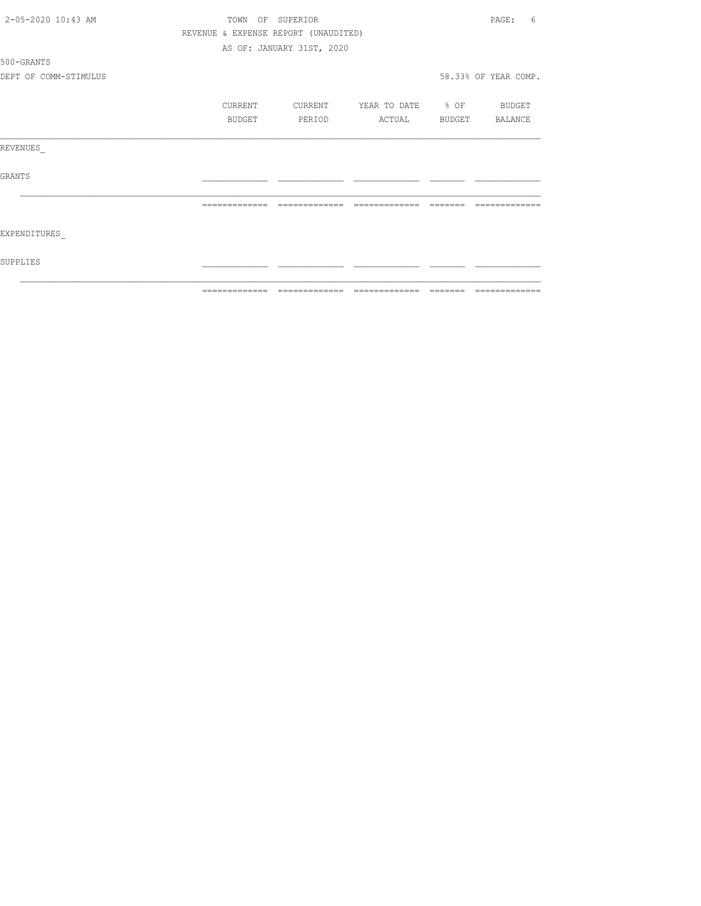TOWN OF SUPERIOR
REVENUE & EXPENSE REPORT (UNAUDITED)
AS OF: JANUARY 31ST, 2020

500-GRANTS

DEPT OF COMM-STIMULUS — 58.33% OF YEAR COMP.

| | CURRENT BUDGET | CURRENT PERIOD | YEAR TO DATE ACTUAL | % OF BUDGET | BUDGET BALANCE |
|---|---|---|---|---|---|
| REVENUES_ | | | | | |
| GRANTS | | | | | |
| | | | | | |
| EXPENDITURES_ | | | | | |
| SUPPLIES | | | | | |
| | | | | | |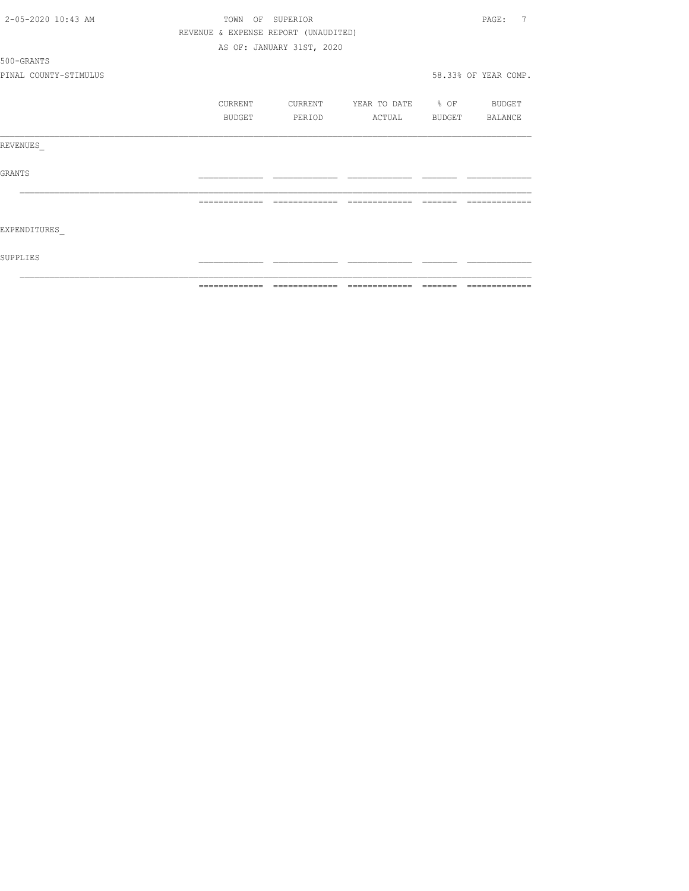TOWN OF SUPERIOR
REVENUE & EXPENSE REPORT (UNAUDITED)
AS OF: JANUARY 31ST, 2020

500-GRANTS

PINAL COUNTY-STIMULUS

58.33% OF YEAR COMP.

| | CURRENT BUDGET | CURRENT PERIOD | YEAR TO DATE ACTUAL | % OF BUDGET | BUDGET BALANCE |
|---|---|---|---|---|---|
| REVENUES_ | | | | | |
| GRANTS | | | | | |
| EXPENDITURES_ | | | | | |
| SUPPLIES | | | | | |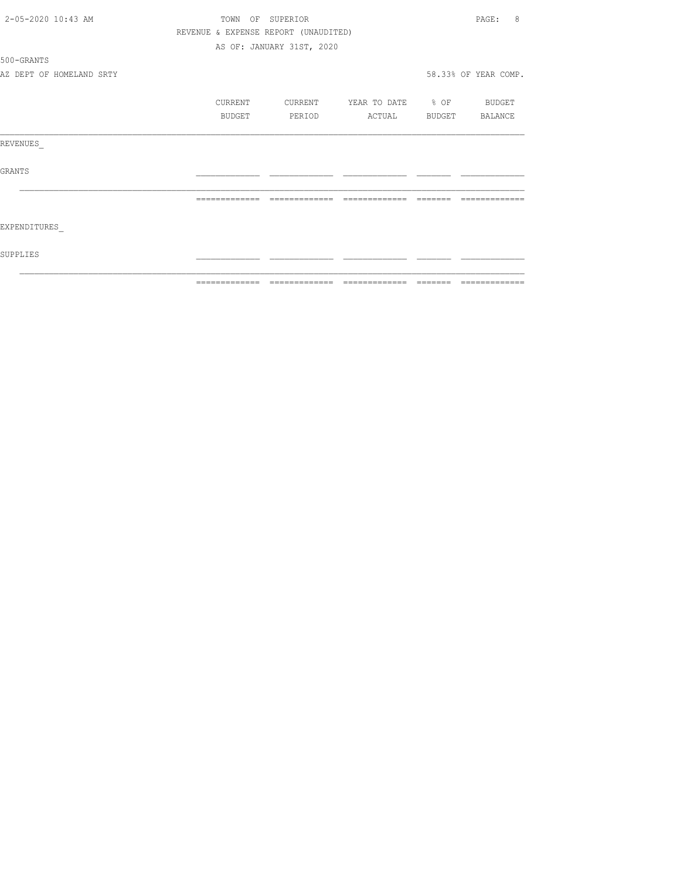TOWN OF SUPERIOR

REVENUE & EXPENSE REPORT (UNAUDITED)

AS OF: JANUARY 31ST, 2020

500-GRANTS

AZ DEPT OF HOMELAND SRTY

58.33% OF YEAR COMP.

| | CURRENT BUDGET | CURRENT PERIOD | YEAR TO DATE ACTUAL | % OF BUDGET | BUDGET BALANCE |
|---|---|---|---|---|---|
| REVENUES_ | | | | | |
| GRANTS | | | | | |
| EXPENDITURES_ | | | | | |
| SUPPLIES | | | | | |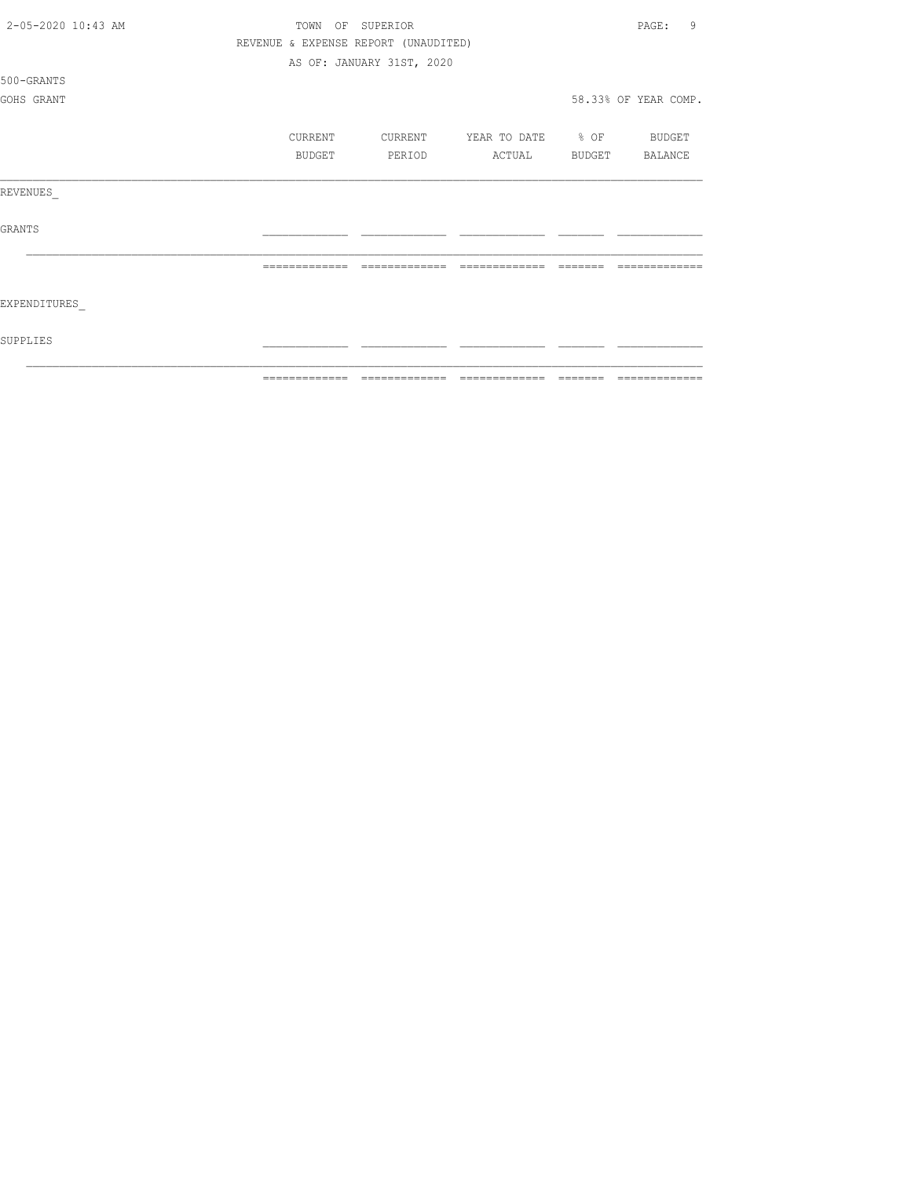TOWN OF SUPERIOR

REVENUE & EXPENSE REPORT (UNAUDITED)

AS OF: JANUARY 31ST, 2020

500-GRANTS

GOHS GRANT

58.33% OF YEAR COMP.

| | CURRENT BUDGET | CURRENT PERIOD | YEAR TO DATE ACTUAL | % OF BUDGET | BUDGET BALANCE |
|---|---|---|---|---|---|
| REVENUES_ | | | | | |
| GRANTS | | | | | |
| | | | | | |
| EXPENDITURES_ | | | | | |
| SUPPLIES | | | | | |
| | | | | | |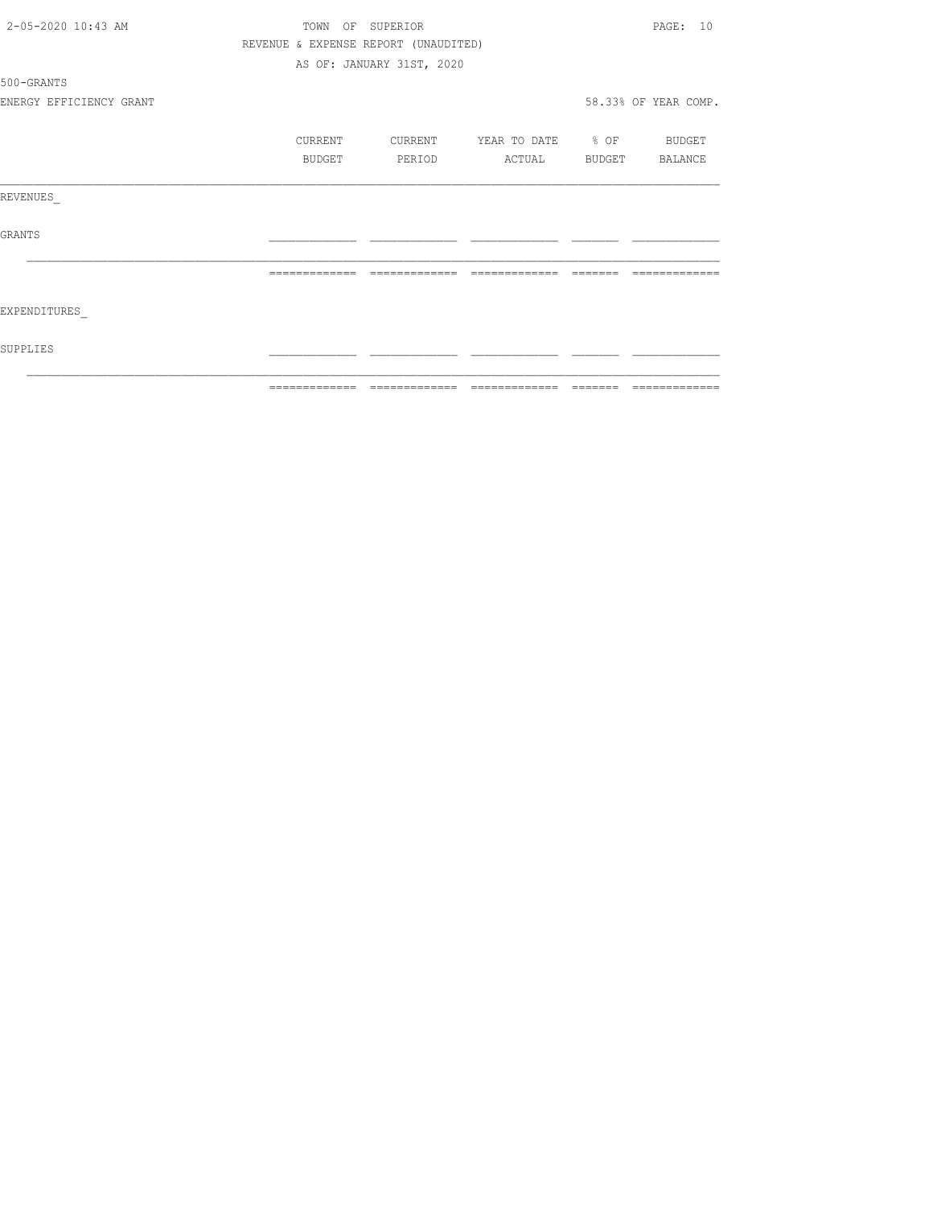TOWN OF SUPERIOR

REVENUE & EXPENSE REPORT (UNAUDITED)

AS OF: JANUARY 31ST, 2020

500-GRANTS

ENERGY EFFICIENCY GRANT

58.33% OF YEAR COMP.

| | CURRENT BUDGET | CURRENT PERIOD | YEAR TO DATE ACTUAL | % OF BUDGET | BUDGET BALANCE |
|---|---|---|---|---|---|
| REVENUES_ | | | | | |
| GRANTS | | | | | |
| EXPENDITURES_ | | | | | |
| SUPPLIES | | | | | |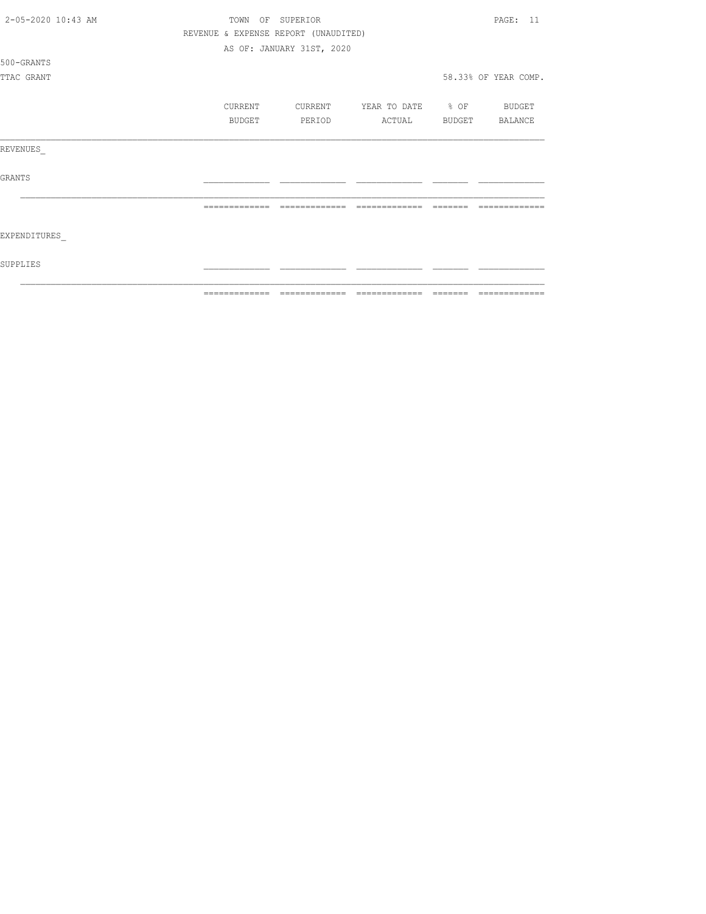TOWN OF SUPERIOR

REVENUE & EXPENSE REPORT (UNAUDITED)

AS OF: JANUARY 31ST, 2020

500-GRANTS

TTAC GRANT

58.33% OF YEAR COMP.

| | CURRENT BUDGET | CURRENT PERIOD | YEAR TO DATE ACTUAL | % OF BUDGET | BUDGET BALANCE |
|---|---|---|---|---|---|
| REVENUES_ | | | | | |
| GRANTS | | | | | |
| | | | | | |
| EXPENDITURES_ | | | | | |
| SUPPLIES | | | | | |
| | | | | | |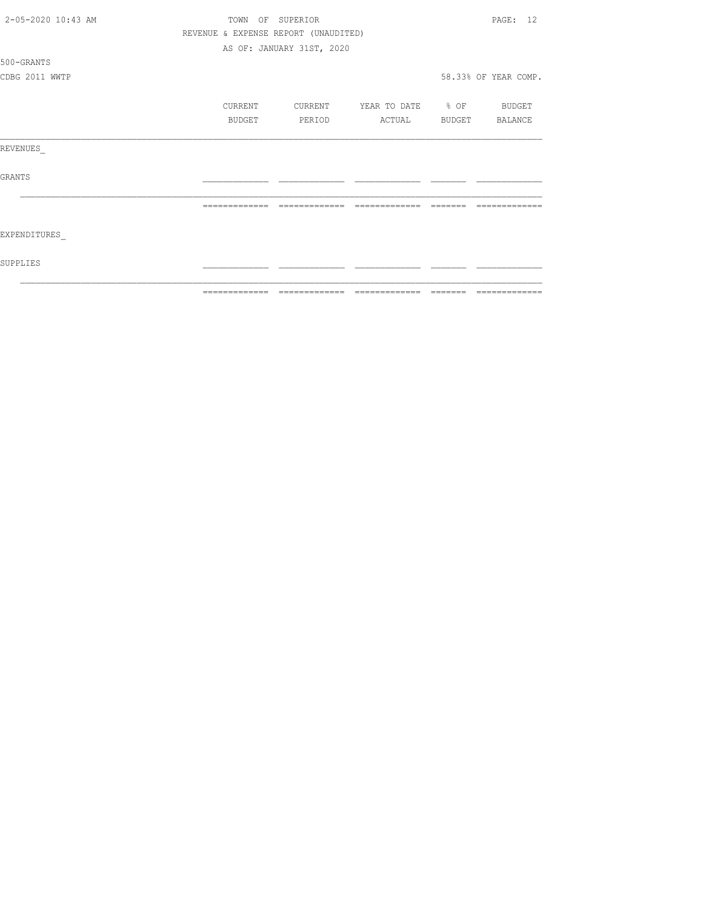TOWN OF SUPERIOR

REVENUE & EXPENSE REPORT (UNAUDITED)

AS OF: JANUARY 31ST, 2020

500-GRANTS

CDBG 2011 WWTP

58.33% OF YEAR COMP.

| | CURRENT BUDGET | CURRENT PERIOD | YEAR TO DATE ACTUAL | % OF BUDGET | BUDGET BALANCE |
|---|---|---|---|---|---|
| REVENUES_ | | | | | |
| GRANTS | | | | | |
| | | | | | |
| EXPENDITURES_ | | | | | |
| SUPPLIES | | | | | |
| | | | | | |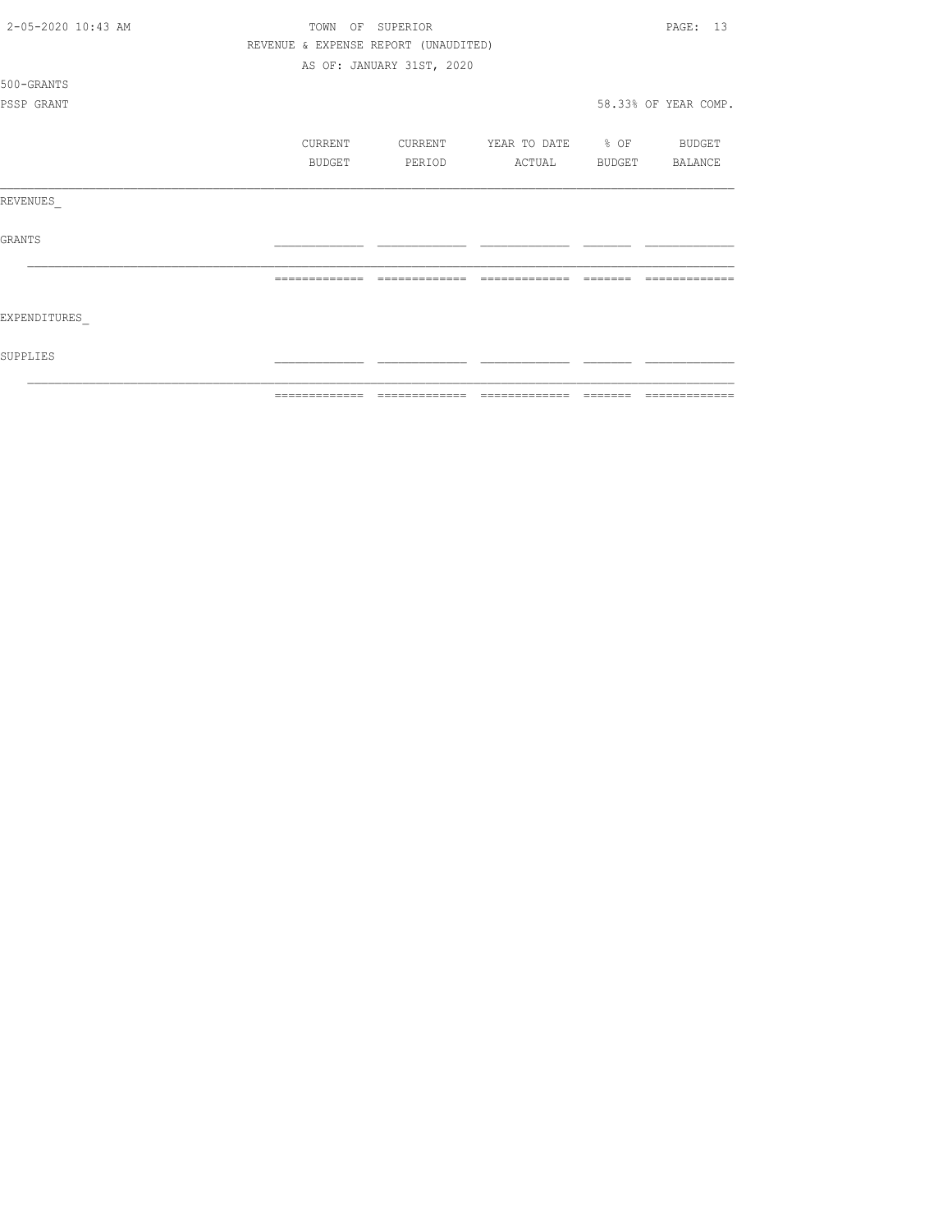TOWN OF SUPERIOR
REVENUE & EXPENSE REPORT (UNAUDITED)
AS OF: JANUARY 31ST, 2020

500-GRANTS

PSSP GRANT

58.33% OF YEAR COMP.

| | CURRENT BUDGET | CURRENT PERIOD | YEAR TO DATE ACTUAL | % OF BUDGET | BUDGET BALANCE |
|---|---|---|---|---|---|
| REVENUES_ | | | | | |
| GRANTS | | | | | |
| | | | | | |
| EXPENDITURES_ | | | | | |
| SUPPLIES | | | | | |
| | | | | | |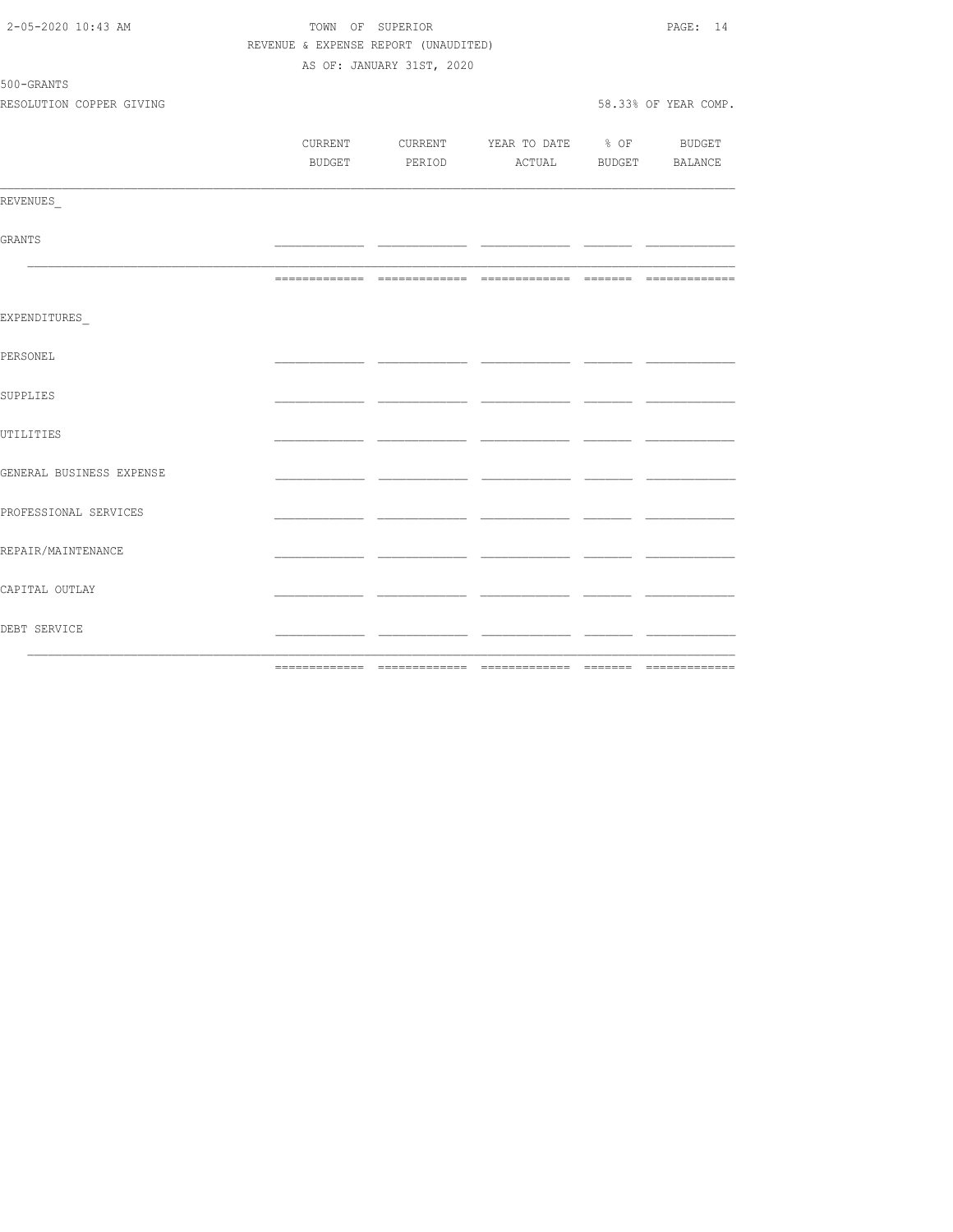TOWN OF SUPERIOR

REVENUE & EXPENSE REPORT (UNAUDITED)

AS OF: JANUARY 31ST, 2020

500-GRANTS

RESOLUTION COPPER GIVING

58.33% OF YEAR COMP.

| | CURRENT BUDGET | CURRENT PERIOD | YEAR TO DATE ACTUAL | % OF BUDGET | BUDGET BALANCE |
|---|---|---|---|---|---|
| REVENUES_ | | | | | |
| GRANTS | | | | | |
| | | | | | |
| EXPENDITURES_ | | | | | |
| PERSONEL | | | | | |
| SUPPLIES | | | | | |
| UTILITIES | | | | | |
| GENERAL BUSINESS EXPENSE | | | | | |
| PROFESSIONAL SERVICES | | | | | |
| REPAIR/MAINTENANCE | | | | | |
| CAPITAL OUTLAY | | | | | |
| DEBT SERVICE | | | | | |
| | | | | | |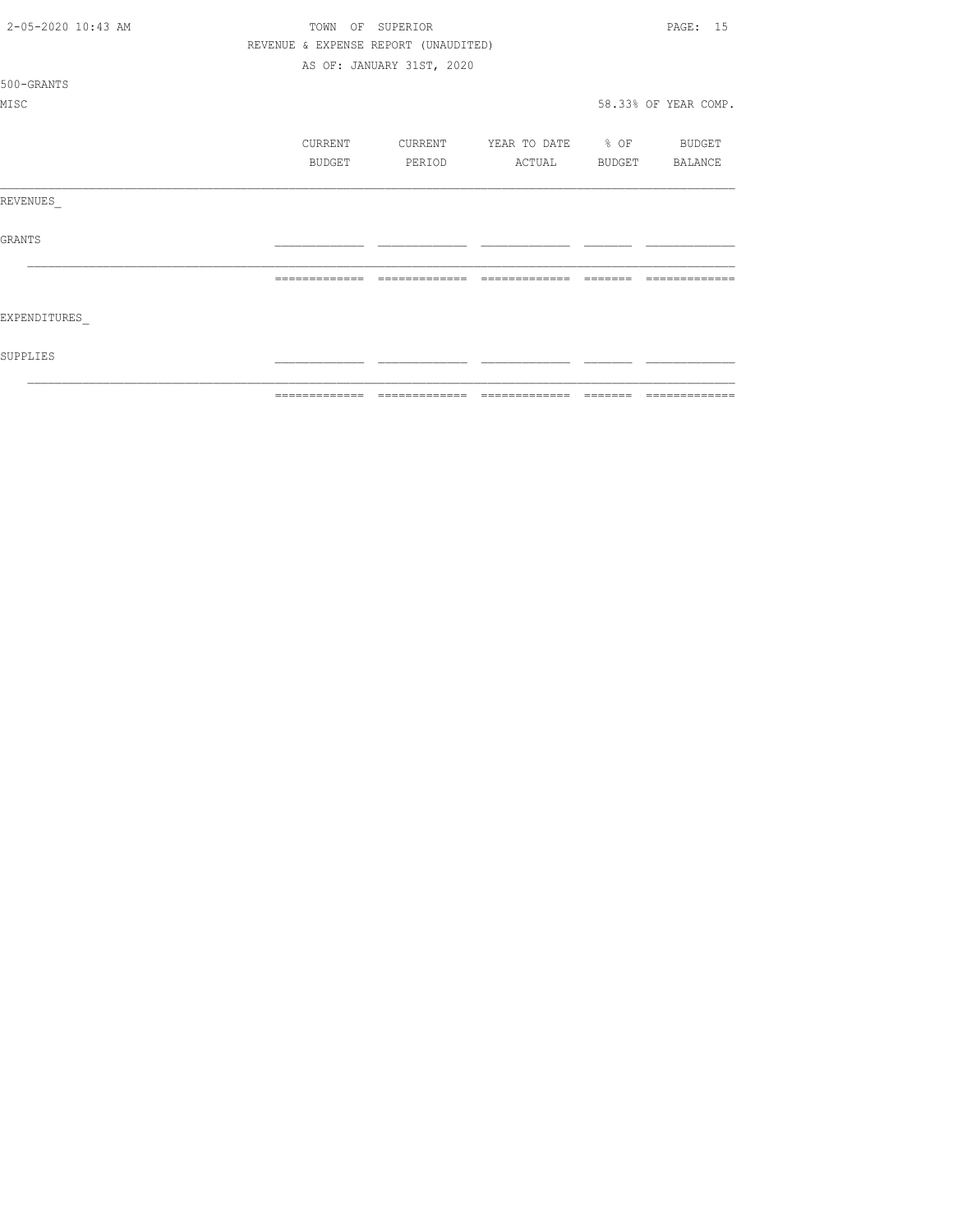TOWN OF SUPERIOR

REVENUE & EXPENSE REPORT (UNAUDITED)

AS OF: JANUARY 31ST, 2020

500-GRANTS

MISC

58.33% OF YEAR COMP.

| | CURRENT BUDGET | CURRENT PERIOD | YEAR TO DATE ACTUAL | % OF BUDGET | BUDGET BALANCE |
|---|---|---|---|---|---|
| REVENUES_ | | | | | |
| GRANTS | | | | | |
| | | | | | |
| EXPENDITURES_ | | | | | |
| SUPPLIES | | | | | |
| | | | | | |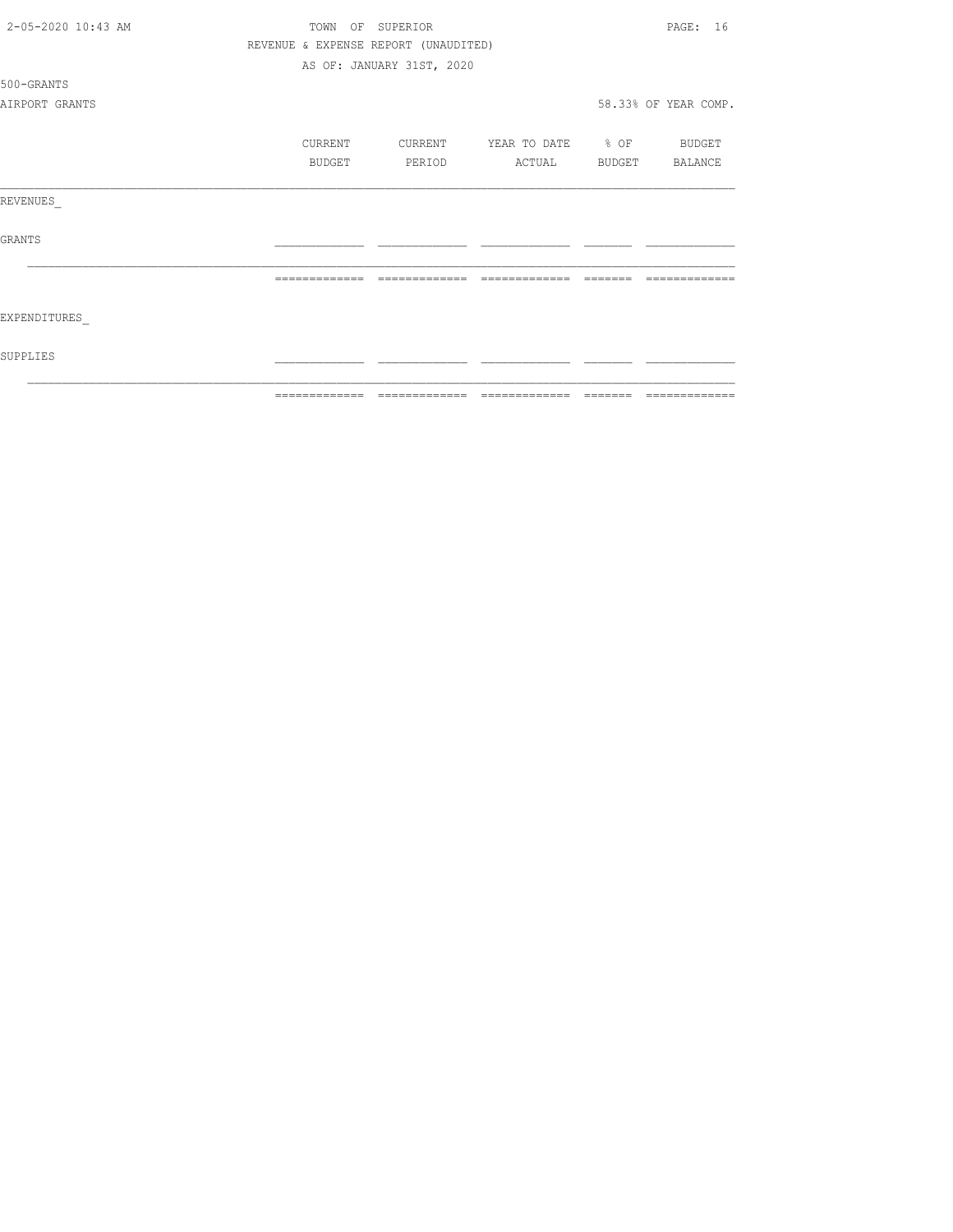TOWN OF SUPERIOR

REVENUE & EXPENSE REPORT (UNAUDITED)

AS OF: JANUARY 31ST, 2020

500-GRANTS

AIRPORT GRANTS

58.33% OF YEAR COMP.

| | CURRENT BUDGET | CURRENT PERIOD | YEAR TO DATE ACTUAL | % OF BUDGET | BUDGET BALANCE |
|---|---|---|---|---|---|
| REVENUES_ | | | | | |
| GRANTS | | | | | |
| EXPENDITURES_ | | | | | |
| SUPPLIES | | | | | |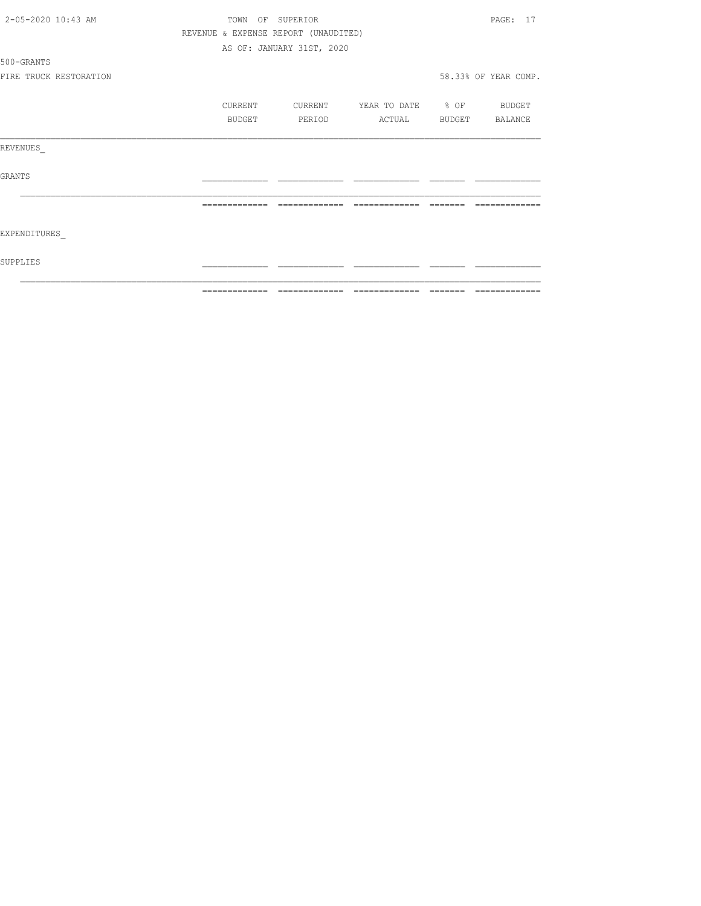TOWN OF SUPERIOR

REVENUE & EXPENSE REPORT (UNAUDITED)

AS OF: JANUARY 31ST, 2020

500-GRANTS

FIRE TRUCK RESTORATION

58.33% OF YEAR COMP.

| | CURRENT BUDGET | CURRENT PERIOD | YEAR TO DATE ACTUAL | % OF BUDGET | BUDGET BALANCE |
|---|---|---|---|---|---|
| REVENUES | | | | | |
| GRANTS | | | | | |
| EXPENDITURES | | | | | |
| SUPPLIES | | | | | |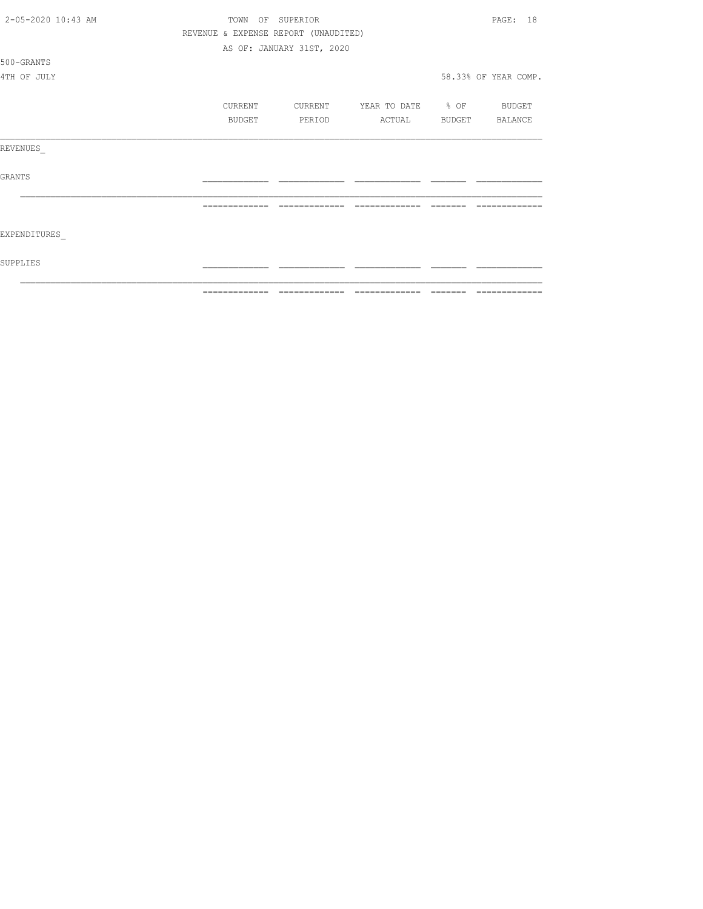TOWN OF SUPERIOR
REVENUE & EXPENSE REPORT (UNAUDITED)
AS OF: JANUARY 31ST, 2020

500-GRANTS

4TH OF JULY

58.33% OF YEAR COMP.

| | CURRENT BUDGET | CURRENT PERIOD | YEAR TO DATE ACTUAL | % OF BUDGET | BUDGET BALANCE |
|---|---|---|---|---|---|
| REVENUES_ | | | | | |
| GRANTS | | | | | |
| | | | | | |
| EXPENDITURES_ | | | | | |
| SUPPLIES | | | | | |
| | | | | | |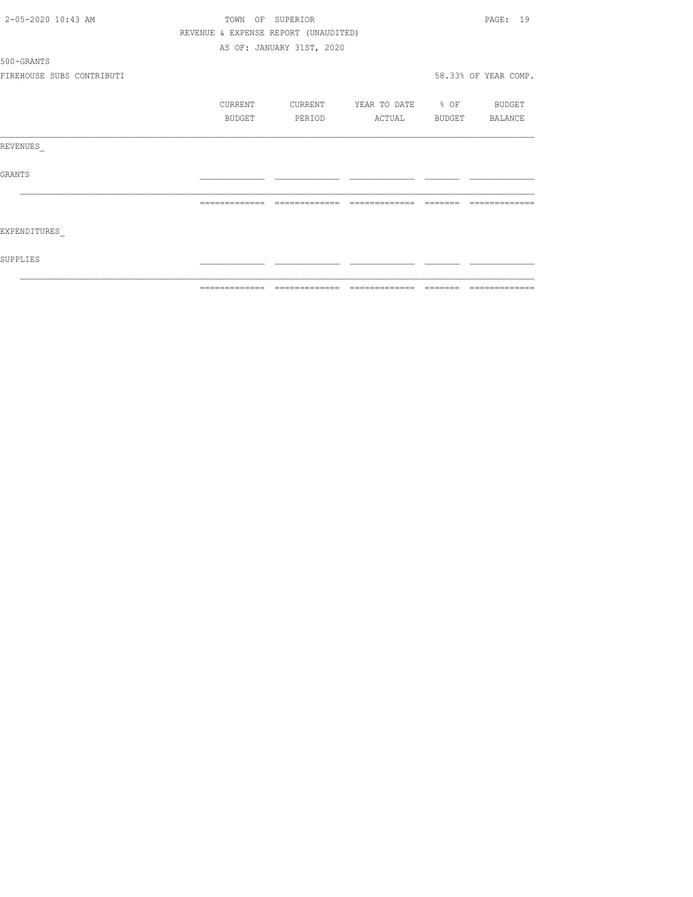TOWN OF SUPERIOR

REVENUE & EXPENSE REPORT (UNAUDITED)

AS OF: JANUARY 31ST, 2020

500-GRANTS

FIREHOUSE SUBS CONTRIBUTI

58.33% OF YEAR COMP.

| | CURRENT BUDGET | CURRENT PERIOD | YEAR TO DATE ACTUAL | % OF BUDGET | BUDGET BALANCE |
|---|---|---|---|---|---|
| REVENUES_ | | | | | |
| GRANTS | | | | | |
| EXPENDITURES_ | | | | | |
| SUPPLIES | | | | | |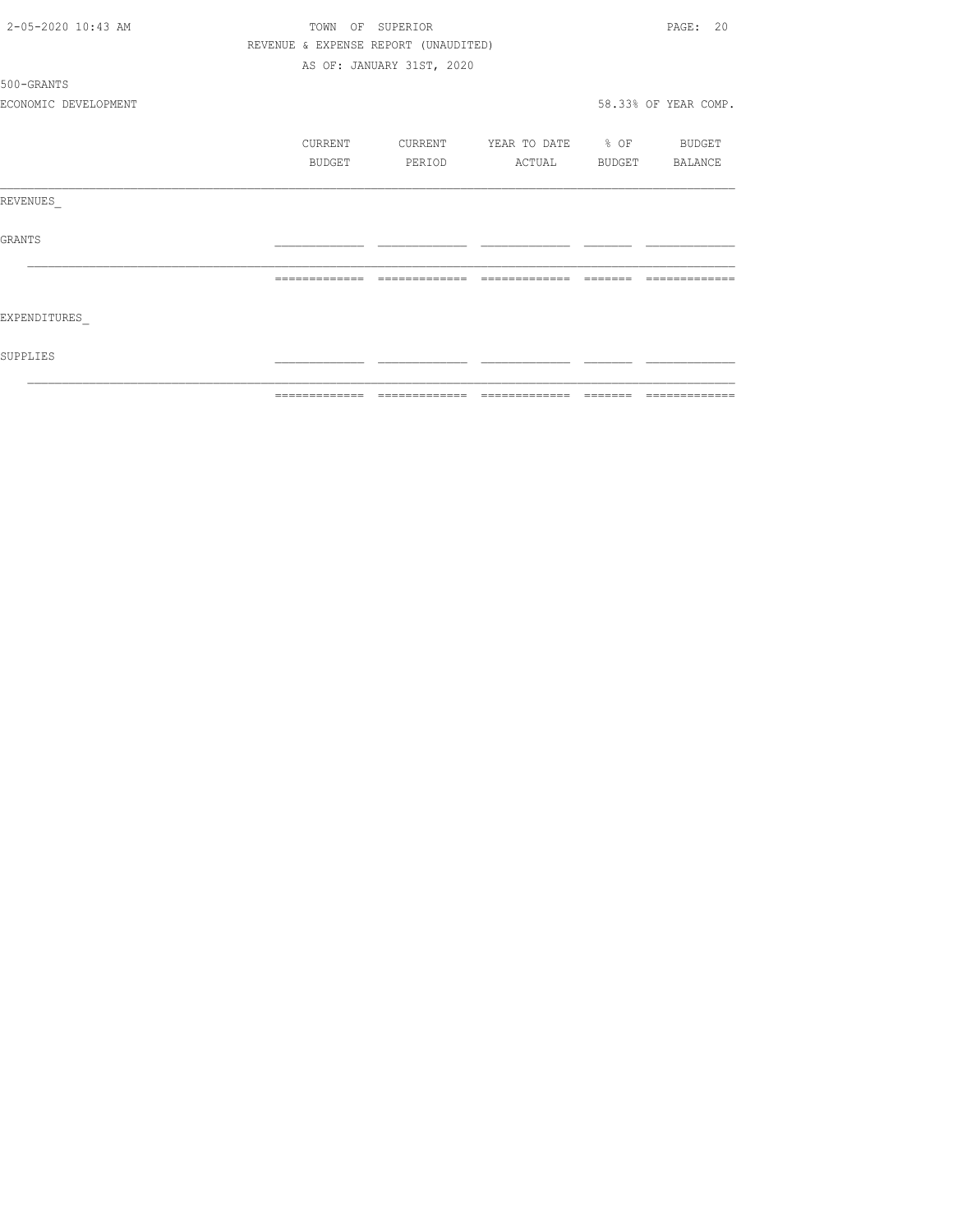TOWN OF SUPERIOR

REVENUE & EXPENSE REPORT (UNAUDITED)

AS OF: JANUARY 31ST, 2020

500-GRANTS

ECONOMIC DEVELOPMENT

58.33% OF YEAR COMP.

| | CURRENT BUDGET | CURRENT PERIOD | YEAR TO DATE ACTUAL | % OF BUDGET | BUDGET BALANCE |
|---|---|---|---|---|---|
| REVENUES_ | | | | | |
| GRANTS | | | | | |
| | | | | | |
| EXPENDITURES_ | | | | | |
| SUPPLIES | | | | | |
| | | | | | |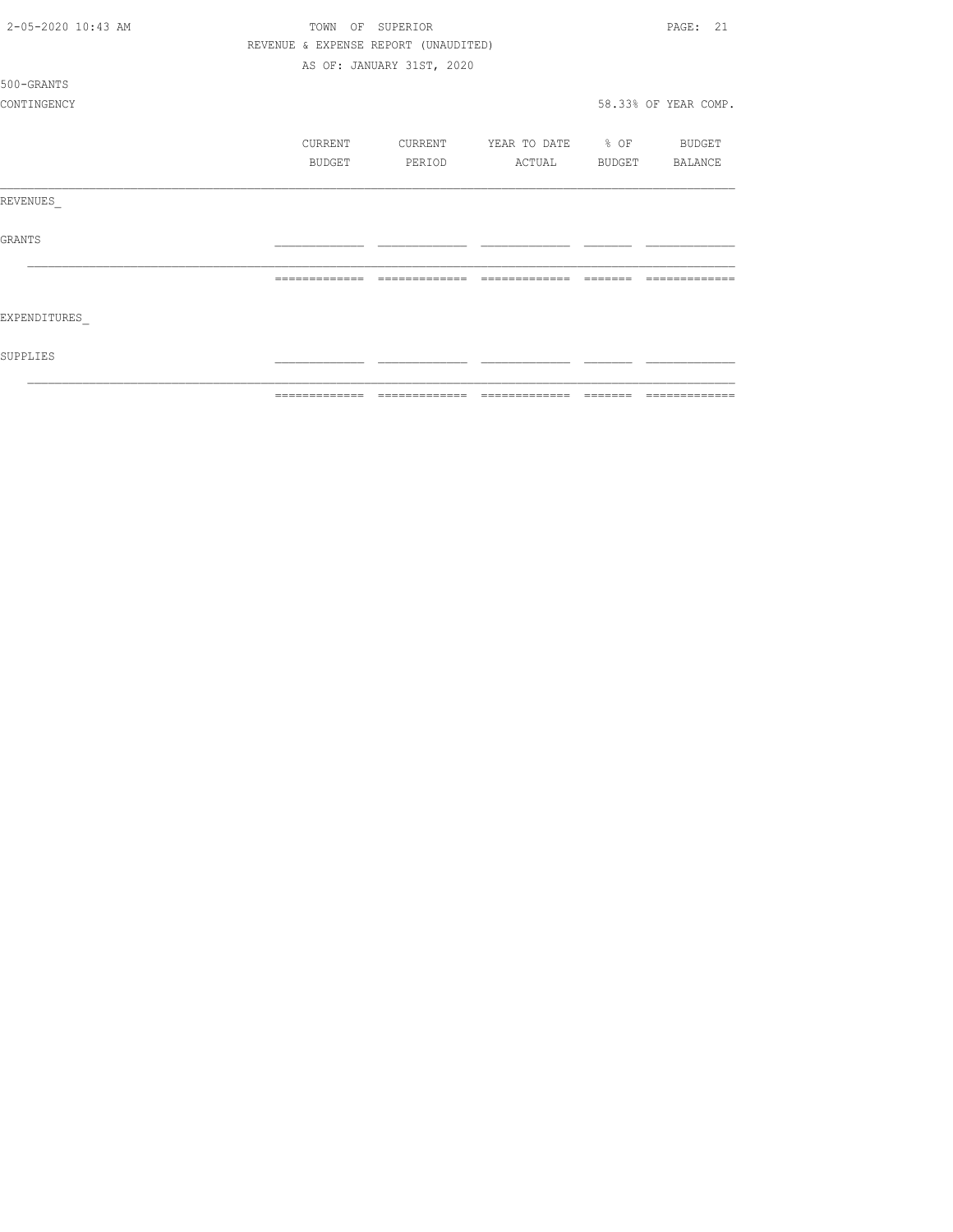TOWN OF SUPERIOR

REVENUE & EXPENSE REPORT (UNAUDITED)

AS OF: JANUARY 31ST, 2020

500-GRANTS

CONTINGENCY

58.33% OF YEAR COMP.

| | CURRENT BUDGET | CURRENT PERIOD | YEAR TO DATE ACTUAL | % OF BUDGET | BUDGET BALANCE |
|---|---|---|---|---|---|
| REVENUES_ | | | | | |
| GRANTS | | | | | |
| EXPENDITURES_ | | | | | |
| SUPPLIES | | | | | |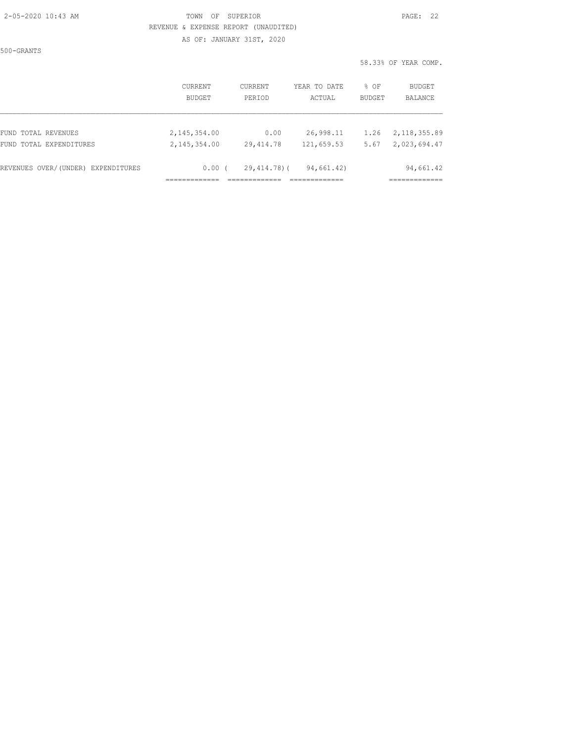2-05-2020 10:43 AM TOWN OF SUPERIOR

REVENUE & EXPENSE REPORT (UNAUDITED)

AS OF: JANUARY 31ST, 2020

500-GRANTS

58.33% OF YEAR COMP.

| | CURRENT BUDGET | CURRENT PERIOD | YEAR TO DATE ACTUAL | % OF BUDGET | BUDGET BALANCE |
|---|---|---|---|---|---|
| FUND TOTAL REVENUES | 2,145,354.00 | 0.00 | 26,998.11 | 1.26 | 2,118,355.89 |
| FUND TOTAL EXPENDITURES | 2,145,354.00 | 29,414.78 | 121,659.53 | 5.67 | 2,023,694.47 |
| REVENUES OVER/(UNDER) EXPENDITURES | 0.00 | ( 29,414.78) | ( 94,661.42) | | 94,661.42 |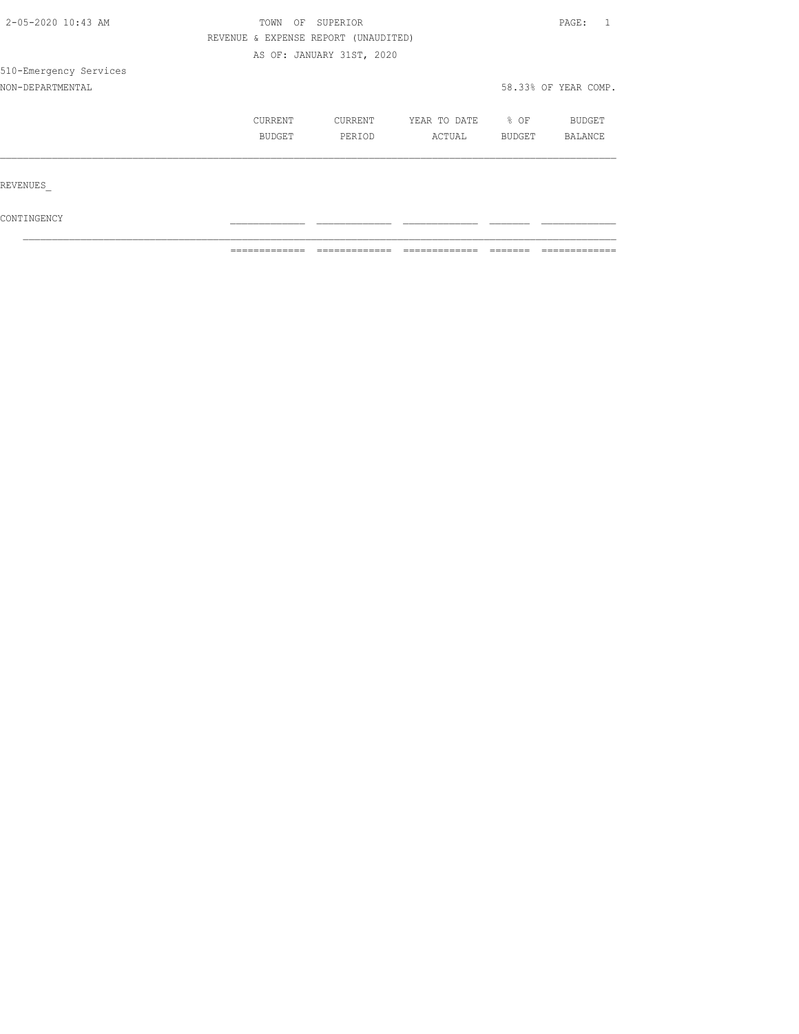TOWN OF SUPERIOR

REVENUE & EXPENSE REPORT (UNAUDITED)

AS OF: JANUARY 31ST, 2020

510-Emergency Services

NON-DEPARTMENTAL

58.33% OF YEAR COMP.

| | CURRENT BUDGET | CURRENT PERIOD | YEAR TO DATE ACTUAL | % OF BUDGET | BUDGET BALANCE |
|---|---|---|---|---|---|
| REVENUES_ | | | | | |
| CONTINGENCY | | | | | |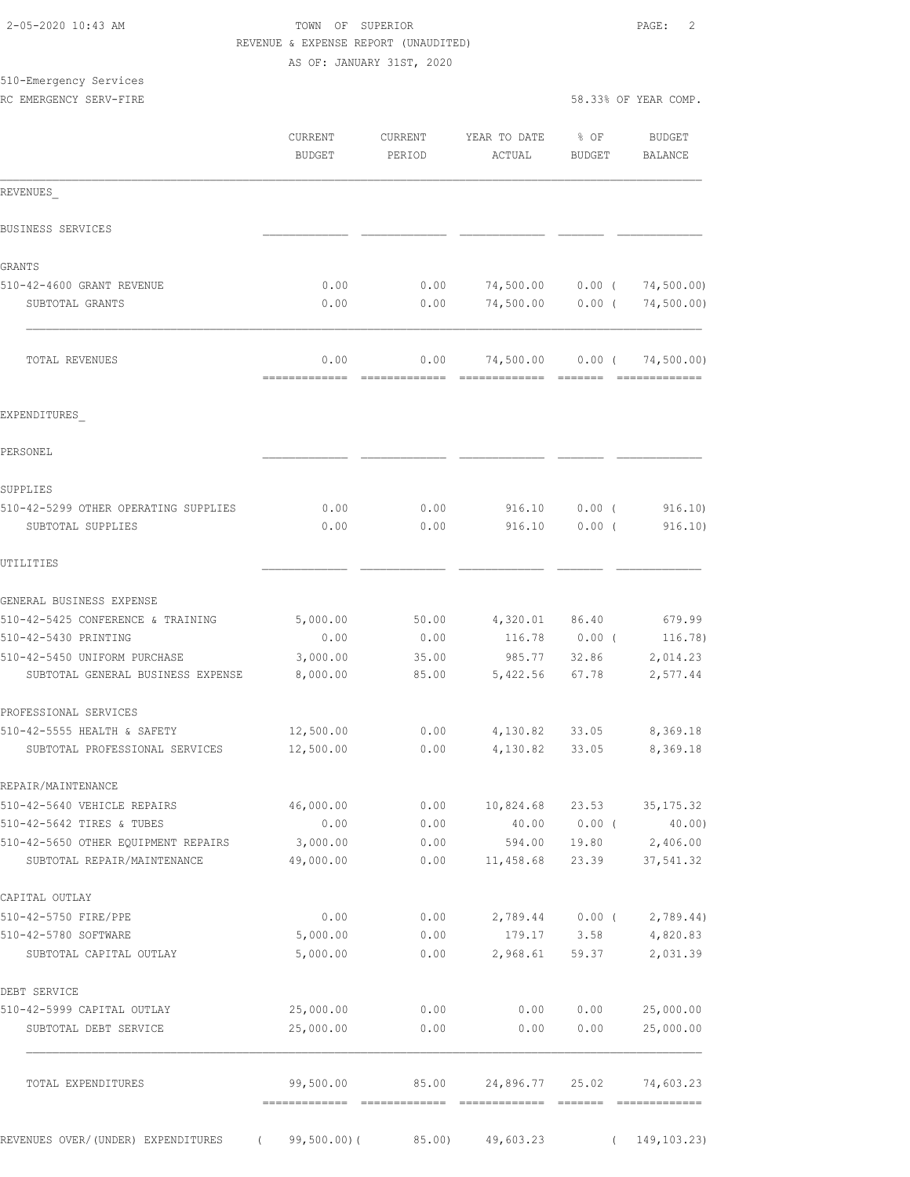2-05-2020 10:43 AM TOWN OF SUPERIOR

REVENUE & EXPENSE REPORT (UNAUDITED)

AS OF: JANUARY 31ST, 2020

510-Emergency Services

RC EMERGENCY SERV-FIRE 58.33% OF YEAR COMP.

| | CURRENT BUDGET | CURRENT PERIOD | YEAR TO DATE ACTUAL | % OF BUDGET | BUDGET BALANCE |
|---|---|---|---|---|---|
| REVENUES_ | | | | | |
| BUSINESS SERVICES | | | | | |
| GRANTS | | | | | |
| 510-42-4600 GRANT REVENUE | 0.00 | 0.00 | 74,500.00 | 0.00 ( | 74,500.00) |
| SUBTOTAL GRANTS | 0.00 | 0.00 | 74,500.00 | 0.00 ( | 74,500.00) |
| TOTAL REVENUES | 0.00 | 0.00 | 74,500.00 | 0.00 ( | 74,500.00) |
| EXPENDITURES_ | | | | | |
| PERSONEL | | | | | |
| SUPPLIES | | | | | |
| 510-42-5299 OTHER OPERATING SUPPLIES | 0.00 | 0.00 | 916.10 | 0.00 ( | 916.10) |
| SUBTOTAL SUPPLIES | 0.00 | 0.00 | 916.10 | 0.00 ( | 916.10) |
| UTILITIES | | | | | |
| GENERAL BUSINESS EXPENSE | | | | | |
| 510-42-5425 CONFERENCE & TRAINING | 5,000.00 | 50.00 | 4,320.01 | 86.40 | 679.99 |
| 510-42-5430 PRINTING | 0.00 | 0.00 | 116.78 | 0.00 ( | 116.78) |
| 510-42-5450 UNIFORM PURCHASE | 3,000.00 | 35.00 | 985.77 | 32.86 | 2,014.23 |
| SUBTOTAL GENERAL BUSINESS EXPENSE | 8,000.00 | 85.00 | 5,422.56 | 67.78 | 2,577.44 |
| PROFESSIONAL SERVICES | | | | | |
| 510-42-5555 HEALTH & SAFETY | 12,500.00 | 0.00 | 4,130.82 | 33.05 | 8,369.18 |
| SUBTOTAL PROFESSIONAL SERVICES | 12,500.00 | 0.00 | 4,130.82 | 33.05 | 8,369.18 |
| REPAIR/MAINTENANCE | | | | | |
| 510-42-5640 VEHICLE REPAIRS | 46,000.00 | 0.00 | 10,824.68 | 23.53 | 35,175.32 |
| 510-42-5642 TIRES & TUBES | 0.00 | 0.00 | 40.00 | 0.00 ( | 40.00) |
| 510-42-5650 OTHER EQUIPMENT REPAIRS | 3,000.00 | 0.00 | 594.00 | 19.80 | 2,406.00 |
| SUBTOTAL REPAIR/MAINTENANCE | 49,000.00 | 0.00 | 11,458.68 | 23.39 | 37,541.32 |
| CAPITAL OUTLAY | | | | | |
| 510-42-5750 FIRE/PPE | 0.00 | 0.00 | 2,789.44 | 0.00 ( | 2,789.44) |
| 510-42-5780 SOFTWARE | 5,000.00 | 0.00 | 179.17 | 3.58 | 4,820.83 |
| SUBTOTAL CAPITAL OUTLAY | 5,000.00 | 0.00 | 2,968.61 | 59.37 | 2,031.39 |
| DEBT SERVICE | | | | | |
| 510-42-5999 CAPITAL OUTLAY | 25,000.00 | 0.00 | 0.00 | 0.00 | 25,000.00 |
| SUBTOTAL DEBT SERVICE | 25,000.00 | 0.00 | 0.00 | 0.00 | 25,000.00 |
| TOTAL EXPENDITURES | 99,500.00 | 85.00 | 24,896.77 | 25.02 | 74,603.23 |
| REVENUES OVER/(UNDER) EXPENDITURES | ( 99,500.00) | ( 85.00) | 49,603.23 | | ( 149,103.23) |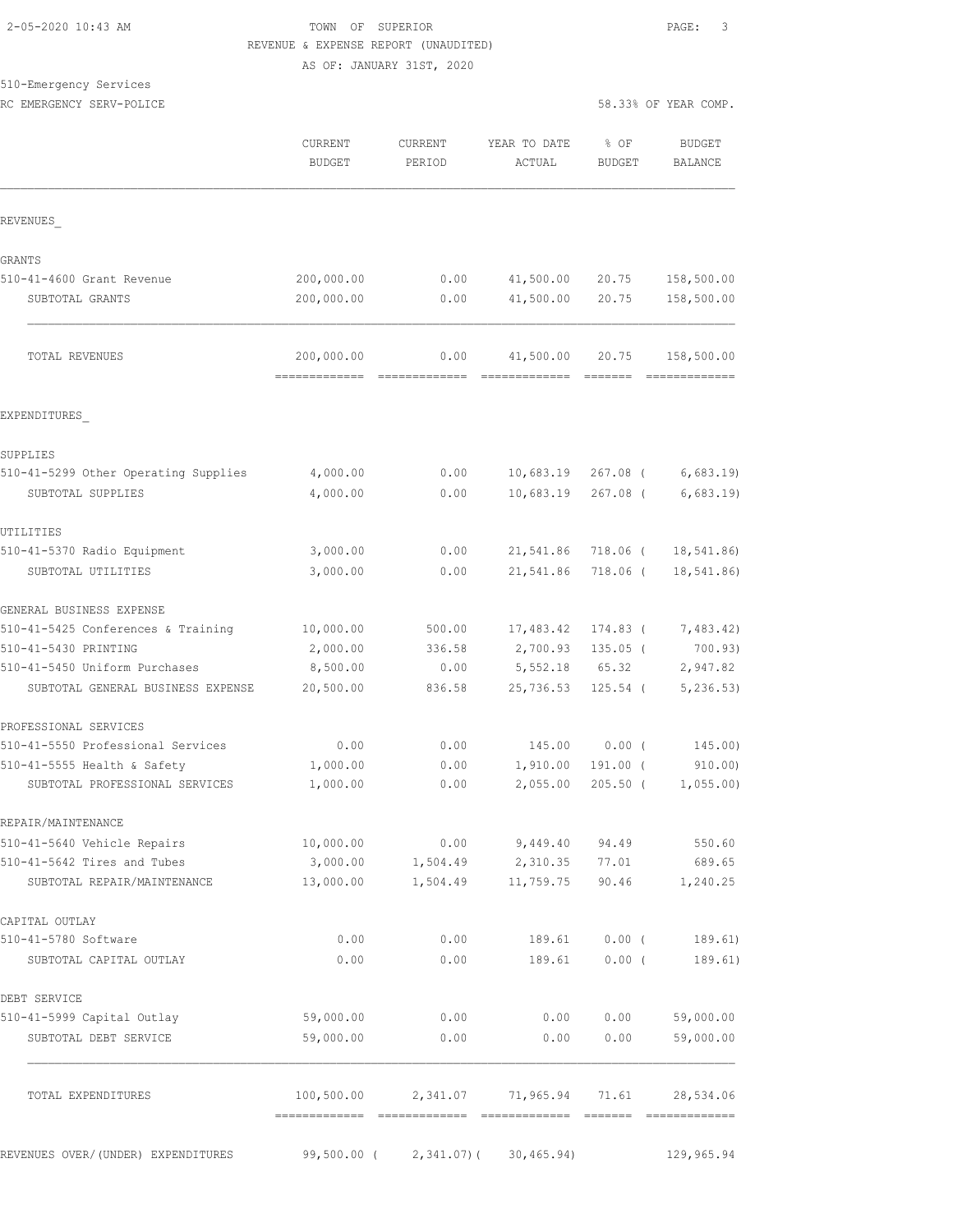2-05-2020 10:43 AM TOWN OF SUPERIOR

REVENUE & EXPENSE REPORT (UNAUDITED)

AS OF: JANUARY 31ST, 2020

510-Emergency Services

RC EMERGENCY SERV-POLICE 58.33% OF YEAR COMP.

| | CURRENT BUDGET | CURRENT PERIOD | YEAR TO DATE ACTUAL | % OF BUDGET | BUDGET BALANCE |
|---|---|---|---|---|---|
| REVENUES_ | | | | | |
| GRANTS | | | | | |
| 510-41-4600 Grant Revenue | 200,000.00 | 0.00 | 41,500.00 | 20.75 | 158,500.00 |
| SUBTOTAL GRANTS | 200,000.00 | 0.00 | 41,500.00 | 20.75 | 158,500.00 |
| TOTAL REVENUES | 200,000.00 | 0.00 | 41,500.00 | 20.75 | 158,500.00 |
| EXPENDITURES_ | | | | | |
| SUPPLIES | | | | | |
| 510-41-5299 Other Operating Supplies | 4,000.00 | 0.00 | 10,683.19 | 267.08 ( | 6,683.19) |
| SUBTOTAL SUPPLIES | 4,000.00 | 0.00 | 10,683.19 | 267.08 ( | 6,683.19) |
| UTILITIES | | | | | |
| 510-41-5370 Radio Equipment | 3,000.00 | 0.00 | 21,541.86 | 718.06 ( | 18,541.86) |
| SUBTOTAL UTILITIES | 3,000.00 | 0.00 | 21,541.86 | 718.06 ( | 18,541.86) |
| GENERAL BUSINESS EXPENSE | | | | | |
| 510-41-5425 Conferences & Training | 10,000.00 | 500.00 | 17,483.42 | 174.83 ( | 7,483.42) |
| 510-41-5430 PRINTING | 2,000.00 | 336.58 | 2,700.93 | 135.05 ( | 700.93) |
| 510-41-5450 Uniform Purchases | 8,500.00 | 0.00 | 5,552.18 | 65.32 | 2,947.82 |
| SUBTOTAL GENERAL BUSINESS EXPENSE | 20,500.00 | 836.58 | 25,736.53 | 125.54 ( | 5,236.53) |
| PROFESSIONAL SERVICES | | | | | |
| 510-41-5550 Professional Services | 0.00 | 0.00 | 145.00 | 0.00 ( | 145.00) |
| 510-41-5555 Health & Safety | 1,000.00 | 0.00 | 1,910.00 | 191.00 ( | 910.00) |
| SUBTOTAL PROFESSIONAL SERVICES | 1,000.00 | 0.00 | 2,055.00 | 205.50 ( | 1,055.00) |
| REPAIR/MAINTENANCE | | | | | |
| 510-41-5640 Vehicle Repairs | 10,000.00 | 0.00 | 9,449.40 | 94.49 | 550.60 |
| 510-41-5642 Tires and Tubes | 3,000.00 | 1,504.49 | 2,310.35 | 77.01 | 689.65 |
| SUBTOTAL REPAIR/MAINTENANCE | 13,000.00 | 1,504.49 | 11,759.75 | 90.46 | 1,240.25 |
| CAPITAL OUTLAY | | | | | |
| 510-41-5780 Software | 0.00 | 0.00 | 189.61 | 0.00 ( | 189.61) |
| SUBTOTAL CAPITAL OUTLAY | 0.00 | 0.00 | 189.61 | 0.00 ( | 189.61) |
| DEBT SERVICE | | | | | |
| 510-41-5999 Capital Outlay | 59,000.00 | 0.00 | 0.00 | 0.00 | 59,000.00 |
| SUBTOTAL DEBT SERVICE | 59,000.00 | 0.00 | 0.00 | 0.00 | 59,000.00 |
| TOTAL EXPENDITURES | 100,500.00 | 2,341.07 | 71,965.94 | 71.61 | 28,534.06 |
| REVENUES OVER/(UNDER) EXPENDITURES | 99,500.00 ( | 2,341.07)( | 30,465.94) | | 129,965.94 |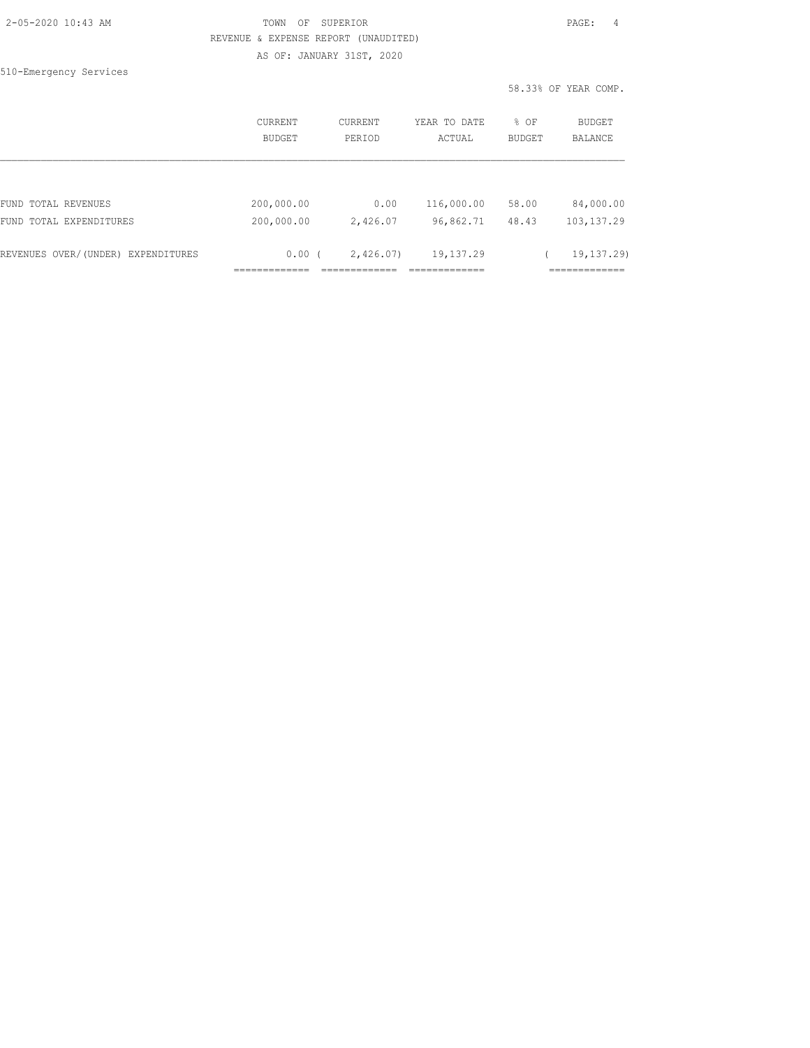TOWN OF SUPERIOR

REVENUE & EXPENSE REPORT (UNAUDITED)

AS OF: JANUARY 31ST, 2020

510-Emergency Services

58.33% OF YEAR COMP.

| | CURRENT BUDGET | CURRENT PERIOD | YEAR TO DATE ACTUAL | % OF BUDGET | BUDGET BALANCE |
|---|---|---|---|---|---|
| FUND TOTAL REVENUES | 200,000.00 | 0.00 | 116,000.00 | 58.00 | 84,000.00 |
| FUND TOTAL EXPENDITURES | 200,000.00 | 2,426.07 | 96,862.71 | 48.43 | 103,137.29 |
| REVENUES OVER/(UNDER) EXPENDITURES | 0.00 | ( 2,426.07) | 19,137.29 | | ( 19,137.29) |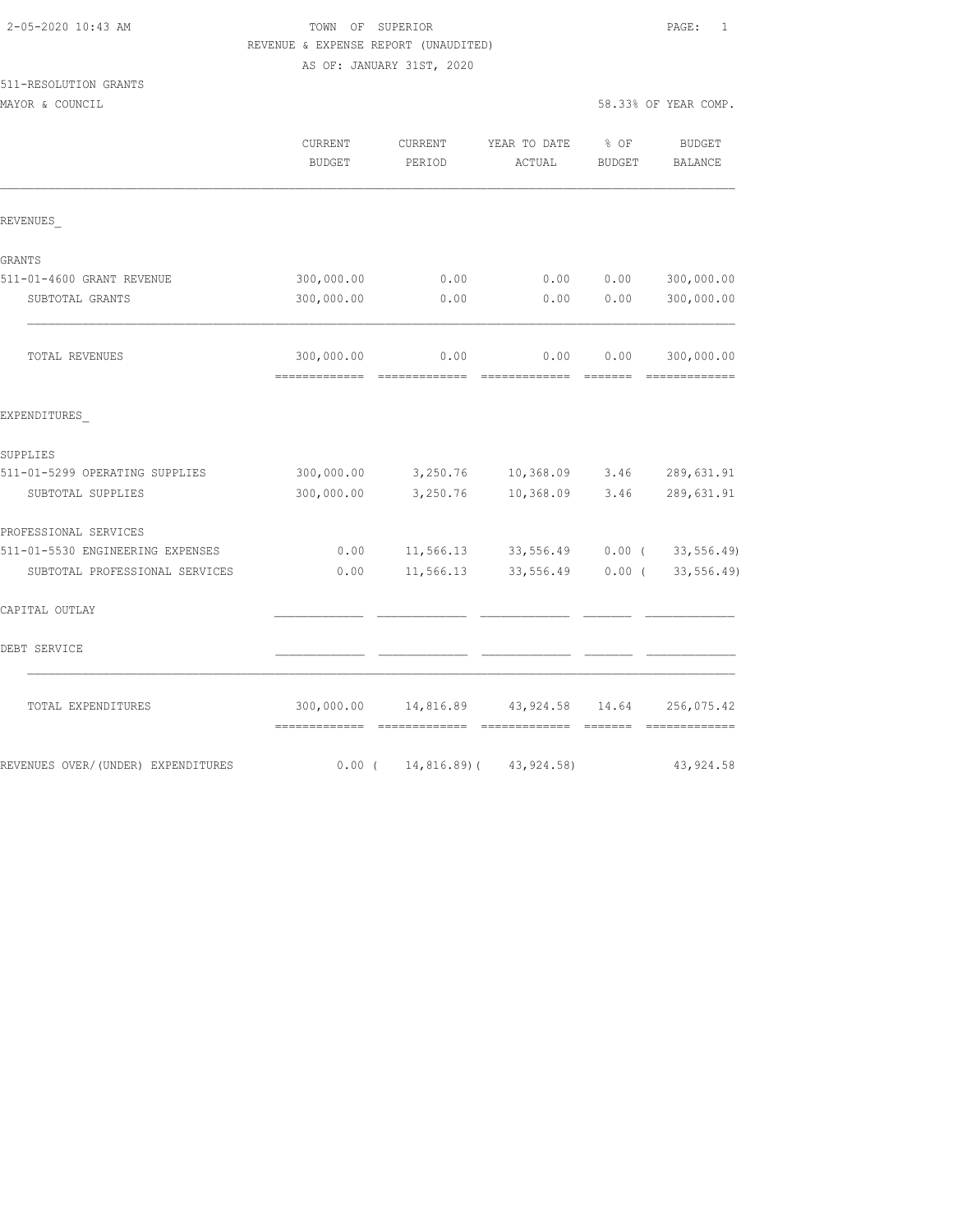2-05-2020 10:43 AM

TOWN OF SUPERIOR

REVENUE & EXPENSE REPORT (UNAUDITED)

AS OF: JANUARY 31ST, 2020

511-RESOLUTION GRANTS

MAYOR & COUNCIL

58.33% OF YEAR COMP.

| | CURRENT BUDGET | CURRENT PERIOD | YEAR TO DATE ACTUAL | % OF BUDGET | BUDGET BALANCE |
|---|---|---|---|---|---|
| REVENUES_ | | | | | |
| GRANTS | | | | | |
| 511-01-4600 GRANT REVENUE | 300,000.00 | 0.00 | 0.00 | 0.00 | 300,000.00 |
| SUBTOTAL GRANTS | 300,000.00 | 0.00 | 0.00 | 0.00 | 300,000.00 |
| TOTAL REVENUES | 300,000.00 | 0.00 | 0.00 | 0.00 | 300,000.00 |
| EXPENDITURES_ | | | | | |
| SUPPLIES | | | | | |
| 511-01-5299 OPERATING SUPPLIES | 300,000.00 | 3,250.76 | 10,368.09 | 3.46 | 289,631.91 |
| SUBTOTAL SUPPLIES | 300,000.00 | 3,250.76 | 10,368.09 | 3.46 | 289,631.91 |
| PROFESSIONAL SERVICES | | | | | |
| 511-01-5530 ENGINEERING EXPENSES | 0.00 | 11,566.13 | 33,556.49 | 0.00 | ( 33,556.49) |
| SUBTOTAL PROFESSIONAL SERVICES | 0.00 | 11,566.13 | 33,556.49 | 0.00 | ( 33,556.49) |
| CAPITAL OUTLAY | | | | | |
| DEBT SERVICE | | | | | |
| TOTAL EXPENDITURES | 300,000.00 | 14,816.89 | 43,924.58 | 14.64 | 256,075.42 |
| REVENUES OVER/(UNDER) EXPENDITURES | 0.00 | ( 14,816.89) | ( 43,924.58) | | 43,924.58 |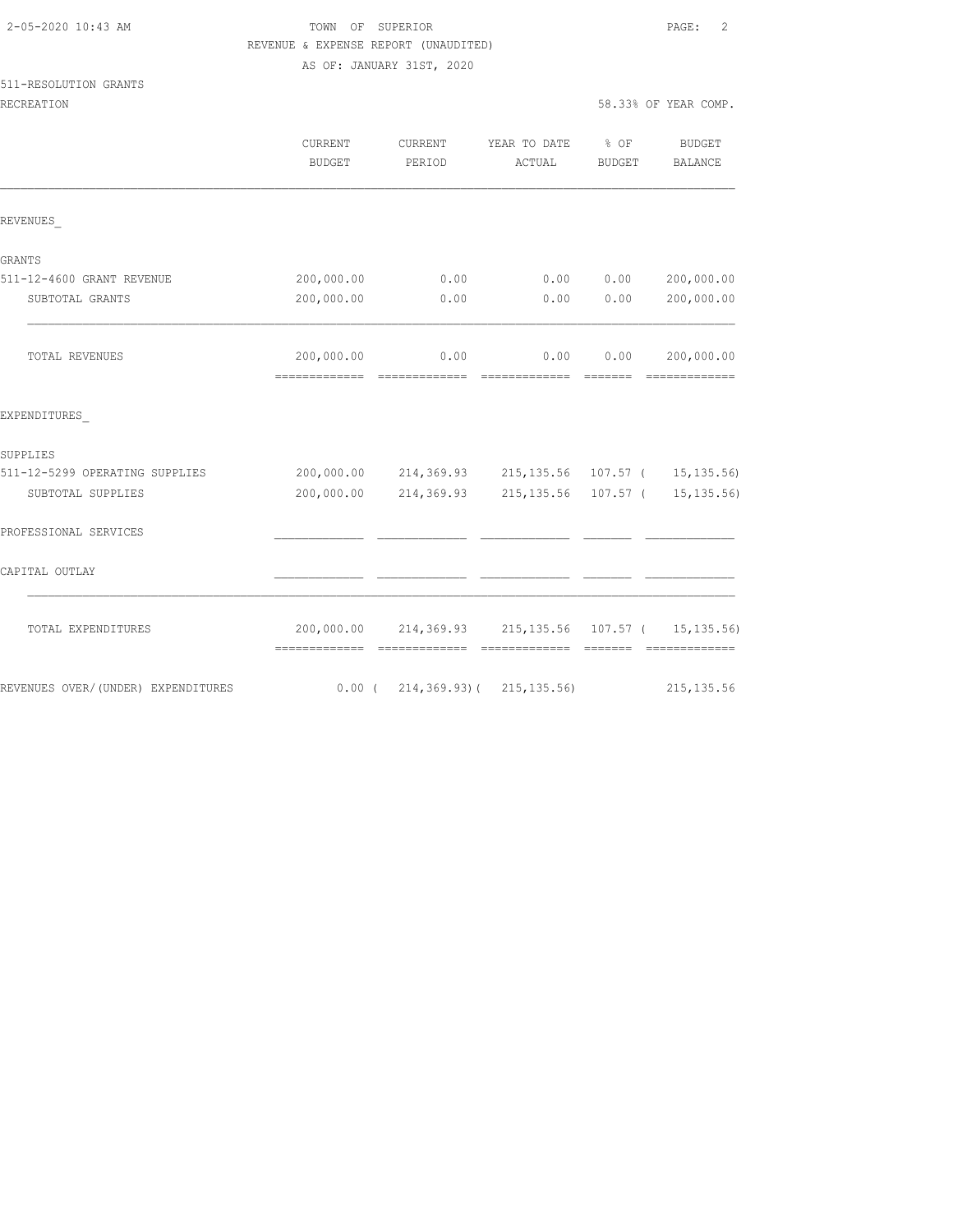TOWN OF SUPERIOR
REVENUE & EXPENSE REPORT (UNAUDITED)
AS OF: JANUARY 31ST, 2020

511-RESOLUTION GRANTS
RECREATION

58.33% OF YEAR COMP.

| | CURRENT BUDGET | CURRENT PERIOD | YEAR TO DATE ACTUAL | % OF BUDGET | BUDGET BALANCE |
|---|---|---|---|---|---|
| REVENUES_ | | | | | |
| GRANTS | | | | | |
| 511-12-4600 GRANT REVENUE | 200,000.00 | 0.00 | 0.00 | 0.00 | 200,000.00 |
| SUBTOTAL GRANTS | 200,000.00 | 0.00 | 0.00 | 0.00 | 200,000.00 |
| TOTAL REVENUES | 200,000.00 | 0.00 | 0.00 | 0.00 | 200,000.00 |
| EXPENDITURES_ | | | | | |
| SUPPLIES | | | | | |
| 511-12-5299 OPERATING SUPPLIES | 200,000.00 | 214,369.93 | 215,135.56 | 107.57 | ( 15,135.56) |
| SUBTOTAL SUPPLIES | 200,000.00 | 214,369.93 | 215,135.56 | 107.57 | ( 15,135.56) |
| PROFESSIONAL SERVICES | | | | | |
| CAPITAL OUTLAY | | | | | |
| TOTAL EXPENDITURES | 200,000.00 | 214,369.93 | 215,135.56 | 107.57 | ( 15,135.56) |
| REVENUES OVER/(UNDER) EXPENDITURES | 0.00 | ( 214,369.93) | ( 215,135.56) | | 215,135.56 |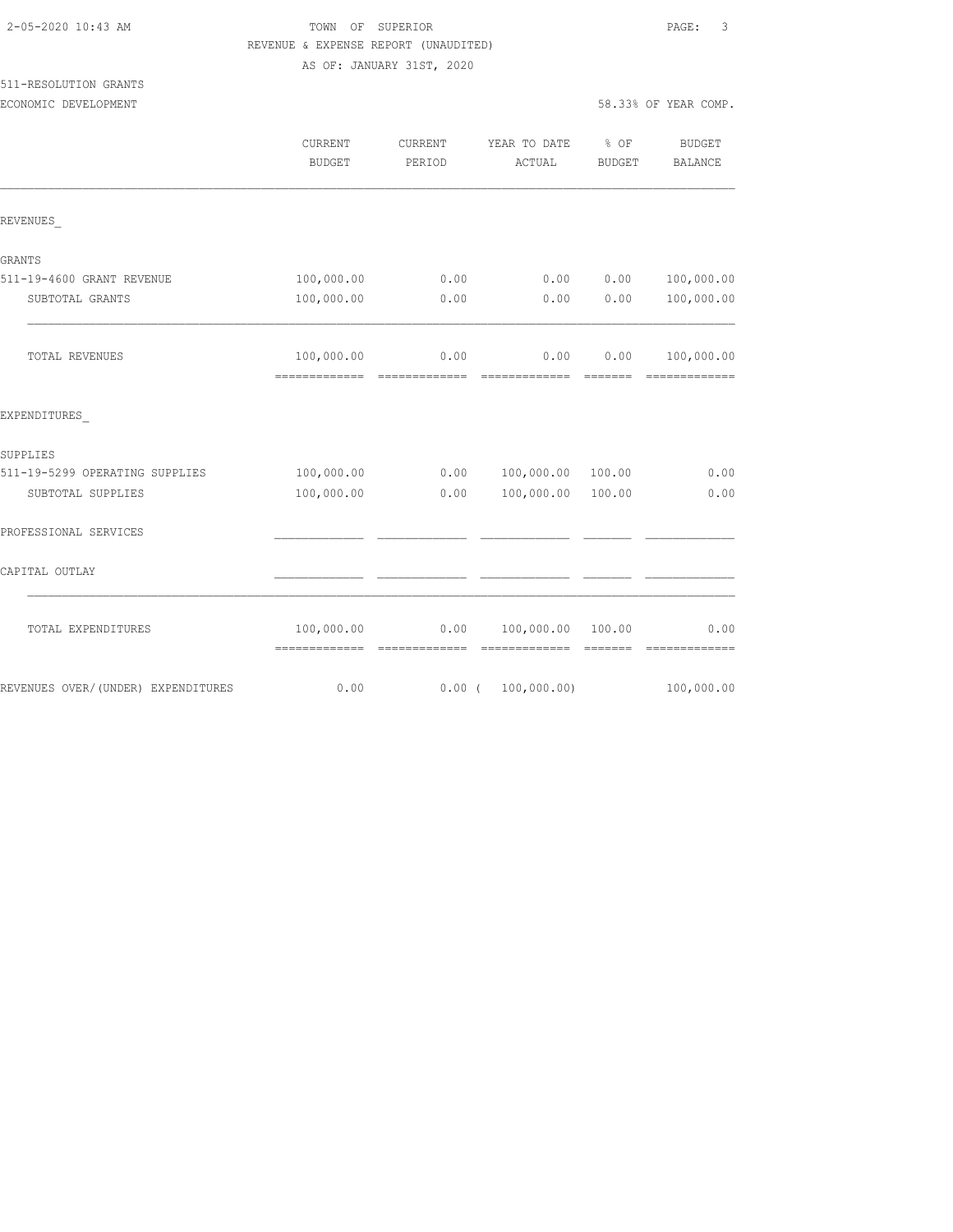2-05-2020 10:43 AM TOWN OF SUPERIOR

REVENUE & EXPENSE REPORT (UNAUDITED)

AS OF: JANUARY 31ST, 2020

511-RESOLUTION GRANTS

ECONOMIC DEVELOPMENT 58.33% OF YEAR COMP.

| | CURRENT BUDGET | CURRENT PERIOD | YEAR TO DATE ACTUAL | % OF BUDGET | BUDGET BALANCE |
|---|---|---|---|---|---|
| REVENUES_ | | | | | |
| GRANTS | | | | | |
| 511-19-4600 GRANT REVENUE | 100,000.00 | 0.00 | 0.00 | 0.00 | 100,000.00 |
| SUBTOTAL GRANTS | 100,000.00 | 0.00 | 0.00 | 0.00 | 100,000.00 |
| TOTAL REVENUES | 100,000.00 | 0.00 | 0.00 | 0.00 | 100,000.00 |
| EXPENDITURES_ | | | | | |
| SUPPLIES | | | | | |
| 511-19-5299 OPERATING SUPPLIES | 100,000.00 | 0.00 | 100,000.00 | 100.00 | 0.00 |
| SUBTOTAL SUPPLIES | 100,000.00 | 0.00 | 100,000.00 | 100.00 | 0.00 |
| PROFESSIONAL SERVICES | | | | | |
| CAPITAL OUTLAY | | | | | |
| TOTAL EXPENDITURES | 100,000.00 | 0.00 | 100,000.00 | 100.00 | 0.00 |
| REVENUES OVER/(UNDER) EXPENDITURES | 0.00 | 0.00 | ( 100,000.00) | | 100,000.00 |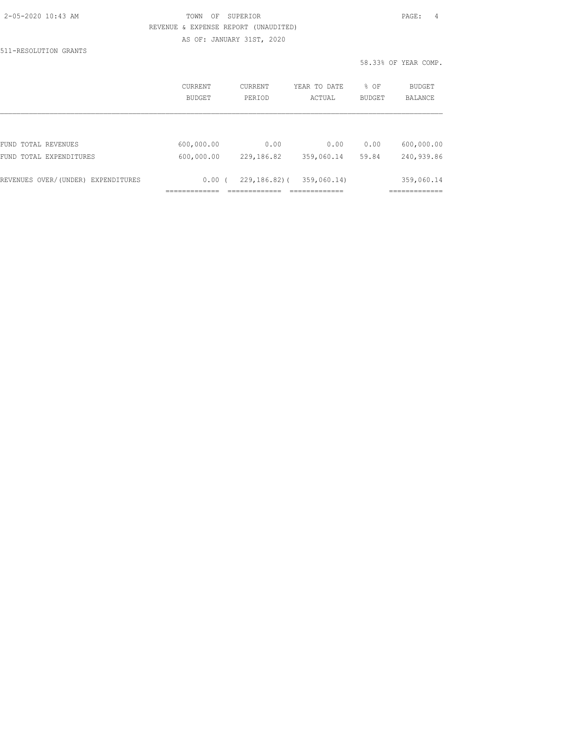TOWN OF SUPERIOR

REVENUE & EXPENSE REPORT (UNAUDITED)

AS OF: JANUARY 31ST, 2020

511-RESOLUTION GRANTS

58.33% OF YEAR COMP.

| | CURRENT BUDGET | CURRENT PERIOD | YEAR TO DATE ACTUAL | % OF BUDGET | BUDGET BALANCE |
|---|---|---|---|---|---|
| FUND TOTAL REVENUES | 600,000.00 | 0.00 | 0.00 | 0.00 | 600,000.00 |
| FUND TOTAL EXPENDITURES | 600,000.00 | 229,186.82 | 359,060.14 | 59.84 | 240,939.86 |
| REVENUES OVER/(UNDER) EXPENDITURES | 0.00 | ( 229,186.82) | ( 359,060.14) | | 359,060.14 |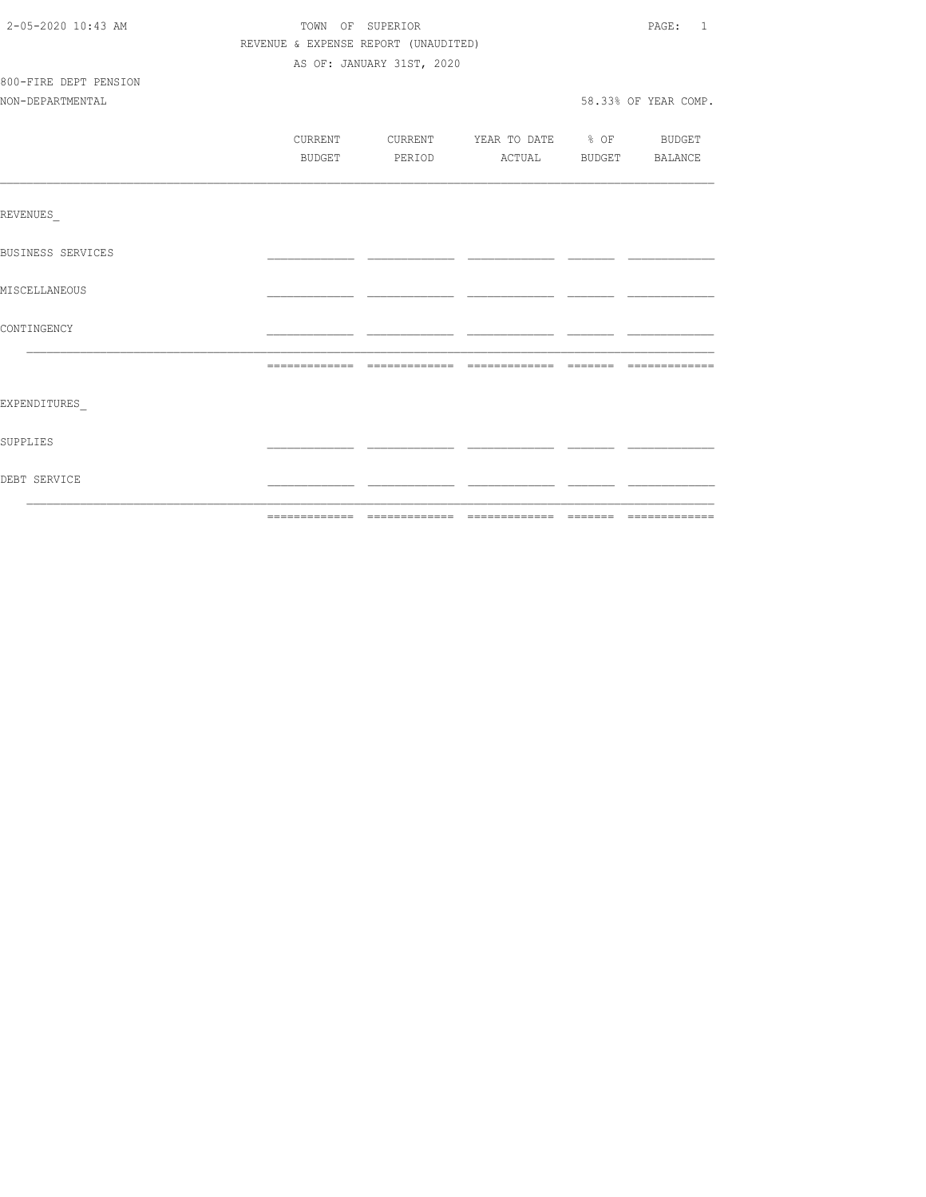TOWN OF SUPERIOR

REVENUE & EXPENSE REPORT (UNAUDITED)

AS OF: JANUARY 31ST, 2020

800-FIRE DEPT PENSION

NON-DEPARTMENTAL

58.33% OF YEAR COMP.

| | CURRENT BUDGET | CURRENT PERIOD | YEAR TO DATE ACTUAL | % OF BUDGET | BUDGET BALANCE |
|---|---|---|---|---|---|
| REVENUES_ | | | | | |
| BUSINESS SERVICES | | | | | |
| MISCELLANEOUS | | | | | |
| CONTINGENCY | | | | | |
| EXPENDITURES_ | | | | | |
| SUPPLIES | | | | | |
| DEBT SERVICE | | | | | |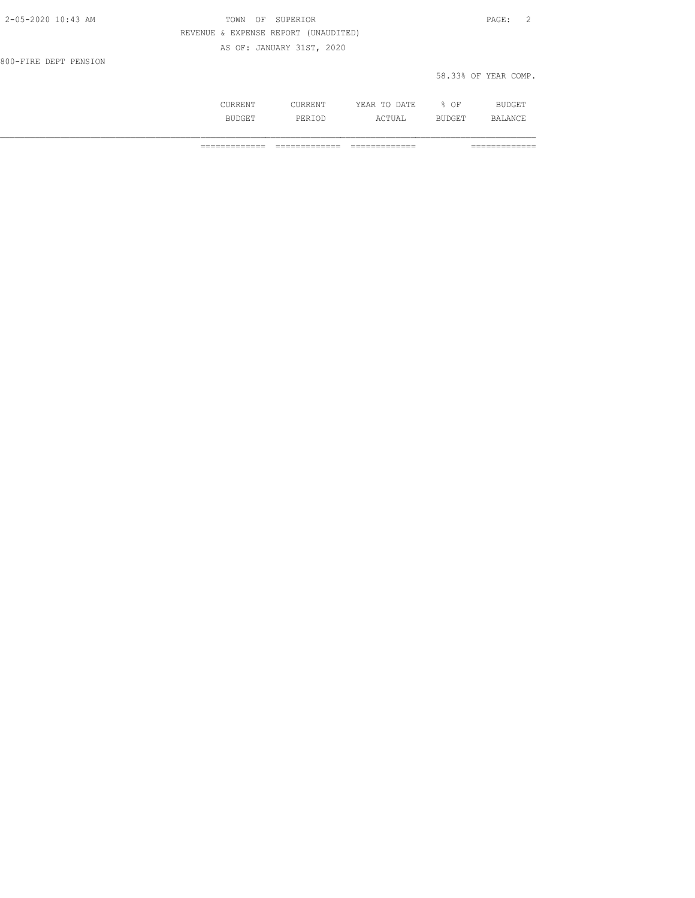2-05-2020 10:43 AM

TOWN OF SUPERIOR

REVENUE & EXPENSE REPORT (UNAUDITED)

AS OF: JANUARY 31ST, 2020

800-FIRE DEPT PENSION

58.33% OF YEAR COMP.

| | CURRENT BUDGET | CURRENT PERIOD | YEAR TO DATE ACTUAL | % OF BUDGET | BUDGET BALANCE |
|---|---|---|---|---|---|
| | ============= | ============= | ============= | | ============= |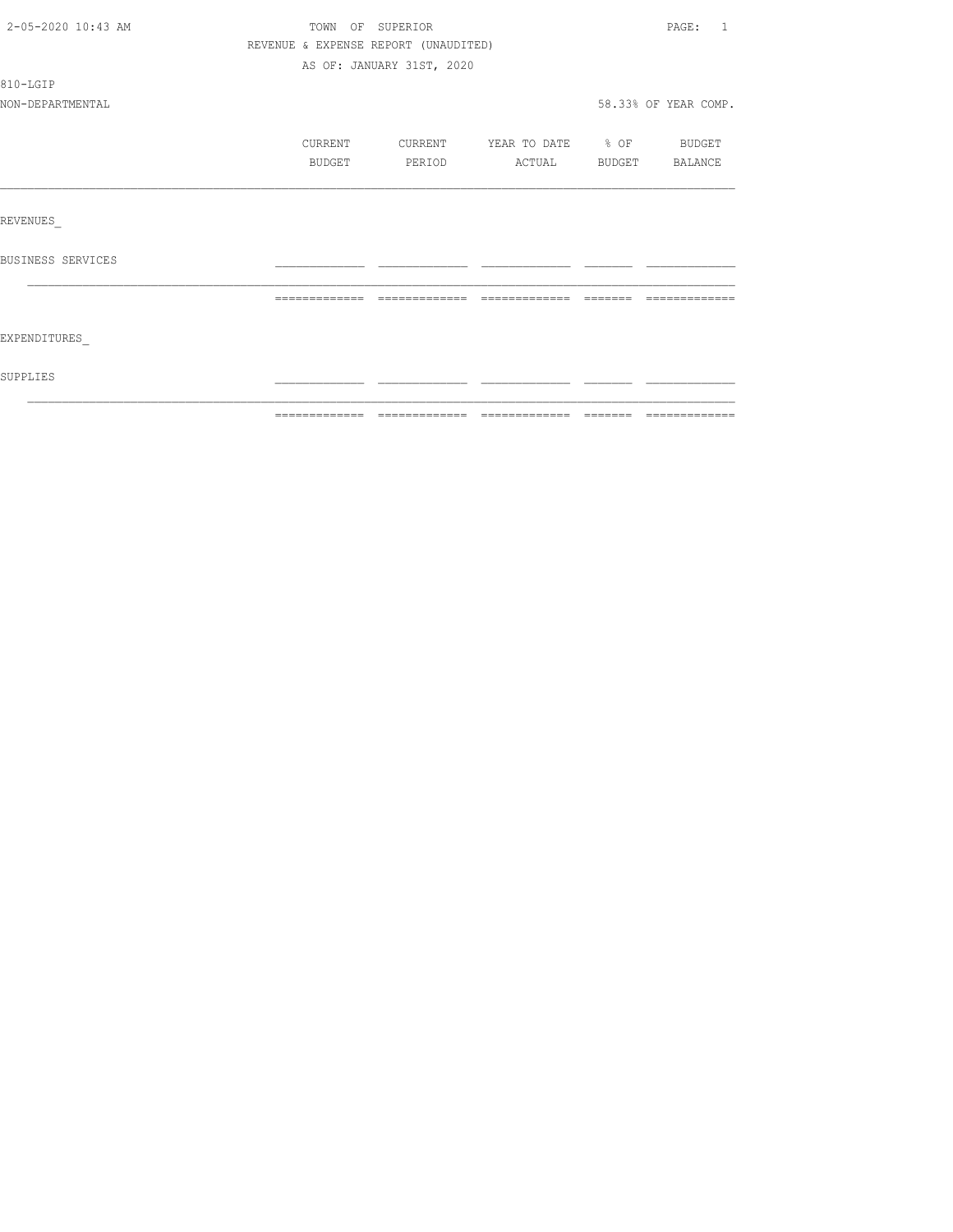2-05-2020 10:43 AM TOWN OF SUPERIOR PAGE: 1

REVENUE & EXPENSE REPORT (UNAUDITED)

AS OF: JANUARY 31ST, 2020

810-LGIP

NON-DEPARTMENTAL 58.33% OF YEAR COMP.

| | CURRENT BUDGET | CURRENT PERIOD | YEAR TO DATE ACTUAL | % OF BUDGET | BUDGET BALANCE |
|---|---|---|---|---|---|
| REVENUES_ | | | | | |
| BUSINESS SERVICES | | | | | |
| EXPENDITURES_ | | | | | |
| SUPPLIES | | | | | |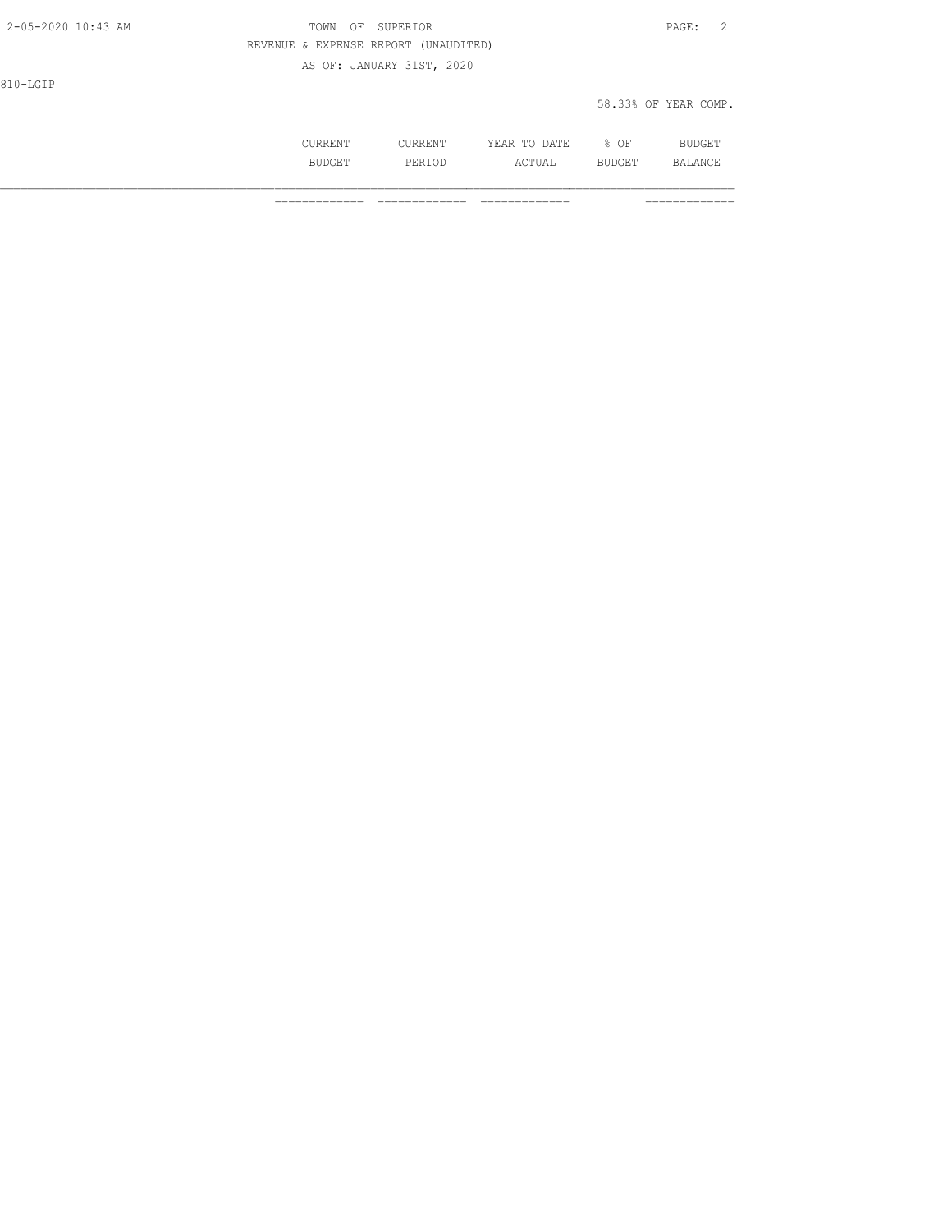2-05-2020 10:43 AM

TOWN OF SUPERIOR

REVENUE & EXPENSE REPORT (UNAUDITED)

AS OF: JANUARY 31ST, 2020

810-LGIP

58.33% OF YEAR COMP.

| | CURRENT BUDGET | CURRENT PERIOD | YEAR TO DATE ACTUAL | % OF BUDGET | BUDGET BALANCE |
|---|---|---|---|---|---|
| | ============= | ============= | ============= | | ============= |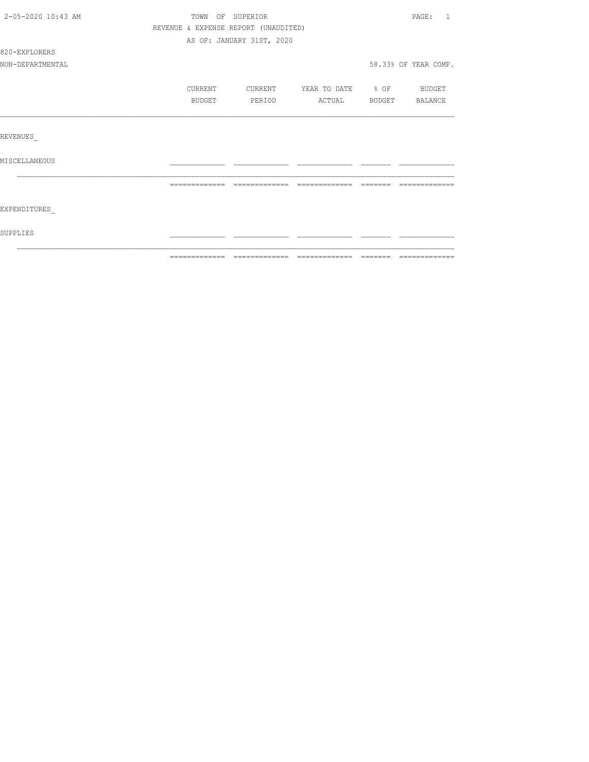TOWN OF SUPERIOR

REVENUE & EXPENSE REPORT (UNAUDITED)

AS OF: JANUARY 31ST, 2020

820-EXPLORERS

NON-DEPARTMENTAL

58.33% OF YEAR COMP.

| | CURRENT BUDGET | CURRENT PERIOD | YEAR TO DATE ACTUAL | % OF BUDGET | BUDGET BALANCE |
|---|---|---|---|---|---|
| REVENUES | | | | | |
| MISCELLANEOUS | | | | | |
| EXPENDITURES | | | | | |
| SUPPLIES | | | | | |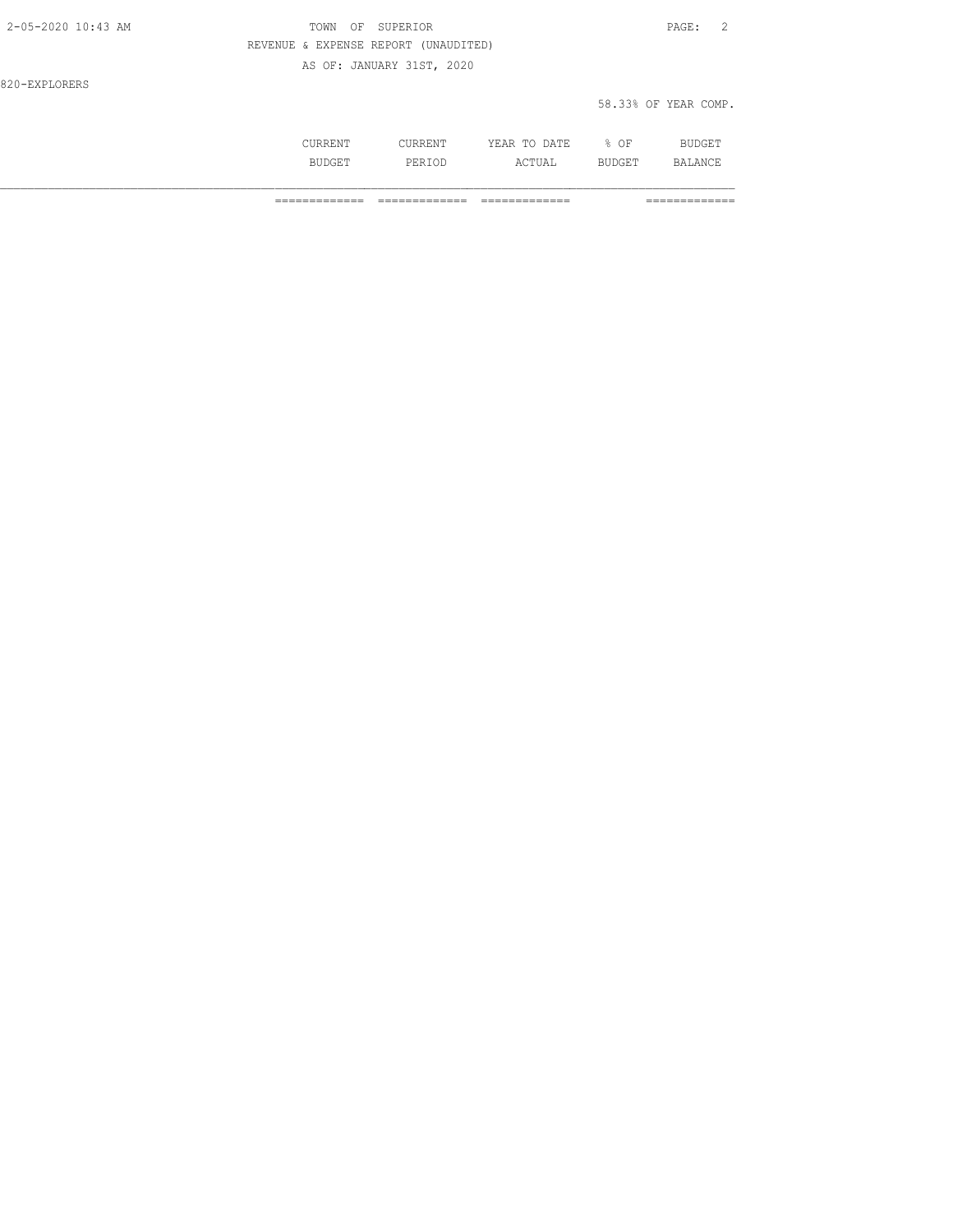TOWN OF SUPERIOR

REVENUE & EXPENSE REPORT (UNAUDITED)

AS OF: JANUARY 31ST, 2020

820-EXPLORERS

58.33% OF YEAR COMP.

| | CURRENT BUDGET | CURRENT PERIOD | YEAR TO DATE ACTUAL | % OF BUDGET | BUDGET BALANCE |
|---|---|---|---|---|---|
| | ============= | ============= | ============= | | ============= |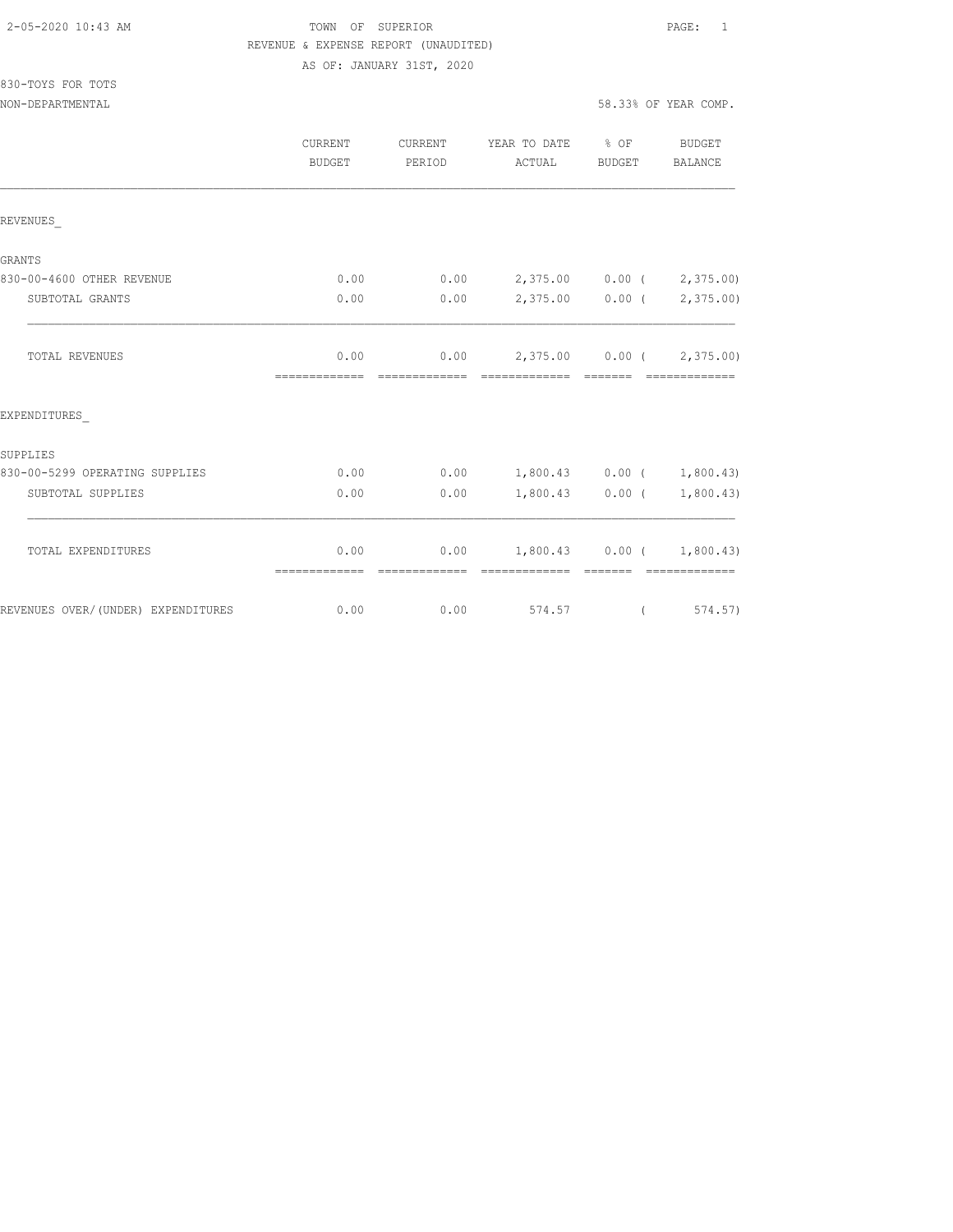TOWN OF SUPERIOR
REVENUE & EXPENSE REPORT (UNAUDITED)
AS OF: JANUARY 31ST, 2020

2-05-2020 10:43 AM

830-TOYS FOR TOTS
NON-DEPARTMENTAL

58.33% OF YEAR COMP.

| | CURRENT BUDGET | CURRENT PERIOD | YEAR TO DATE ACTUAL | % OF BUDGET | BUDGET BALANCE |
|---|---|---|---|---|---|
| REVENUES_ | | | | | |
| GRANTS | | | | | |
| 830-00-4600 OTHER REVENUE | 0.00 | 0.00 | 2,375.00 | 0.00 | ( 2,375.00) |
| SUBTOTAL GRANTS | 0.00 | 0.00 | 2,375.00 | 0.00 | ( 2,375.00) |
| TOTAL REVENUES | 0.00 | 0.00 | 2,375.00 | 0.00 | ( 2,375.00) |
| EXPENDITURES_ | | | | | |
| SUPPLIES | | | | | |
| 830-00-5299 OPERATING SUPPLIES | 0.00 | 0.00 | 1,800.43 | 0.00 | ( 1,800.43) |
| SUBTOTAL SUPPLIES | 0.00 | 0.00 | 1,800.43 | 0.00 | ( 1,800.43) |
| TOTAL EXPENDITURES | 0.00 | 0.00 | 1,800.43 | 0.00 | ( 1,800.43) |
| REVENUES OVER/(UNDER) EXPENDITURES | 0.00 | 0.00 | 574.57 | | ( 574.57) |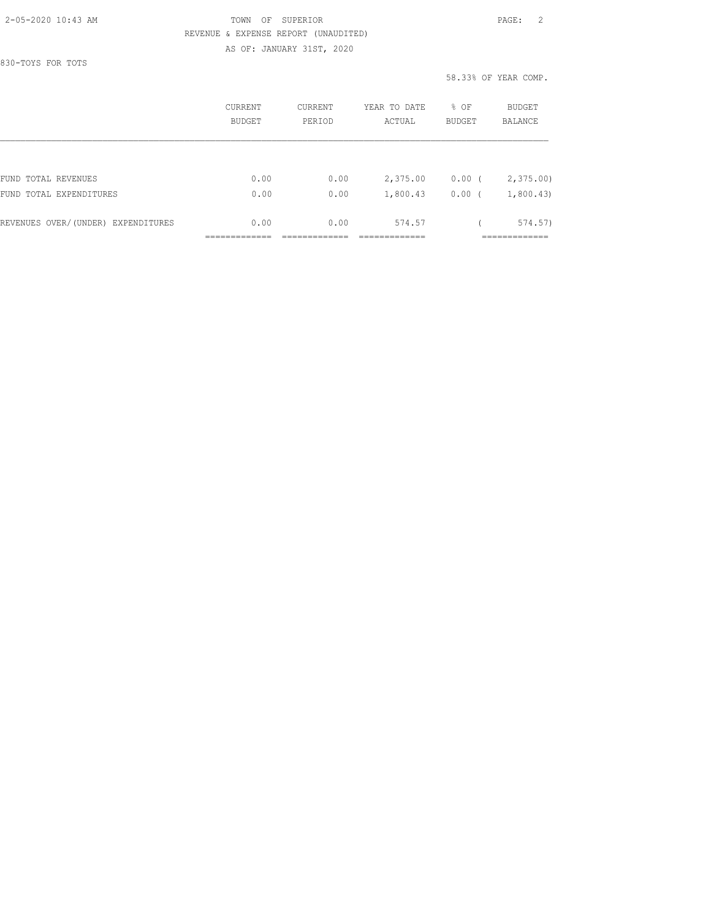TOWN OF SUPERIOR

REVENUE & EXPENSE REPORT (UNAUDITED)

AS OF: JANUARY 31ST, 2020

830-TOYS FOR TOTS

58.33% OF YEAR COMP.

| | CURRENT BUDGET | CURRENT PERIOD | YEAR TO DATE ACTUAL | % OF BUDGET | BUDGET BALANCE |
|---|---|---|---|---|---|
| FUND TOTAL REVENUES | 0.00 | 0.00 | 2,375.00 | 0.00 | ( 2,375.00) |
| FUND TOTAL EXPENDITURES | 0.00 | 0.00 | 1,800.43 | 0.00 | ( 1,800.43) |
| REVENUES OVER/(UNDER) EXPENDITURES | 0.00 | 0.00 | 574.57 | | ( 574.57) |
| | ============= | ============= | ============= | | ============= |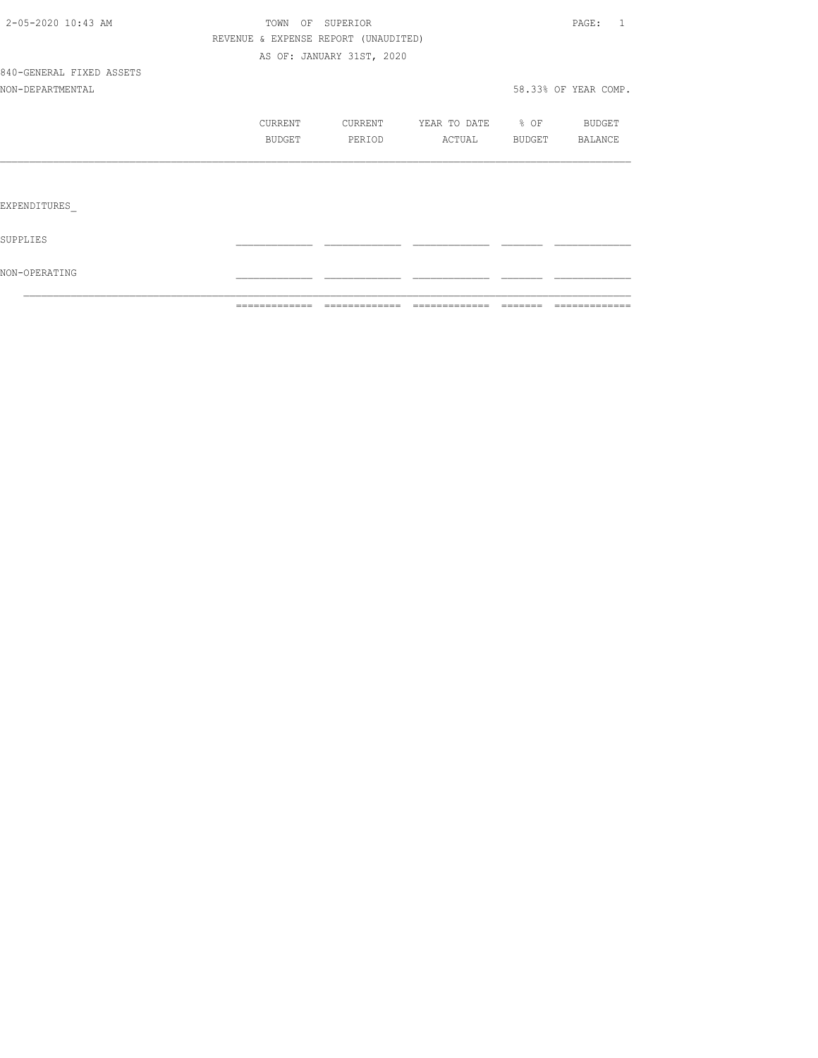2-05-2020 10:43 AM

TOWN OF SUPERIOR

REVENUE & EXPENSE REPORT (UNAUDITED)

AS OF: JANUARY 31ST, 2020

840-GENERAL FIXED ASSETS

NON-DEPARTMENTAL

58.33% OF YEAR COMP.

| | CURRENT BUDGET | CURRENT PERIOD | YEAR TO DATE ACTUAL | % OF BUDGET | BUDGET BALANCE |
|---|---|---|---|---|---|
| EXPENDITURES_ | | | | | |
| SUPPLIES | | | | | |
| NON-OPERATING | | | | | |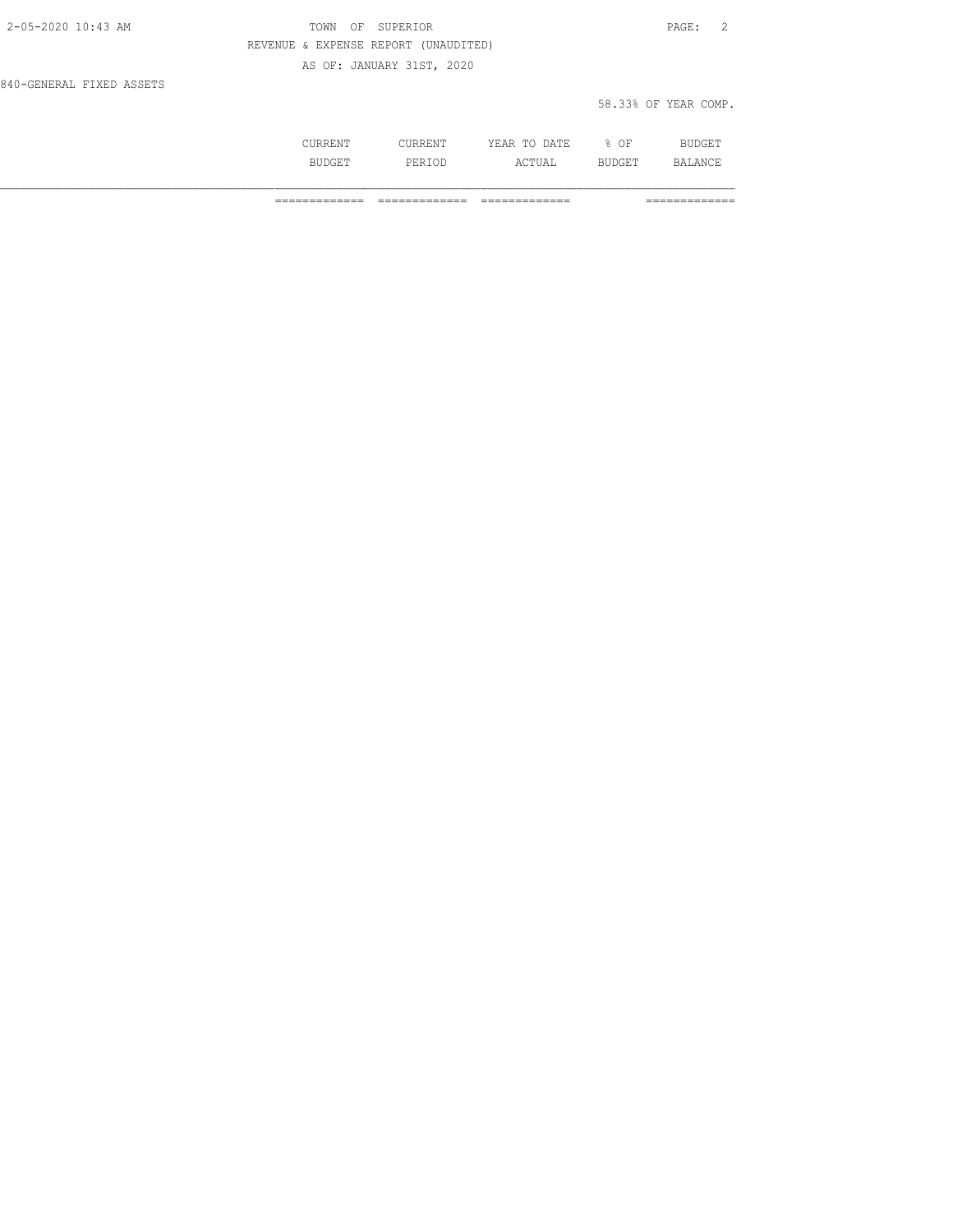TOWN OF SUPERIOR

REVENUE & EXPENSE REPORT (UNAUDITED)

AS OF: JANUARY 31ST, 2020

840-GENERAL FIXED ASSETS

58.33% OF YEAR COMP.

| | CURRENT BUDGET | CURRENT PERIOD | YEAR TO DATE ACTUAL | % OF BUDGET | BUDGET BALANCE |
|---|---|---|---|---|---|
| | ============= | ============= | ============= | | ============= |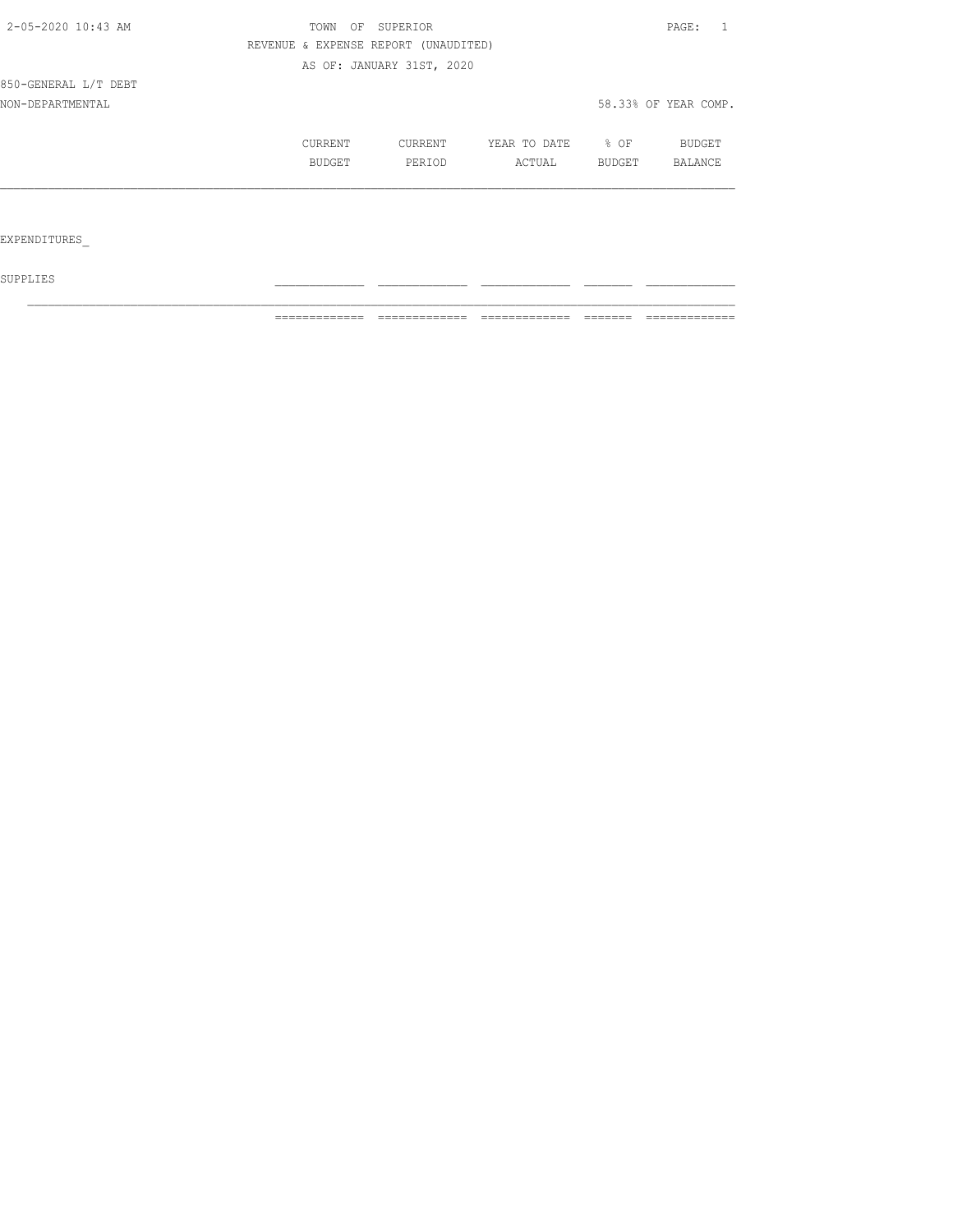2-05-2020 10:43 AM

TOWN OF SUPERIOR

REVENUE & EXPENSE REPORT (UNAUDITED)

AS OF: JANUARY 31ST, 2020

850-GENERAL L/T DEBT

NON-DEPARTMENTAL

58.33% OF YEAR COMP.

| | CURRENT BUDGET | CURRENT PERIOD | YEAR TO DATE ACTUAL | % OF BUDGET | BUDGET BALANCE |
|---|---|---|---|---|---|
| EXPENDITURES_ | | | | | |
| SUPPLIES | | | | | |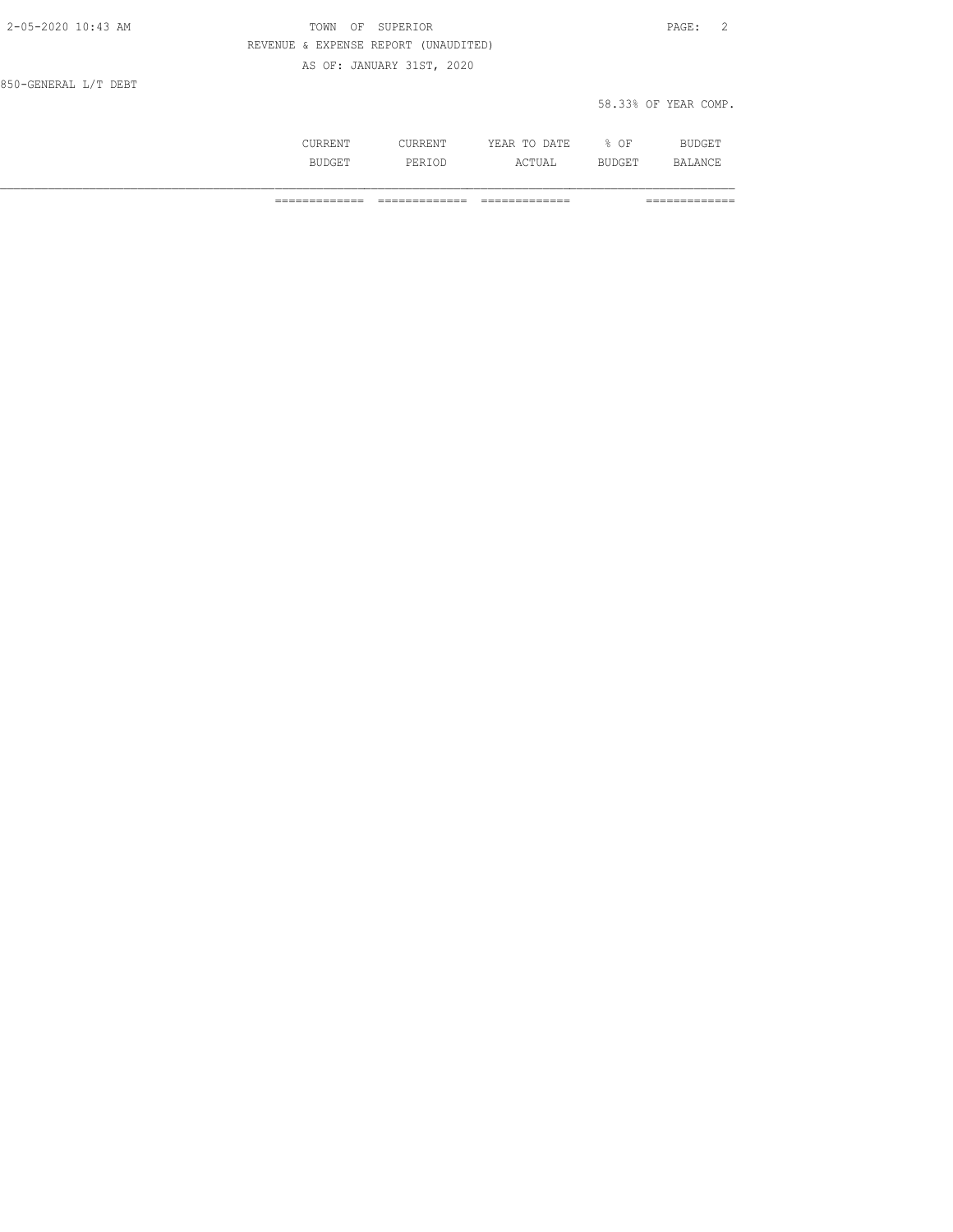850-GENERAL L/T DEBT

58.33% OF YEAR COMP.

| | CURRENT BUDGET | CURRENT PERIOD | YEAR TO DATE ACTUAL | % OF BUDGET | BUDGET BALANCE |
|---|---|---|---|---|---|
| | ============= | ============= | ============= | | ============= |